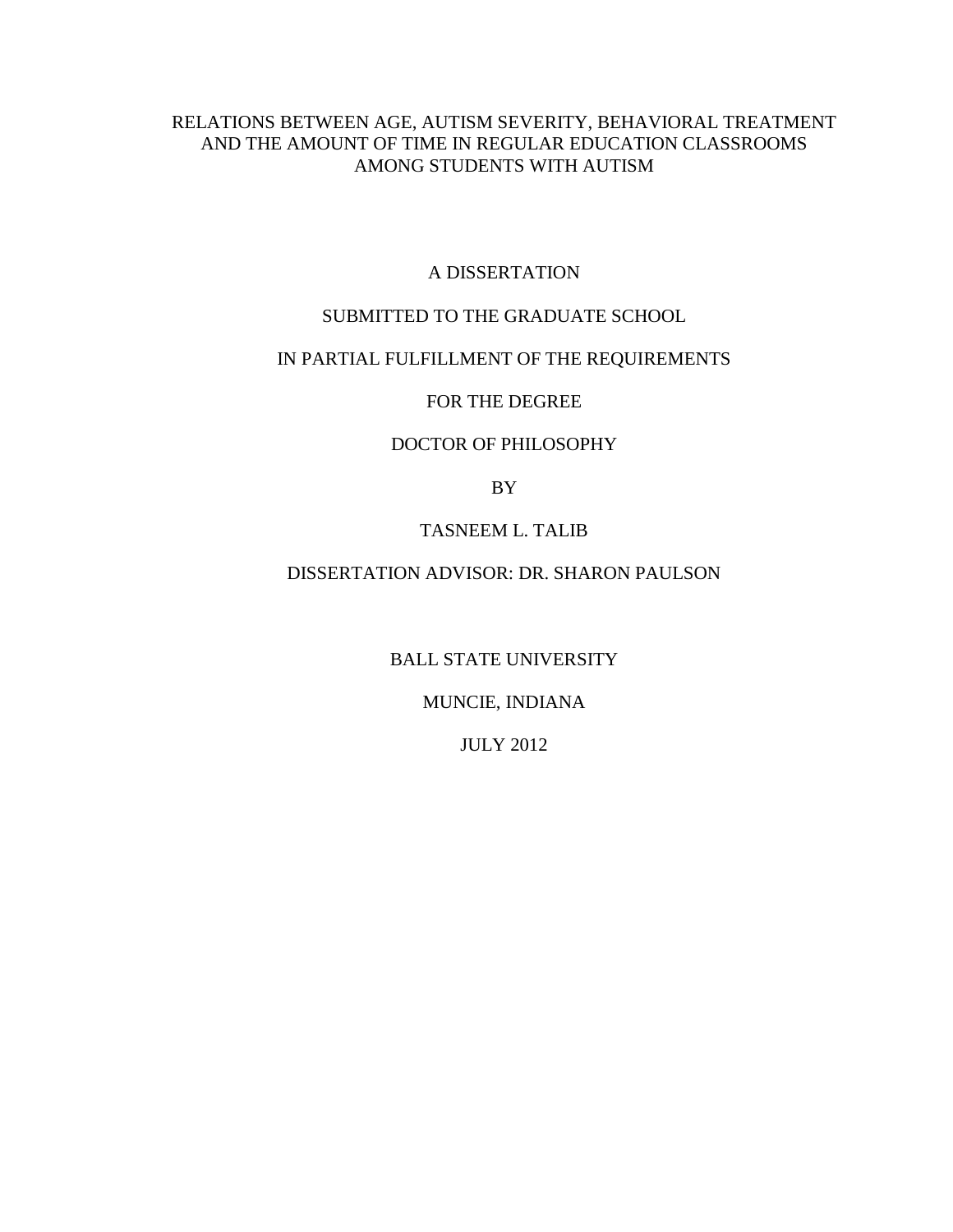# RELATIONS BETWEEN AGE, AUTISM SEVERITY, BEHAVIORAL TREATMENT AND THE AMOUNT OF TIME IN REGULAR EDUCATION CLASSROOMS AMONG STUDENTS WITH AUTISM

A DISSERTATION

SUBMITTED TO THE GRADUATE SCHOOL

IN PARTIAL FULFILLMENT OF THE REQUIREMENTS

FOR THE DEGREE

DOCTOR OF PHILOSOPHY

BY

TASNEEM L. TALIB

DISSERTATION ADVISOR: DR. SHARON PAULSON

BALL STATE UNIVERSITY

MUNCIE, INDIANA

JULY 2012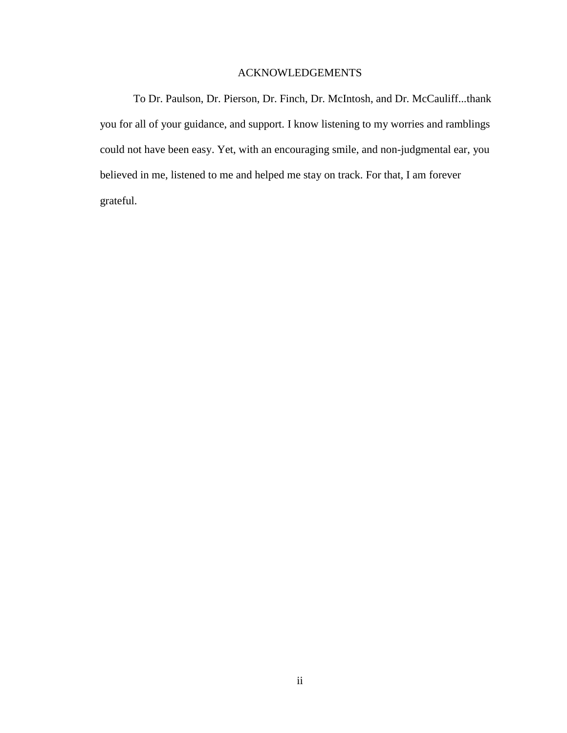# ACKNOWLEDGEMENTS

To Dr. Paulson, Dr. Pierson, Dr. Finch, Dr. McIntosh, and Dr. McCauliff...thank you for all of your guidance, and support. I know listening to my worries and ramblings could not have been easy. Yet, with an encouraging smile, and non-judgmental ear, you believed in me, listened to me and helped me stay on track. For that, I am forever grateful.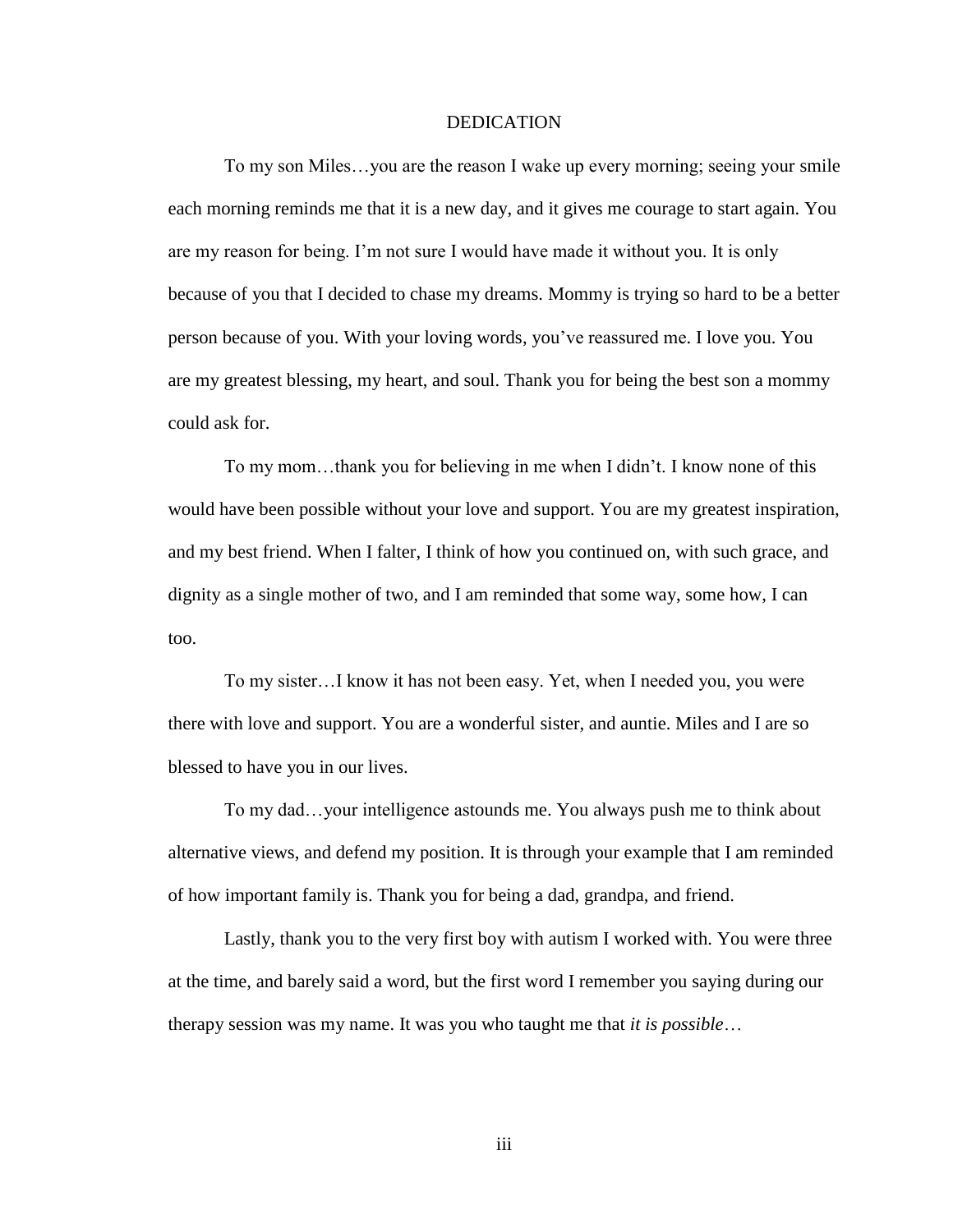# DEDICATION

To my son Miles…you are the reason I wake up every morning; seeing your smile each morning reminds me that it is a new day, and it gives me courage to start again. You are my reason for being. I'm not sure I would have made it without you. It is only because of you that I decided to chase my dreams. Mommy is trying so hard to be a better person because of you. With your loving words, you've reassured me. I love you. You are my greatest blessing, my heart, and soul. Thank you for being the best son a mommy could ask for.

To my mom…thank you for believing in me when I didn't. I know none of this would have been possible without your love and support. You are my greatest inspiration, and my best friend. When I falter, I think of how you continued on, with such grace, and dignity as a single mother of two, and I am reminded that some way, some how, I can too.

To my sister…I know it has not been easy. Yet, when I needed you, you were there with love and support. You are a wonderful sister, and auntie. Miles and I are so blessed to have you in our lives.

To my dad…your intelligence astounds me. You always push me to think about alternative views, and defend my position. It is through your example that I am reminded of how important family is. Thank you for being a dad, grandpa, and friend.

Lastly, thank you to the very first boy with autism I worked with. You were three at the time, and barely said a word, but the first word I remember you saying during our therapy session was my name. It was you who taught me that *it is possible*…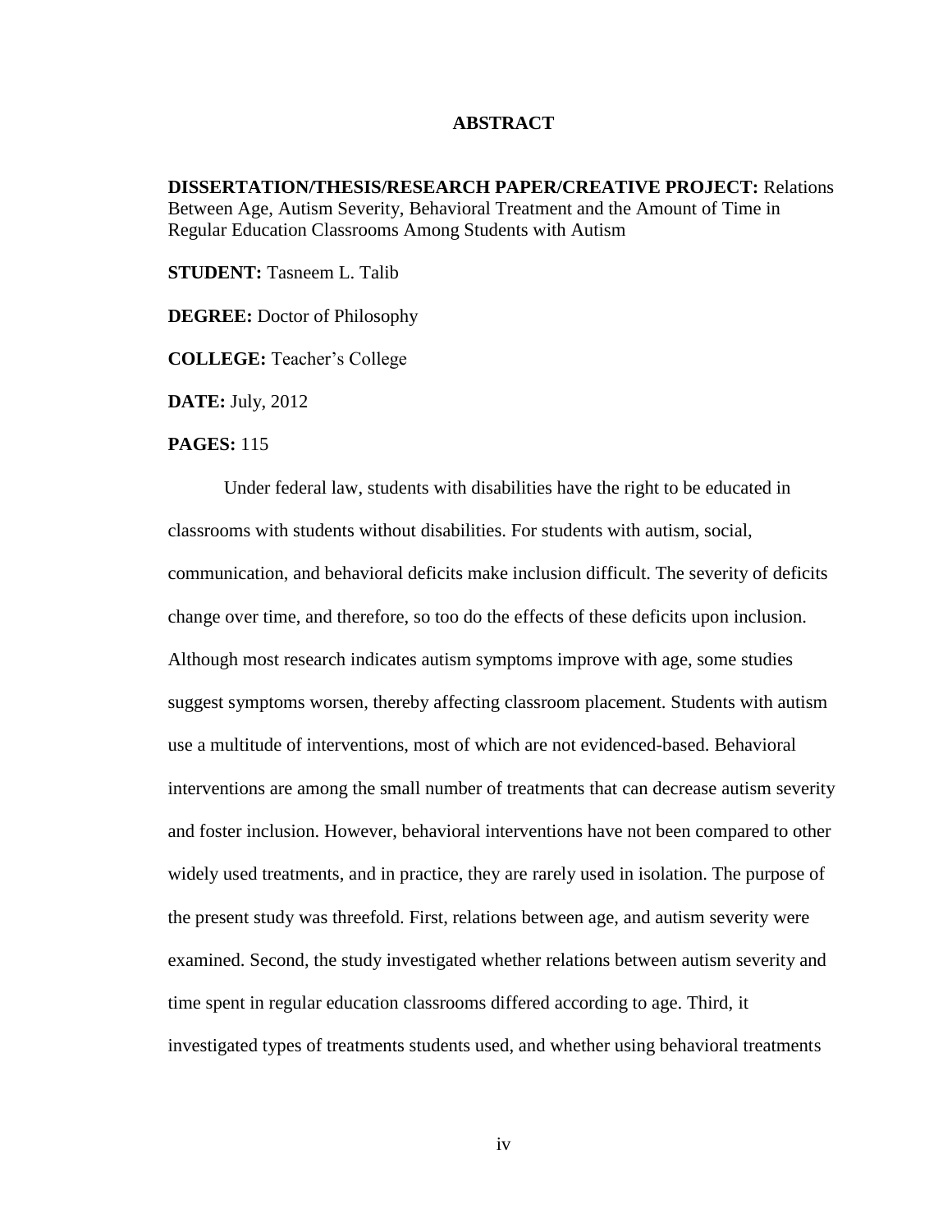# ABSTRACT

**DISSERTATION/THESIS/RESEARCH PAPER/CREATIVE PROJECT:** Relations Between Age, Autism Severity, Behavioral Treatment and the Amount of Time in Regular Education Classrooms Among Students with Autism

**STUDENT:** Tasneem L. Talib

**DEGREE:** Doctor of Philosophy

**COLLEGE:** Teacher's College

**DATE:** July, 2012

**PAGES:** 115

Under federal law, students with disabilities have the right to be educated in classrooms with students without disabilities. For students with autism, social, communication, and behavioral deficits make inclusion difficult. The severity of deficits change over time, and therefore, so too do the effects of these deficits upon inclusion. Although most research indicates autism symptoms improve with age, some studies suggest symptoms worsen, thereby affecting classroom placement. Students with autism use a multitude of interventions, most of which are not evidenced-based. Behavioral interventions are among the small number of treatments that can decrease autism severity and foster inclusion. However, behavioral interventions have not been compared to other widely used treatments, and in practice, they are rarely used in isolation. The purpose of the present study was threefold. First, relations between age, and autism severity were examined. Second, the study investigated whether relations between autism severity and time spent in regular education classrooms differed according to age. Third, it investigated types of treatments students used, and whether using behavioral treatments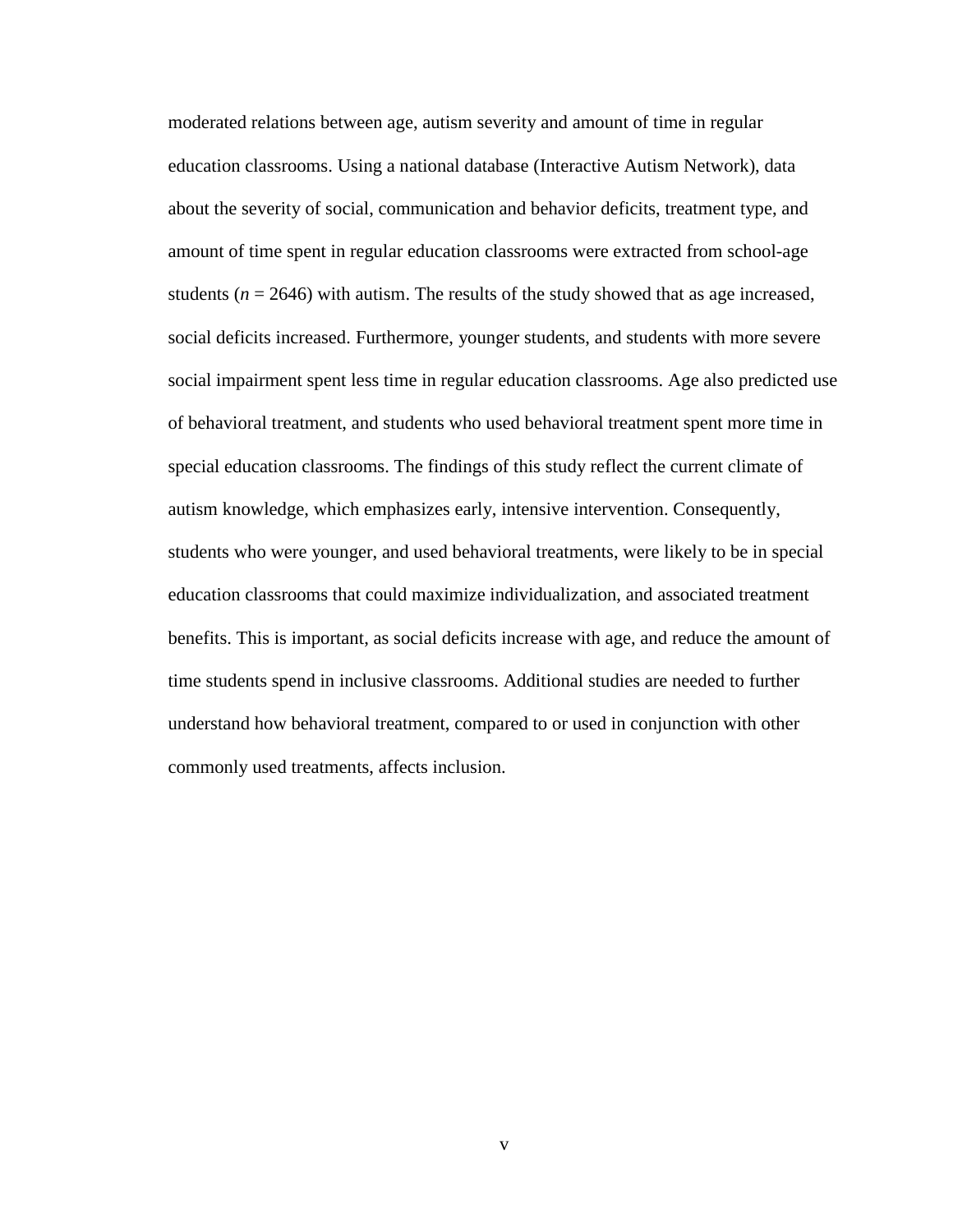moderated relations between age, autism severity and amount of time in regular education classrooms. Using a national database (Interactive Autism Network), data about the severity of social, communication and behavior deficits, treatment type, and amount of time spent in regular education classrooms were extracted from school-age students (*n* = 2646) with autism. The results of the study showed that as age increased, social deficits increased. Furthermore, younger students, and students with more severe social impairment spent less time in regular education classrooms. Age also predicted use of behavioral treatment, and students who used behavioral treatment spent more time in special education classrooms. The findings of this study reflect the current climate of autism knowledge, which emphasizes early, intensive intervention. Consequently, students who were younger, and used behavioral treatments, were likely to be in special education classrooms that could maximize individualization, and associated treatment benefits. This is important, as social deficits increase with age, and reduce the amount of time students spend in inclusive classrooms. Additional studies are needed to further understand how behavioral treatment, compared to or used in conjunction with other commonly used treatments, affects inclusion.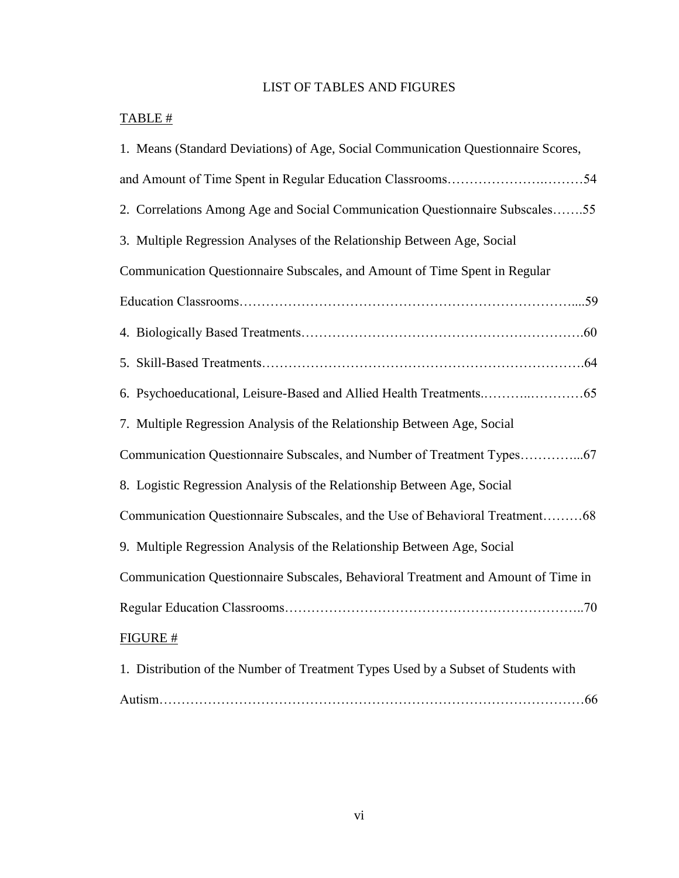# LIST OF TABLES AND FIGURES

TABLE #

1. Means (Standard Deviations) of Age, Social Communication Questionnaire Scores, and Amount of Time Spent in Regular Education Classrooms……………………..………54
2. Correlations Among Age and Social Communication Questionnaire Subscales…….55
3. Multiple Regression Analyses of the Relationship Between Age, Social Communication Questionnaire Subscales, and Amount of Time Spent in Regular Education Classrooms…………………………………………………………………....59
4. Biologically Based Treatments……………………………………………………….60
5. Skill-Based Treatments……………………………………………………………….64
6. Psychoeducational, Leisure-Based and Allied Health Treatments.………..…………65
7. Multiple Regression Analysis of the Relationship Between Age, Social Communication Questionnaire Subscales, and Number of Treatment Types…………...67
8. Logistic Regression Analysis of the Relationship Between Age, Social Communication Questionnaire Subscales, and the Use of Behavioral Treatment………68
9. Multiple Regression Analysis of the Relationship Between Age, Social Communication Questionnaire Subscales, Behavioral Treatment and Amount of Time in Regular Education Classrooms………………………………………………………..70

FIGURE #

1. Distribution of the Number of Treatment Types Used by a Subset of Students with Autism…………………………………………………………………………………66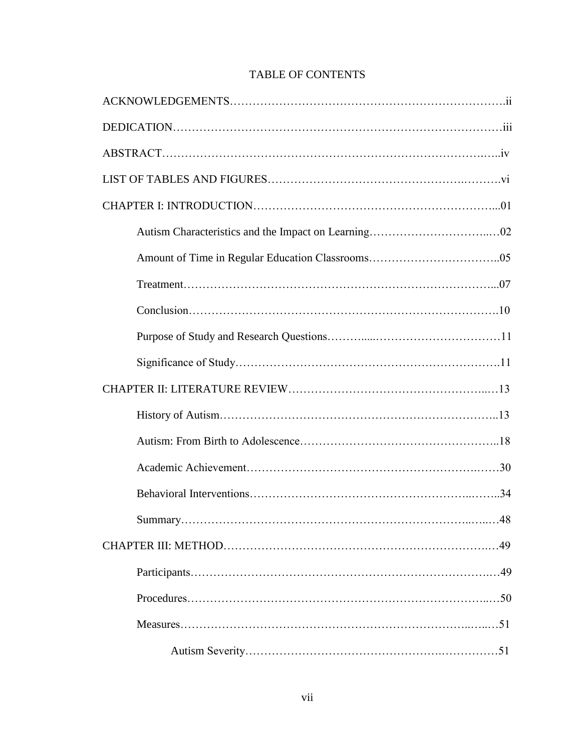# TABLE OF CONTENTS

ACKNOWLEDGEMENTS……………………………………………………………….ii

DEDICATION…………………………………………………………………………iii

ABSTRACT…………………………………………………………………………..iv

LIST OF TABLES AND FIGURES……………………………………………….……….vi

CHAPTER I: INTRODUCTION………………………………………………………...01

- Autism Characteristics and the Impact on Learning…………………………...…02
- Amount of Time in Regular Education Classrooms……………………………..05
- Treatment…………………………………………………………………………...07
- Conclusion………………………………………………………………………….10
- Purpose of Study and Research Questions………......……………………………11
- Significance of Study……………………………………………………………….11

CHAPTER II: LITERATURE REVIEW……………………………………………...…13

- History of Autism………………………………………………………………...13
- Autism: From Birth to Adolescence……………………………………………...18
- Academic Achievement……………………………………………………….……30
- Behavioral Interventions…………………………………………………...……..34
- Summary…………………………………………………………………..…...…48

CHAPTER III: METHOD……………………………………………………………..…49

- Participants………………………………………………………………………..…49
- Procedures……………………………………………………………………...…50
- Measures……………………………………………………………………..…..…51
  - Autism Severity……………………………………………….……………51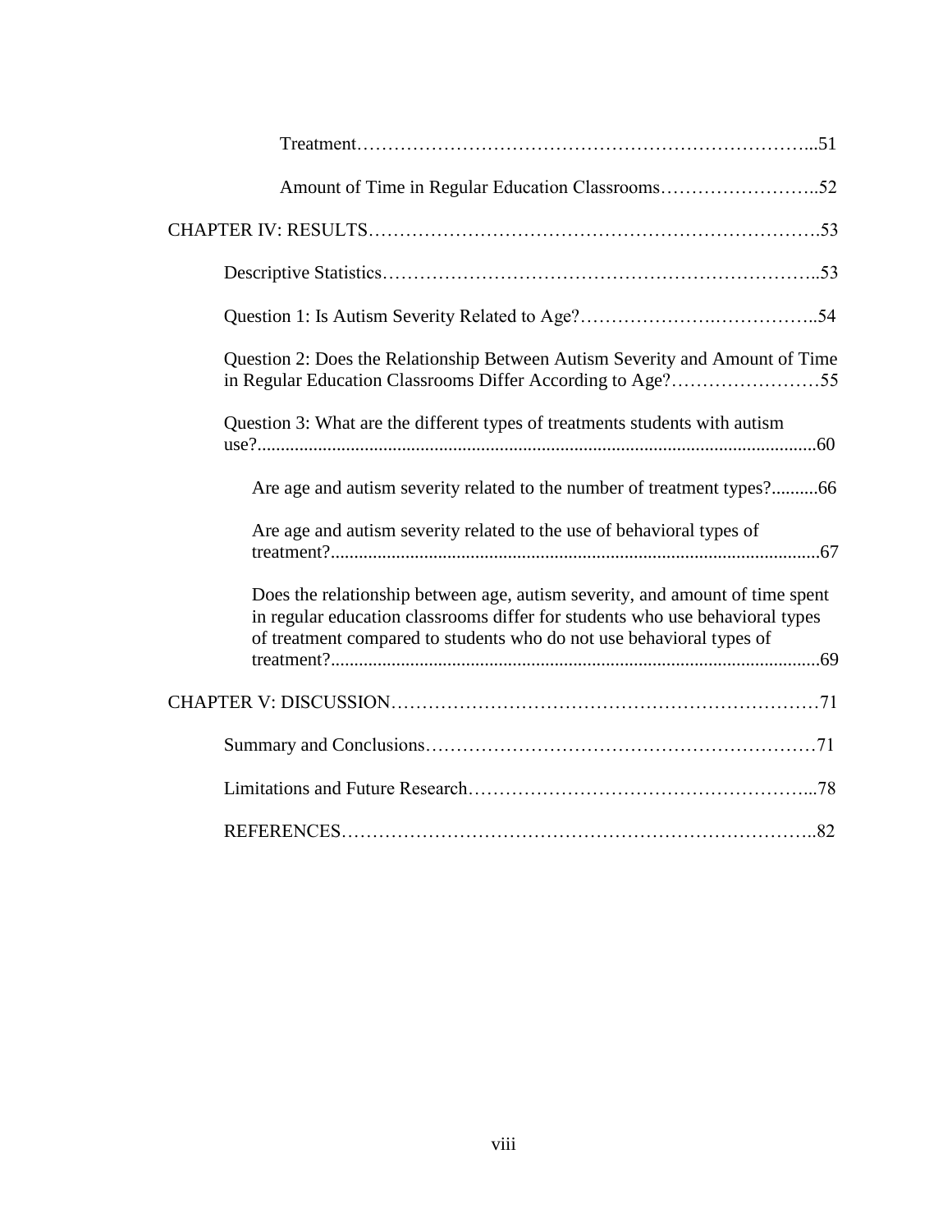Treatment……………………………………………………………...51

Amount of Time in Regular Education Classrooms……………………..52

CHAPTER IV: RESULTS…………………………………………………………….53

Descriptive Statistics…………………………………………………………..53

Question 1: Is Autism Severity Related to Age?………………….……………..54

Question 2: Does the Relationship Between Autism Severity and Amount of Time in Regular Education Classrooms Differ According to Age?……………………55

Question 3: What are the different types of treatments students with autism use?.......................................................................................................................60

Are age and autism severity related to the number of treatment types?..........66

Are age and autism severity related to the use of behavioral types of treatment?.........................................................................................................67

Does the relationship between age, autism severity, and amount of time spent in regular education classrooms differ for students who use behavioral types of treatment compared to students who do not use behavioral types of treatment?.........................................................................................................69

CHAPTER V: DISCUSSION……………………………………………………………71

Summary and Conclusions………………………………………………………71

Limitations and Future Research………………………………………………...78

REFERENCES…………………………………………………………………..82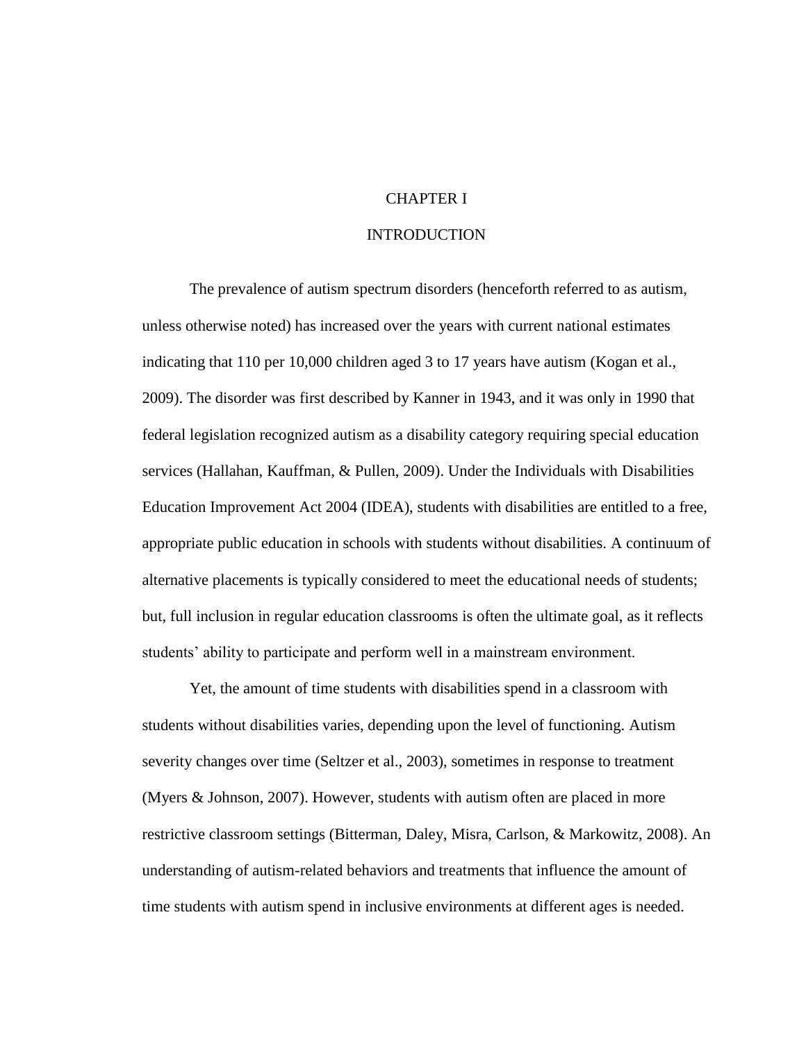# CHAPTER I

# INTRODUCTION

The prevalence of autism spectrum disorders (henceforth referred to as autism, unless otherwise noted) has increased over the years with current national estimates indicating that 110 per 10,000 children aged 3 to 17 years have autism (Kogan et al., 2009). The disorder was first described by Kanner in 1943, and it was only in 1990 that federal legislation recognized autism as a disability category requiring special education services (Hallahan, Kauffman, & Pullen, 2009). Under the Individuals with Disabilities Education Improvement Act 2004 (IDEA), students with disabilities are entitled to a free, appropriate public education in schools with students without disabilities. A continuum of alternative placements is typically considered to meet the educational needs of students; but, full inclusion in regular education classrooms is often the ultimate goal, as it reflects students' ability to participate and perform well in a mainstream environment.

Yet, the amount of time students with disabilities spend in a classroom with students without disabilities varies, depending upon the level of functioning. Autism severity changes over time (Seltzer et al., 2003), sometimes in response to treatment (Myers & Johnson, 2007). However, students with autism often are placed in more restrictive classroom settings (Bitterman, Daley, Misra, Carlson, & Markowitz, 2008). An understanding of autism-related behaviors and treatments that influence the amount of time students with autism spend in inclusive environments at different ages is needed.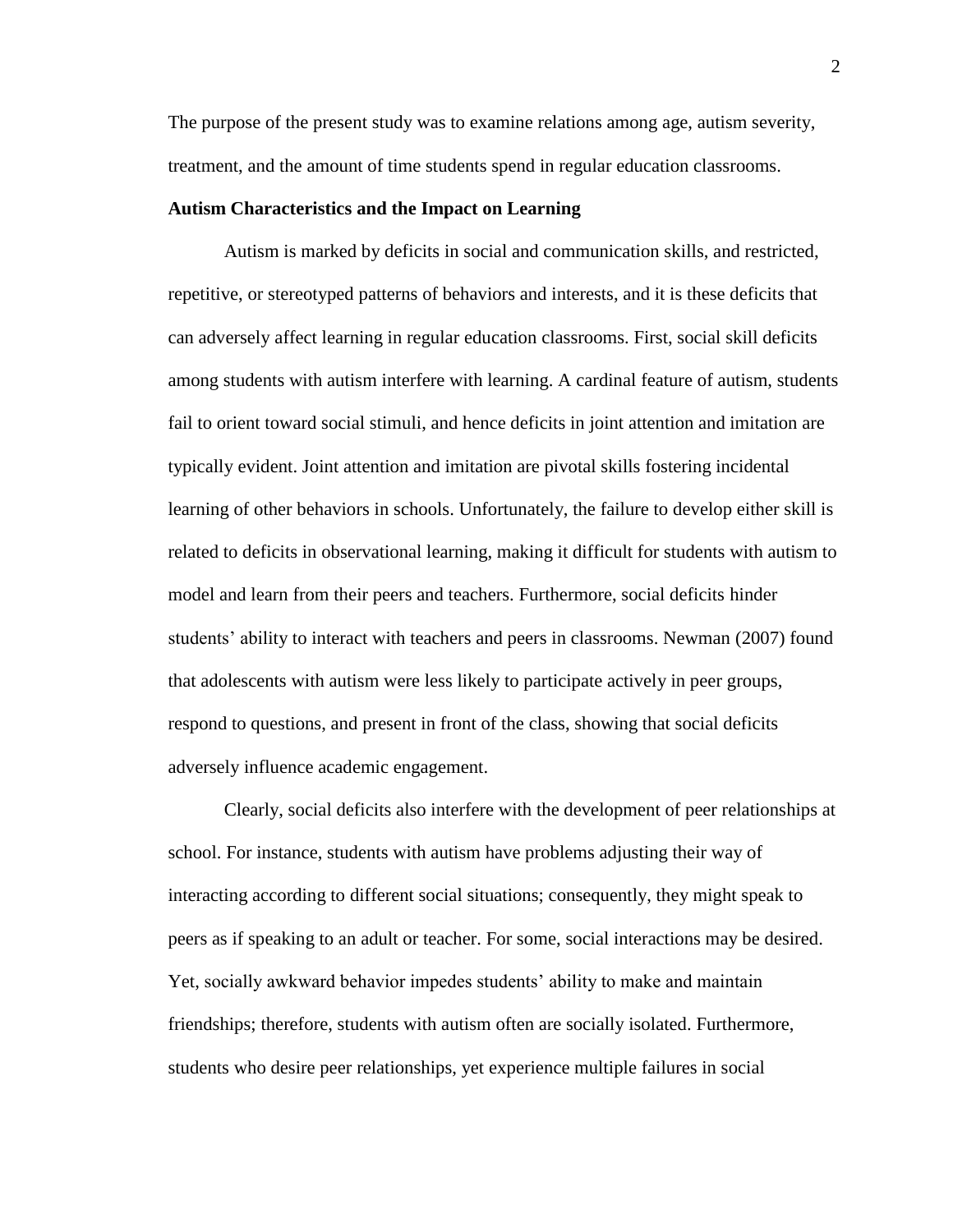The purpose of the present study was to examine relations among age, autism severity, treatment, and the amount of time students spend in regular education classrooms.

**Autism Characteristics and the Impact on Learning**

Autism is marked by deficits in social and communication skills, and restricted, repetitive, or stereotyped patterns of behaviors and interests, and it is these deficits that can adversely affect learning in regular education classrooms. First, social skill deficits among students with autism interfere with learning. A cardinal feature of autism, students fail to orient toward social stimuli, and hence deficits in joint attention and imitation are typically evident. Joint attention and imitation are pivotal skills fostering incidental learning of other behaviors in schools. Unfortunately, the failure to develop either skill is related to deficits in observational learning, making it difficult for students with autism to model and learn from their peers and teachers. Furthermore, social deficits hinder students' ability to interact with teachers and peers in classrooms. Newman (2007) found that adolescents with autism were less likely to participate actively in peer groups, respond to questions, and present in front of the class, showing that social deficits adversely influence academic engagement.

Clearly, social deficits also interfere with the development of peer relationships at school. For instance, students with autism have problems adjusting their way of interacting according to different social situations; consequently, they might speak to peers as if speaking to an adult or teacher. For some, social interactions may be desired. Yet, socially awkward behavior impedes students' ability to make and maintain friendships; therefore, students with autism often are socially isolated. Furthermore, students who desire peer relationships, yet experience multiple failures in social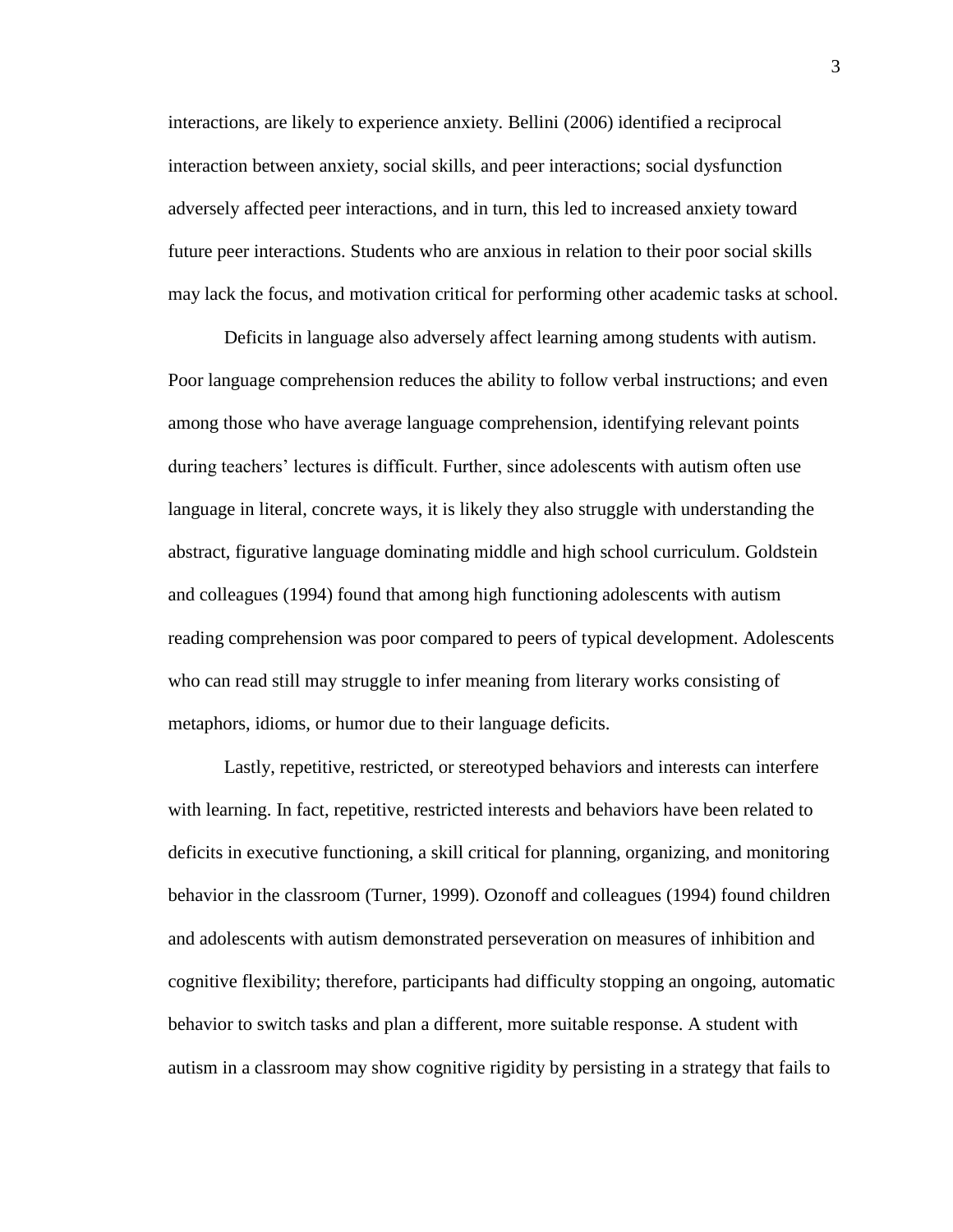interactions, are likely to experience anxiety. Bellini (2006) identified a reciprocal interaction between anxiety, social skills, and peer interactions; social dysfunction adversely affected peer interactions, and in turn, this led to increased anxiety toward future peer interactions. Students who are anxious in relation to their poor social skills may lack the focus, and motivation critical for performing other academic tasks at school.

Deficits in language also adversely affect learning among students with autism. Poor language comprehension reduces the ability to follow verbal instructions; and even among those who have average language comprehension, identifying relevant points during teachers' lectures is difficult. Further, since adolescents with autism often use language in literal, concrete ways, it is likely they also struggle with understanding the abstract, figurative language dominating middle and high school curriculum. Goldstein and colleagues (1994) found that among high functioning adolescents with autism reading comprehension was poor compared to peers of typical development. Adolescents who can read still may struggle to infer meaning from literary works consisting of metaphors, idioms, or humor due to their language deficits.

Lastly, repetitive, restricted, or stereotyped behaviors and interests can interfere with learning. In fact, repetitive, restricted interests and behaviors have been related to deficits in executive functioning, a skill critical for planning, organizing, and monitoring behavior in the classroom (Turner, 1999). Ozonoff and colleagues (1994) found children and adolescents with autism demonstrated perseveration on measures of inhibition and cognitive flexibility; therefore, participants had difficulty stopping an ongoing, automatic behavior to switch tasks and plan a different, more suitable response. A student with autism in a classroom may show cognitive rigidity by persisting in a strategy that fails to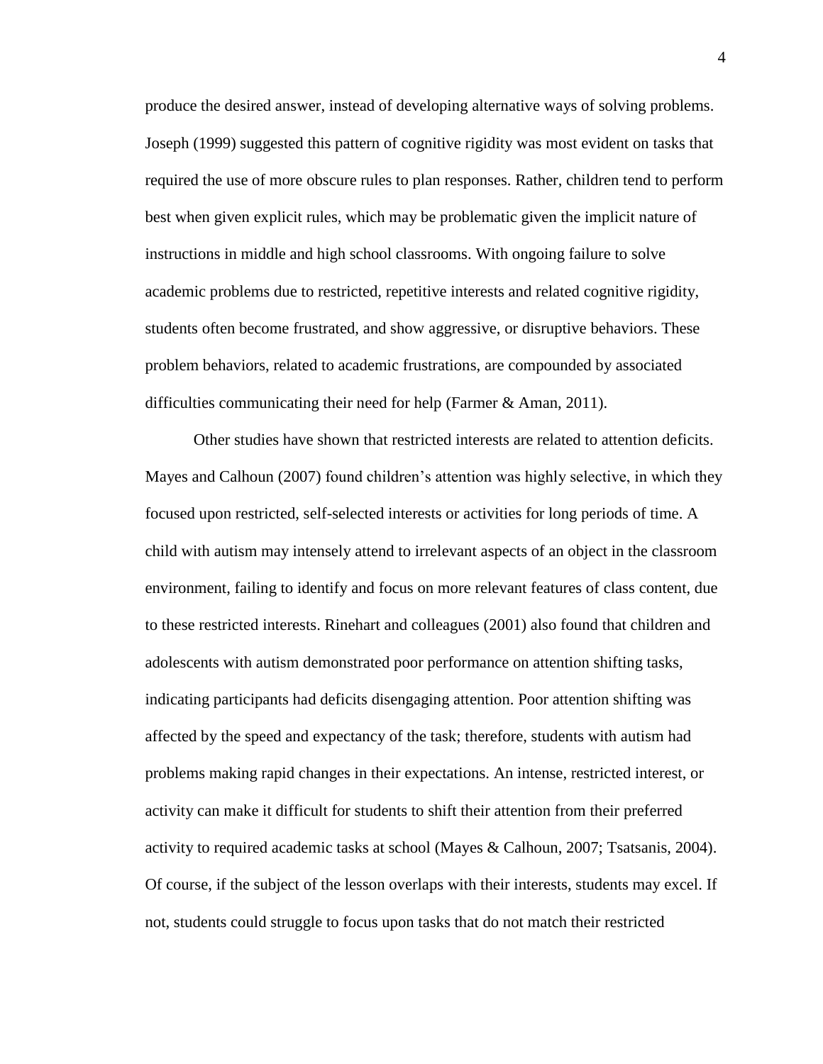produce the desired answer, instead of developing alternative ways of solving problems. Joseph (1999) suggested this pattern of cognitive rigidity was most evident on tasks that required the use of more obscure rules to plan responses. Rather, children tend to perform best when given explicit rules, which may be problematic given the implicit nature of instructions in middle and high school classrooms. With ongoing failure to solve academic problems due to restricted, repetitive interests and related cognitive rigidity, students often become frustrated, and show aggressive, or disruptive behaviors. These problem behaviors, related to academic frustrations, are compounded by associated difficulties communicating their need for help (Farmer & Aman, 2011).

Other studies have shown that restricted interests are related to attention deficits. Mayes and Calhoun (2007) found children's attention was highly selective, in which they focused upon restricted, self-selected interests or activities for long periods of time. A child with autism may intensely attend to irrelevant aspects of an object in the classroom environment, failing to identify and focus on more relevant features of class content, due to these restricted interests. Rinehart and colleagues (2001) also found that children and adolescents with autism demonstrated poor performance on attention shifting tasks, indicating participants had deficits disengaging attention. Poor attention shifting was affected by the speed and expectancy of the task; therefore, students with autism had problems making rapid changes in their expectations. An intense, restricted interest, or activity can make it difficult for students to shift their attention from their preferred activity to required academic tasks at school (Mayes & Calhoun, 2007; Tsatsanis, 2004). Of course, if the subject of the lesson overlaps with their interests, students may excel. If not, students could struggle to focus upon tasks that do not match their restricted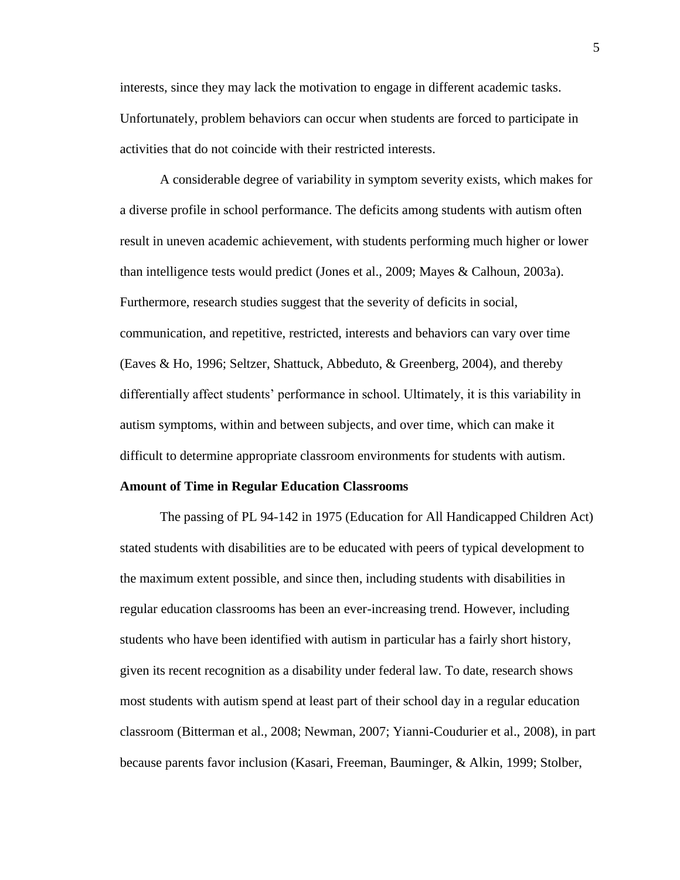interests, since they may lack the motivation to engage in different academic tasks. Unfortunately, problem behaviors can occur when students are forced to participate in activities that do not coincide with their restricted interests.

A considerable degree of variability in symptom severity exists, which makes for a diverse profile in school performance. The deficits among students with autism often result in uneven academic achievement, with students performing much higher or lower than intelligence tests would predict (Jones et al., 2009; Mayes & Calhoun, 2003a). Furthermore, research studies suggest that the severity of deficits in social, communication, and repetitive, restricted, interests and behaviors can vary over time (Eaves & Ho, 1996; Seltzer, Shattuck, Abbeduto, & Greenberg, 2004), and thereby differentially affect students' performance in school. Ultimately, it is this variability in autism symptoms, within and between subjects, and over time, which can make it difficult to determine appropriate classroom environments for students with autism.

**Amount of Time in Regular Education Classrooms**

The passing of PL 94-142 in 1975 (Education for All Handicapped Children Act) stated students with disabilities are to be educated with peers of typical development to the maximum extent possible, and since then, including students with disabilities in regular education classrooms has been an ever-increasing trend. However, including students who have been identified with autism in particular has a fairly short history, given its recent recognition as a disability under federal law. To date, research shows most students with autism spend at least part of their school day in a regular education classroom (Bitterman et al., 2008; Newman, 2007; Yianni-Coudurier et al., 2008), in part because parents favor inclusion (Kasari, Freeman, Bauminger, & Alkin, 1999; Stolber,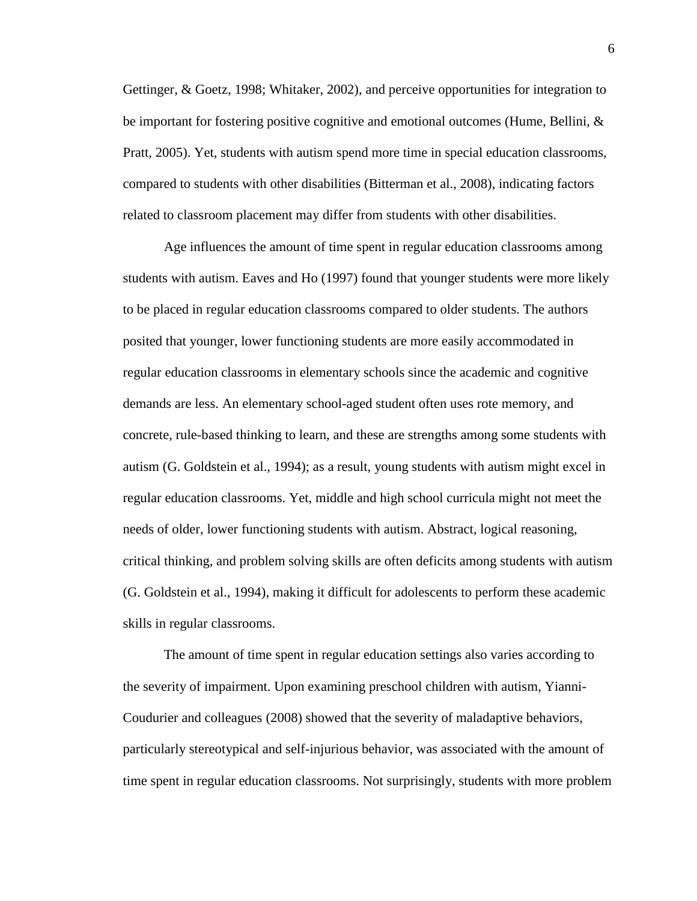Gettinger, & Goetz, 1998; Whitaker, 2002), and perceive opportunities for integration to be important for fostering positive cognitive and emotional outcomes (Hume, Bellini, & Pratt, 2005). Yet, students with autism spend more time in special education classrooms, compared to students with other disabilities (Bitterman et al., 2008), indicating factors related to classroom placement may differ from students with other disabilities.

Age influences the amount of time spent in regular education classrooms among students with autism. Eaves and Ho (1997) found that younger students were more likely to be placed in regular education classrooms compared to older students. The authors posited that younger, lower functioning students are more easily accommodated in regular education classrooms in elementary schools since the academic and cognitive demands are less. An elementary school-aged student often uses rote memory, and concrete, rule-based thinking to learn, and these are strengths among some students with autism (G. Goldstein et al., 1994); as a result, young students with autism might excel in regular education classrooms. Yet, middle and high school curricula might not meet the needs of older, lower functioning students with autism. Abstract, logical reasoning, critical thinking, and problem solving skills are often deficits among students with autism (G. Goldstein et al., 1994), making it difficult for adolescents to perform these academic skills in regular classrooms.

The amount of time spent in regular education settings also varies according to the severity of impairment. Upon examining preschool children with autism, Yianni-Coudurier and colleagues (2008) showed that the severity of maladaptive behaviors, particularly stereotypical and self-injurious behavior, was associated with the amount of time spent in regular education classrooms. Not surprisingly, students with more problem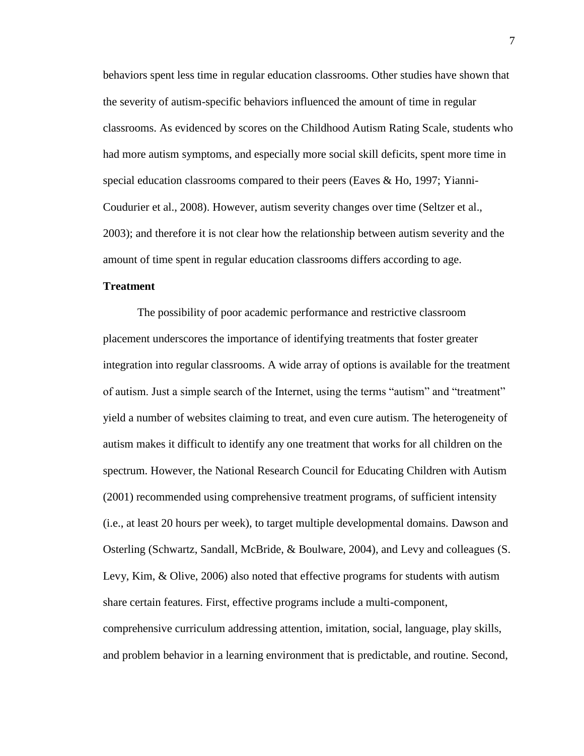behaviors spent less time in regular education classrooms. Other studies have shown that the severity of autism-specific behaviors influenced the amount of time in regular classrooms. As evidenced by scores on the Childhood Autism Rating Scale, students who had more autism symptoms, and especially more social skill deficits, spent more time in special education classrooms compared to their peers (Eaves & Ho, 1997; Yianni-Coudurier et al., 2008). However, autism severity changes over time (Seltzer et al., 2003); and therefore it is not clear how the relationship between autism severity and the amount of time spent in regular education classrooms differs according to age.

**Treatment**

The possibility of poor academic performance and restrictive classroom placement underscores the importance of identifying treatments that foster greater integration into regular classrooms. A wide array of options is available for the treatment of autism. Just a simple search of the Internet, using the terms "autism" and "treatment" yield a number of websites claiming to treat, and even cure autism. The heterogeneity of autism makes it difficult to identify any one treatment that works for all children on the spectrum. However, the National Research Council for Educating Children with Autism (2001) recommended using comprehensive treatment programs, of sufficient intensity (i.e., at least 20 hours per week), to target multiple developmental domains. Dawson and Osterling (Schwartz, Sandall, McBride, & Boulware, 2004), and Levy and colleagues (S. Levy, Kim, & Olive, 2006) also noted that effective programs for students with autism share certain features. First, effective programs include a multi-component, comprehensive curriculum addressing attention, imitation, social, language, play skills, and problem behavior in a learning environment that is predictable, and routine. Second,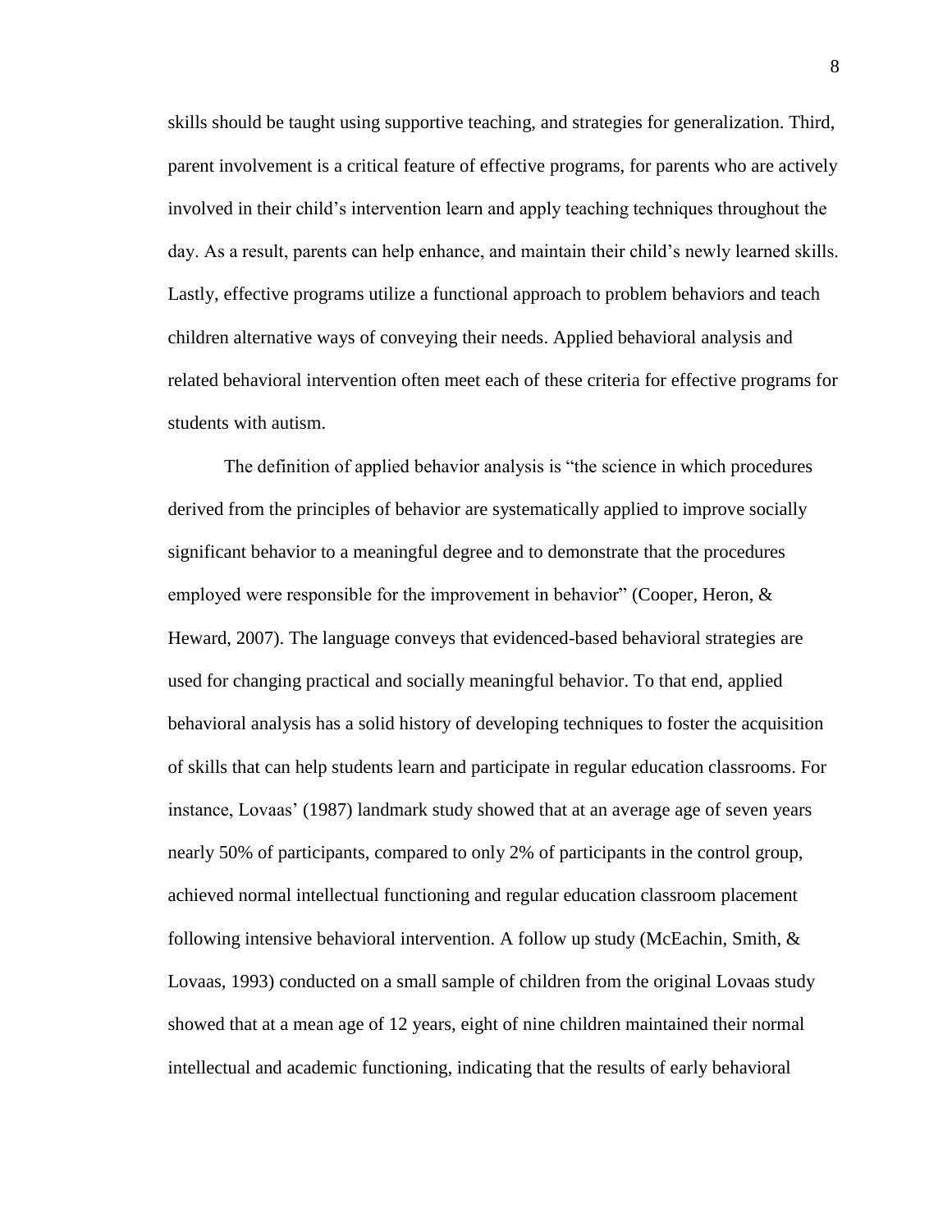skills should be taught using supportive teaching, and strategies for generalization. Third, parent involvement is a critical feature of effective programs, for parents who are actively involved in their child's intervention learn and apply teaching techniques throughout the day. As a result, parents can help enhance, and maintain their child's newly learned skills. Lastly, effective programs utilize a functional approach to problem behaviors and teach children alternative ways of conveying their needs. Applied behavioral analysis and related behavioral intervention often meet each of these criteria for effective programs for students with autism.

The definition of applied behavior analysis is "the science in which procedures derived from the principles of behavior are systematically applied to improve socially significant behavior to a meaningful degree and to demonstrate that the procedures employed were responsible for the improvement in behavior" (Cooper, Heron, & Heward, 2007). The language conveys that evidenced-based behavioral strategies are used for changing practical and socially meaningful behavior. To that end, applied behavioral analysis has a solid history of developing techniques to foster the acquisition of skills that can help students learn and participate in regular education classrooms. For instance, Lovaas' (1987) landmark study showed that at an average age of seven years nearly 50% of participants, compared to only 2% of participants in the control group, achieved normal intellectual functioning and regular education classroom placement following intensive behavioral intervention. A follow up study (McEachin, Smith, & Lovaas, 1993) conducted on a small sample of children from the original Lovaas study showed that at a mean age of 12 years, eight of nine children maintained their normal intellectual and academic functioning, indicating that the results of early behavioral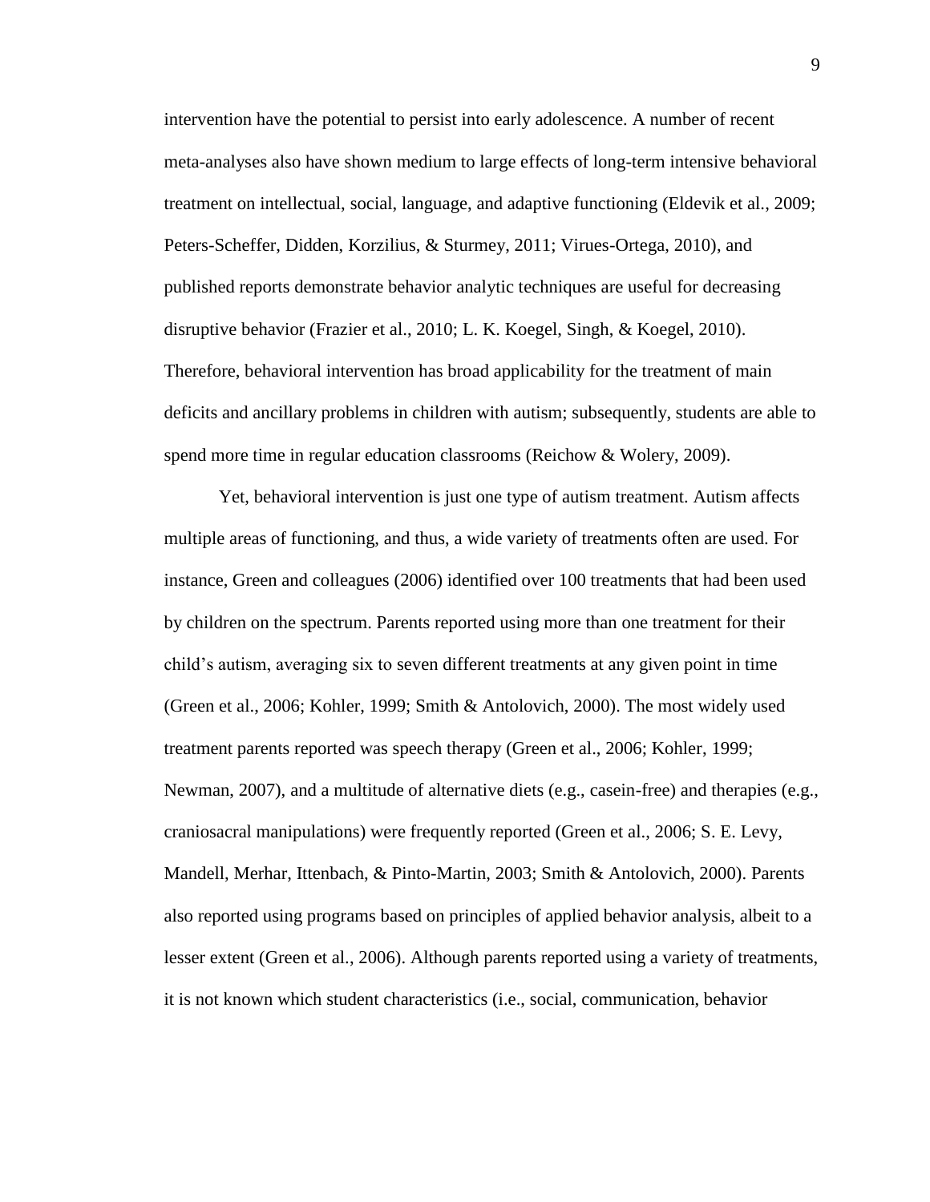intervention have the potential to persist into early adolescence. A number of recent meta-analyses also have shown medium to large effects of long-term intensive behavioral treatment on intellectual, social, language, and adaptive functioning (Eldevik et al., 2009; Peters-Scheffer, Didden, Korzilius, & Sturmey, 2011; Virues-Ortega, 2010), and published reports demonstrate behavior analytic techniques are useful for decreasing disruptive behavior (Frazier et al., 2010; L. K. Koegel, Singh, & Koegel, 2010). Therefore, behavioral intervention has broad applicability for the treatment of main deficits and ancillary problems in children with autism; subsequently, students are able to spend more time in regular education classrooms (Reichow & Wolery, 2009).

Yet, behavioral intervention is just one type of autism treatment. Autism affects multiple areas of functioning, and thus, a wide variety of treatments often are used. For instance, Green and colleagues (2006) identified over 100 treatments that had been used by children on the spectrum. Parents reported using more than one treatment for their child's autism, averaging six to seven different treatments at any given point in time (Green et al., 2006; Kohler, 1999; Smith & Antolovich, 2000). The most widely used treatment parents reported was speech therapy (Green et al., 2006; Kohler, 1999; Newman, 2007), and a multitude of alternative diets (e.g., casein-free) and therapies (e.g., craniosacral manipulations) were frequently reported (Green et al., 2006; S. E. Levy, Mandell, Merhar, Ittenbach, & Pinto-Martin, 2003; Smith & Antolovich, 2000). Parents also reported using programs based on principles of applied behavior analysis, albeit to a lesser extent (Green et al., 2006). Although parents reported using a variety of treatments, it is not known which student characteristics (i.e., social, communication, behavior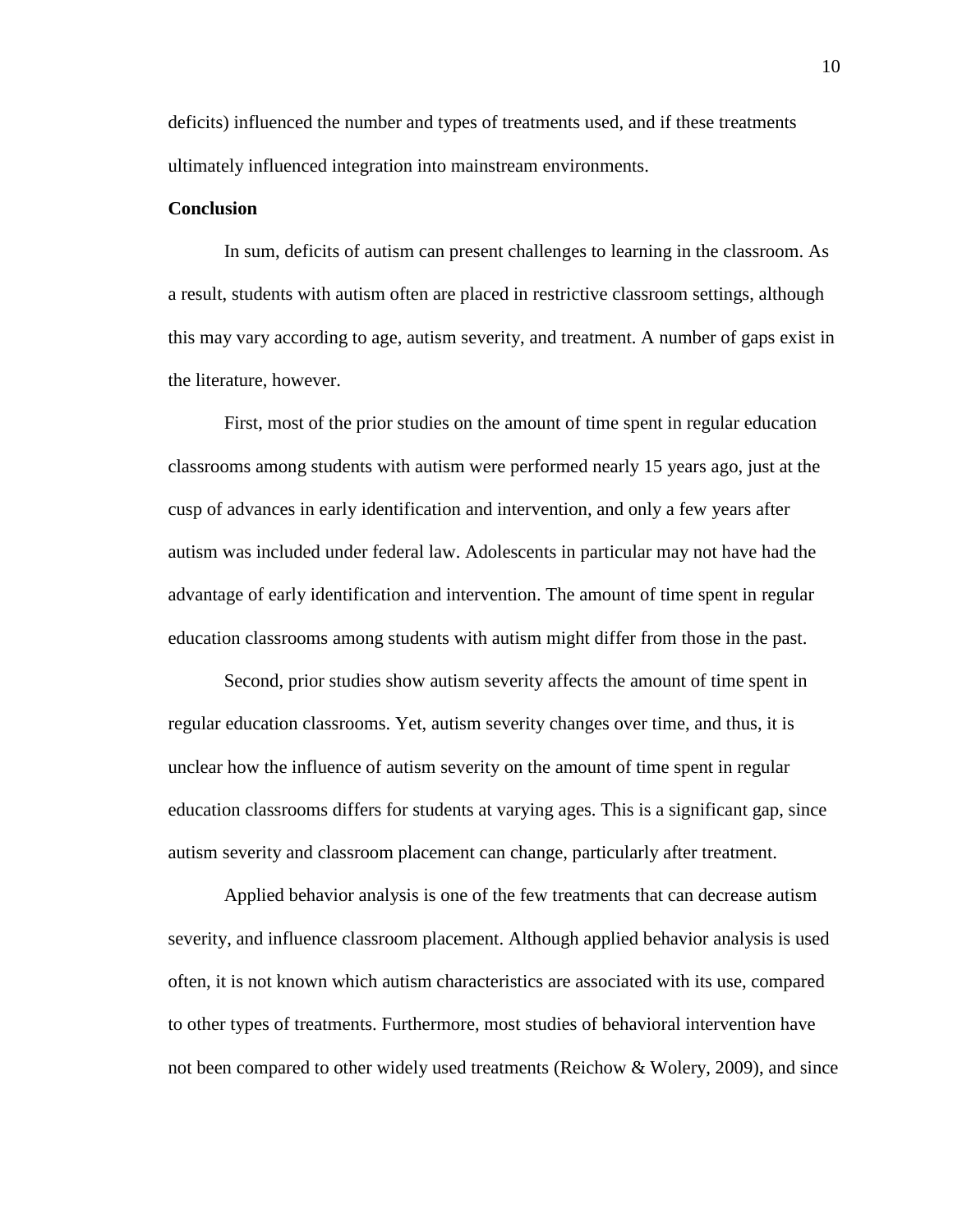deficits) influenced the number and types of treatments used, and if these treatments ultimately influenced integration into mainstream environments.

**Conclusion**

In sum, deficits of autism can present challenges to learning in the classroom. As a result, students with autism often are placed in restrictive classroom settings, although this may vary according to age, autism severity, and treatment. A number of gaps exist in the literature, however.

First, most of the prior studies on the amount of time spent in regular education classrooms among students with autism were performed nearly 15 years ago, just at the cusp of advances in early identification and intervention, and only a few years after autism was included under federal law. Adolescents in particular may not have had the advantage of early identification and intervention. The amount of time spent in regular education classrooms among students with autism might differ from those in the past.

Second, prior studies show autism severity affects the amount of time spent in regular education classrooms. Yet, autism severity changes over time, and thus, it is unclear how the influence of autism severity on the amount of time spent in regular education classrooms differs for students at varying ages. This is a significant gap, since autism severity and classroom placement can change, particularly after treatment.

Applied behavior analysis is one of the few treatments that can decrease autism severity, and influence classroom placement. Although applied behavior analysis is used often, it is not known which autism characteristics are associated with its use, compared to other types of treatments. Furthermore, most studies of behavioral intervention have not been compared to other widely used treatments (Reichow & Wolery, 2009), and since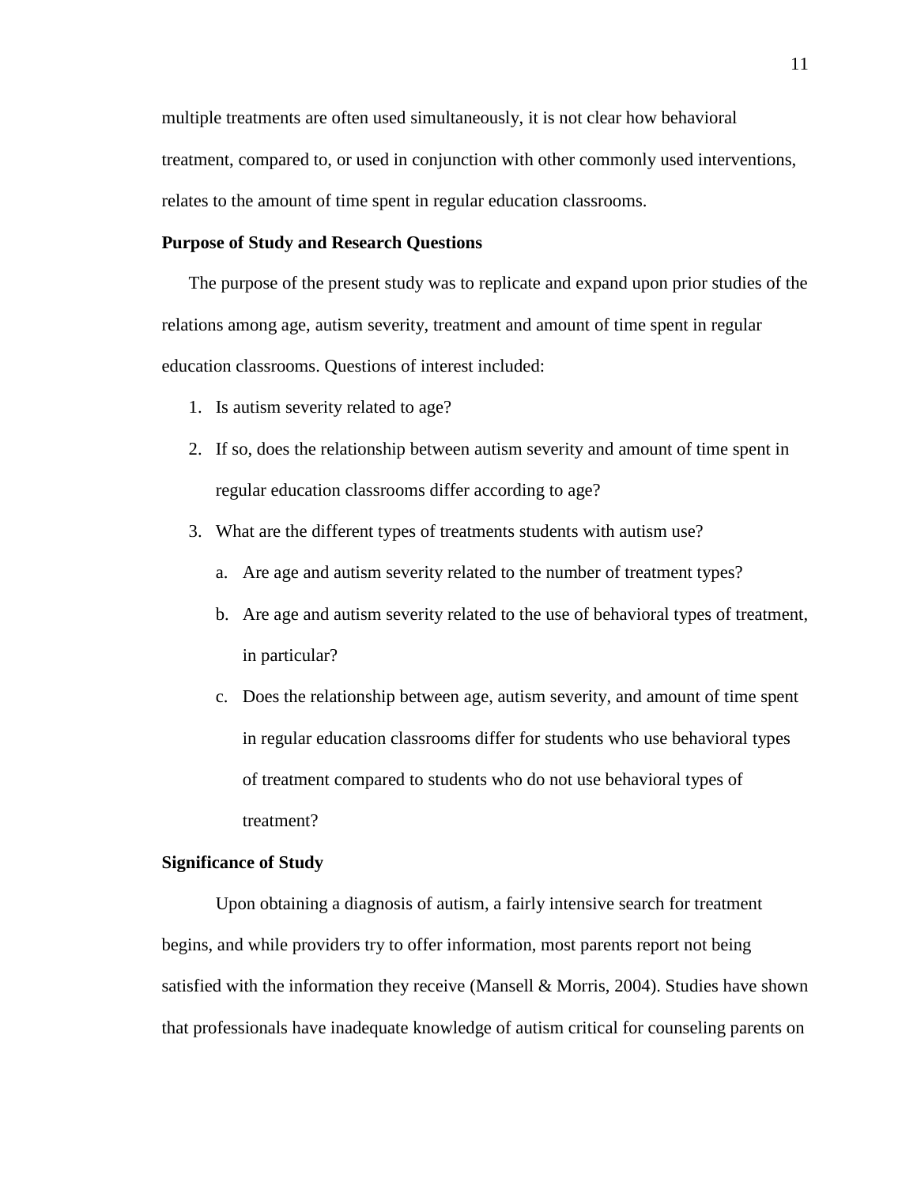multiple treatments are often used simultaneously, it is not clear how behavioral treatment, compared to, or used in conjunction with other commonly used interventions, relates to the amount of time spent in regular education classrooms.

**Purpose of Study and Research Questions**

The purpose of the present study was to replicate and expand upon prior studies of the relations among age, autism severity, treatment and amount of time spent in regular education classrooms. Questions of interest included:

1. Is autism severity related to age?
2. If so, does the relationship between autism severity and amount of time spent in regular education classrooms differ according to age?
3. What are the different types of treatments students with autism use?
   a. Are age and autism severity related to the number of treatment types?
   b. Are age and autism severity related to the use of behavioral types of treatment, in particular?
   c. Does the relationship between age, autism severity, and amount of time spent in regular education classrooms differ for students who use behavioral types of treatment compared to students who do not use behavioral types of treatment?

**Significance of Study**

Upon obtaining a diagnosis of autism, a fairly intensive search for treatment begins, and while providers try to offer information, most parents report not being satisfied with the information they receive (Mansell & Morris, 2004). Studies have shown that professionals have inadequate knowledge of autism critical for counseling parents on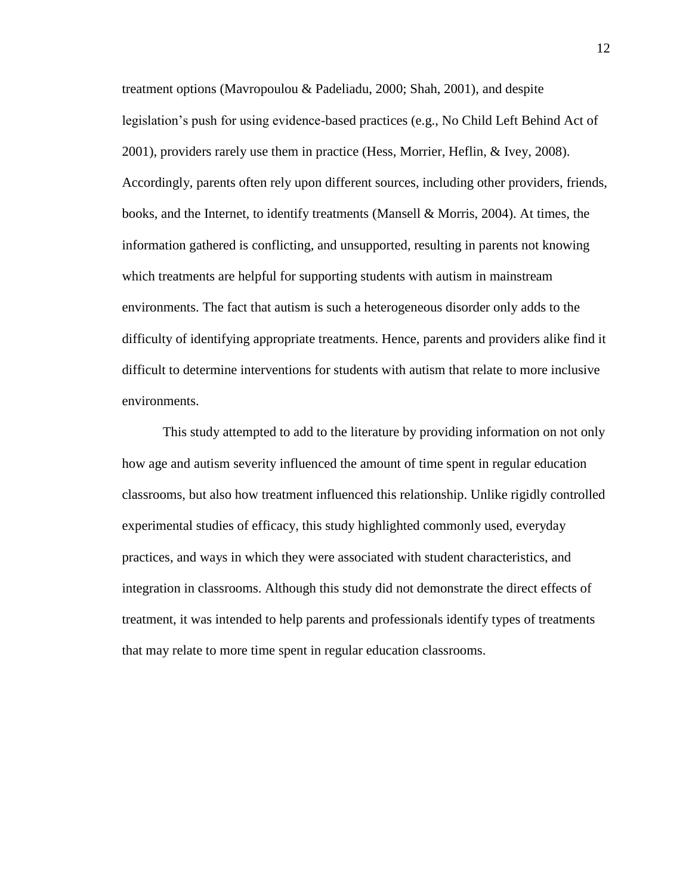treatment options (Mavropoulou & Padeliadu, 2000; Shah, 2001), and despite legislation's push for using evidence-based practices (e.g., No Child Left Behind Act of 2001), providers rarely use them in practice (Hess, Morrier, Heflin, & Ivey, 2008). Accordingly, parents often rely upon different sources, including other providers, friends, books, and the Internet, to identify treatments (Mansell & Morris, 2004). At times, the information gathered is conflicting, and unsupported, resulting in parents not knowing which treatments are helpful for supporting students with autism in mainstream environments. The fact that autism is such a heterogeneous disorder only adds to the difficulty of identifying appropriate treatments. Hence, parents and providers alike find it difficult to determine interventions for students with autism that relate to more inclusive environments.

This study attempted to add to the literature by providing information on not only how age and autism severity influenced the amount of time spent in regular education classrooms, but also how treatment influenced this relationship. Unlike rigidly controlled experimental studies of efficacy, this study highlighted commonly used, everyday practices, and ways in which they were associated with student characteristics, and integration in classrooms. Although this study did not demonstrate the direct effects of treatment, it was intended to help parents and professionals identify types of treatments that may relate to more time spent in regular education classrooms.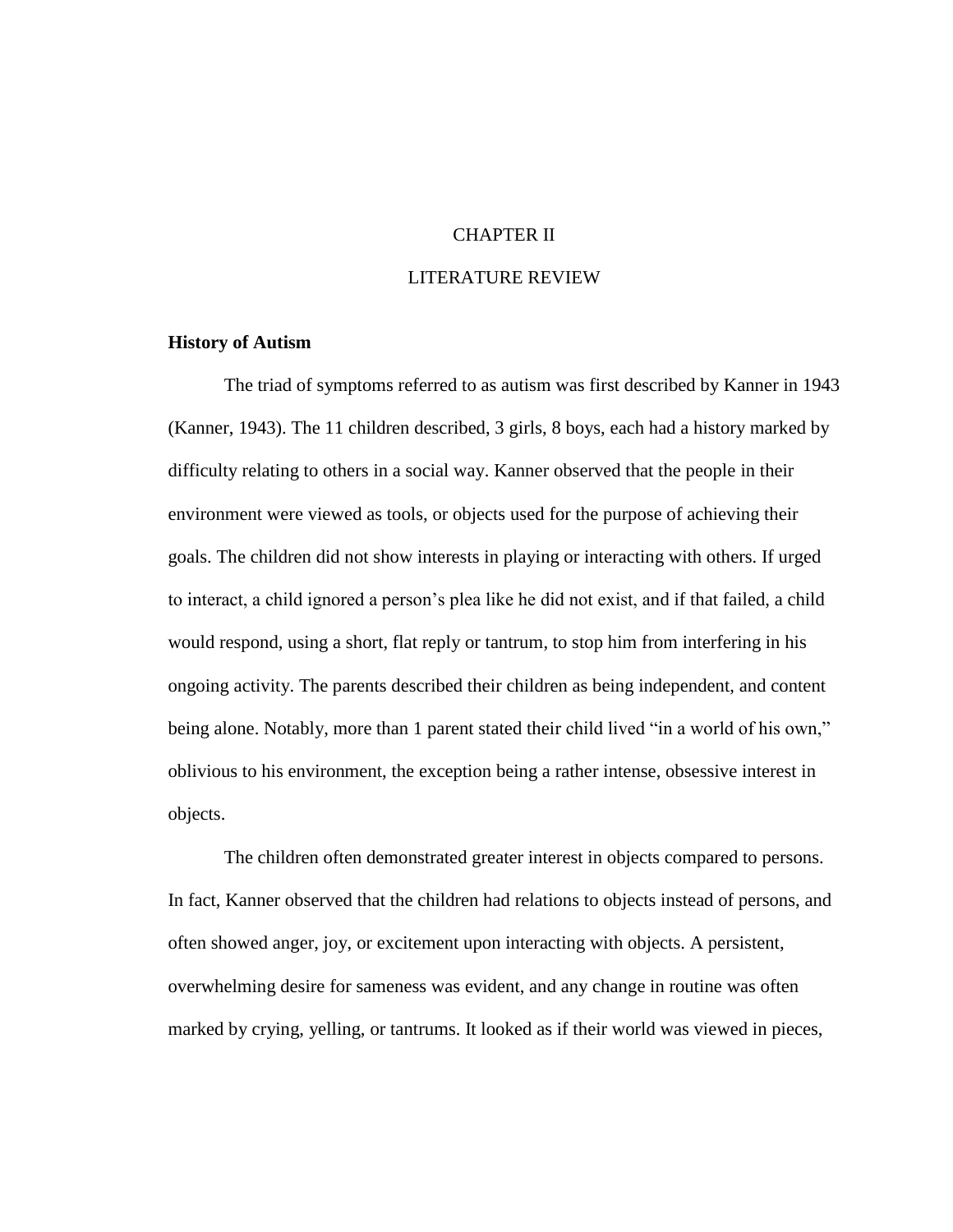# CHAPTER II

# LITERATURE REVIEW

## History of Autism

The triad of symptoms referred to as autism was first described by Kanner in 1943 (Kanner, 1943). The 11 children described, 3 girls, 8 boys, each had a history marked by difficulty relating to others in a social way. Kanner observed that the people in their environment were viewed as tools, or objects used for the purpose of achieving their goals. The children did not show interests in playing or interacting with others. If urged to interact, a child ignored a person's plea like he did not exist, and if that failed, a child would respond, using a short, flat reply or tantrum, to stop him from interfering in his ongoing activity. The parents described their children as being independent, and content being alone. Notably, more than 1 parent stated their child lived "in a world of his own," oblivious to his environment, the exception being a rather intense, obsessive interest in objects.

The children often demonstrated greater interest in objects compared to persons. In fact, Kanner observed that the children had relations to objects instead of persons, and often showed anger, joy, or excitement upon interacting with objects. A persistent, overwhelming desire for sameness was evident, and any change in routine was often marked by crying, yelling, or tantrums. It looked as if their world was viewed in pieces,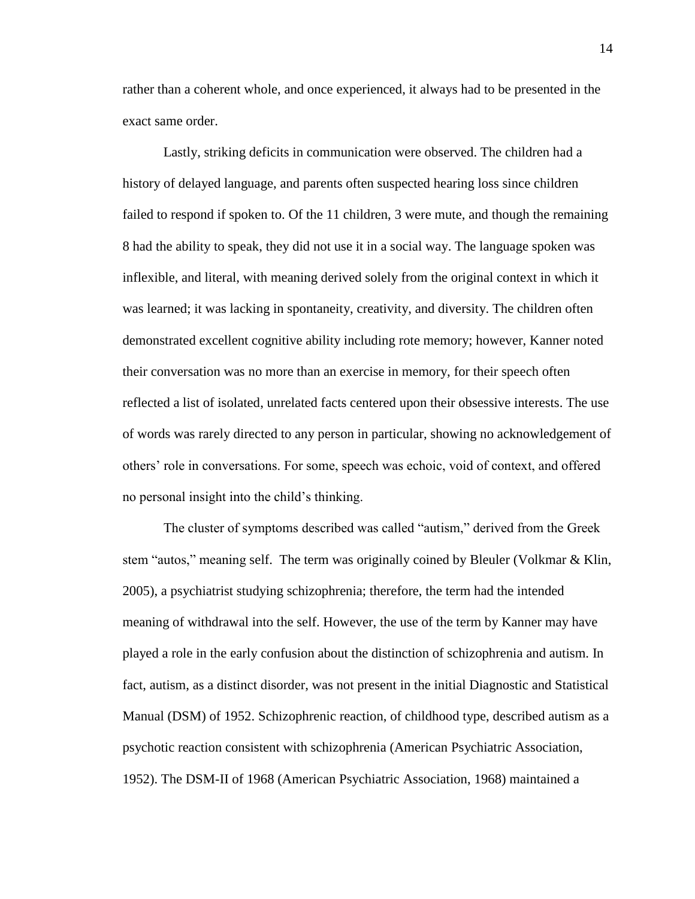rather than a coherent whole, and once experienced, it always had to be presented in the exact same order.

Lastly, striking deficits in communication were observed. The children had a history of delayed language, and parents often suspected hearing loss since children failed to respond if spoken to. Of the 11 children, 3 were mute, and though the remaining 8 had the ability to speak, they did not use it in a social way. The language spoken was inflexible, and literal, with meaning derived solely from the original context in which it was learned; it was lacking in spontaneity, creativity, and diversity. The children often demonstrated excellent cognitive ability including rote memory; however, Kanner noted their conversation was no more than an exercise in memory, for their speech often reflected a list of isolated, unrelated facts centered upon their obsessive interests. The use of words was rarely directed to any person in particular, showing no acknowledgement of others' role in conversations. For some, speech was echoic, void of context, and offered no personal insight into the child's thinking.

The cluster of symptoms described was called "autism," derived from the Greek stem "autos," meaning self. The term was originally coined by Bleuler (Volkmar & Klin, 2005), a psychiatrist studying schizophrenia; therefore, the term had the intended meaning of withdrawal into the self. However, the use of the term by Kanner may have played a role in the early confusion about the distinction of schizophrenia and autism. In fact, autism, as a distinct disorder, was not present in the initial Diagnostic and Statistical Manual (DSM) of 1952. Schizophrenic reaction, of childhood type, described autism as a psychotic reaction consistent with schizophrenia (American Psychiatric Association, 1952). The DSM-II of 1968 (American Psychiatric Association, 1968) maintained a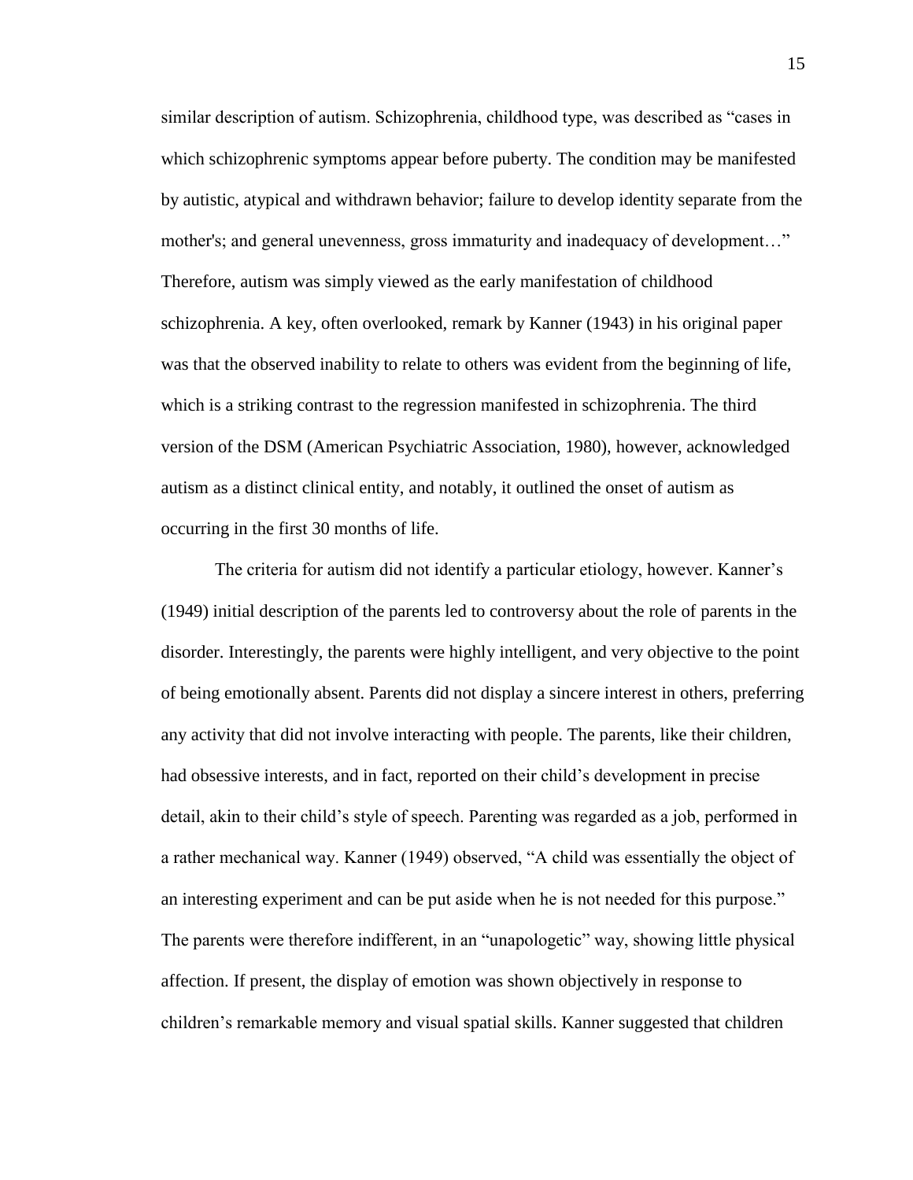similar description of autism. Schizophrenia, childhood type, was described as "cases in which schizophrenic symptoms appear before puberty. The condition may be manifested by autistic, atypical and withdrawn behavior; failure to develop identity separate from the mother's; and general unevenness, gross immaturity and inadequacy of development…" Therefore, autism was simply viewed as the early manifestation of childhood schizophrenia. A key, often overlooked, remark by Kanner (1943) in his original paper was that the observed inability to relate to others was evident from the beginning of life, which is a striking contrast to the regression manifested in schizophrenia. The third version of the DSM (American Psychiatric Association, 1980), however, acknowledged autism as a distinct clinical entity, and notably, it outlined the onset of autism as occurring in the first 30 months of life.

The criteria for autism did not identify a particular etiology, however. Kanner's (1949) initial description of the parents led to controversy about the role of parents in the disorder. Interestingly, the parents were highly intelligent, and very objective to the point of being emotionally absent. Parents did not display a sincere interest in others, preferring any activity that did not involve interacting with people. The parents, like their children, had obsessive interests, and in fact, reported on their child's development in precise detail, akin to their child's style of speech. Parenting was regarded as a job, performed in a rather mechanical way. Kanner (1949) observed, "A child was essentially the object of an interesting experiment and can be put aside when he is not needed for this purpose." The parents were therefore indifferent, in an "unapologetic" way, showing little physical affection. If present, the display of emotion was shown objectively in response to children's remarkable memory and visual spatial skills. Kanner suggested that children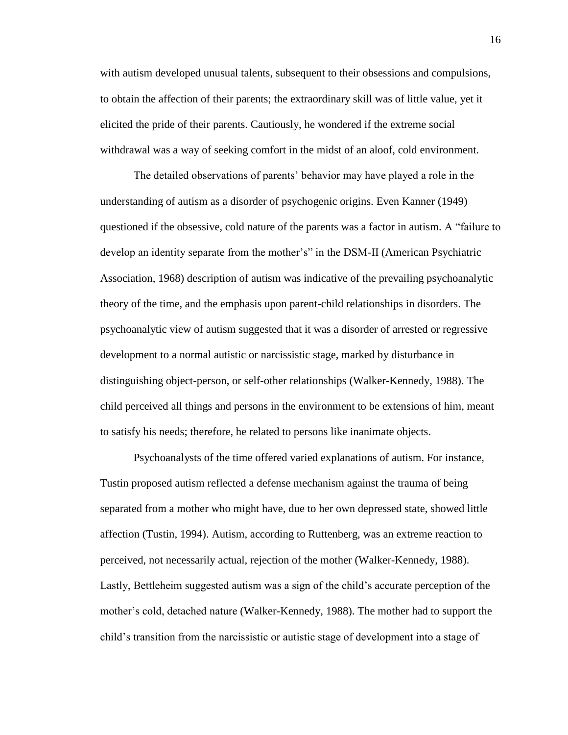with autism developed unusual talents, subsequent to their obsessions and compulsions, to obtain the affection of their parents; the extraordinary skill was of little value, yet it elicited the pride of their parents. Cautiously, he wondered if the extreme social withdrawal was a way of seeking comfort in the midst of an aloof, cold environment.

The detailed observations of parents' behavior may have played a role in the understanding of autism as a disorder of psychogenic origins. Even Kanner (1949) questioned if the obsessive, cold nature of the parents was a factor in autism. A "failure to develop an identity separate from the mother's" in the DSM-II (American Psychiatric Association, 1968) description of autism was indicative of the prevailing psychoanalytic theory of the time, and the emphasis upon parent-child relationships in disorders. The psychoanalytic view of autism suggested that it was a disorder of arrested or regressive development to a normal autistic or narcissistic stage, marked by disturbance in distinguishing object-person, or self-other relationships (Walker-Kennedy, 1988). The child perceived all things and persons in the environment to be extensions of him, meant to satisfy his needs; therefore, he related to persons like inanimate objects.

Psychoanalysts of the time offered varied explanations of autism. For instance, Tustin proposed autism reflected a defense mechanism against the trauma of being separated from a mother who might have, due to her own depressed state, showed little affection (Tustin, 1994). Autism, according to Ruttenberg, was an extreme reaction to perceived, not necessarily actual, rejection of the mother (Walker-Kennedy, 1988). Lastly, Bettleheim suggested autism was a sign of the child's accurate perception of the mother's cold, detached nature (Walker-Kennedy, 1988). The mother had to support the child's transition from the narcissistic or autistic stage of development into a stage of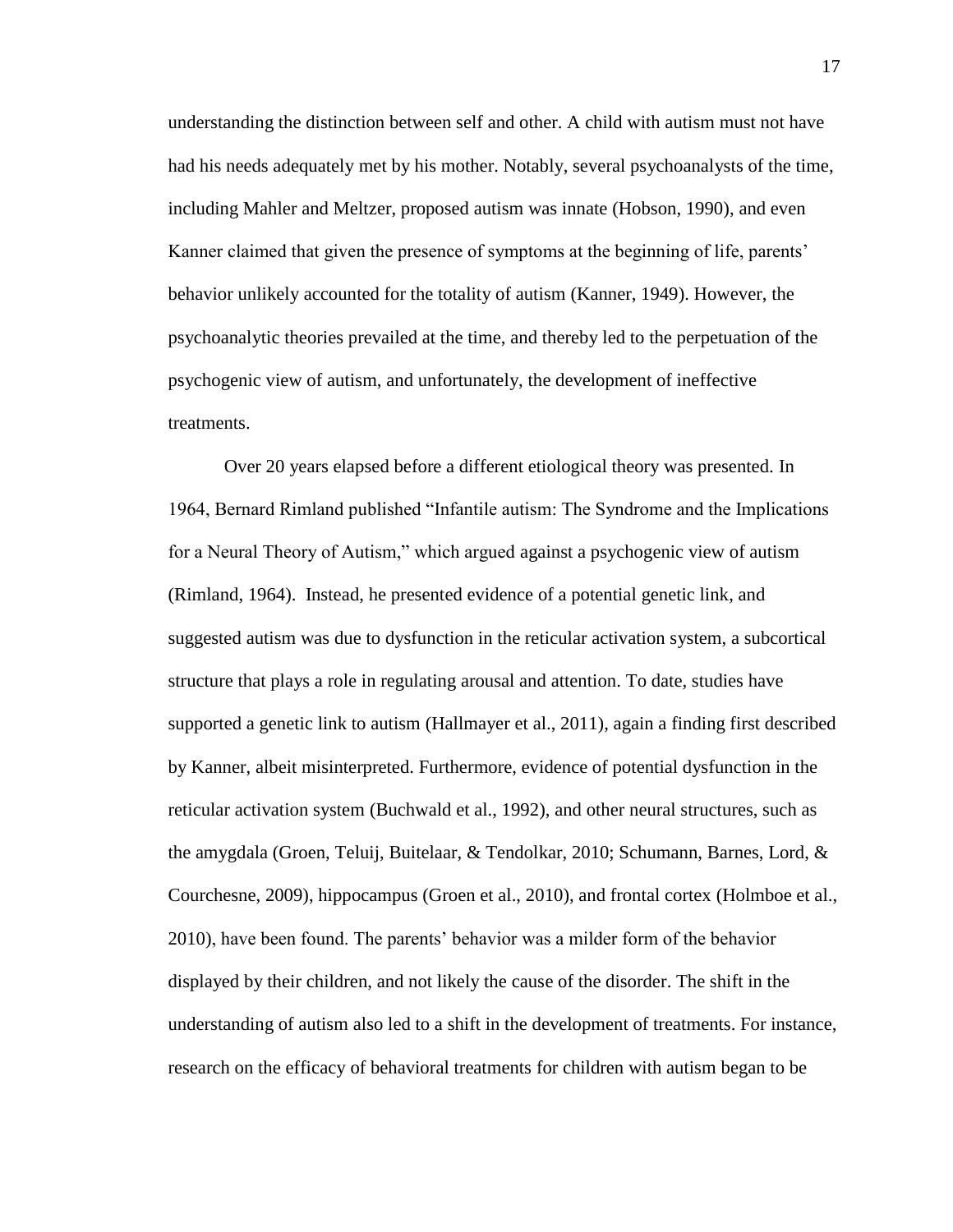understanding the distinction between self and other. A child with autism must not have had his needs adequately met by his mother. Notably, several psychoanalysts of the time, including Mahler and Meltzer, proposed autism was innate (Hobson, 1990), and even Kanner claimed that given the presence of symptoms at the beginning of life, parents' behavior unlikely accounted for the totality of autism (Kanner, 1949). However, the psychoanalytic theories prevailed at the time, and thereby led to the perpetuation of the psychogenic view of autism, and unfortunately, the development of ineffective treatments.

Over 20 years elapsed before a different etiological theory was presented. In 1964, Bernard Rimland published "Infantile autism: The Syndrome and the Implications for a Neural Theory of Autism," which argued against a psychogenic view of autism (Rimland, 1964). Instead, he presented evidence of a potential genetic link, and suggested autism was due to dysfunction in the reticular activation system, a subcortical structure that plays a role in regulating arousal and attention. To date, studies have supported a genetic link to autism (Hallmayer et al., 2011), again a finding first described by Kanner, albeit misinterpreted. Furthermore, evidence of potential dysfunction in the reticular activation system (Buchwald et al., 1992), and other neural structures, such as the amygdala (Groen, Teluij, Buitelaar, & Tendolkar, 2010; Schumann, Barnes, Lord, & Courchesne, 2009), hippocampus (Groen et al., 2010), and frontal cortex (Holmboe et al., 2010), have been found. The parents' behavior was a milder form of the behavior displayed by their children, and not likely the cause of the disorder. The shift in the understanding of autism also led to a shift in the development of treatments. For instance, research on the efficacy of behavioral treatments for children with autism began to be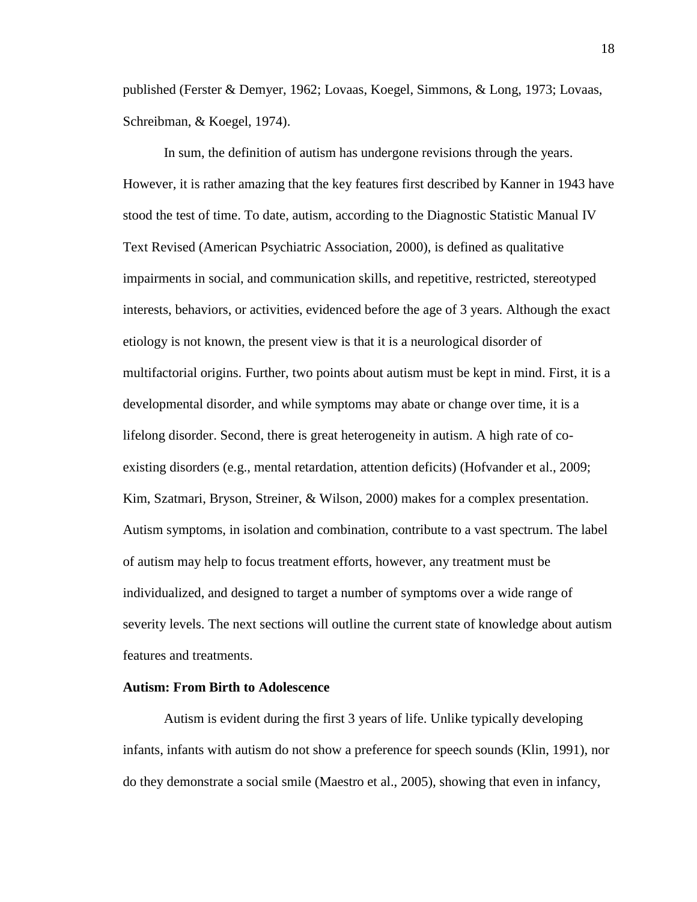published (Ferster & Demyer, 1962; Lovaas, Koegel, Simmons, & Long, 1973; Lovaas, Schreibman, & Koegel, 1974).

In sum, the definition of autism has undergone revisions through the years. However, it is rather amazing that the key features first described by Kanner in 1943 have stood the test of time. To date, autism, according to the Diagnostic Statistic Manual IV Text Revised (American Psychiatric Association, 2000), is defined as qualitative impairments in social, and communication skills, and repetitive, restricted, stereotyped interests, behaviors, or activities, evidenced before the age of 3 years. Although the exact etiology is not known, the present view is that it is a neurological disorder of multifactorial origins. Further, two points about autism must be kept in mind. First, it is a developmental disorder, and while symptoms may abate or change over time, it is a lifelong disorder. Second, there is great heterogeneity in autism. A high rate of co-existing disorders (e.g., mental retardation, attention deficits) (Hofvander et al., 2009; Kim, Szatmari, Bryson, Streiner, & Wilson, 2000) makes for a complex presentation. Autism symptoms, in isolation and combination, contribute to a vast spectrum. The label of autism may help to focus treatment efforts, however, any treatment must be individualized, and designed to target a number of symptoms over a wide range of severity levels. The next sections will outline the current state of knowledge about autism features and treatments.

**Autism: From Birth to Adolescence**

Autism is evident during the first 3 years of life. Unlike typically developing infants, infants with autism do not show a preference for speech sounds (Klin, 1991), nor do they demonstrate a social smile (Maestro et al., 2005), showing that even in infancy,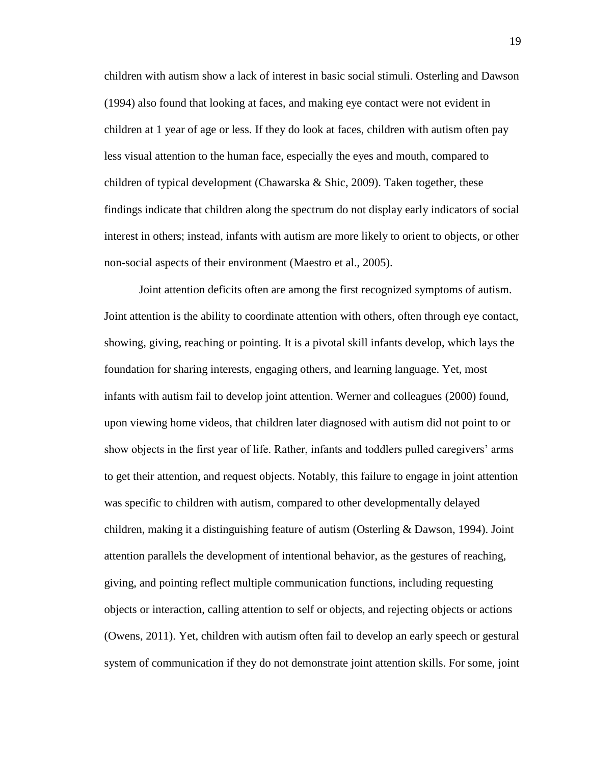children with autism show a lack of interest in basic social stimuli. Osterling and Dawson (1994) also found that looking at faces, and making eye contact were not evident in children at 1 year of age or less. If they do look at faces, children with autism often pay less visual attention to the human face, especially the eyes and mouth, compared to children of typical development (Chawarska & Shic, 2009). Taken together, these findings indicate that children along the spectrum do not display early indicators of social interest in others; instead, infants with autism are more likely to orient to objects, or other non-social aspects of their environment (Maestro et al., 2005).

Joint attention deficits often are among the first recognized symptoms of autism. Joint attention is the ability to coordinate attention with others, often through eye contact, showing, giving, reaching or pointing. It is a pivotal skill infants develop, which lays the foundation for sharing interests, engaging others, and learning language. Yet, most infants with autism fail to develop joint attention. Werner and colleagues (2000) found, upon viewing home videos, that children later diagnosed with autism did not point to or show objects in the first year of life. Rather, infants and toddlers pulled caregivers' arms to get their attention, and request objects. Notably, this failure to engage in joint attention was specific to children with autism, compared to other developmentally delayed children, making it a distinguishing feature of autism (Osterling & Dawson, 1994). Joint attention parallels the development of intentional behavior, as the gestures of reaching, giving, and pointing reflect multiple communication functions, including requesting objects or interaction, calling attention to self or objects, and rejecting objects or actions (Owens, 2011). Yet, children with autism often fail to develop an early speech or gestural system of communication if they do not demonstrate joint attention skills. For some, joint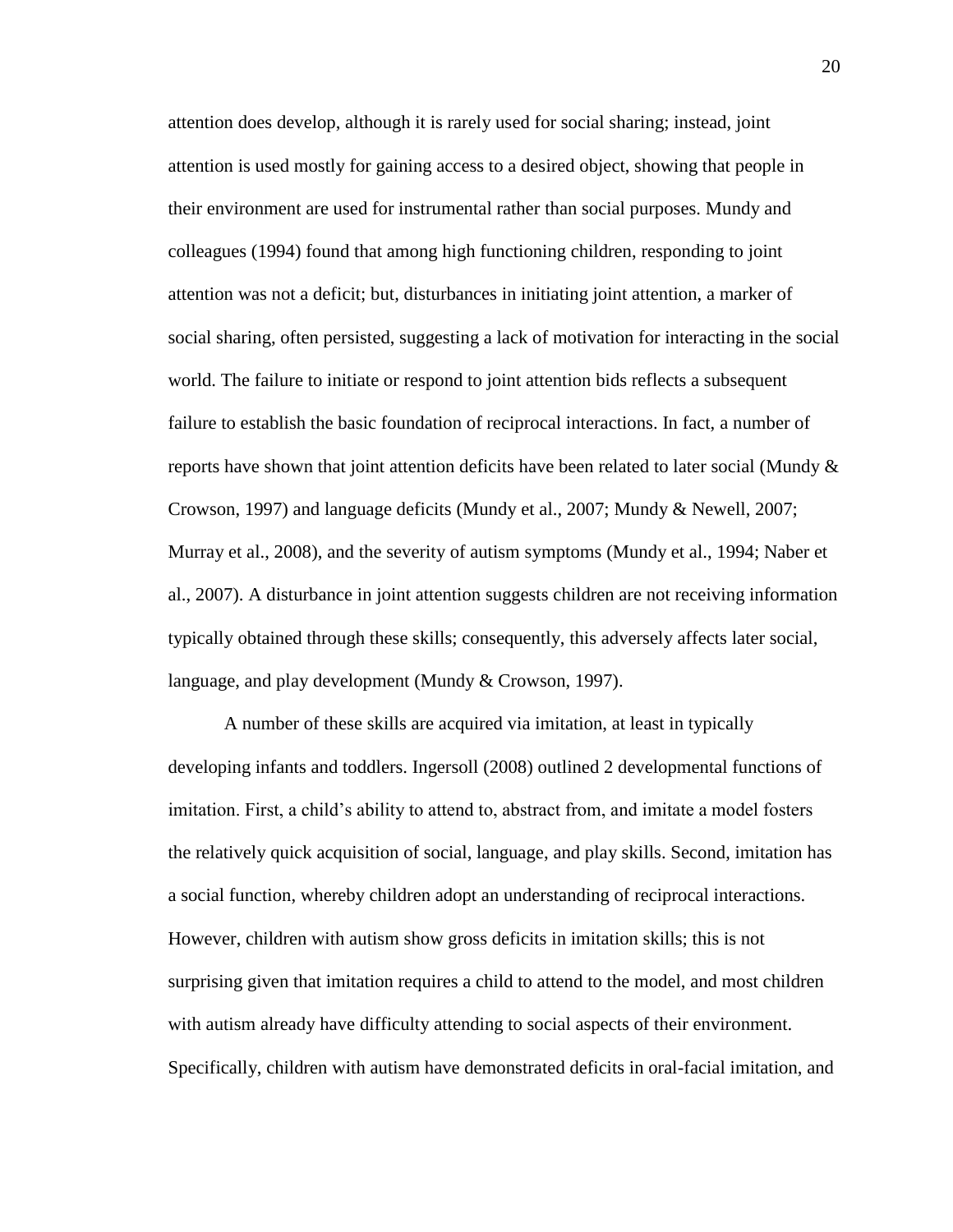attention does develop, although it is rarely used for social sharing; instead, joint attention is used mostly for gaining access to a desired object, showing that people in their environment are used for instrumental rather than social purposes. Mundy and colleagues (1994) found that among high functioning children, responding to joint attention was not a deficit; but, disturbances in initiating joint attention, a marker of social sharing, often persisted, suggesting a lack of motivation for interacting in the social world. The failure to initiate or respond to joint attention bids reflects a subsequent failure to establish the basic foundation of reciprocal interactions. In fact, a number of reports have shown that joint attention deficits have been related to later social (Mundy & Crowson, 1997) and language deficits (Mundy et al., 2007; Mundy & Newell, 2007; Murray et al., 2008), and the severity of autism symptoms (Mundy et al., 1994; Naber et al., 2007). A disturbance in joint attention suggests children are not receiving information typically obtained through these skills; consequently, this adversely affects later social, language, and play development (Mundy & Crowson, 1997).

A number of these skills are acquired via imitation, at least in typically developing infants and toddlers. Ingersoll (2008) outlined 2 developmental functions of imitation. First, a child's ability to attend to, abstract from, and imitate a model fosters the relatively quick acquisition of social, language, and play skills. Second, imitation has a social function, whereby children adopt an understanding of reciprocal interactions. However, children with autism show gross deficits in imitation skills; this is not surprising given that imitation requires a child to attend to the model, and most children with autism already have difficulty attending to social aspects of their environment. Specifically, children with autism have demonstrated deficits in oral-facial imitation, and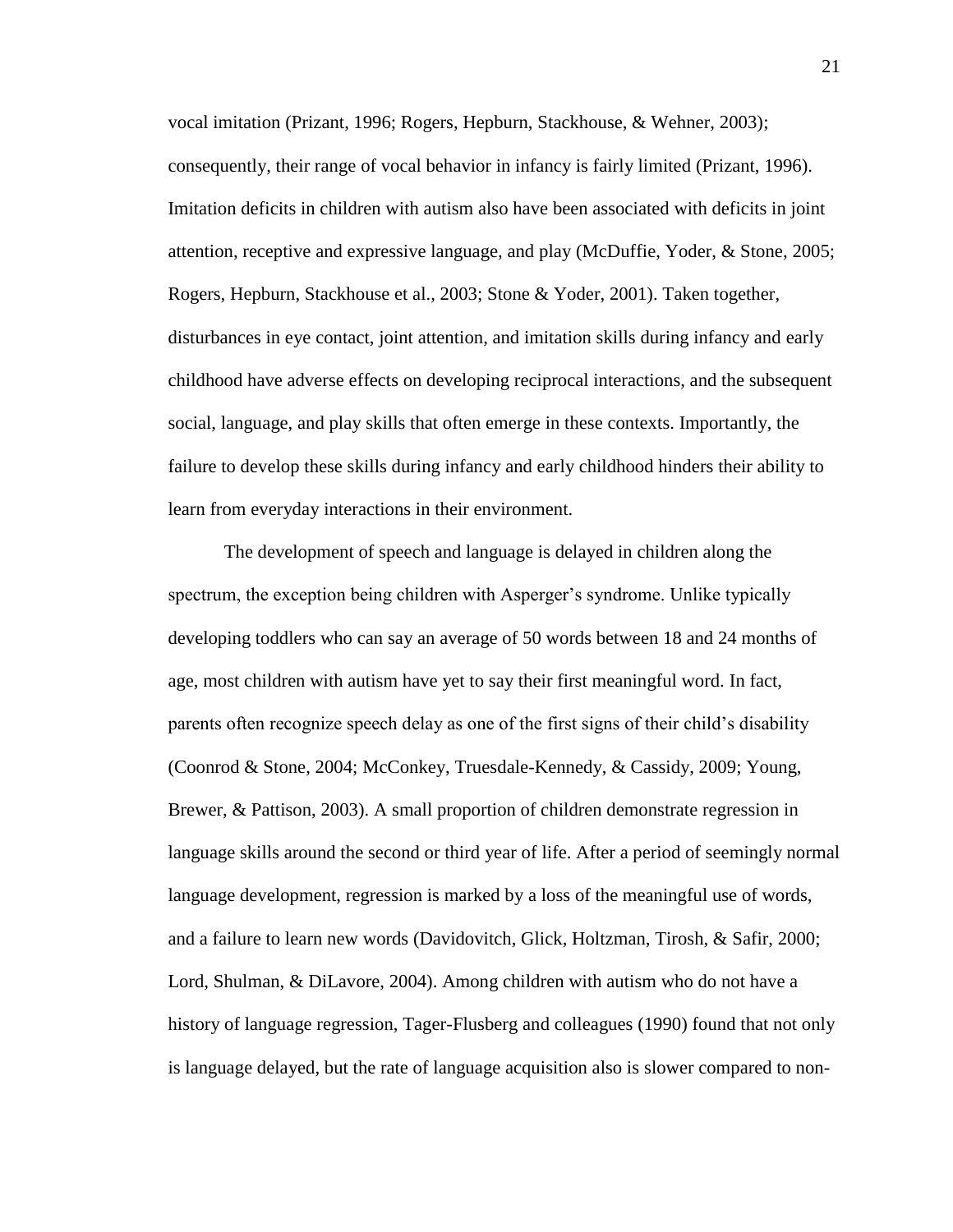vocal imitation (Prizant, 1996; Rogers, Hepburn, Stackhouse, & Wehner, 2003); consequently, their range of vocal behavior in infancy is fairly limited (Prizant, 1996). Imitation deficits in children with autism also have been associated with deficits in joint attention, receptive and expressive language, and play (McDuffie, Yoder, & Stone, 2005; Rogers, Hepburn, Stackhouse et al., 2003; Stone & Yoder, 2001). Taken together, disturbances in eye contact, joint attention, and imitation skills during infancy and early childhood have adverse effects on developing reciprocal interactions, and the subsequent social, language, and play skills that often emerge in these contexts. Importantly, the failure to develop these skills during infancy and early childhood hinders their ability to learn from everyday interactions in their environment.

The development of speech and language is delayed in children along the spectrum, the exception being children with Asperger's syndrome. Unlike typically developing toddlers who can say an average of 50 words between 18 and 24 months of age, most children with autism have yet to say their first meaningful word. In fact, parents often recognize speech delay as one of the first signs of their child's disability (Coonrod & Stone, 2004; McConkey, Truesdale-Kennedy, & Cassidy, 2009; Young, Brewer, & Pattison, 2003). A small proportion of children demonstrate regression in language skills around the second or third year of life. After a period of seemingly normal language development, regression is marked by a loss of the meaningful use of words, and a failure to learn new words (Davidovitch, Glick, Holtzman, Tirosh, & Safir, 2000; Lord, Shulman, & DiLavore, 2004). Among children with autism who do not have a history of language regression, Tager-Flusberg and colleagues (1990) found that not only is language delayed, but the rate of language acquisition also is slower compared to non-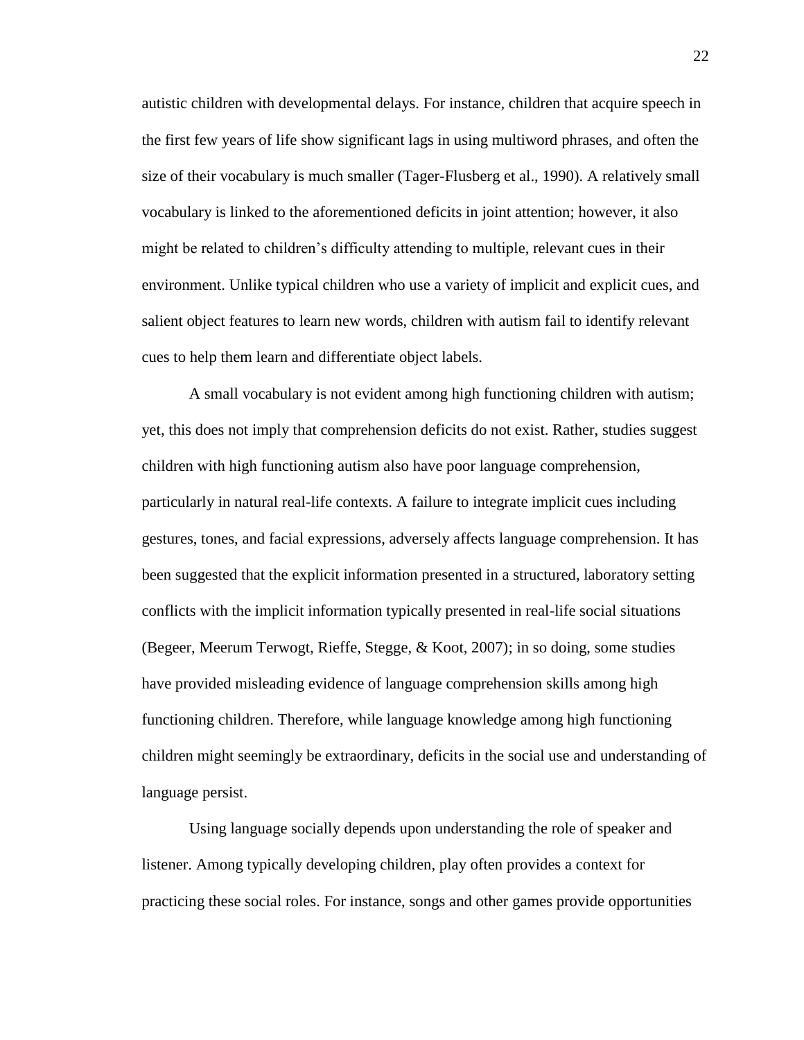autistic children with developmental delays. For instance, children that acquire speech in the first few years of life show significant lags in using multiword phrases, and often the size of their vocabulary is much smaller (Tager-Flusberg et al., 1990). A relatively small vocabulary is linked to the aforementioned deficits in joint attention; however, it also might be related to children's difficulty attending to multiple, relevant cues in their environment. Unlike typical children who use a variety of implicit and explicit cues, and salient object features to learn new words, children with autism fail to identify relevant cues to help them learn and differentiate object labels.

A small vocabulary is not evident among high functioning children with autism; yet, this does not imply that comprehension deficits do not exist. Rather, studies suggest children with high functioning autism also have poor language comprehension, particularly in natural real-life contexts. A failure to integrate implicit cues including gestures, tones, and facial expressions, adversely affects language comprehension. It has been suggested that the explicit information presented in a structured, laboratory setting conflicts with the implicit information typically presented in real-life social situations (Begeer, Meerum Terwogt, Rieffe, Stegge, & Koot, 2007); in so doing, some studies have provided misleading evidence of language comprehension skills among high functioning children. Therefore, while language knowledge among high functioning children might seemingly be extraordinary, deficits in the social use and understanding of language persist.

Using language socially depends upon understanding the role of speaker and listener. Among typically developing children, play often provides a context for practicing these social roles. For instance, songs and other games provide opportunities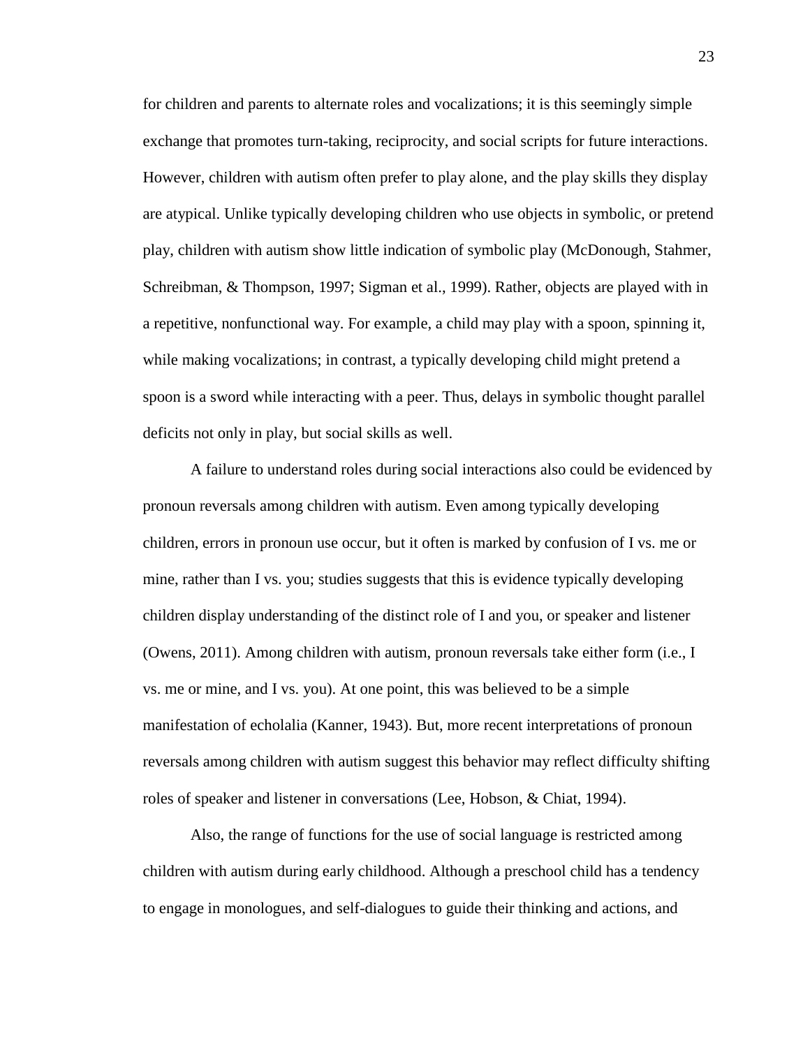for children and parents to alternate roles and vocalizations; it is this seemingly simple exchange that promotes turn-taking, reciprocity, and social scripts for future interactions. However, children with autism often prefer to play alone, and the play skills they display are atypical. Unlike typically developing children who use objects in symbolic, or pretend play, children with autism show little indication of symbolic play (McDonough, Stahmer, Schreibman, & Thompson, 1997; Sigman et al., 1999). Rather, objects are played with in a repetitive, nonfunctional way. For example, a child may play with a spoon, spinning it, while making vocalizations; in contrast, a typically developing child might pretend a spoon is a sword while interacting with a peer. Thus, delays in symbolic thought parallel deficits not only in play, but social skills as well.

A failure to understand roles during social interactions also could be evidenced by pronoun reversals among children with autism. Even among typically developing children, errors in pronoun use occur, but it often is marked by confusion of I vs. me or mine, rather than I vs. you; studies suggests that this is evidence typically developing children display understanding of the distinct role of I and you, or speaker and listener (Owens, 2011). Among children with autism, pronoun reversals take either form (i.e., I vs. me or mine, and I vs. you). At one point, this was believed to be a simple manifestation of echolalia (Kanner, 1943). But, more recent interpretations of pronoun reversals among children with autism suggest this behavior may reflect difficulty shifting roles of speaker and listener in conversations (Lee, Hobson, & Chiat, 1994).

Also, the range of functions for the use of social language is restricted among children with autism during early childhood. Although a preschool child has a tendency to engage in monologues, and self-dialogues to guide their thinking and actions, and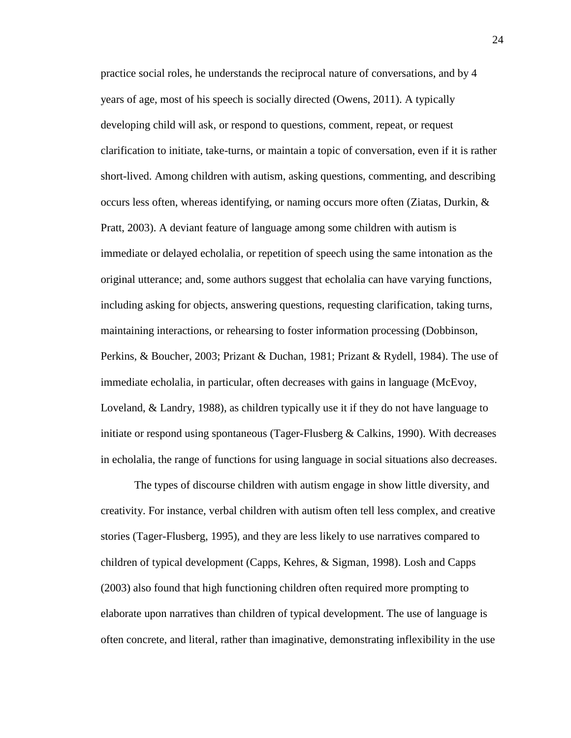practice social roles, he understands the reciprocal nature of conversations, and by 4 years of age, most of his speech is socially directed (Owens, 2011). A typically developing child will ask, or respond to questions, comment, repeat, or request clarification to initiate, take-turns, or maintain a topic of conversation, even if it is rather short-lived. Among children with autism, asking questions, commenting, and describing occurs less often, whereas identifying, or naming occurs more often (Ziatas, Durkin, & Pratt, 2003). A deviant feature of language among some children with autism is immediate or delayed echolalia, or repetition of speech using the same intonation as the original utterance; and, some authors suggest that echolalia can have varying functions, including asking for objects, answering questions, requesting clarification, taking turns, maintaining interactions, or rehearsing to foster information processing (Dobbinson, Perkins, & Boucher, 2003; Prizant & Duchan, 1981; Prizant & Rydell, 1984). The use of immediate echolalia, in particular, often decreases with gains in language (McEvoy, Loveland, & Landry, 1988), as children typically use it if they do not have language to initiate or respond using spontaneous (Tager-Flusberg & Calkins, 1990). With decreases in echolalia, the range of functions for using language in social situations also decreases.

The types of discourse children with autism engage in show little diversity, and creativity. For instance, verbal children with autism often tell less complex, and creative stories (Tager-Flusberg, 1995), and they are less likely to use narratives compared to children of typical development (Capps, Kehres, & Sigman, 1998). Losh and Capps (2003) also found that high functioning children often required more prompting to elaborate upon narratives than children of typical development. The use of language is often concrete, and literal, rather than imaginative, demonstrating inflexibility in the use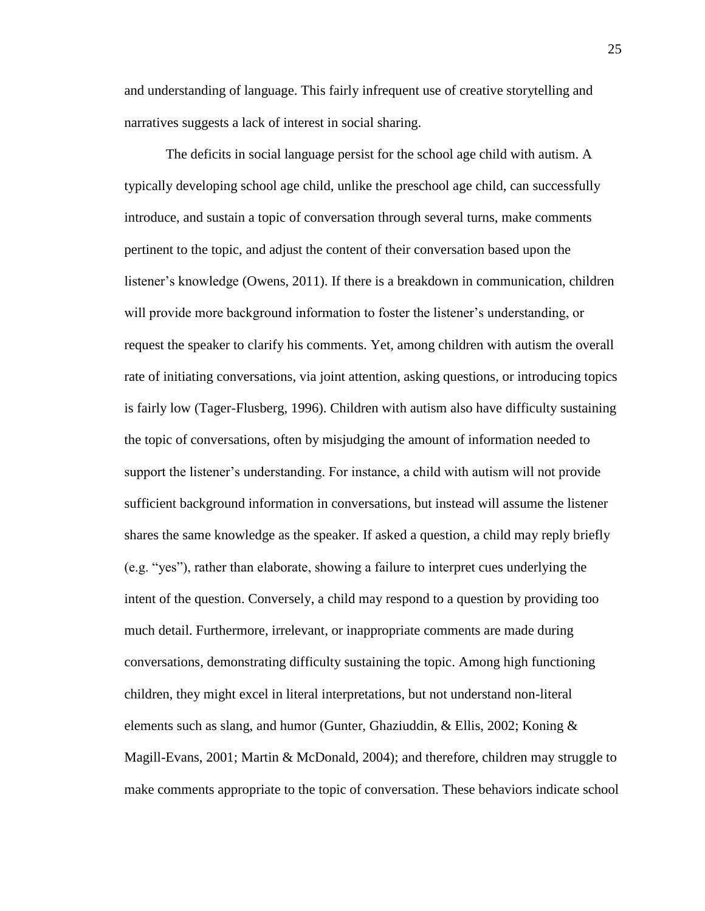and understanding of language. This fairly infrequent use of creative storytelling and narratives suggests a lack of interest in social sharing.

The deficits in social language persist for the school age child with autism. A typically developing school age child, unlike the preschool age child, can successfully introduce, and sustain a topic of conversation through several turns, make comments pertinent to the topic, and adjust the content of their conversation based upon the listener's knowledge (Owens, 2011). If there is a breakdown in communication, children will provide more background information to foster the listener's understanding, or request the speaker to clarify his comments. Yet, among children with autism the overall rate of initiating conversations, via joint attention, asking questions, or introducing topics is fairly low (Tager-Flusberg, 1996). Children with autism also have difficulty sustaining the topic of conversations, often by misjudging the amount of information needed to support the listener's understanding. For instance, a child with autism will not provide sufficient background information in conversations, but instead will assume the listener shares the same knowledge as the speaker. If asked a question, a child may reply briefly (e.g. "yes"), rather than elaborate, showing a failure to interpret cues underlying the intent of the question. Conversely, a child may respond to a question by providing too much detail. Furthermore, irrelevant, or inappropriate comments are made during conversations, demonstrating difficulty sustaining the topic. Among high functioning children, they might excel in literal interpretations, but not understand non-literal elements such as slang, and humor (Gunter, Ghaziuddin, & Ellis, 2002; Koning & Magill-Evans, 2001; Martin & McDonald, 2004); and therefore, children may struggle to make comments appropriate to the topic of conversation. These behaviors indicate school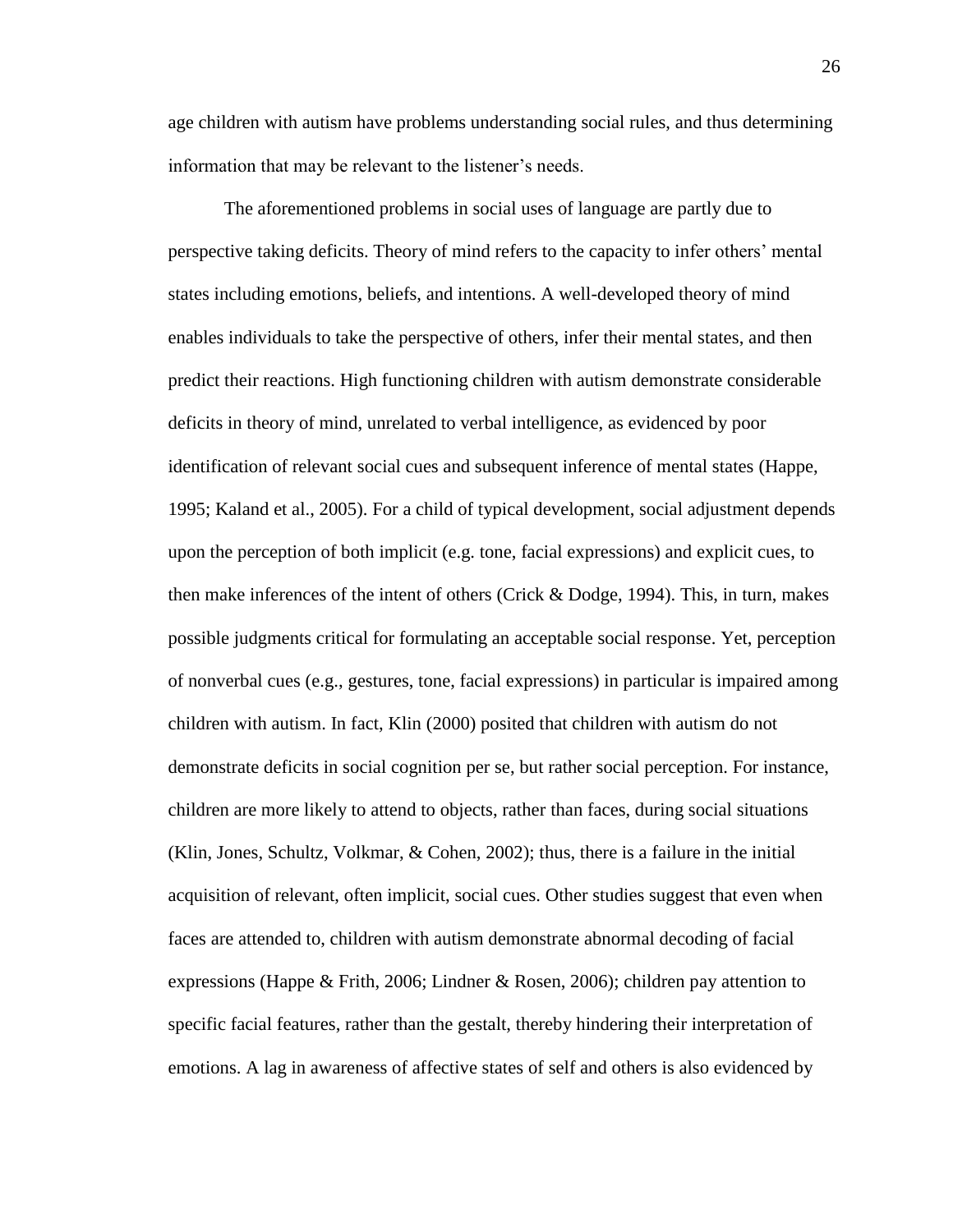age children with autism have problems understanding social rules, and thus determining information that may be relevant to the listener's needs.

The aforementioned problems in social uses of language are partly due to perspective taking deficits. Theory of mind refers to the capacity to infer others' mental states including emotions, beliefs, and intentions. A well-developed theory of mind enables individuals to take the perspective of others, infer their mental states, and then predict their reactions. High functioning children with autism demonstrate considerable deficits in theory of mind, unrelated to verbal intelligence, as evidenced by poor identification of relevant social cues and subsequent inference of mental states (Happe, 1995; Kaland et al., 2005). For a child of typical development, social adjustment depends upon the perception of both implicit (e.g. tone, facial expressions) and explicit cues, to then make inferences of the intent of others (Crick & Dodge, 1994). This, in turn, makes possible judgments critical for formulating an acceptable social response. Yet, perception of nonverbal cues (e.g., gestures, tone, facial expressions) in particular is impaired among children with autism. In fact, Klin (2000) posited that children with autism do not demonstrate deficits in social cognition per se, but rather social perception. For instance, children are more likely to attend to objects, rather than faces, during social situations (Klin, Jones, Schultz, Volkmar, & Cohen, 2002); thus, there is a failure in the initial acquisition of relevant, often implicit, social cues. Other studies suggest that even when faces are attended to, children with autism demonstrate abnormal decoding of facial expressions (Happe & Frith, 2006; Lindner & Rosen, 2006); children pay attention to specific facial features, rather than the gestalt, thereby hindering their interpretation of emotions. A lag in awareness of affective states of self and others is also evidenced by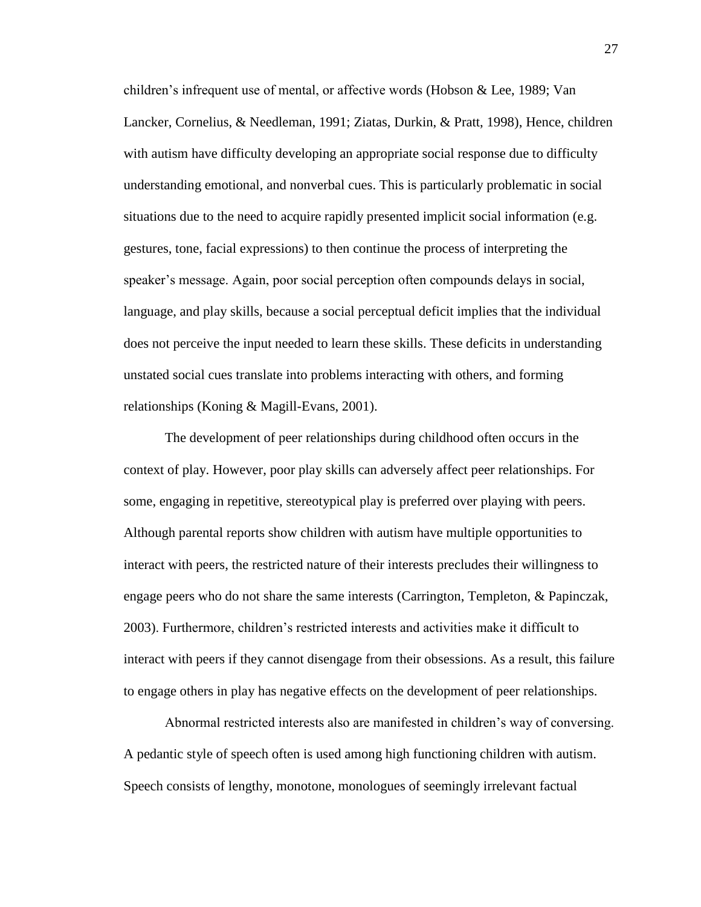children's infrequent use of mental, or affective words (Hobson & Lee, 1989; Van Lancker, Cornelius, & Needleman, 1991; Ziatas, Durkin, & Pratt, 1998), Hence, children with autism have difficulty developing an appropriate social response due to difficulty understanding emotional, and nonverbal cues. This is particularly problematic in social situations due to the need to acquire rapidly presented implicit social information (e.g. gestures, tone, facial expressions) to then continue the process of interpreting the speaker's message. Again, poor social perception often compounds delays in social, language, and play skills, because a social perceptual deficit implies that the individual does not perceive the input needed to learn these skills. These deficits in understanding unstated social cues translate into problems interacting with others, and forming relationships (Koning & Magill-Evans, 2001).

The development of peer relationships during childhood often occurs in the context of play. However, poor play skills can adversely affect peer relationships. For some, engaging in repetitive, stereotypical play is preferred over playing with peers. Although parental reports show children with autism have multiple opportunities to interact with peers, the restricted nature of their interests precludes their willingness to engage peers who do not share the same interests (Carrington, Templeton, & Papinczak, 2003). Furthermore, children's restricted interests and activities make it difficult to interact with peers if they cannot disengage from their obsessions. As a result, this failure to engage others in play has negative effects on the development of peer relationships.

Abnormal restricted interests also are manifested in children's way of conversing. A pedantic style of speech often is used among high functioning children with autism. Speech consists of lengthy, monotone, monologues of seemingly irrelevant factual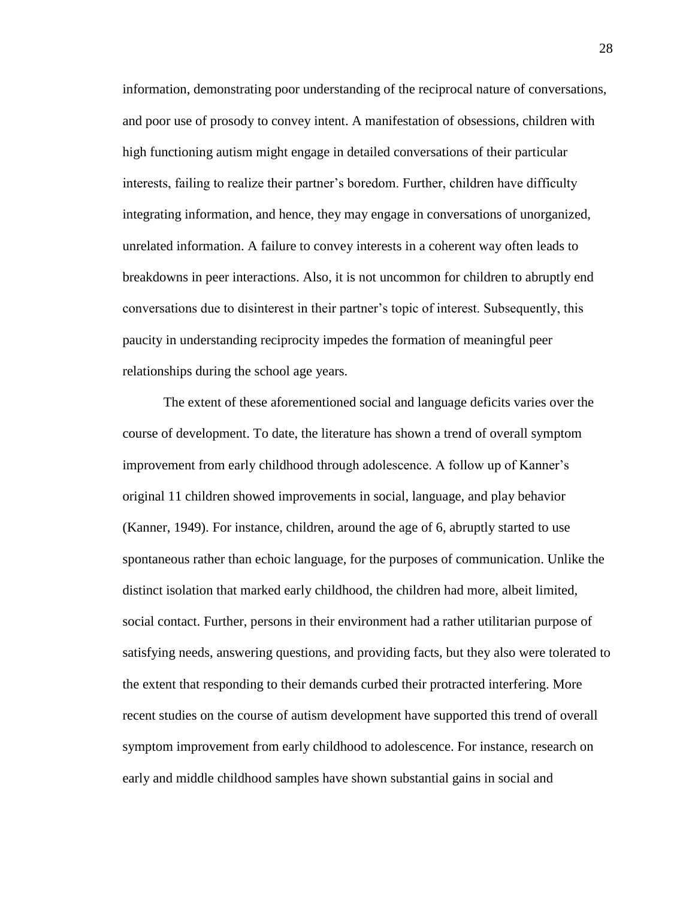information, demonstrating poor understanding of the reciprocal nature of conversations, and poor use of prosody to convey intent. A manifestation of obsessions, children with high functioning autism might engage in detailed conversations of their particular interests, failing to realize their partner's boredom. Further, children have difficulty integrating information, and hence, they may engage in conversations of unorganized, unrelated information. A failure to convey interests in a coherent way often leads to breakdowns in peer interactions. Also, it is not uncommon for children to abruptly end conversations due to disinterest in their partner's topic of interest. Subsequently, this paucity in understanding reciprocity impedes the formation of meaningful peer relationships during the school age years.

The extent of these aforementioned social and language deficits varies over the course of development. To date, the literature has shown a trend of overall symptom improvement from early childhood through adolescence. A follow up of Kanner's original 11 children showed improvements in social, language, and play behavior (Kanner, 1949). For instance, children, around the age of 6, abruptly started to use spontaneous rather than echoic language, for the purposes of communication. Unlike the distinct isolation that marked early childhood, the children had more, albeit limited, social contact. Further, persons in their environment had a rather utilitarian purpose of satisfying needs, answering questions, and providing facts, but they also were tolerated to the extent that responding to their demands curbed their protracted interfering. More recent studies on the course of autism development have supported this trend of overall symptom improvement from early childhood to adolescence. For instance, research on early and middle childhood samples have shown substantial gains in social and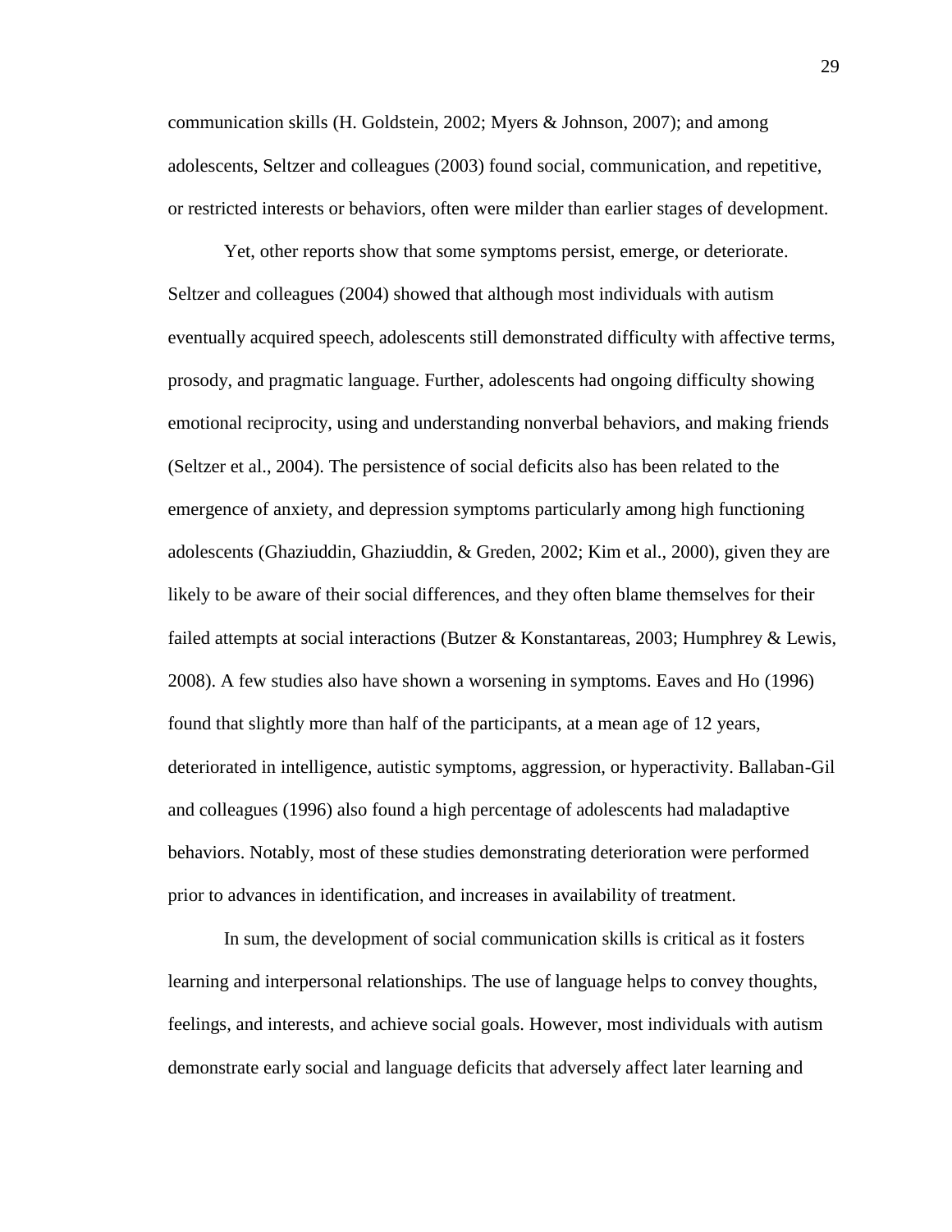communication skills (H. Goldstein, 2002; Myers & Johnson, 2007); and among adolescents, Seltzer and colleagues (2003) found social, communication, and repetitive, or restricted interests or behaviors, often were milder than earlier stages of development.

Yet, other reports show that some symptoms persist, emerge, or deteriorate. Seltzer and colleagues (2004) showed that although most individuals with autism eventually acquired speech, adolescents still demonstrated difficulty with affective terms, prosody, and pragmatic language. Further, adolescents had ongoing difficulty showing emotional reciprocity, using and understanding nonverbal behaviors, and making friends (Seltzer et al., 2004). The persistence of social deficits also has been related to the emergence of anxiety, and depression symptoms particularly among high functioning adolescents (Ghaziuddin, Ghaziuddin, & Greden, 2002; Kim et al., 2000), given they are likely to be aware of their social differences, and they often blame themselves for their failed attempts at social interactions (Butzer & Konstantareas, 2003; Humphrey & Lewis, 2008). A few studies also have shown a worsening in symptoms. Eaves and Ho (1996) found that slightly more than half of the participants, at a mean age of 12 years, deteriorated in intelligence, autistic symptoms, aggression, or hyperactivity. Ballaban-Gil and colleagues (1996) also found a high percentage of adolescents had maladaptive behaviors. Notably, most of these studies demonstrating deterioration were performed prior to advances in identification, and increases in availability of treatment.

In sum, the development of social communication skills is critical as it fosters learning and interpersonal relationships. The use of language helps to convey thoughts, feelings, and interests, and achieve social goals. However, most individuals with autism demonstrate early social and language deficits that adversely affect later learning and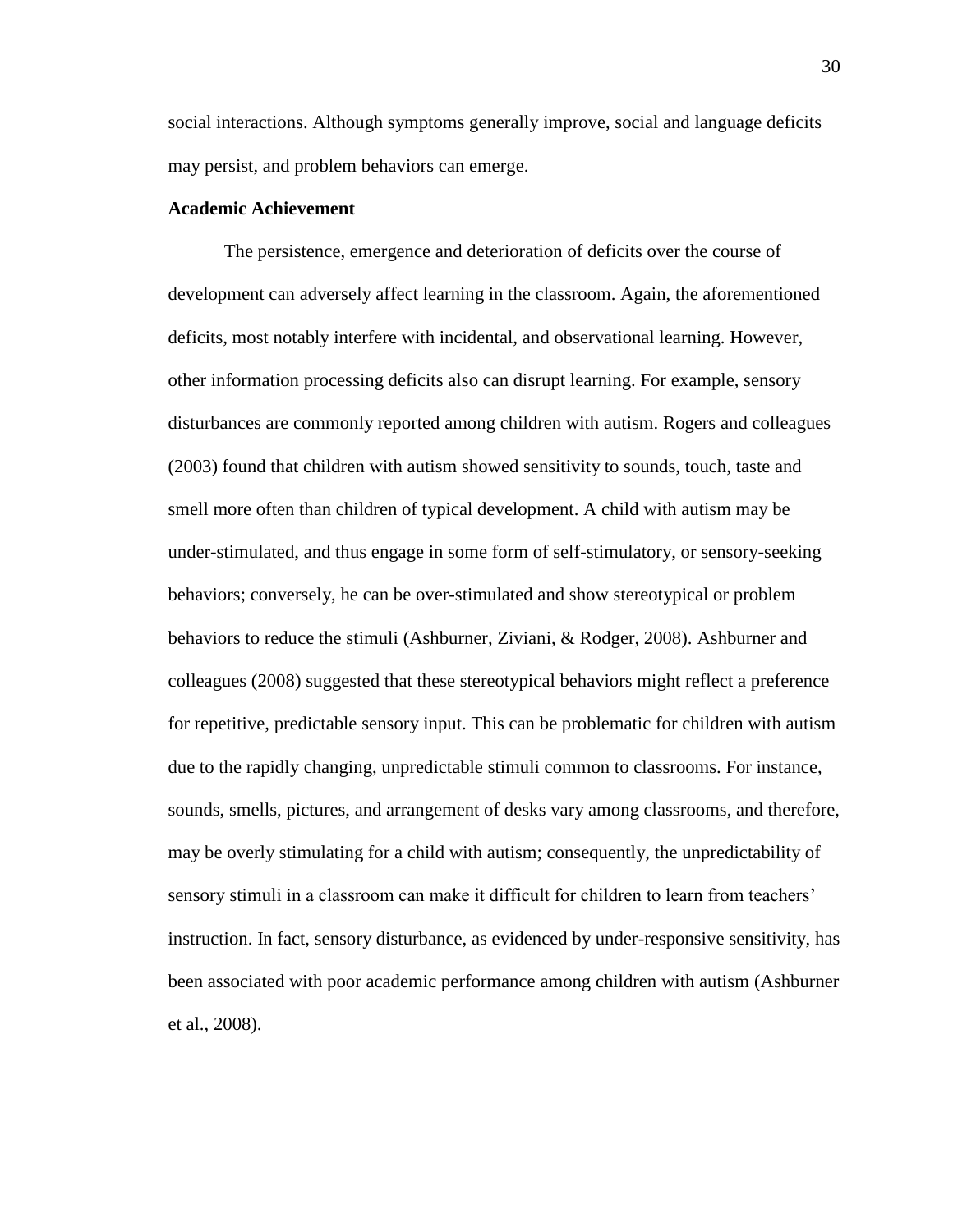social interactions. Although symptoms generally improve, social and language deficits may persist, and problem behaviors can emerge.

**Academic Achievement**

The persistence, emergence and deterioration of deficits over the course of development can adversely affect learning in the classroom. Again, the aforementioned deficits, most notably interfere with incidental, and observational learning. However, other information processing deficits also can disrupt learning. For example, sensory disturbances are commonly reported among children with autism. Rogers and colleagues (2003) found that children with autism showed sensitivity to sounds, touch, taste and smell more often than children of typical development. A child with autism may be under-stimulated, and thus engage in some form of self-stimulatory, or sensory-seeking behaviors; conversely, he can be over-stimulated and show stereotypical or problem behaviors to reduce the stimuli (Ashburner, Ziviani, & Rodger, 2008). Ashburner and colleagues (2008) suggested that these stereotypical behaviors might reflect a preference for repetitive, predictable sensory input. This can be problematic for children with autism due to the rapidly changing, unpredictable stimuli common to classrooms. For instance, sounds, smells, pictures, and arrangement of desks vary among classrooms, and therefore, may be overly stimulating for a child with autism; consequently, the unpredictability of sensory stimuli in a classroom can make it difficult for children to learn from teachers' instruction. In fact, sensory disturbance, as evidenced by under-responsive sensitivity, has been associated with poor academic performance among children with autism (Ashburner et al., 2008).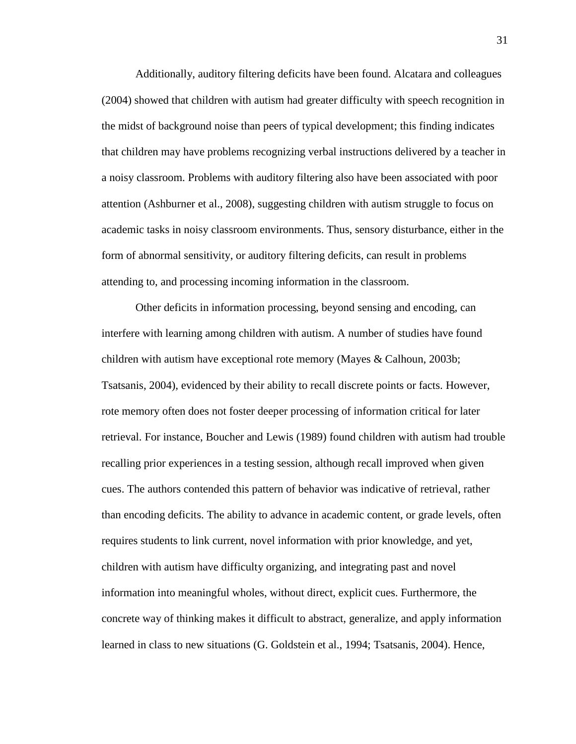Additionally, auditory filtering deficits have been found. Alcatara and colleagues (2004) showed that children with autism had greater difficulty with speech recognition in the midst of background noise than peers of typical development; this finding indicates that children may have problems recognizing verbal instructions delivered by a teacher in a noisy classroom. Problems with auditory filtering also have been associated with poor attention (Ashburner et al., 2008), suggesting children with autism struggle to focus on academic tasks in noisy classroom environments. Thus, sensory disturbance, either in the form of abnormal sensitivity, or auditory filtering deficits, can result in problems attending to, and processing incoming information in the classroom.

Other deficits in information processing, beyond sensing and encoding, can interfere with learning among children with autism. A number of studies have found children with autism have exceptional rote memory (Mayes & Calhoun, 2003b; Tsatsanis, 2004), evidenced by their ability to recall discrete points or facts. However, rote memory often does not foster deeper processing of information critical for later retrieval. For instance, Boucher and Lewis (1989) found children with autism had trouble recalling prior experiences in a testing session, although recall improved when given cues. The authors contended this pattern of behavior was indicative of retrieval, rather than encoding deficits. The ability to advance in academic content, or grade levels, often requires students to link current, novel information with prior knowledge, and yet, children with autism have difficulty organizing, and integrating past and novel information into meaningful wholes, without direct, explicit cues. Furthermore, the concrete way of thinking makes it difficult to abstract, generalize, and apply information learned in class to new situations (G. Goldstein et al., 1994; Tsatsanis, 2004). Hence,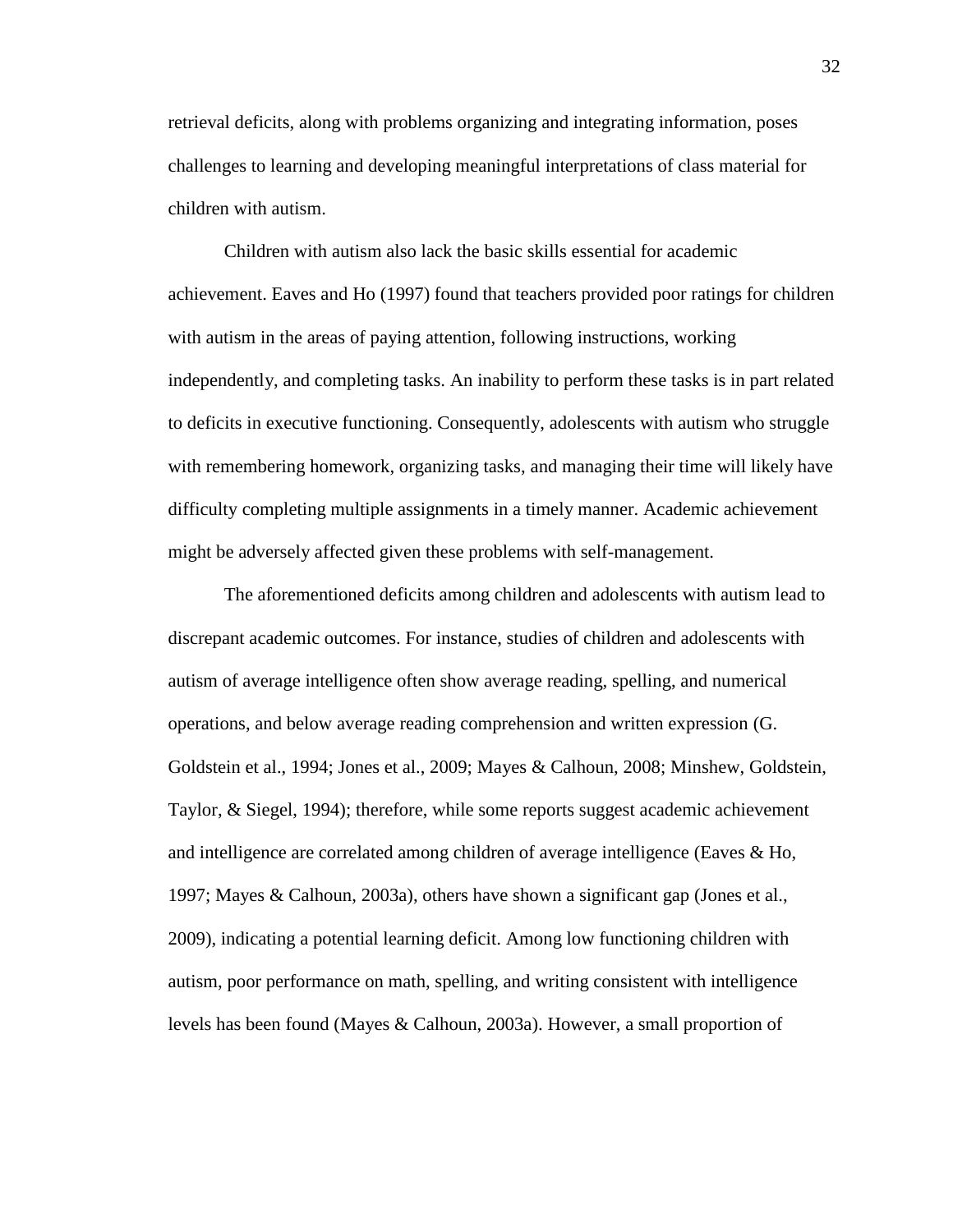retrieval deficits, along with problems organizing and integrating information, poses challenges to learning and developing meaningful interpretations of class material for children with autism.

Children with autism also lack the basic skills essential for academic achievement. Eaves and Ho (1997) found that teachers provided poor ratings for children with autism in the areas of paying attention, following instructions, working independently, and completing tasks. An inability to perform these tasks is in part related to deficits in executive functioning. Consequently, adolescents with autism who struggle with remembering homework, organizing tasks, and managing their time will likely have difficulty completing multiple assignments in a timely manner. Academic achievement might be adversely affected given these problems with self-management.

The aforementioned deficits among children and adolescents with autism lead to discrepant academic outcomes. For instance, studies of children and adolescents with autism of average intelligence often show average reading, spelling, and numerical operations, and below average reading comprehension and written expression (G. Goldstein et al., 1994; Jones et al., 2009; Mayes & Calhoun, 2008; Minshew, Goldstein, Taylor, & Siegel, 1994); therefore, while some reports suggest academic achievement and intelligence are correlated among children of average intelligence (Eaves & Ho, 1997; Mayes & Calhoun, 2003a), others have shown a significant gap (Jones et al., 2009), indicating a potential learning deficit. Among low functioning children with autism, poor performance on math, spelling, and writing consistent with intelligence levels has been found (Mayes & Calhoun, 2003a). However, a small proportion of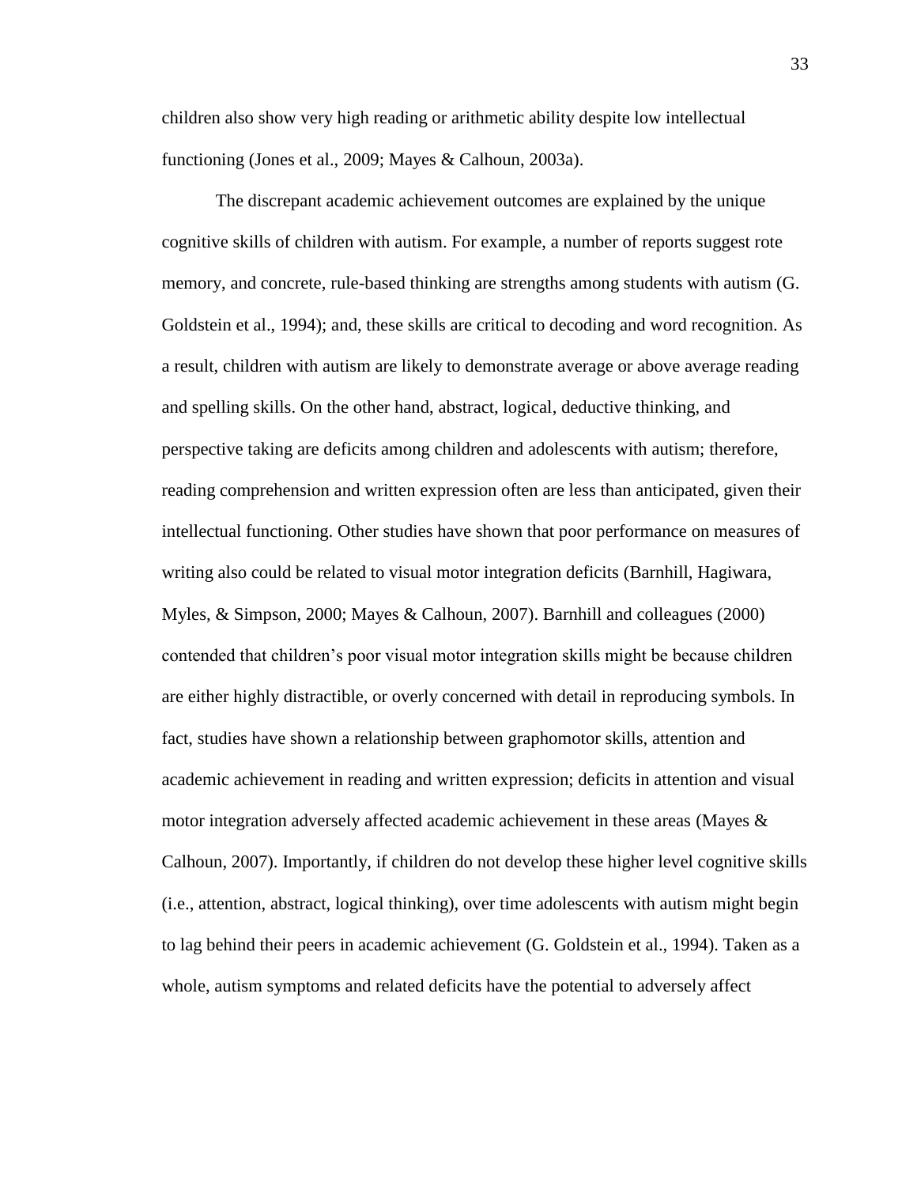children also show very high reading or arithmetic ability despite low intellectual functioning (Jones et al., 2009; Mayes & Calhoun, 2003a).

The discrepant academic achievement outcomes are explained by the unique cognitive skills of children with autism. For example, a number of reports suggest rote memory, and concrete, rule-based thinking are strengths among students with autism (G. Goldstein et al., 1994); and, these skills are critical to decoding and word recognition. As a result, children with autism are likely to demonstrate average or above average reading and spelling skills. On the other hand, abstract, logical, deductive thinking, and perspective taking are deficits among children and adolescents with autism; therefore, reading comprehension and written expression often are less than anticipated, given their intellectual functioning. Other studies have shown that poor performance on measures of writing also could be related to visual motor integration deficits (Barnhill, Hagiwara, Myles, & Simpson, 2000; Mayes & Calhoun, 2007). Barnhill and colleagues (2000) contended that children's poor visual motor integration skills might be because children are either highly distractible, or overly concerned with detail in reproducing symbols. In fact, studies have shown a relationship between graphomotor skills, attention and academic achievement in reading and written expression; deficits in attention and visual motor integration adversely affected academic achievement in these areas (Mayes & Calhoun, 2007). Importantly, if children do not develop these higher level cognitive skills (i.e., attention, abstract, logical thinking), over time adolescents with autism might begin to lag behind their peers in academic achievement (G. Goldstein et al., 1994). Taken as a whole, autism symptoms and related deficits have the potential to adversely affect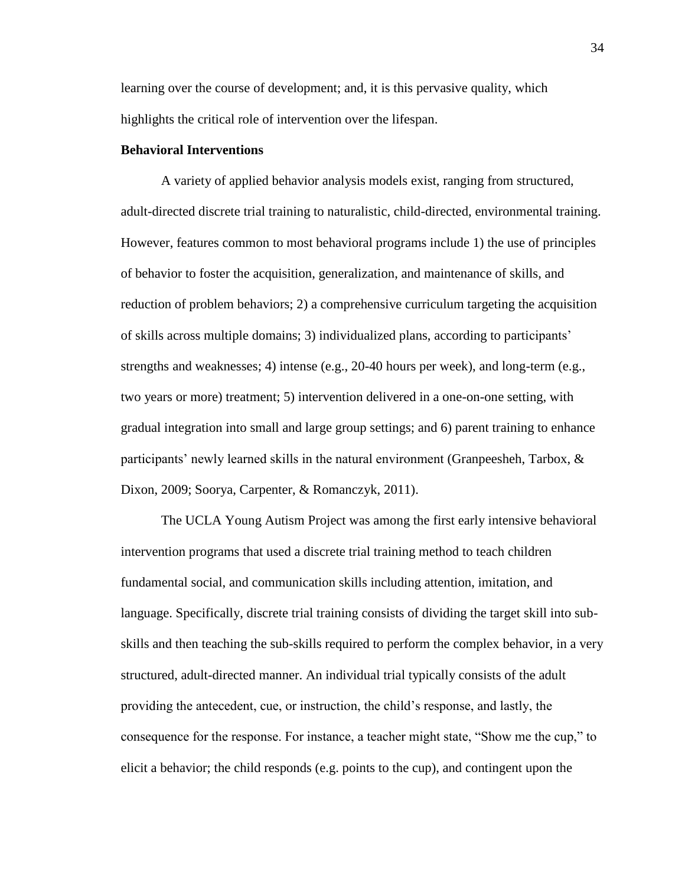learning over the course of development; and, it is this pervasive quality, which highlights the critical role of intervention over the lifespan.

**Behavioral Interventions**

A variety of applied behavior analysis models exist, ranging from structured, adult-directed discrete trial training to naturalistic, child-directed, environmental training. However, features common to most behavioral programs include 1) the use of principles of behavior to foster the acquisition, generalization, and maintenance of skills, and reduction of problem behaviors; 2) a comprehensive curriculum targeting the acquisition of skills across multiple domains; 3) individualized plans, according to participants' strengths and weaknesses; 4) intense (e.g., 20-40 hours per week), and long-term (e.g., two years or more) treatment; 5) intervention delivered in a one-on-one setting, with gradual integration into small and large group settings; and 6) parent training to enhance participants' newly learned skills in the natural environment (Granpeesheh, Tarbox, & Dixon, 2009; Soorya, Carpenter, & Romanczyk, 2011).

The UCLA Young Autism Project was among the first early intensive behavioral intervention programs that used a discrete trial training method to teach children fundamental social, and communication skills including attention, imitation, and language. Specifically, discrete trial training consists of dividing the target skill into sub-skills and then teaching the sub-skills required to perform the complex behavior, in a very structured, adult-directed manner. An individual trial typically consists of the adult providing the antecedent, cue, or instruction, the child's response, and lastly, the consequence for the response. For instance, a teacher might state, "Show me the cup," to elicit a behavior; the child responds (e.g. points to the cup), and contingent upon the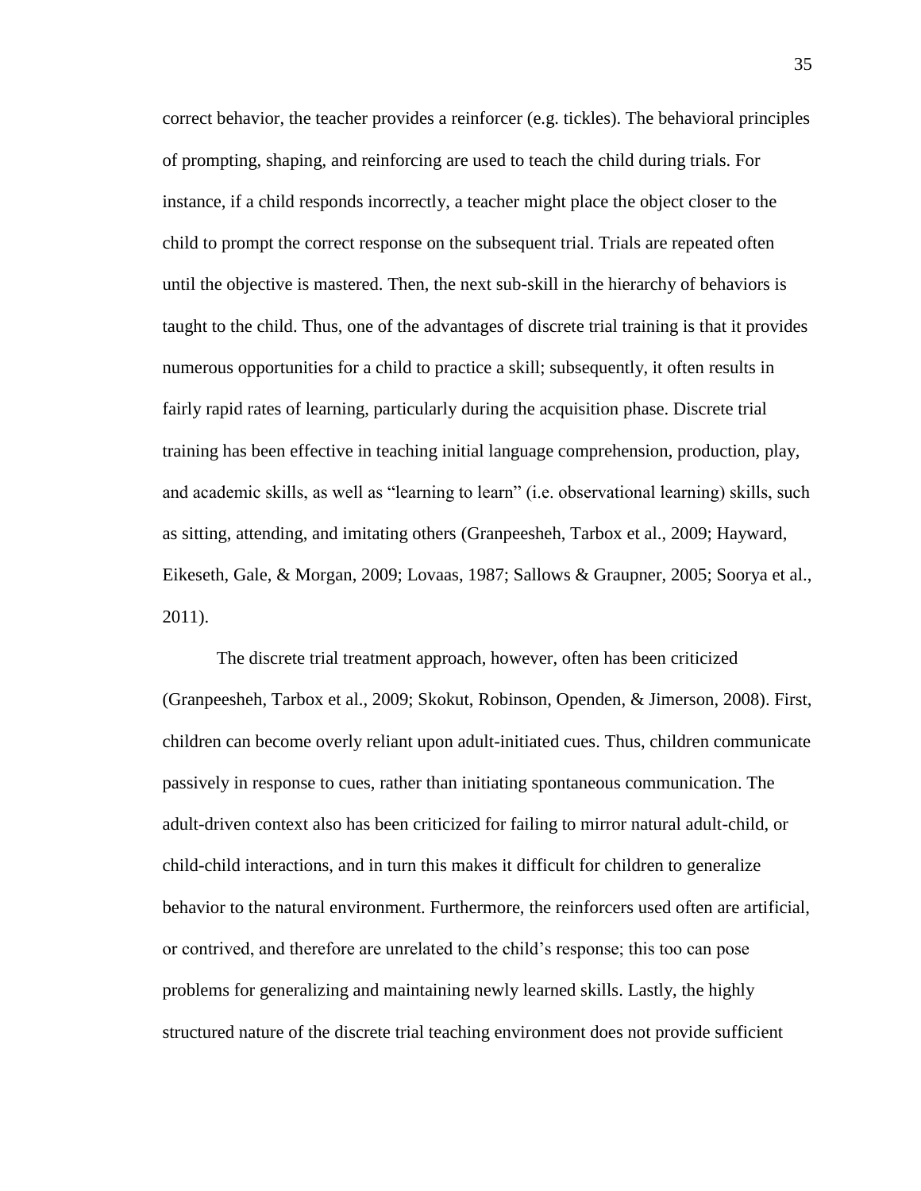correct behavior, the teacher provides a reinforcer (e.g. tickles). The behavioral principles of prompting, shaping, and reinforcing are used to teach the child during trials. For instance, if a child responds incorrectly, a teacher might place the object closer to the child to prompt the correct response on the subsequent trial. Trials are repeated often until the objective is mastered. Then, the next sub-skill in the hierarchy of behaviors is taught to the child. Thus, one of the advantages of discrete trial training is that it provides numerous opportunities for a child to practice a skill; subsequently, it often results in fairly rapid rates of learning, particularly during the acquisition phase. Discrete trial training has been effective in teaching initial language comprehension, production, play, and academic skills, as well as "learning to learn" (i.e. observational learning) skills, such as sitting, attending, and imitating others (Granpeesheh, Tarbox et al., 2009; Hayward, Eikeseth, Gale, & Morgan, 2009; Lovaas, 1987; Sallows & Graupner, 2005; Soorya et al., 2011).

The discrete trial treatment approach, however, often has been criticized (Granpeesheh, Tarbox et al., 2009; Skokut, Robinson, Openden, & Jimerson, 2008). First, children can become overly reliant upon adult-initiated cues. Thus, children communicate passively in response to cues, rather than initiating spontaneous communication. The adult-driven context also has been criticized for failing to mirror natural adult-child, or child-child interactions, and in turn this makes it difficult for children to generalize behavior to the natural environment. Furthermore, the reinforcers used often are artificial, or contrived, and therefore are unrelated to the child's response; this too can pose problems for generalizing and maintaining newly learned skills. Lastly, the highly structured nature of the discrete trial teaching environment does not provide sufficient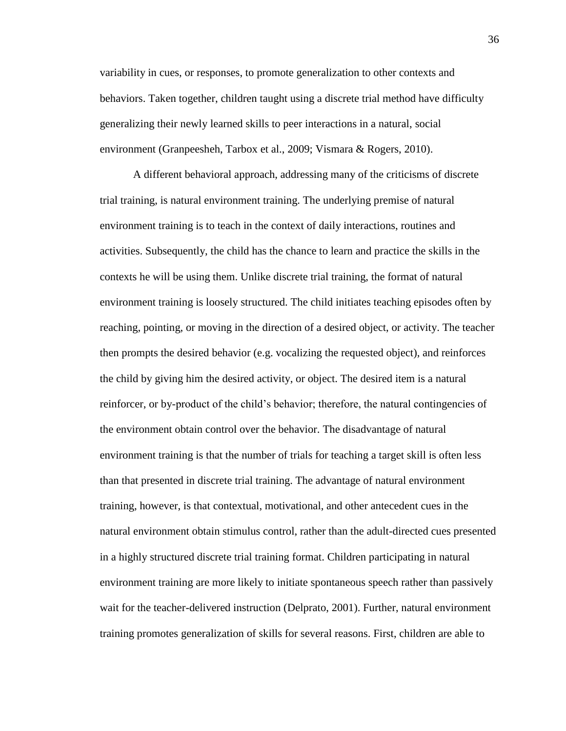variability in cues, or responses, to promote generalization to other contexts and behaviors. Taken together, children taught using a discrete trial method have difficulty generalizing their newly learned skills to peer interactions in a natural, social environment (Granpeesheh, Tarbox et al., 2009; Vismara & Rogers, 2010).

A different behavioral approach, addressing many of the criticisms of discrete trial training, is natural environment training. The underlying premise of natural environment training is to teach in the context of daily interactions, routines and activities. Subsequently, the child has the chance to learn and practice the skills in the contexts he will be using them. Unlike discrete trial training, the format of natural environment training is loosely structured. The child initiates teaching episodes often by reaching, pointing, or moving in the direction of a desired object, or activity. The teacher then prompts the desired behavior (e.g. vocalizing the requested object), and reinforces the child by giving him the desired activity, or object. The desired item is a natural reinforcer, or by-product of the child's behavior; therefore, the natural contingencies of the environment obtain control over the behavior. The disadvantage of natural environment training is that the number of trials for teaching a target skill is often less than that presented in discrete trial training. The advantage of natural environment training, however, is that contextual, motivational, and other antecedent cues in the natural environment obtain stimulus control, rather than the adult-directed cues presented in a highly structured discrete trial training format. Children participating in natural environment training are more likely to initiate spontaneous speech rather than passively wait for the teacher-delivered instruction (Delprato, 2001). Further, natural environment training promotes generalization of skills for several reasons. First, children are able to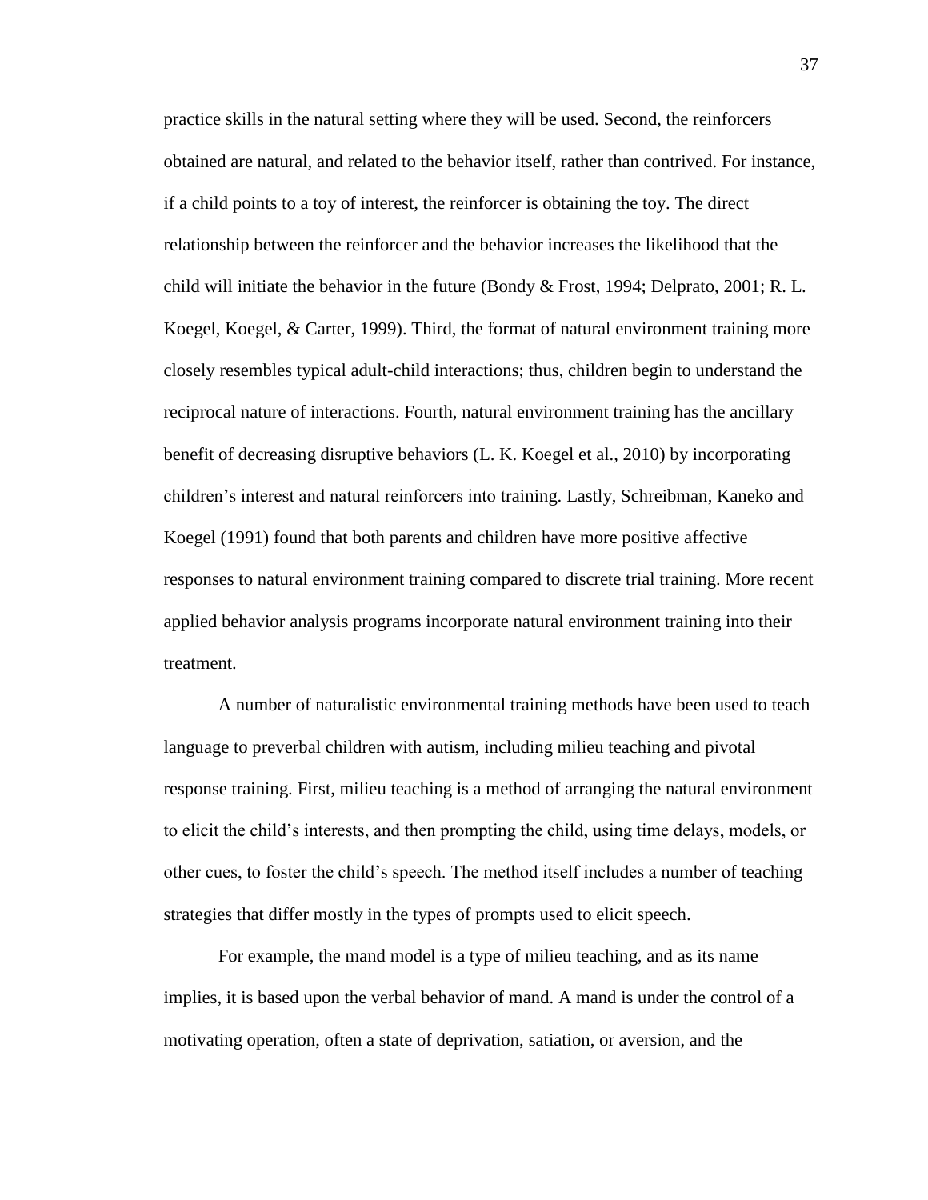practice skills in the natural setting where they will be used. Second, the reinforcers obtained are natural, and related to the behavior itself, rather than contrived. For instance, if a child points to a toy of interest, the reinforcer is obtaining the toy. The direct relationship between the reinforcer and the behavior increases the likelihood that the child will initiate the behavior in the future (Bondy & Frost, 1994; Delprato, 2001; R. L. Koegel, Koegel, & Carter, 1999). Third, the format of natural environment training more closely resembles typical adult-child interactions; thus, children begin to understand the reciprocal nature of interactions. Fourth, natural environment training has the ancillary benefit of decreasing disruptive behaviors (L. K. Koegel et al., 2010) by incorporating children's interest and natural reinforcers into training. Lastly, Schreibman, Kaneko and Koegel (1991) found that both parents and children have more positive affective responses to natural environment training compared to discrete trial training. More recent applied behavior analysis programs incorporate natural environment training into their treatment.

A number of naturalistic environmental training methods have been used to teach language to preverbal children with autism, including milieu teaching and pivotal response training. First, milieu teaching is a method of arranging the natural environment to elicit the child's interests, and then prompting the child, using time delays, models, or other cues, to foster the child's speech. The method itself includes a number of teaching strategies that differ mostly in the types of prompts used to elicit speech.

For example, the mand model is a type of milieu teaching, and as its name implies, it is based upon the verbal behavior of mand. A mand is under the control of a motivating operation, often a state of deprivation, satiation, or aversion, and the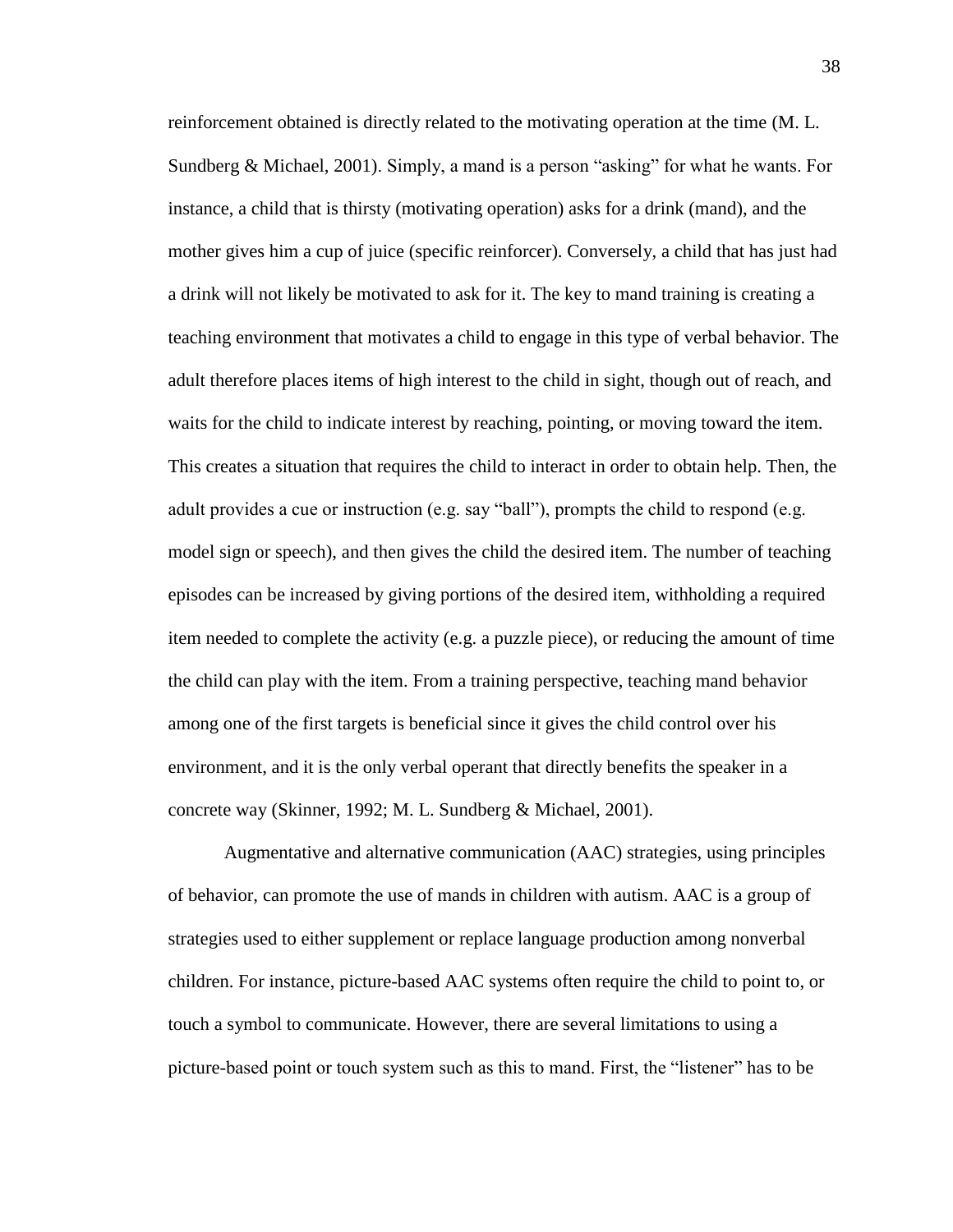reinforcement obtained is directly related to the motivating operation at the time (M. L. Sundberg & Michael, 2001). Simply, a mand is a person "asking" for what he wants. For instance, a child that is thirsty (motivating operation) asks for a drink (mand), and the mother gives him a cup of juice (specific reinforcer). Conversely, a child that has just had a drink will not likely be motivated to ask for it. The key to mand training is creating a teaching environment that motivates a child to engage in this type of verbal behavior. The adult therefore places items of high interest to the child in sight, though out of reach, and waits for the child to indicate interest by reaching, pointing, or moving toward the item. This creates a situation that requires the child to interact in order to obtain help. Then, the adult provides a cue or instruction (e.g. say "ball"), prompts the child to respond (e.g. model sign or speech), and then gives the child the desired item. The number of teaching episodes can be increased by giving portions of the desired item, withholding a required item needed to complete the activity (e.g. a puzzle piece), or reducing the amount of time the child can play with the item. From a training perspective, teaching mand behavior among one of the first targets is beneficial since it gives the child control over his environment, and it is the only verbal operant that directly benefits the speaker in a concrete way (Skinner, 1992; M. L. Sundberg & Michael, 2001).

Augmentative and alternative communication (AAC) strategies, using principles of behavior, can promote the use of mands in children with autism. AAC is a group of strategies used to either supplement or replace language production among nonverbal children. For instance, picture-based AAC systems often require the child to point to, or touch a symbol to communicate. However, there are several limitations to using a picture-based point or touch system such as this to mand. First, the "listener" has to be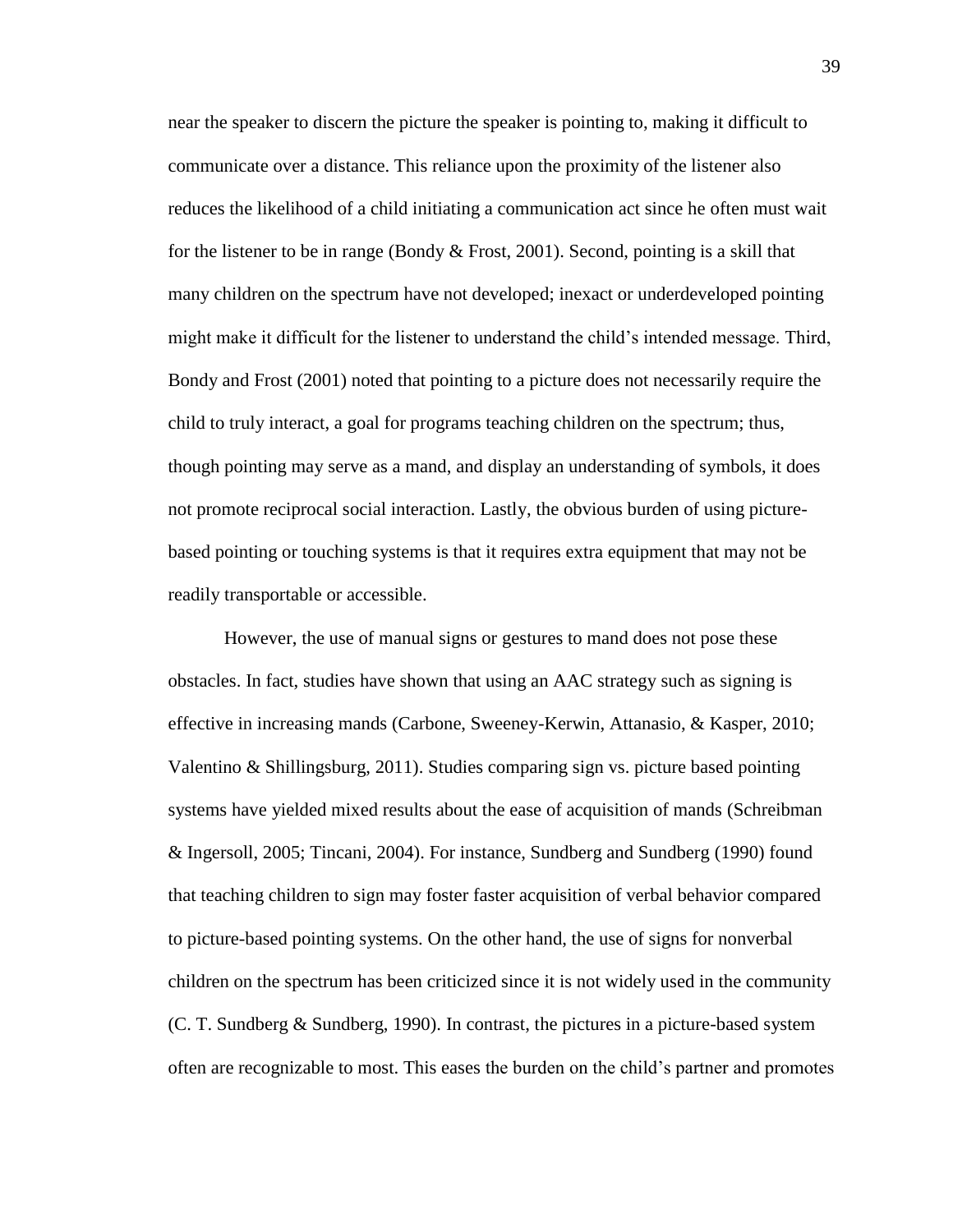near the speaker to discern the picture the speaker is pointing to, making it difficult to communicate over a distance. This reliance upon the proximity of the listener also reduces the likelihood of a child initiating a communication act since he often must wait for the listener to be in range (Bondy & Frost, 2001). Second, pointing is a skill that many children on the spectrum have not developed; inexact or underdeveloped pointing might make it difficult for the listener to understand the child's intended message. Third, Bondy and Frost (2001) noted that pointing to a picture does not necessarily require the child to truly interact, a goal for programs teaching children on the spectrum; thus, though pointing may serve as a mand, and display an understanding of symbols, it does not promote reciprocal social interaction. Lastly, the obvious burden of using picture-based pointing or touching systems is that it requires extra equipment that may not be readily transportable or accessible.

However, the use of manual signs or gestures to mand does not pose these obstacles. In fact, studies have shown that using an AAC strategy such as signing is effective in increasing mands (Carbone, Sweeney-Kerwin, Attanasio, & Kasper, 2010; Valentino & Shillingsburg, 2011). Studies comparing sign vs. picture based pointing systems have yielded mixed results about the ease of acquisition of mands (Schreibman & Ingersoll, 2005; Tincani, 2004). For instance, Sundberg and Sundberg (1990) found that teaching children to sign may foster faster acquisition of verbal behavior compared to picture-based pointing systems. On the other hand, the use of signs for nonverbal children on the spectrum has been criticized since it is not widely used in the community (C. T. Sundberg & Sundberg, 1990). In contrast, the pictures in a picture-based system often are recognizable to most. This eases the burden on the child's partner and promotes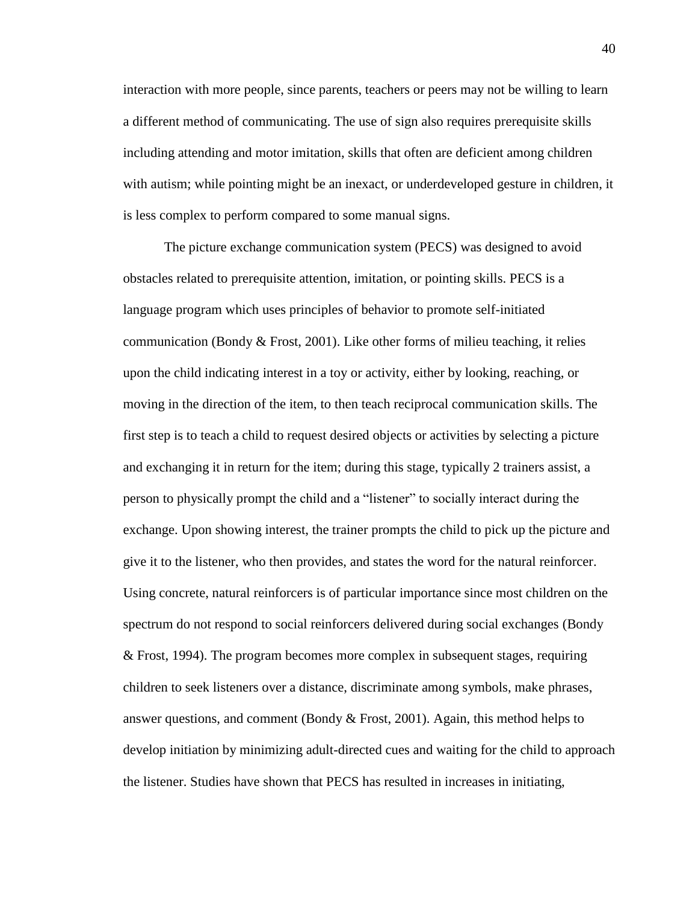interaction with more people, since parents, teachers or peers may not be willing to learn a different method of communicating. The use of sign also requires prerequisite skills including attending and motor imitation, skills that often are deficient among children with autism; while pointing might be an inexact, or underdeveloped gesture in children, it is less complex to perform compared to some manual signs.

The picture exchange communication system (PECS) was designed to avoid obstacles related to prerequisite attention, imitation, or pointing skills. PECS is a language program which uses principles of behavior to promote self-initiated communication (Bondy & Frost, 2001). Like other forms of milieu teaching, it relies upon the child indicating interest in a toy or activity, either by looking, reaching, or moving in the direction of the item, to then teach reciprocal communication skills. The first step is to teach a child to request desired objects or activities by selecting a picture and exchanging it in return for the item; during this stage, typically 2 trainers assist, a person to physically prompt the child and a "listener" to socially interact during the exchange. Upon showing interest, the trainer prompts the child to pick up the picture and give it to the listener, who then provides, and states the word for the natural reinforcer. Using concrete, natural reinforcers is of particular importance since most children on the spectrum do not respond to social reinforcers delivered during social exchanges (Bondy & Frost, 1994). The program becomes more complex in subsequent stages, requiring children to seek listeners over a distance, discriminate among symbols, make phrases, answer questions, and comment (Bondy & Frost, 2001). Again, this method helps to develop initiation by minimizing adult-directed cues and waiting for the child to approach the listener. Studies have shown that PECS has resulted in increases in initiating,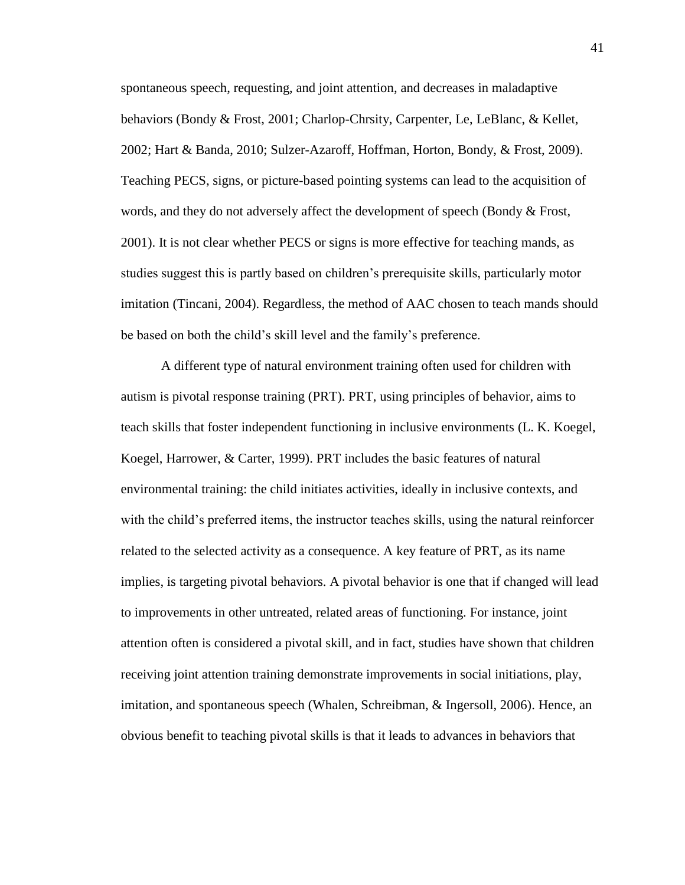spontaneous speech, requesting, and joint attention, and decreases in maladaptive behaviors (Bondy & Frost, 2001; Charlop-Chrsity, Carpenter, Le, LeBlanc, & Kellet, 2002; Hart & Banda, 2010; Sulzer-Azaroff, Hoffman, Horton, Bondy, & Frost, 2009). Teaching PECS, signs, or picture-based pointing systems can lead to the acquisition of words, and they do not adversely affect the development of speech (Bondy & Frost, 2001). It is not clear whether PECS or signs is more effective for teaching mands, as studies suggest this is partly based on children's prerequisite skills, particularly motor imitation (Tincani, 2004). Regardless, the method of AAC chosen to teach mands should be based on both the child's skill level and the family's preference.

A different type of natural environment training often used for children with autism is pivotal response training (PRT). PRT, using principles of behavior, aims to teach skills that foster independent functioning in inclusive environments (L. K. Koegel, Koegel, Harrower, & Carter, 1999). PRT includes the basic features of natural environmental training: the child initiates activities, ideally in inclusive contexts, and with the child's preferred items, the instructor teaches skills, using the natural reinforcer related to the selected activity as a consequence. A key feature of PRT, as its name implies, is targeting pivotal behaviors. A pivotal behavior is one that if changed will lead to improvements in other untreated, related areas of functioning. For instance, joint attention often is considered a pivotal skill, and in fact, studies have shown that children receiving joint attention training demonstrate improvements in social initiations, play, imitation, and spontaneous speech (Whalen, Schreibman, & Ingersoll, 2006). Hence, an obvious benefit to teaching pivotal skills is that it leads to advances in behaviors that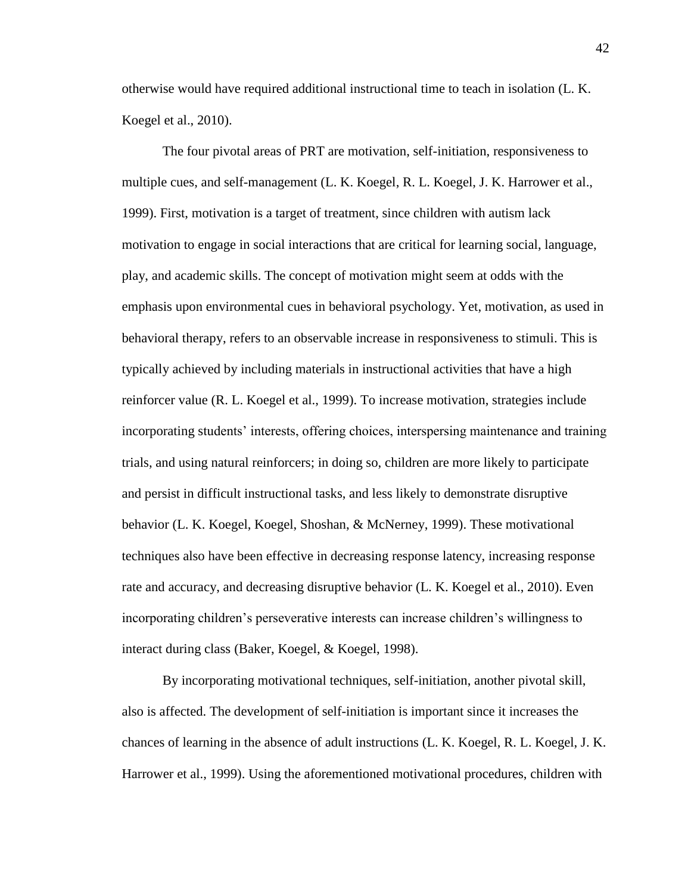otherwise would have required additional instructional time to teach in isolation (L. K. Koegel et al., 2010).

The four pivotal areas of PRT are motivation, self-initiation, responsiveness to multiple cues, and self-management (L. K. Koegel, R. L. Koegel, J. K. Harrower et al., 1999). First, motivation is a target of treatment, since children with autism lack motivation to engage in social interactions that are critical for learning social, language, play, and academic skills. The concept of motivation might seem at odds with the emphasis upon environmental cues in behavioral psychology. Yet, motivation, as used in behavioral therapy, refers to an observable increase in responsiveness to stimuli. This is typically achieved by including materials in instructional activities that have a high reinforcer value (R. L. Koegel et al., 1999). To increase motivation, strategies include incorporating students' interests, offering choices, interspersing maintenance and training trials, and using natural reinforcers; in doing so, children are more likely to participate and persist in difficult instructional tasks, and less likely to demonstrate disruptive behavior (L. K. Koegel, Koegel, Shoshan, & McNerney, 1999). These motivational techniques also have been effective in decreasing response latency, increasing response rate and accuracy, and decreasing disruptive behavior (L. K. Koegel et al., 2010). Even incorporating children's perseverative interests can increase children's willingness to interact during class (Baker, Koegel, & Koegel, 1998).

By incorporating motivational techniques, self-initiation, another pivotal skill, also is affected. The development of self-initiation is important since it increases the chances of learning in the absence of adult instructions (L. K. Koegel, R. L. Koegel, J. K. Harrower et al., 1999). Using the aforementioned motivational procedures, children with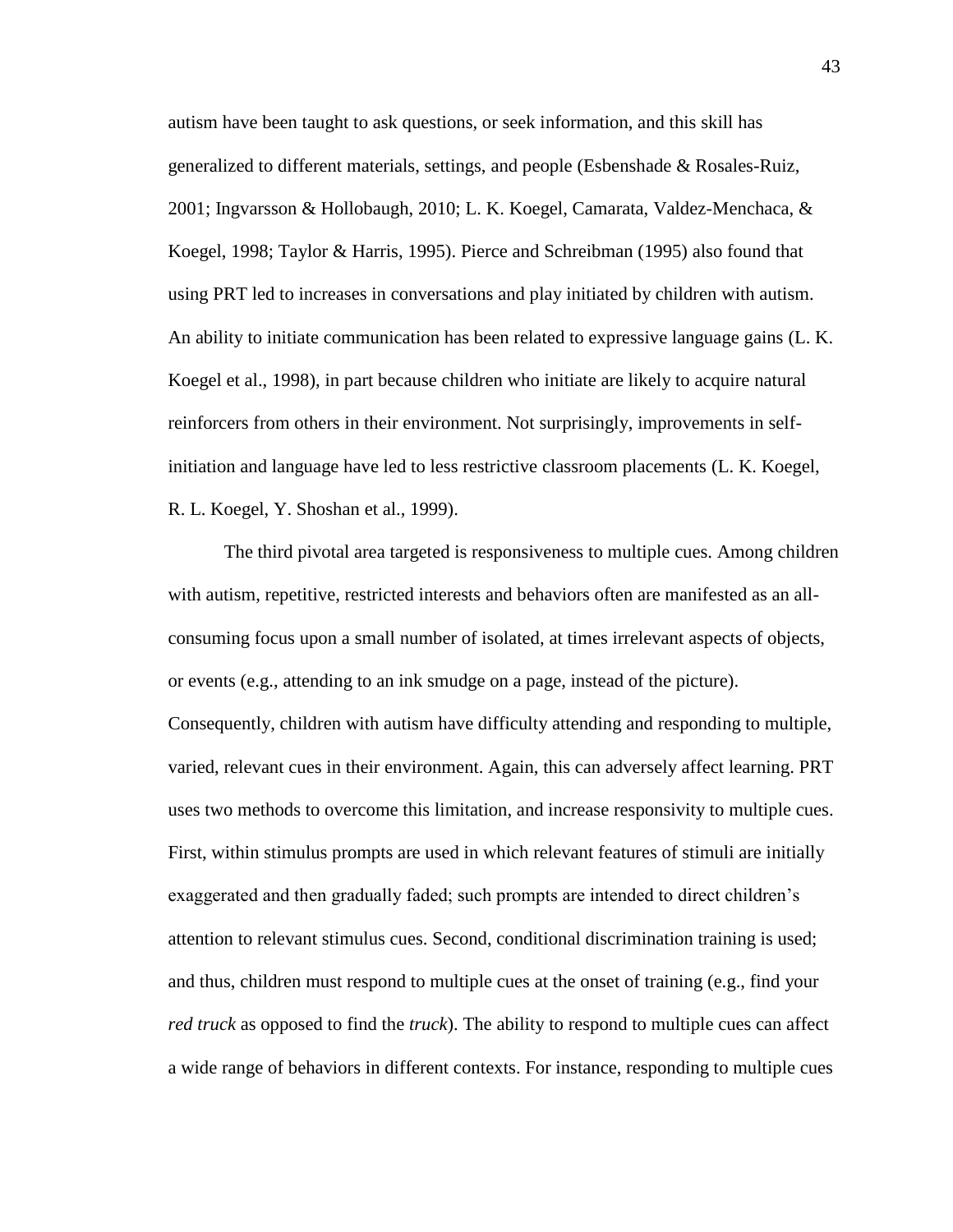autism have been taught to ask questions, or seek information, and this skill has generalized to different materials, settings, and people (Esbenshade & Rosales-Ruiz, 2001; Ingvarsson & Hollobaugh, 2010; L. K. Koegel, Camarata, Valdez-Menchaca, & Koegel, 1998; Taylor & Harris, 1995). Pierce and Schreibman (1995) also found that using PRT led to increases in conversations and play initiated by children with autism. An ability to initiate communication has been related to expressive language gains (L. K. Koegel et al., 1998), in part because children who initiate are likely to acquire natural reinforcers from others in their environment. Not surprisingly, improvements in self-initiation and language have led to less restrictive classroom placements (L. K. Koegel, R. L. Koegel, Y. Shoshan et al., 1999).

The third pivotal area targeted is responsiveness to multiple cues. Among children with autism, repetitive, restricted interests and behaviors often are manifested as an all-consuming focus upon a small number of isolated, at times irrelevant aspects of objects, or events (e.g., attending to an ink smudge on a page, instead of the picture). Consequently, children with autism have difficulty attending and responding to multiple, varied, relevant cues in their environment. Again, this can adversely affect learning. PRT uses two methods to overcome this limitation, and increase responsivity to multiple cues. First, within stimulus prompts are used in which relevant features of stimuli are initially exaggerated and then gradually faded; such prompts are intended to direct children's attention to relevant stimulus cues. Second, conditional discrimination training is used; and thus, children must respond to multiple cues at the onset of training (e.g., find your *red truck* as opposed to find the *truck*). The ability to respond to multiple cues can affect a wide range of behaviors in different contexts. For instance, responding to multiple cues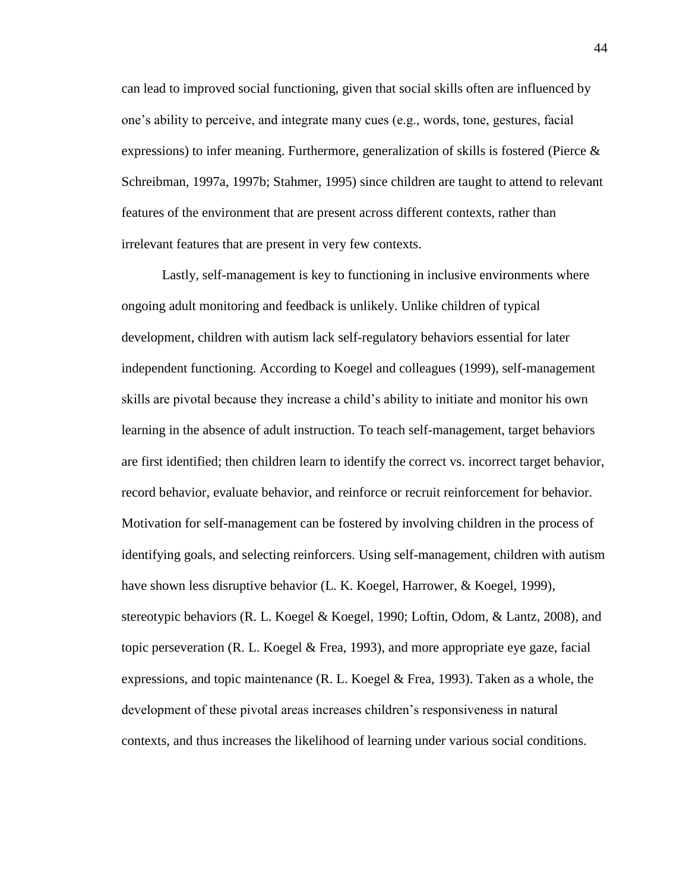can lead to improved social functioning, given that social skills often are influenced by one's ability to perceive, and integrate many cues (e.g., words, tone, gestures, facial expressions) to infer meaning. Furthermore, generalization of skills is fostered (Pierce & Schreibman, 1997a, 1997b; Stahmer, 1995) since children are taught to attend to relevant features of the environment that are present across different contexts, rather than irrelevant features that are present in very few contexts.

Lastly, self-management is key to functioning in inclusive environments where ongoing adult monitoring and feedback is unlikely. Unlike children of typical development, children with autism lack self-regulatory behaviors essential for later independent functioning. According to Koegel and colleagues (1999), self-management skills are pivotal because they increase a child's ability to initiate and monitor his own learning in the absence of adult instruction. To teach self-management, target behaviors are first identified; then children learn to identify the correct vs. incorrect target behavior, record behavior, evaluate behavior, and reinforce or recruit reinforcement for behavior. Motivation for self-management can be fostered by involving children in the process of identifying goals, and selecting reinforcers. Using self-management, children with autism have shown less disruptive behavior (L. K. Koegel, Harrower, & Koegel, 1999), stereotypic behaviors (R. L. Koegel & Koegel, 1990; Loftin, Odom, & Lantz, 2008), and topic perseveration (R. L. Koegel & Frea, 1993), and more appropriate eye gaze, facial expressions, and topic maintenance (R. L. Koegel & Frea, 1993). Taken as a whole, the development of these pivotal areas increases children's responsiveness in natural contexts, and thus increases the likelihood of learning under various social conditions.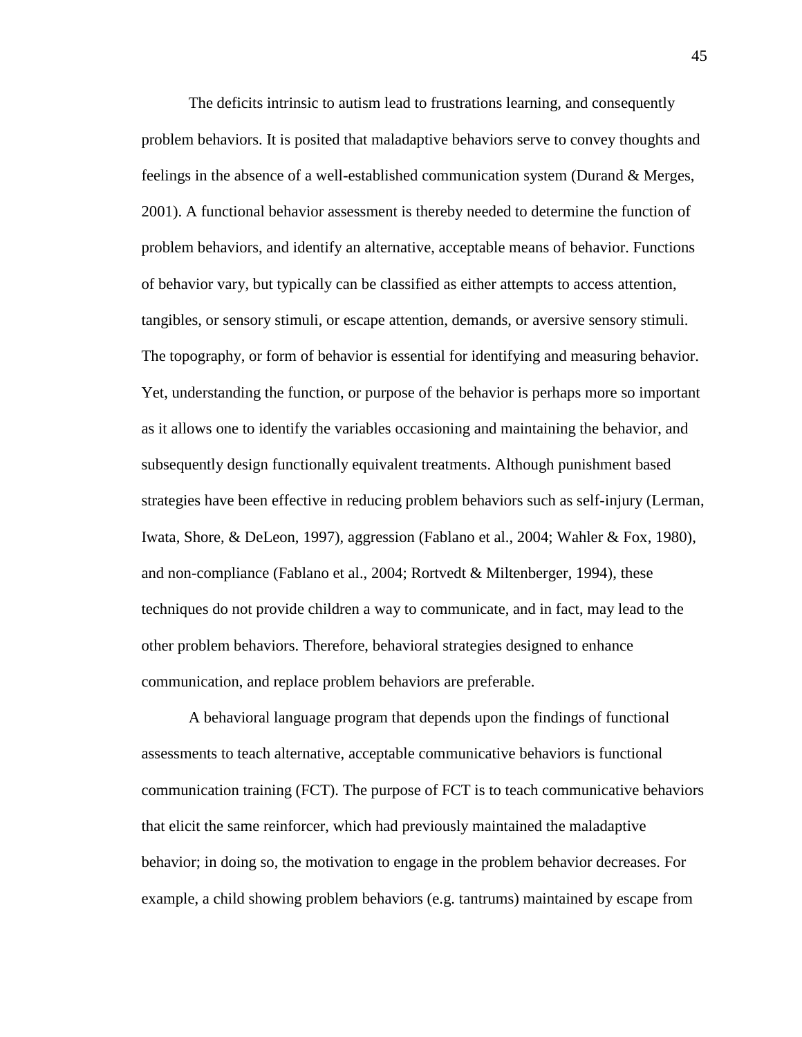The deficits intrinsic to autism lead to frustrations learning, and consequently problem behaviors. It is posited that maladaptive behaviors serve to convey thoughts and feelings in the absence of a well-established communication system (Durand & Merges, 2001). A functional behavior assessment is thereby needed to determine the function of problem behaviors, and identify an alternative, acceptable means of behavior. Functions of behavior vary, but typically can be classified as either attempts to access attention, tangibles, or sensory stimuli, or escape attention, demands, or aversive sensory stimuli. The topography, or form of behavior is essential for identifying and measuring behavior. Yet, understanding the function, or purpose of the behavior is perhaps more so important as it allows one to identify the variables occasioning and maintaining the behavior, and subsequently design functionally equivalent treatments. Although punishment based strategies have been effective in reducing problem behaviors such as self-injury (Lerman, Iwata, Shore, & DeLeon, 1997), aggression (Fablano et al., 2004; Wahler & Fox, 1980), and non-compliance (Fablano et al., 2004; Rortvedt & Miltenberger, 1994), these techniques do not provide children a way to communicate, and in fact, may lead to the other problem behaviors. Therefore, behavioral strategies designed to enhance communication, and replace problem behaviors are preferable.

A behavioral language program that depends upon the findings of functional assessments to teach alternative, acceptable communicative behaviors is functional communication training (FCT). The purpose of FCT is to teach communicative behaviors that elicit the same reinforcer, which had previously maintained the maladaptive behavior; in doing so, the motivation to engage in the problem behavior decreases. For example, a child showing problem behaviors (e.g. tantrums) maintained by escape from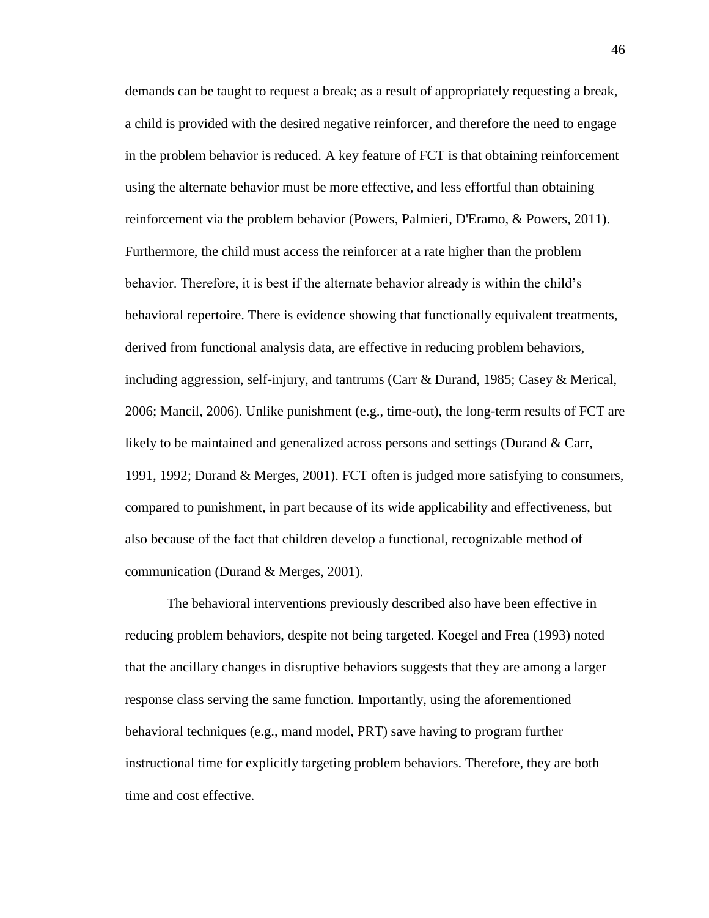demands can be taught to request a break; as a result of appropriately requesting a break, a child is provided with the desired negative reinforcer, and therefore the need to engage in the problem behavior is reduced. A key feature of FCT is that obtaining reinforcement using the alternate behavior must be more effective, and less effortful than obtaining reinforcement via the problem behavior (Powers, Palmieri, D'Eramo, & Powers, 2011). Furthermore, the child must access the reinforcer at a rate higher than the problem behavior. Therefore, it is best if the alternate behavior already is within the child's behavioral repertoire. There is evidence showing that functionally equivalent treatments, derived from functional analysis data, are effective in reducing problem behaviors, including aggression, self-injury, and tantrums (Carr & Durand, 1985; Casey & Merical, 2006; Mancil, 2006). Unlike punishment (e.g., time-out), the long-term results of FCT are likely to be maintained and generalized across persons and settings (Durand & Carr, 1991, 1992; Durand & Merges, 2001). FCT often is judged more satisfying to consumers, compared to punishment, in part because of its wide applicability and effectiveness, but also because of the fact that children develop a functional, recognizable method of communication (Durand & Merges, 2001).

The behavioral interventions previously described also have been effective in reducing problem behaviors, despite not being targeted. Koegel and Frea (1993) noted that the ancillary changes in disruptive behaviors suggests that they are among a larger response class serving the same function. Importantly, using the aforementioned behavioral techniques (e.g., mand model, PRT) save having to program further instructional time for explicitly targeting problem behaviors. Therefore, they are both time and cost effective.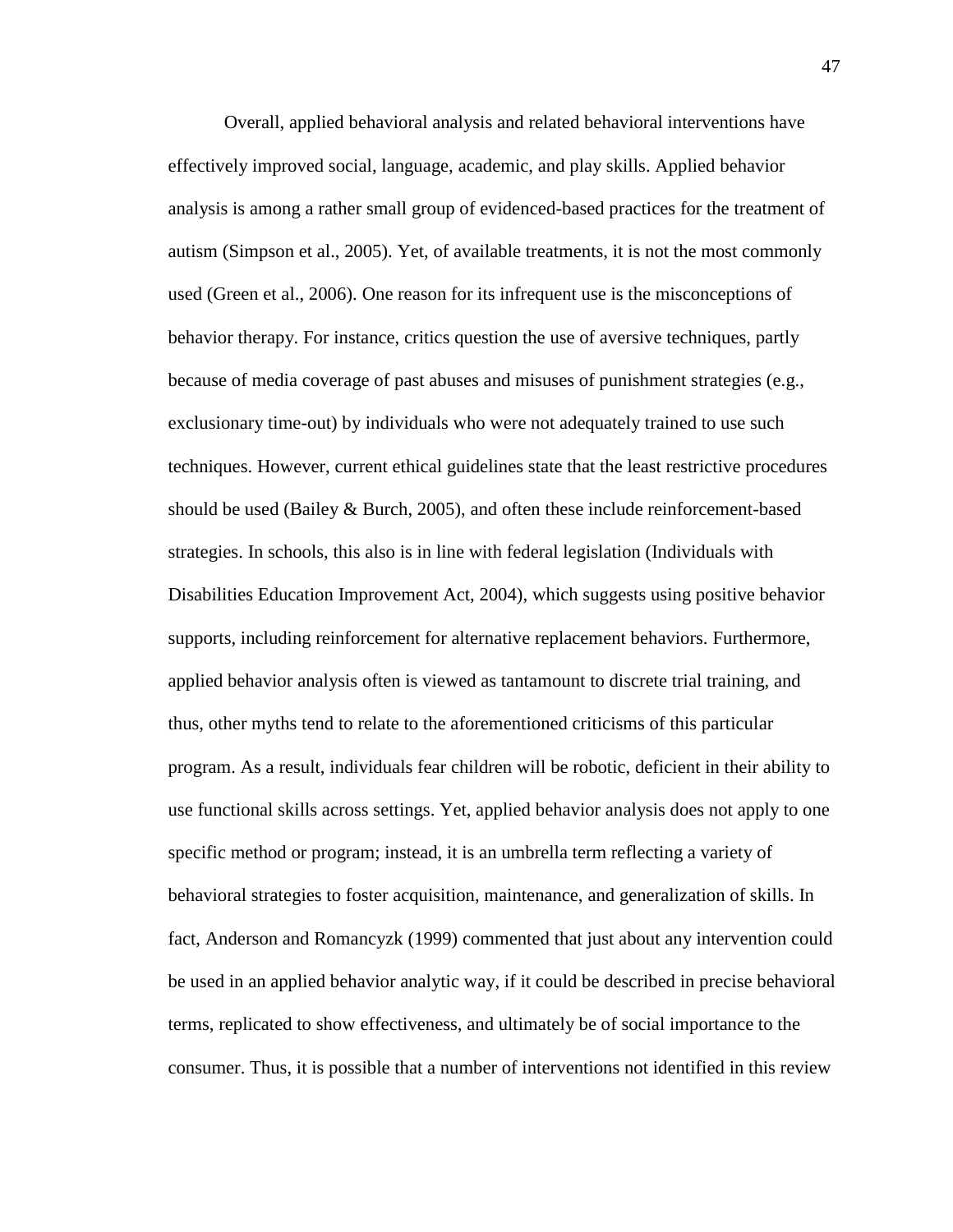Overall, applied behavioral analysis and related behavioral interventions have effectively improved social, language, academic, and play skills. Applied behavior analysis is among a rather small group of evidenced-based practices for the treatment of autism (Simpson et al., 2005). Yet, of available treatments, it is not the most commonly used (Green et al., 2006). One reason for its infrequent use is the misconceptions of behavior therapy. For instance, critics question the use of aversive techniques, partly because of media coverage of past abuses and misuses of punishment strategies (e.g., exclusionary time-out) by individuals who were not adequately trained to use such techniques. However, current ethical guidelines state that the least restrictive procedures should be used (Bailey & Burch, 2005), and often these include reinforcement-based strategies. In schools, this also is in line with federal legislation (Individuals with Disabilities Education Improvement Act, 2004), which suggests using positive behavior supports, including reinforcement for alternative replacement behaviors. Furthermore, applied behavior analysis often is viewed as tantamount to discrete trial training, and thus, other myths tend to relate to the aforementioned criticisms of this particular program. As a result, individuals fear children will be robotic, deficient in their ability to use functional skills across settings. Yet, applied behavior analysis does not apply to one specific method or program; instead, it is an umbrella term reflecting a variety of behavioral strategies to foster acquisition, maintenance, and generalization of skills. In fact, Anderson and Romancyzk (1999) commented that just about any intervention could be used in an applied behavior analytic way, if it could be described in precise behavioral terms, replicated to show effectiveness, and ultimately be of social importance to the consumer. Thus, it is possible that a number of interventions not identified in this review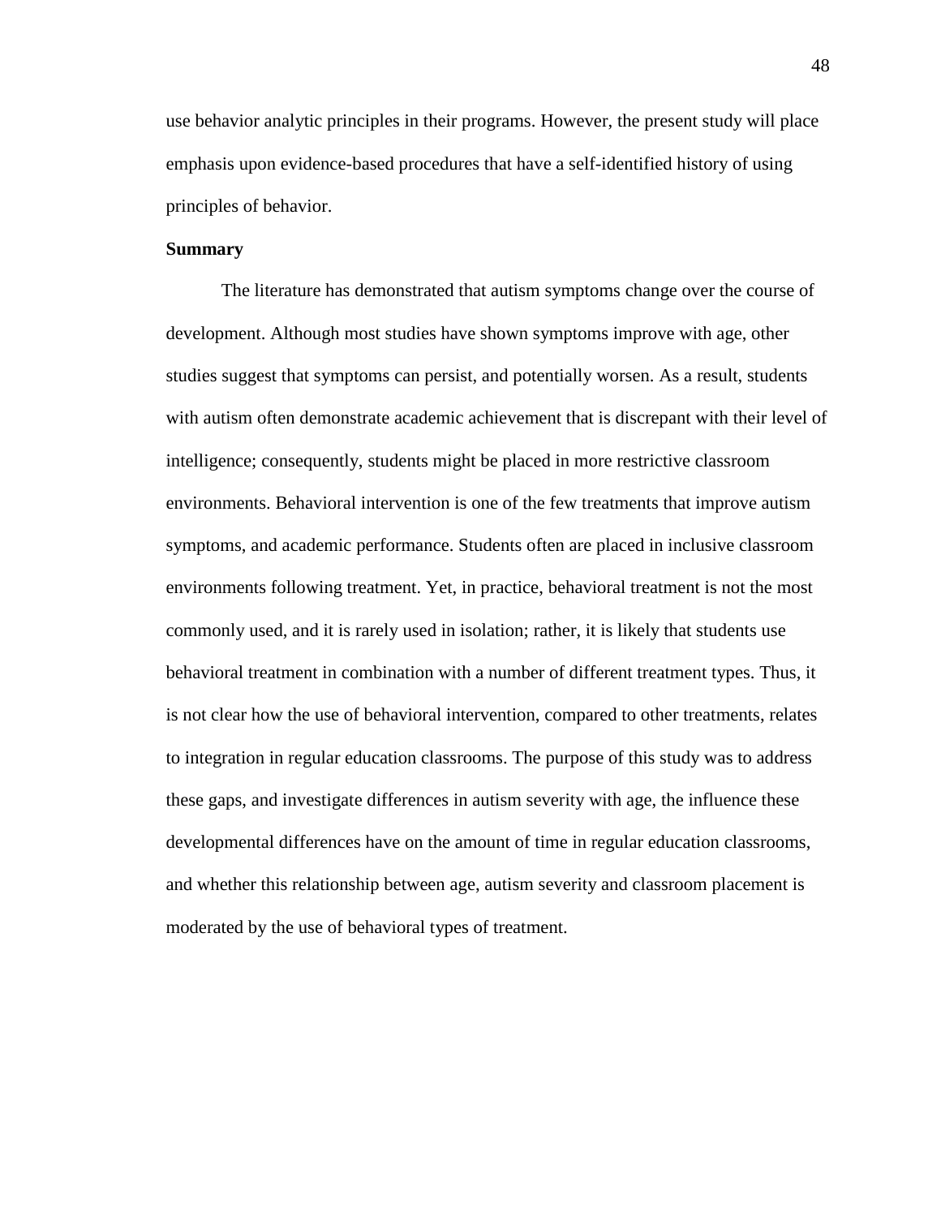use behavior analytic principles in their programs. However, the present study will place emphasis upon evidence-based procedures that have a self-identified history of using principles of behavior.

**Summary**

The literature has demonstrated that autism symptoms change over the course of development. Although most studies have shown symptoms improve with age, other studies suggest that symptoms can persist, and potentially worsen. As a result, students with autism often demonstrate academic achievement that is discrepant with their level of intelligence; consequently, students might be placed in more restrictive classroom environments. Behavioral intervention is one of the few treatments that improve autism symptoms, and academic performance. Students often are placed in inclusive classroom environments following treatment. Yet, in practice, behavioral treatment is not the most commonly used, and it is rarely used in isolation; rather, it is likely that students use behavioral treatment in combination with a number of different treatment types. Thus, it is not clear how the use of behavioral intervention, compared to other treatments, relates to integration in regular education classrooms. The purpose of this study was to address these gaps, and investigate differences in autism severity with age, the influence these developmental differences have on the amount of time in regular education classrooms, and whether this relationship between age, autism severity and classroom placement is moderated by the use of behavioral types of treatment.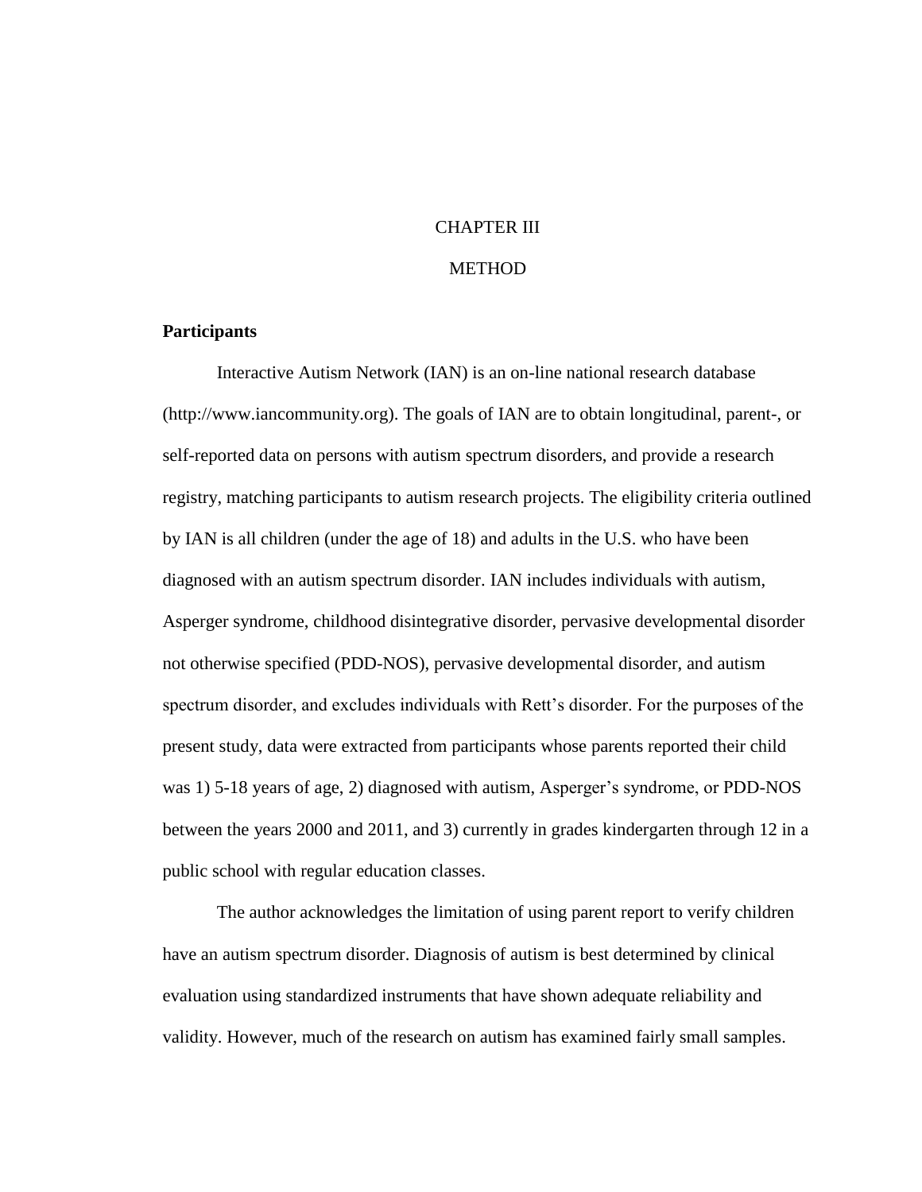# CHAPTER III

# METHOD

## Participants

Interactive Autism Network (IAN) is an on-line national research database (http://www.iancommunity.org). The goals of IAN are to obtain longitudinal, parent-, or self-reported data on persons with autism spectrum disorders, and provide a research registry, matching participants to autism research projects. The eligibility criteria outlined by IAN is all children (under the age of 18) and adults in the U.S. who have been diagnosed with an autism spectrum disorder. IAN includes individuals with autism, Asperger syndrome, childhood disintegrative disorder, pervasive developmental disorder not otherwise specified (PDD-NOS), pervasive developmental disorder, and autism spectrum disorder, and excludes individuals with Rett's disorder. For the purposes of the present study, data were extracted from participants whose parents reported their child was 1) 5-18 years of age, 2) diagnosed with autism, Asperger's syndrome, or PDD-NOS between the years 2000 and 2011, and 3) currently in grades kindergarten through 12 in a public school with regular education classes.

The author acknowledges the limitation of using parent report to verify children have an autism spectrum disorder. Diagnosis of autism is best determined by clinical evaluation using standardized instruments that have shown adequate reliability and validity. However, much of the research on autism has examined fairly small samples.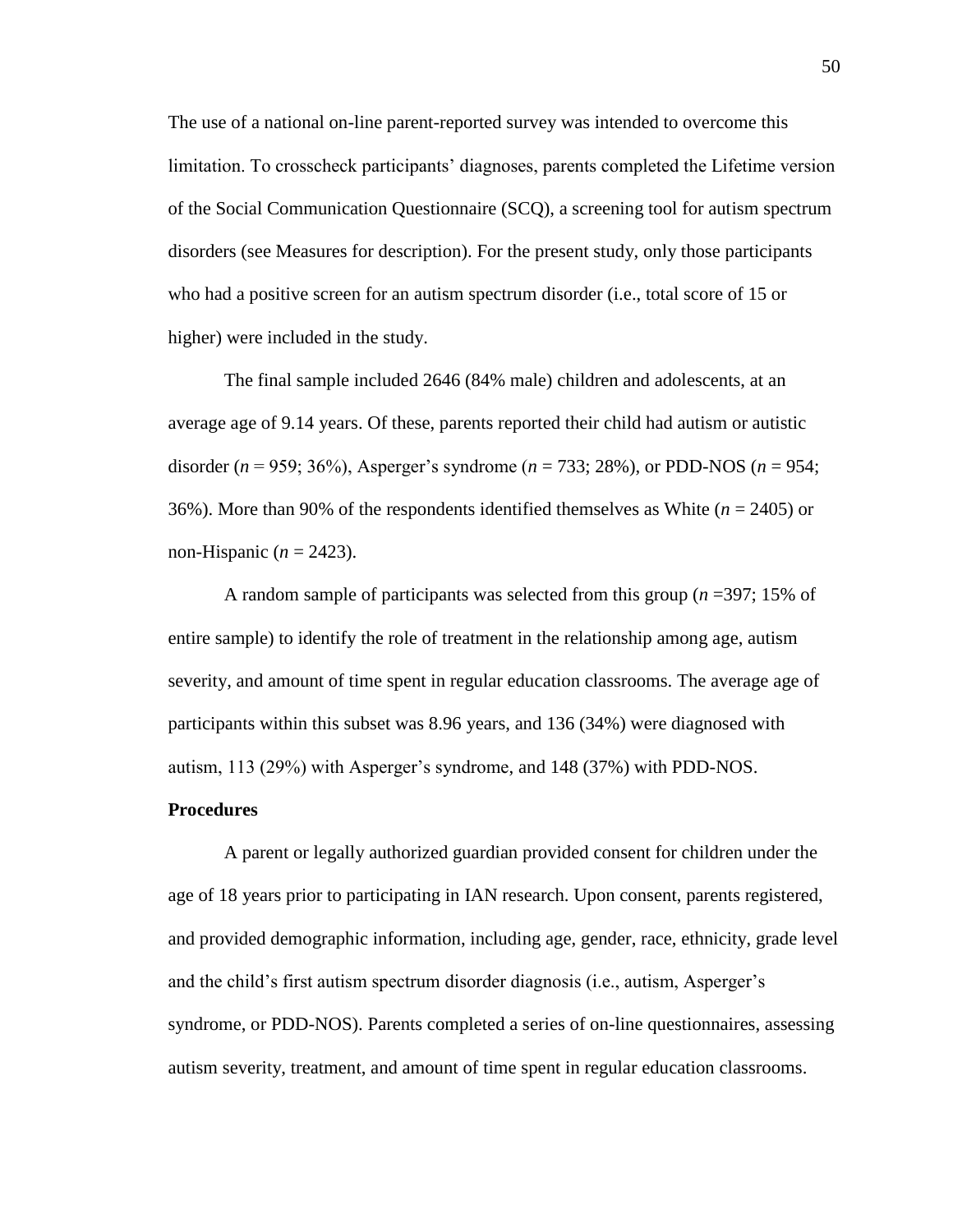The use of a national on-line parent-reported survey was intended to overcome this limitation. To crosscheck participants' diagnoses, parents completed the Lifetime version of the Social Communication Questionnaire (SCQ), a screening tool for autism spectrum disorders (see Measures for description). For the present study, only those participants who had a positive screen for an autism spectrum disorder (i.e., total score of 15 or higher) were included in the study.

The final sample included 2646 (84% male) children and adolescents, at an average age of 9.14 years. Of these, parents reported their child had autism or autistic disorder ($n$ = 959; 36%), Asperger's syndrome ($n$ = 733; 28%), or PDD-NOS ($n$ = 954; 36%). More than 90% of the respondents identified themselves as White ($n$ = 2405) or non-Hispanic ($n$ = 2423).

A random sample of participants was selected from this group ($n$ =397; 15% of entire sample) to identify the role of treatment in the relationship among age, autism severity, and amount of time spent in regular education classrooms. The average age of participants within this subset was 8.96 years, and 136 (34%) were diagnosed with autism, 113 (29%) with Asperger's syndrome, and 148 (37%) with PDD-NOS.

**Procedures**

A parent or legally authorized guardian provided consent for children under the age of 18 years prior to participating in IAN research. Upon consent, parents registered, and provided demographic information, including age, gender, race, ethnicity, grade level and the child's first autism spectrum disorder diagnosis (i.e., autism, Asperger's syndrome, or PDD-NOS). Parents completed a series of on-line questionnaires, assessing autism severity, treatment, and amount of time spent in regular education classrooms.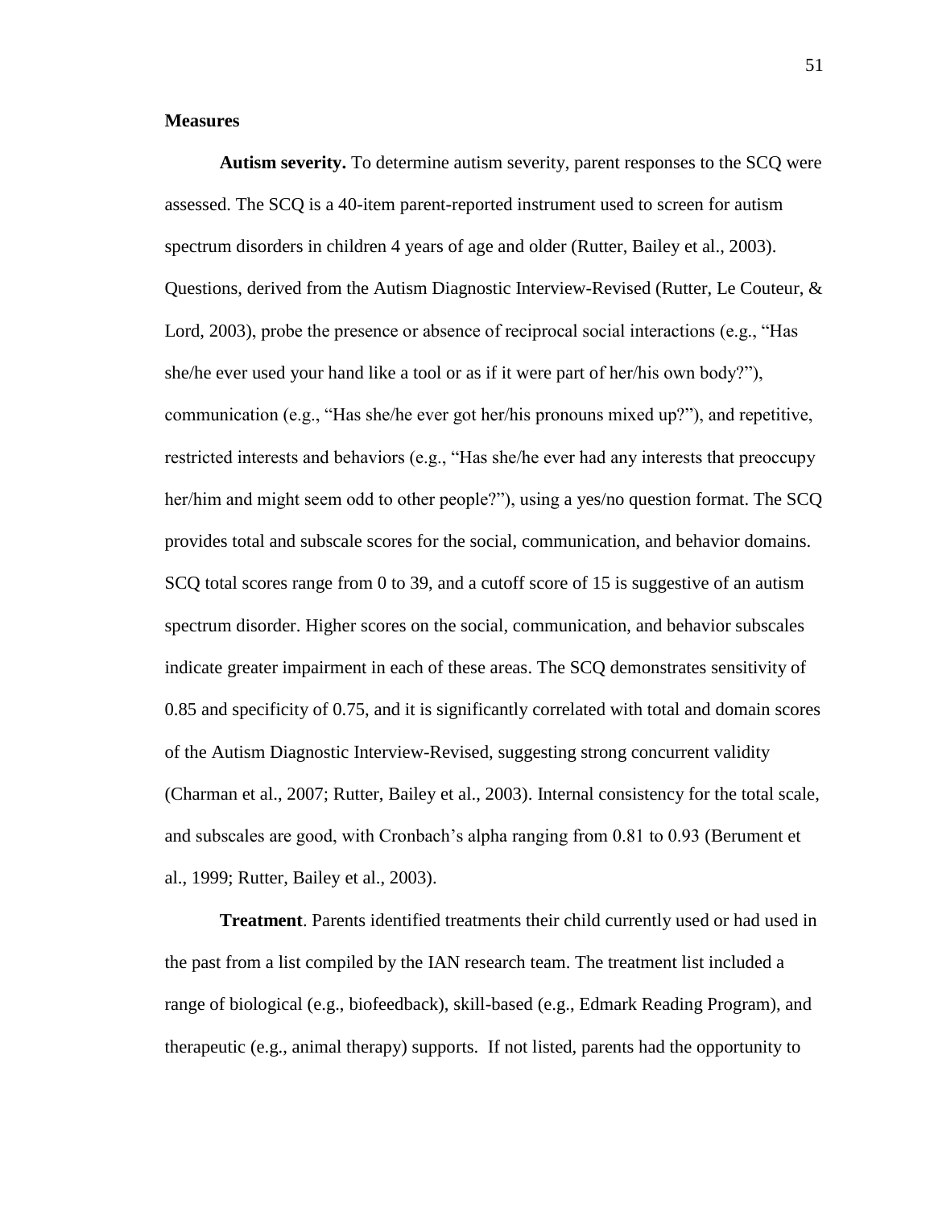## Measures

**Autism severity.** To determine autism severity, parent responses to the SCQ were assessed. The SCQ is a 40-item parent-reported instrument used to screen for autism spectrum disorders in children 4 years of age and older (Rutter, Bailey et al., 2003). Questions, derived from the Autism Diagnostic Interview-Revised (Rutter, Le Couteur, & Lord, 2003), probe the presence or absence of reciprocal social interactions (e.g., "Has she/he ever used your hand like a tool or as if it were part of her/his own body?"), communication (e.g., "Has she/he ever got her/his pronouns mixed up?"), and repetitive, restricted interests and behaviors (e.g., "Has she/he ever had any interests that preoccupy her/him and might seem odd to other people?"), using a yes/no question format. The SCQ provides total and subscale scores for the social, communication, and behavior domains. SCQ total scores range from 0 to 39, and a cutoff score of 15 is suggestive of an autism spectrum disorder. Higher scores on the social, communication, and behavior subscales indicate greater impairment in each of these areas. The SCQ demonstrates sensitivity of 0.85 and specificity of 0.75, and it is significantly correlated with total and domain scores of the Autism Diagnostic Interview-Revised, suggesting strong concurrent validity (Charman et al., 2007; Rutter, Bailey et al., 2003). Internal consistency for the total scale, and subscales are good, with Cronbach's alpha ranging from 0.81 to 0.93 (Berument et al., 1999; Rutter, Bailey et al., 2003).

**Treatment**. Parents identified treatments their child currently used or had used in the past from a list compiled by the IAN research team. The treatment list included a range of biological (e.g., biofeedback), skill-based (e.g., Edmark Reading Program), and therapeutic (e.g., animal therapy) supports. If not listed, parents had the opportunity to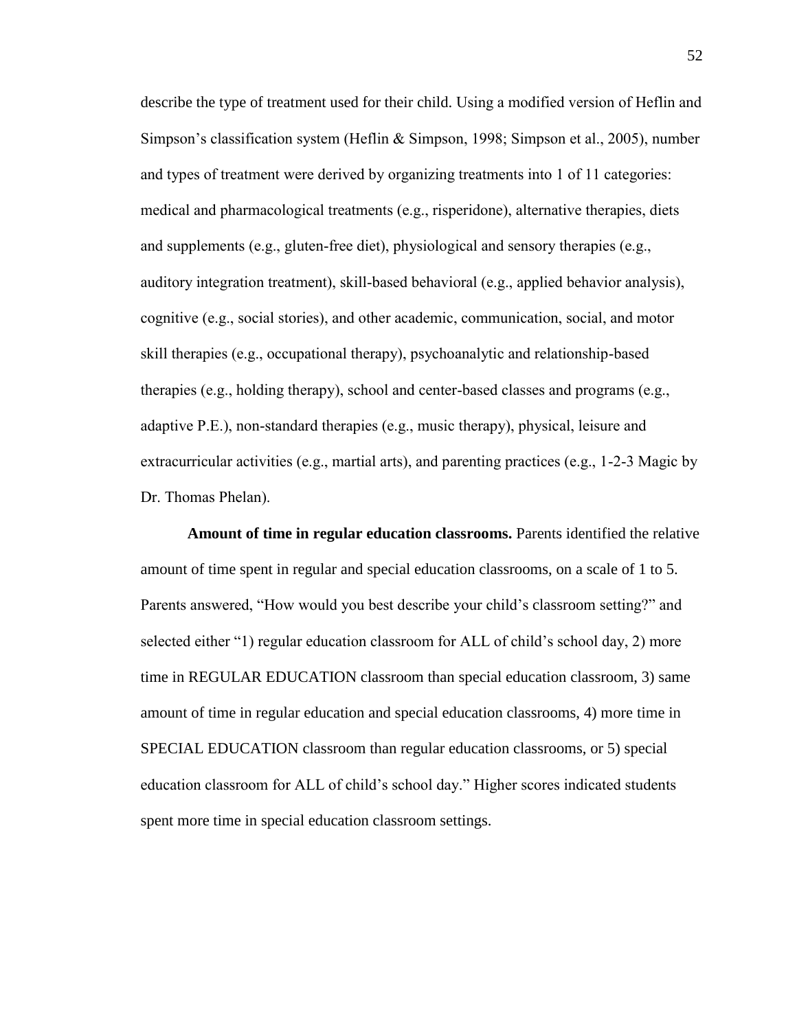describe the type of treatment used for their child. Using a modified version of Heflin and Simpson's classification system (Heflin & Simpson, 1998; Simpson et al., 2005), number and types of treatment were derived by organizing treatments into 1 of 11 categories: medical and pharmacological treatments (e.g., risperidone), alternative therapies, diets and supplements (e.g., gluten-free diet), physiological and sensory therapies (e.g., auditory integration treatment), skill-based behavioral (e.g., applied behavior analysis), cognitive (e.g., social stories), and other academic, communication, social, and motor skill therapies (e.g., occupational therapy), psychoanalytic and relationship-based therapies (e.g., holding therapy), school and center-based classes and programs (e.g., adaptive P.E.), non-standard therapies (e.g., music therapy), physical, leisure and extracurricular activities (e.g., martial arts), and parenting practices (e.g., 1-2-3 Magic by Dr. Thomas Phelan).

**Amount of time in regular education classrooms.** Parents identified the relative amount of time spent in regular and special education classrooms, on a scale of 1 to 5. Parents answered, "How would you best describe your child's classroom setting?" and selected either "1) regular education classroom for ALL of child's school day, 2) more time in REGULAR EDUCATION classroom than special education classroom, 3) same amount of time in regular education and special education classrooms, 4) more time in SPECIAL EDUCATION classroom than regular education classrooms, or 5) special education classroom for ALL of child's school day." Higher scores indicated students spent more time in special education classroom settings.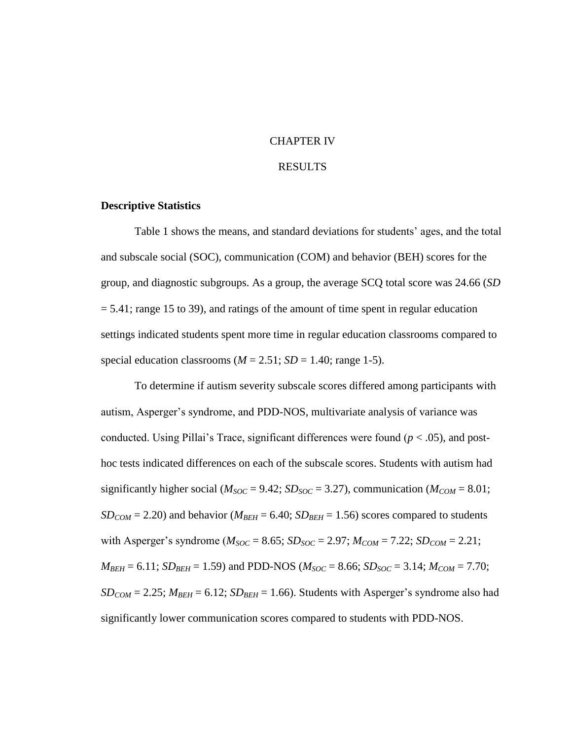# CHAPTER IV

# RESULTS

### Descriptive Statistics

Table 1 shows the means, and standard deviations for students' ages, and the total and subscale social (SOC), communication (COM) and behavior (BEH) scores for the group, and diagnostic subgroups. As a group, the average SCQ total score was 24.66 (*SD* = 5.41; range 15 to 39), and ratings of the amount of time spent in regular education settings indicated students spent more time in regular education classrooms compared to special education classrooms ($M$ = 2.51; $SD$ = 1.40; range 1-5).

To determine if autism severity subscale scores differed among participants with autism, Asperger's syndrome, and PDD-NOS, multivariate analysis of variance was conducted. Using Pillai's Trace, significant differences were found ($p < .05$), and post-hoc tests indicated differences on each of the subscale scores. Students with autism had significantly higher social ($M_{SOC}$ = 9.42; $SD_{SOC}$ = 3.27), communication ($M_{COM}$ = 8.01; $SD_{COM}$ = 2.20) and behavior ($M_{BEH}$ = 6.40; $SD_{BEH}$ = 1.56) scores compared to students with Asperger's syndrome ($M_{SOC}$ = 8.65; $SD_{SOC}$ = 2.97; $M_{COM}$ = 7.22; $SD_{COM}$ = 2.21; $M_{BEH}$ = 6.11; $SD_{BEH}$ = 1.59) and PDD-NOS ($M_{SOC}$ = 8.66; $SD_{SOC}$ = 3.14; $M_{COM}$ = 7.70; $SD_{COM}$ = 2.25; $M_{BEH}$ = 6.12; $SD_{BEH}$ = 1.66). Students with Asperger's syndrome also had significantly lower communication scores compared to students with PDD-NOS.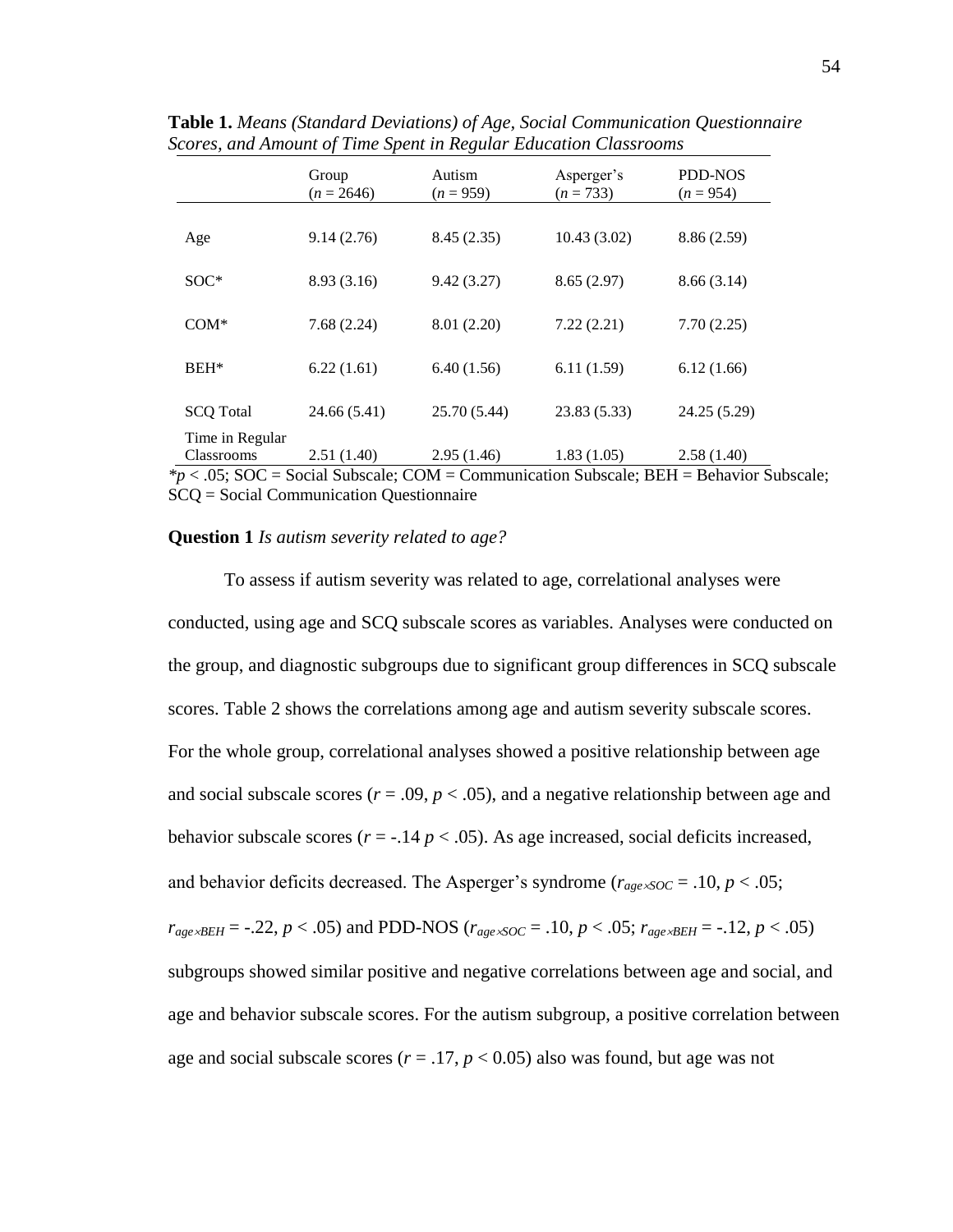**Table 1.** *Means (Standard Deviations) of Age, Social Communication Questionnaire Scores, and Amount of Time Spent in Regular Education Classrooms*

| | Group ($n$ = 2646) | Autism ($n$ = 959) | Asperger's ($n$ = 733) | PDD-NOS ($n$ = 954) |
|---|---|---|---|---|
| Age | 9.14 (2.76) | 8.45 (2.35) | 10.43 (3.02) | 8.86 (2.59) |
| SOC* | 8.93 (3.16) | 9.42 (3.27) | 8.65 (2.97) | 8.66 (3.14) |
| COM* | 7.68 (2.24) | 8.01 (2.20) | 7.22 (2.21) | 7.70 (2.25) |
| BEH* | 6.22 (1.61) | 6.40 (1.56) | 6.11 (1.59) | 6.12 (1.66) |
| SCQ Total | 24.66 (5.41) | 25.70 (5.44) | 23.83 (5.33) | 24.25 (5.29) |
| Time in Regular Classrooms | 2.51 (1.40) | 2.95 (1.46) | 1.83 (1.05) | 2.58 (1.40) |

$*p < .05$; SOC = Social Subscale; COM = Communication Subscale; BEH = Behavior Subscale; SCQ = Social Communication Questionnaire

**Question 1** *Is autism severity related to age?*

To assess if autism severity was related to age, correlational analyses were conducted, using age and SCQ subscale scores as variables. Analyses were conducted on the group, and diagnostic subgroups due to significant group differences in SCQ subscale scores. Table 2 shows the correlations among age and autism severity subscale scores. For the whole group, correlational analyses showed a positive relationship between age and social subscale scores ($r = .09$, $p < .05$), and a negative relationship between age and behavior subscale scores ($r = -.14$ $p < .05$). As age increased, social deficits increased, and behavior deficits decreased. The Asperger's syndrome ($r_{age \times SOC} = .10$, $p < .05$; $r_{age \times BEH} = -.22$, $p < .05$) and PDD-NOS ($r_{age \times SOC} = .10$, $p < .05$; $r_{age \times BEH} = -.12$, $p < .05$) subgroups showed similar positive and negative correlations between age and social, and age and behavior subscale scores. For the autism subgroup, a positive correlation between age and social subscale scores ($r = .17$, $p < 0.05$) also was found, but age was not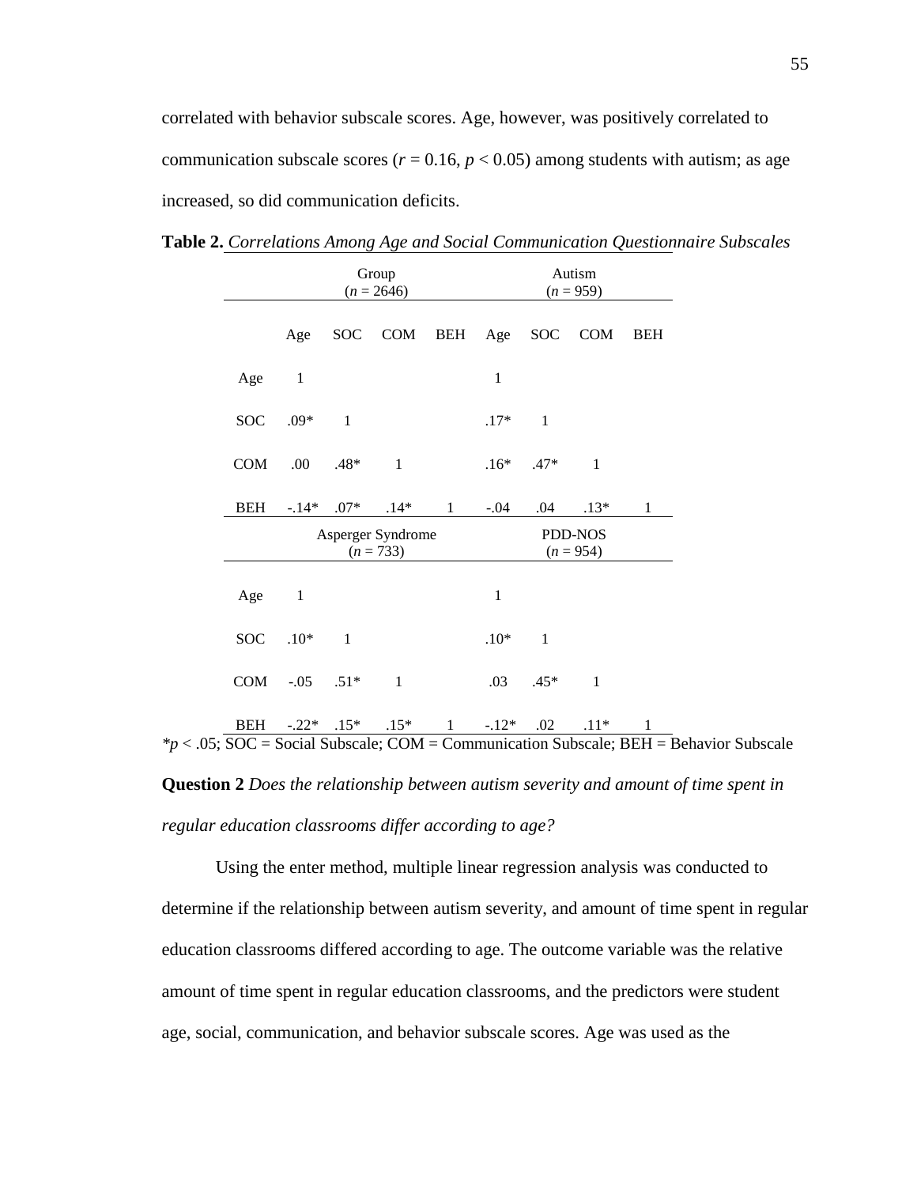correlated with behavior subscale scores. Age, however, was positively correlated to communication subscale scores ($r = 0.16$, $p < 0.05$) among students with autism; as age increased, so did communication deficits.

**Table 2.** *Correlations Among Age and Social Communication Questionnaire Subscales*

| | Group ($n$ = 2646) | | | | Autism ($n$ = 959) | | | |
|---|---|---|---|---|---|---|---|---|
| | Age | SOC | COM | BEH | Age | SOC | COM | BEH |
| Age | 1 | | | | 1 | | | |
| SOC | .09* | 1 | | | .17* | 1 | | |
| COM | .00 | .48* | 1 | | .16* | .47* | 1 | |
| BEH | -.14* | .07* | .14* | 1 | -.04 | .04 | .13* | 1 |
| | Asperger Syndrome ($n$ = 733) | | | | PDD-NOS ($n$ = 954) | | | |
| Age | 1 | | | | 1 | | | |
| SOC | .10* | 1 | | | .10* | 1 | | |
| COM | -.05 | .51* | 1 | | .03 | .45* | 1 | |
| BEH | -.22* | .15* | .15* | 1 | -.12* | .02 | .11* | 1 |

*$p < .05$; SOC = Social Subscale; COM = Communication Subscale; BEH = Behavior Subscale

**Question 2** *Does the relationship between autism severity and amount of time spent in regular education classrooms differ according to age?*

Using the enter method, multiple linear regression analysis was conducted to determine if the relationship between autism severity, and amount of time spent in regular education classrooms differed according to age. The outcome variable was the relative amount of time spent in regular education classrooms, and the predictors were student age, social, communication, and behavior subscale scores. Age was used as the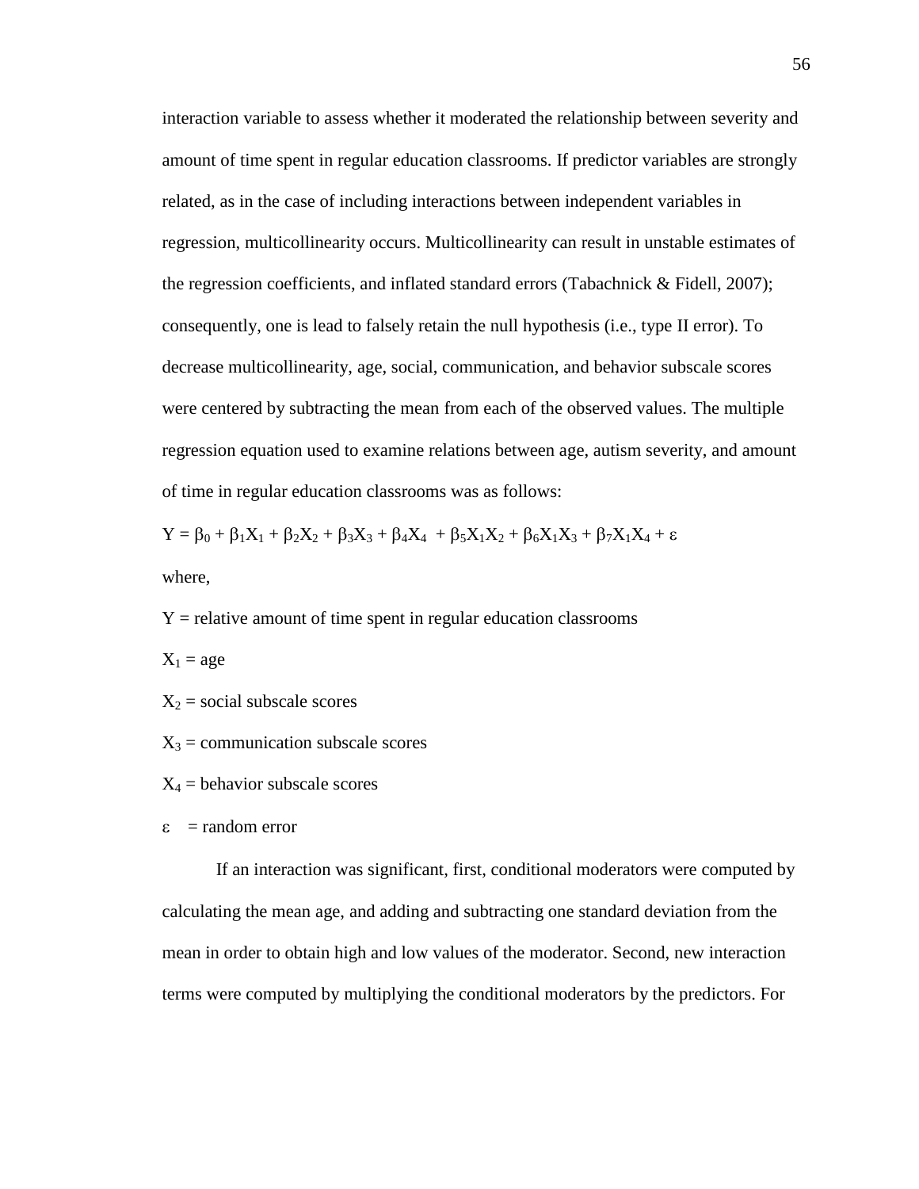interaction variable to assess whether it moderated the relationship between severity and amount of time spent in regular education classrooms. If predictor variables are strongly related, as in the case of including interactions between independent variables in regression, multicollinearity occurs. Multicollinearity can result in unstable estimates of the regression coefficients, and inflated standard errors (Tabachnick & Fidell, 2007); consequently, one is lead to falsely retain the null hypothesis (i.e., type II error). To decrease multicollinearity, age, social, communication, and behavior subscale scores were centered by subtracting the mean from each of the observed values. The multiple regression equation used to examine relations between age, autism severity, and amount of time in regular education classrooms was as follows:

$$Y = \beta_0 + \beta_1 X_1 + \beta_2 X_2 + \beta_3 X_3 + \beta_4 X_4 + \beta_5 X_1 X_2 + \beta_6 X_1 X_3 + \beta_7 X_1 X_4 + \varepsilon$$

where,

$Y$ = relative amount of time spent in regular education classrooms

$X_1$ = age

$X_2$ = social subscale scores

$X_3$ = communication subscale scores

$X_4$ = behavior subscale scores

$\varepsilon$ = random error

If an interaction was significant, first, conditional moderators were computed by calculating the mean age, and adding and subtracting one standard deviation from the mean in order to obtain high and low values of the moderator. Second, new interaction terms were computed by multiplying the conditional moderators by the predictors. For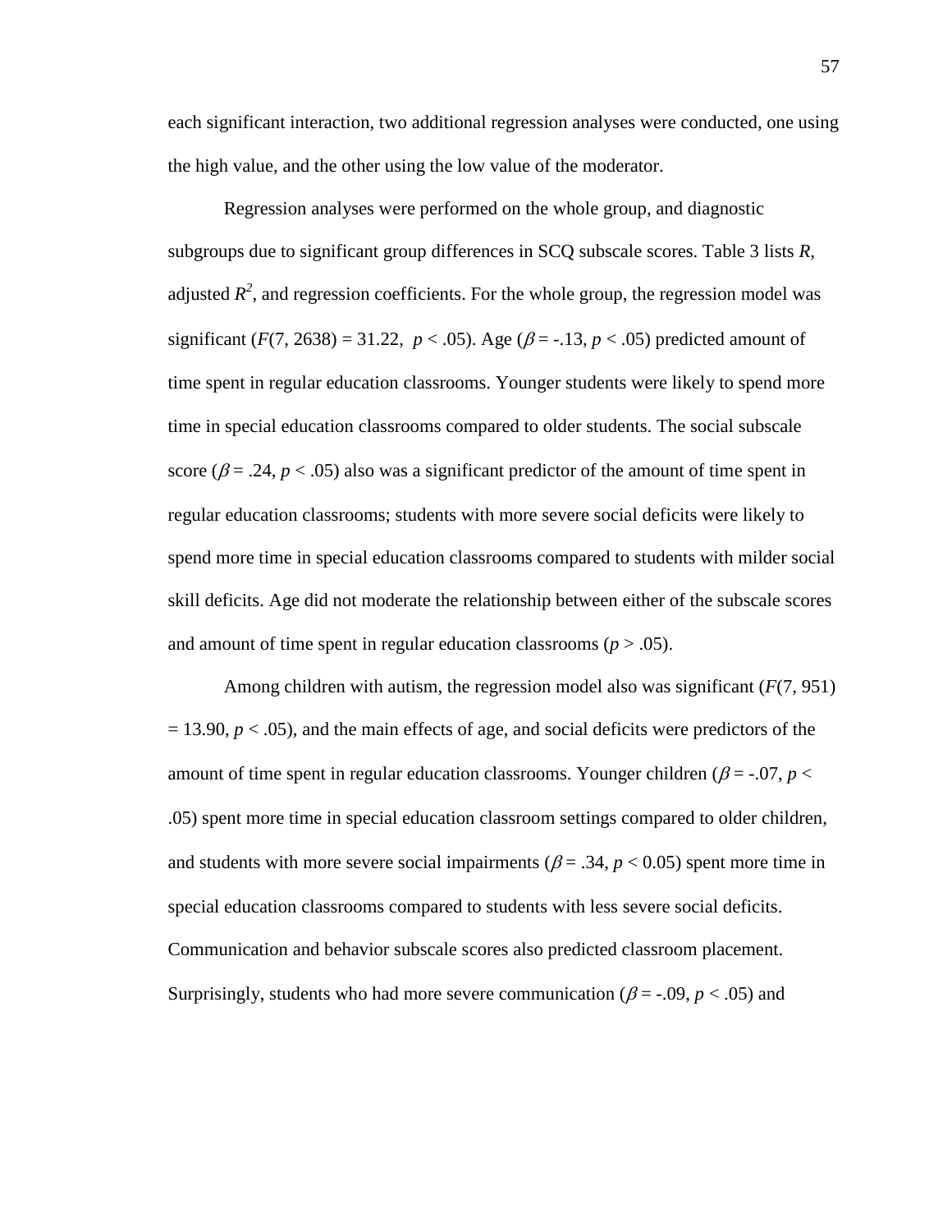each significant interaction, two additional regression analyses were conducted, one using the high value, and the other using the low value of the moderator.

Regression analyses were performed on the whole group, and diagnostic subgroups due to significant group differences in SCQ subscale scores. Table 3 lists *R*, adjusted $R^2$, and regression coefficients. For the whole group, the regression model was significant ($F(7, 2638) = 31.22$, $p < .05$). Age ($\beta = -.13$, $p < .05$) predicted amount of time spent in regular education classrooms. Younger students were likely to spend more time in special education classrooms compared to older students. The social subscale score ($\beta = .24$, $p < .05$) also was a significant predictor of the amount of time spent in regular education classrooms; students with more severe social deficits were likely to spend more time in special education classrooms compared to students with milder social skill deficits. Age did not moderate the relationship between either of the subscale scores and amount of time spent in regular education classrooms ($p > .05$).

Among children with autism, the regression model also was significant ($F(7, 951) = 13.90$, $p < .05$), and the main effects of age, and social deficits were predictors of the amount of time spent in regular education classrooms. Younger children ($\beta = -.07$, $p < .05$) spent more time in special education classroom settings compared to older children, and students with more severe social impairments ($\beta = .34$, $p < 0.05$) spent more time in special education classrooms compared to students with less severe social deficits. Communication and behavior subscale scores also predicted classroom placement. Surprisingly, students who had more severe communication ($\beta = -.09$, $p < .05$) and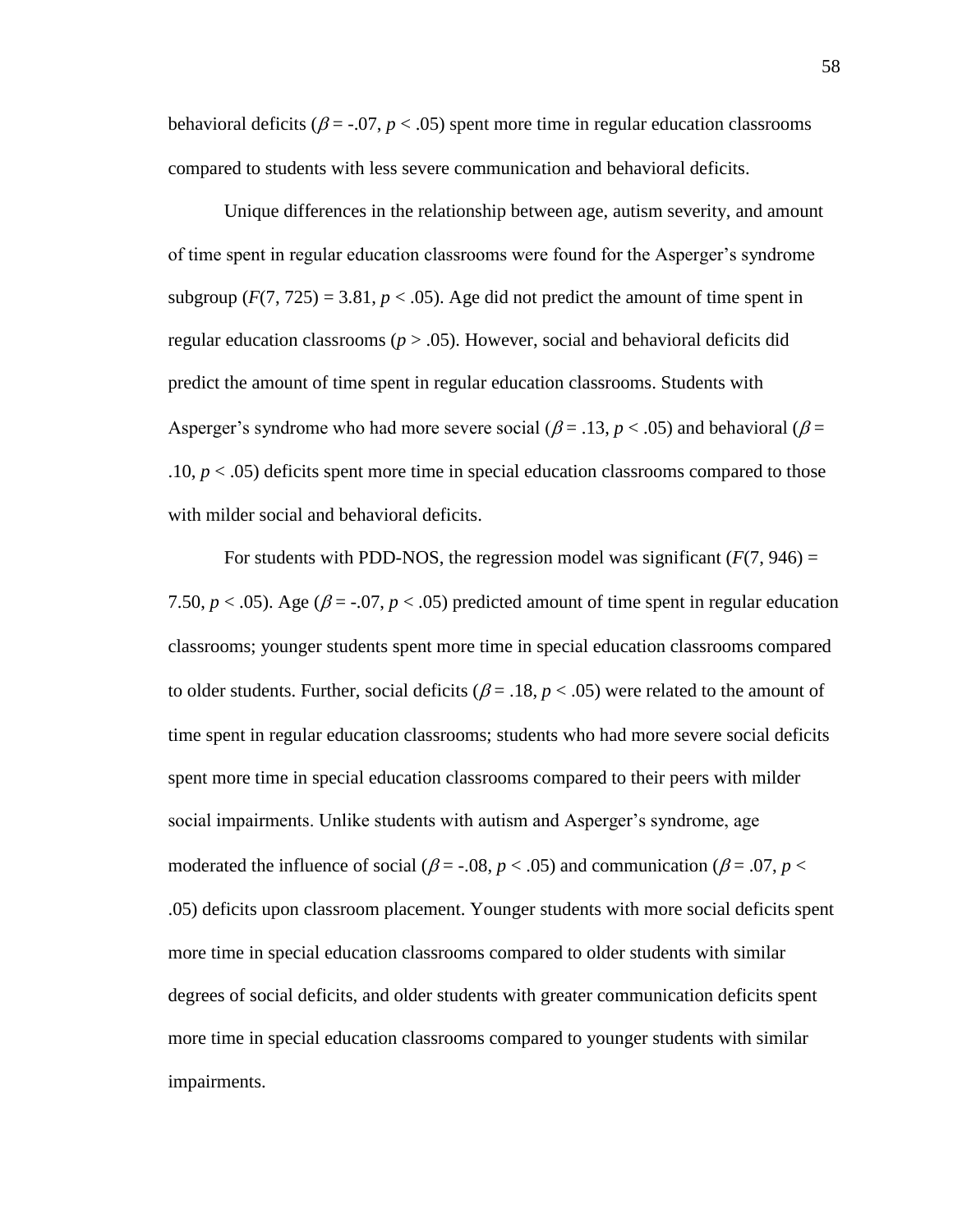behavioral deficits ($\beta$ = -.07, $p < .05$) spent more time in regular education classrooms compared to students with less severe communication and behavioral deficits.

Unique differences in the relationship between age, autism severity, and amount of time spent in regular education classrooms were found for the Asperger's syndrome subgroup ($F(7, 725) = 3.81$, $p < .05$). Age did not predict the amount of time spent in regular education classrooms ($p > .05$). However, social and behavioral deficits did predict the amount of time spent in regular education classrooms. Students with Asperger's syndrome who had more severe social ($\beta$ = .13, $p < .05$) and behavioral ($\beta$ = .10, $p < .05$) deficits spent more time in special education classrooms compared to those with milder social and behavioral deficits.

For students with PDD-NOS, the regression model was significant ($F(7, 946) = 7.50$, $p < .05$). Age ($\beta$ = -.07, $p < .05$) predicted amount of time spent in regular education classrooms; younger students spent more time in special education classrooms compared to older students. Further, social deficits ($\beta$ = .18, $p < .05$) were related to the amount of time spent in regular education classrooms; students who had more severe social deficits spent more time in special education classrooms compared to their peers with milder social impairments. Unlike students with autism and Asperger's syndrome, age moderated the influence of social ($\beta$ = -.08, $p < .05$) and communication ($\beta$ = .07, $p < .05$) deficits upon classroom placement. Younger students with more social deficits spent more time in special education classrooms compared to older students with similar degrees of social deficits, and older students with greater communication deficits spent more time in special education classrooms compared to younger students with similar impairments.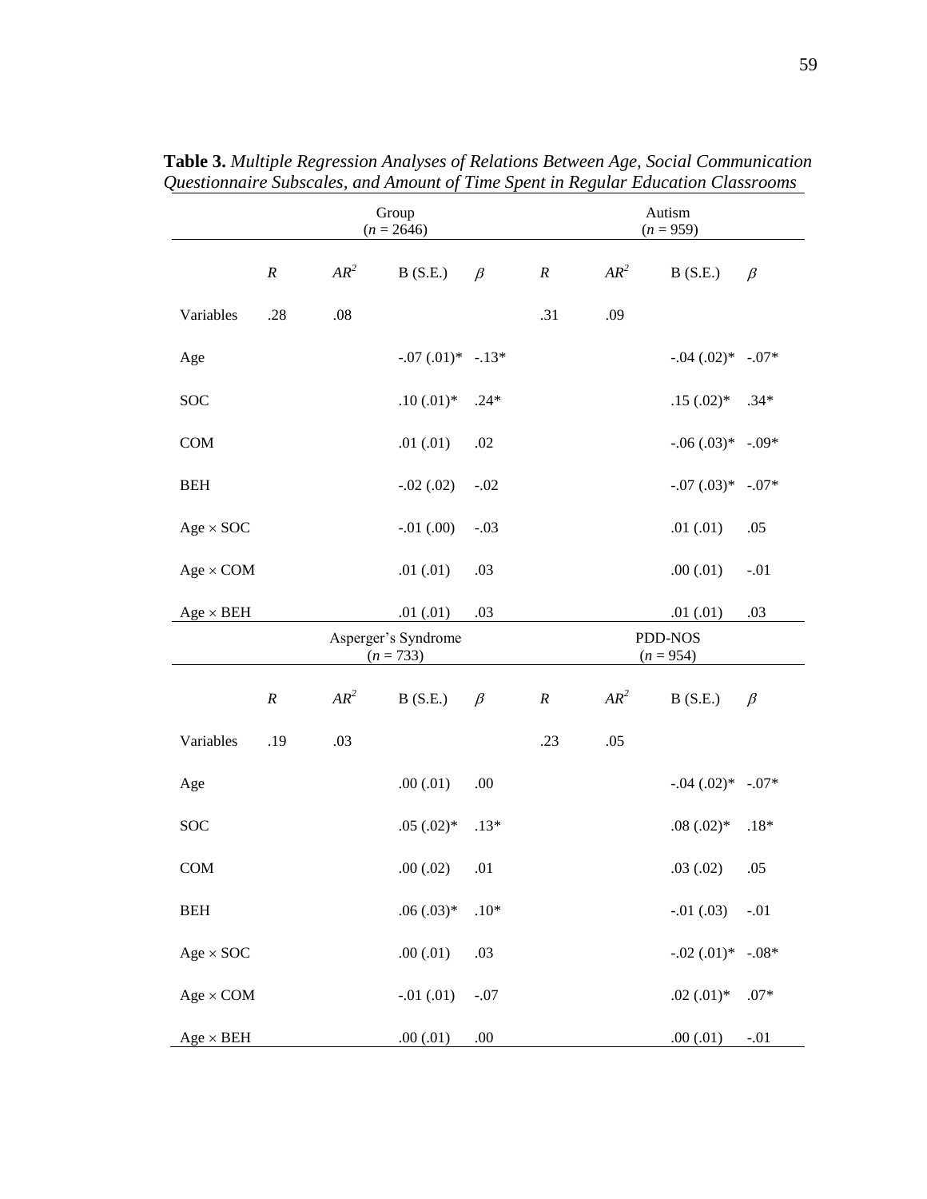**Table 3.** *Multiple Regression Analyses of Relations Between Age, Social Communication Questionnaire Subscales, and Amount of Time Spent in Regular Education Classrooms*

| | Group ($n$ = 2646) | | | | Autism ($n$ = 959) | | | |
|---|---|---|---|---|---|---|---|---|
| | $R$ | $\Delta R^2$ | B (S.E.) | $\beta$ | $R$ | $\Delta R^2$ | B (S.E.) | $\beta$ |
| Variables | .28 | .08 | | | .31 | .09 | | |
| Age | | | -.07 (.01)* | -.13* | | | -.04 (.02)* | -.07* |
| SOC | | | .10 (.01)* | .24* | | | .15 (.02)* | .34* |
| COM | | | .01 (.01) | .02 | | | -.06 (.03)* | -.09* |
| BEH | | | -.02 (.02) | -.02 | | | -.07 (.03)* | -.07* |
| Age × SOC | | | -.01 (.00) | -.03 | | | .01 (.01) | .05 |
| Age × COM | | | .01 (.01) | .03 | | | .00 (.01) | -.01 |
| Age × BEH | | | .01 (.01) | .03 | | | .01 (.01) | .03 |
| | Asperger's Syndrome ($n$ = 733) | | | | PDD-NOS ($n$ = 954) | | | |
| | $R$ | $\Delta R^2$ | B (S.E.) | $\beta$ | $R$ | $\Delta R^2$ | B (S.E.) | $\beta$ |
| Variables | .19 | .03 | | | .23 | .05 | | |
| Age | | | .00 (.01) | .00 | | | -.04 (.02)* | -.07* |
| SOC | | | .05 (.02)* | .13* | | | .08 (.02)* | .18* |
| COM | | | .00 (.02) | .01 | | | .03 (.02) | .05 |
| BEH | | | .06 (.03)* | .10* | | | -.01 (.03) | -.01 |
| Age × SOC | | | .00 (.01) | .03 | | | -.02 (.01)* | -.08* |
| Age × COM | | | -.01 (.01) | -.07 | | | .02 (.01)* | .07* |
| Age × BEH | | | .00 (.01) | .00 | | | .00 (.01) | -.01 |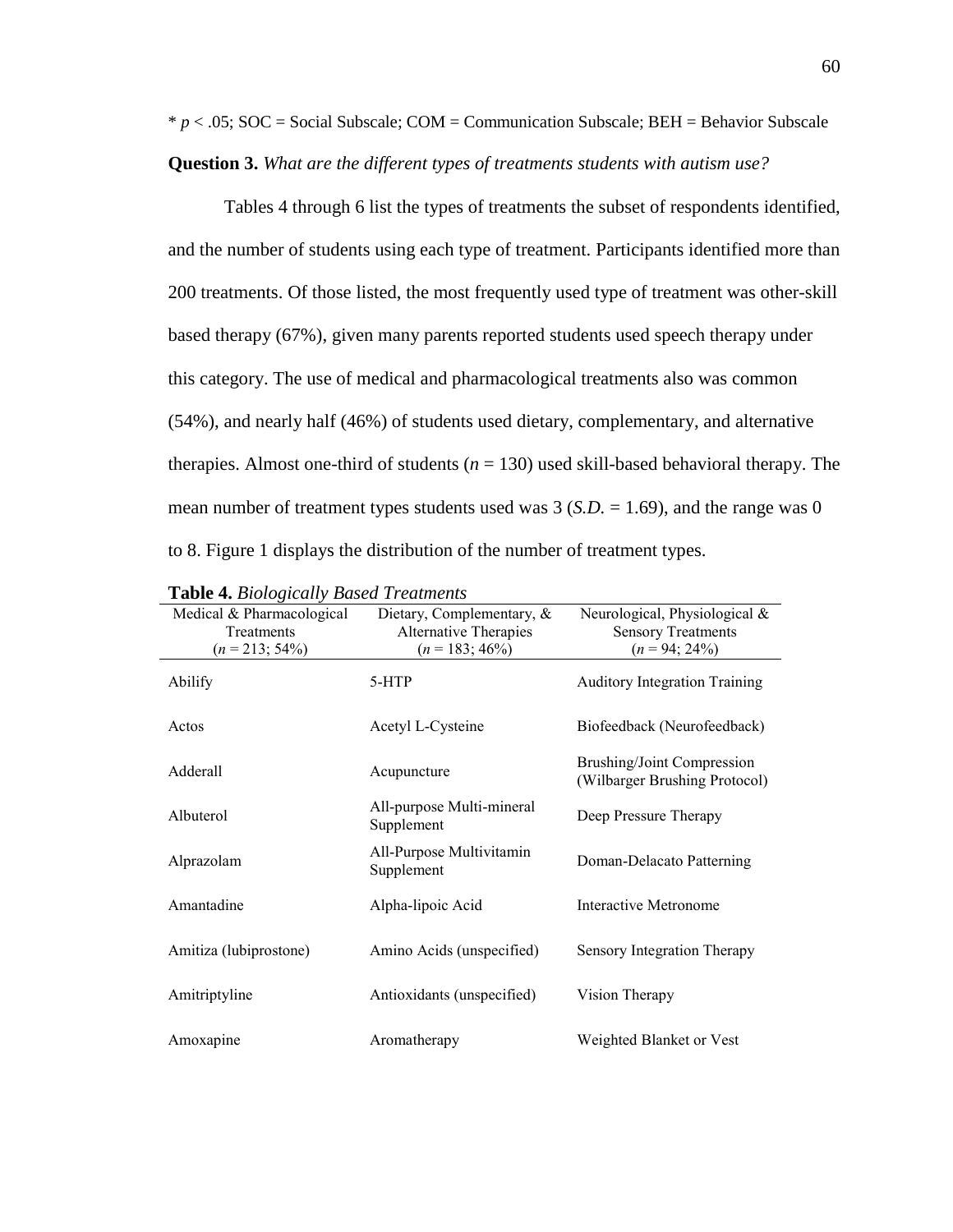\* $p < .05$; SOC = Social Subscale; COM = Communication Subscale; BEH = Behavior Subscale

**Question 3.** *What are the different types of treatments students with autism use?*

Tables 4 through 6 list the types of treatments the subset of respondents identified, and the number of students using each type of treatment. Participants identified more than 200 treatments. Of those listed, the most frequently used type of treatment was other-skill based therapy (67%), given many parents reported students used speech therapy under this category. The use of medical and pharmacological treatments also was common (54%), and nearly half (46%) of students used dietary, complementary, and alternative therapies. Almost one-third of students ($n = 130$) used skill-based behavioral therapy. The mean number of treatment types students used was 3 ($S.D. = 1.69$), and the range was 0 to 8. Figure 1 displays the distribution of the number of treatment types.

**Table 4.** *Biologically Based Treatments*

| Medical & Pharmacological Treatments ($n = 213$; 54%) | Dietary, Complementary, & Alternative Therapies ($n = 183$; 46%) | Neurological, Physiological & Sensory Treatments ($n = 94$; 24%) |
|---|---|---|
| Abilify | 5-HTP | Auditory Integration Training |
| Actos | Acetyl L-Cysteine | Biofeedback (Neurofeedback) |
| Adderall | Acupuncture | Brushing/Joint Compression (Wilbarger Brushing Protocol) |
| Albuterol | All-purpose Multi-mineral Supplement | Deep Pressure Therapy |
| Alprazolam | All-Purpose Multivitamin Supplement | Doman-Delacato Patterning |
| Amantadine | Alpha-lipoic Acid | Interactive Metronome |
| Amitiza (lubiprostone) | Amino Acids (unspecified) | Sensory Integration Therapy |
| Amitriptyline | Antioxidants (unspecified) | Vision Therapy |
| Amoxapine | Aromatherapy | Weighted Blanket or Vest |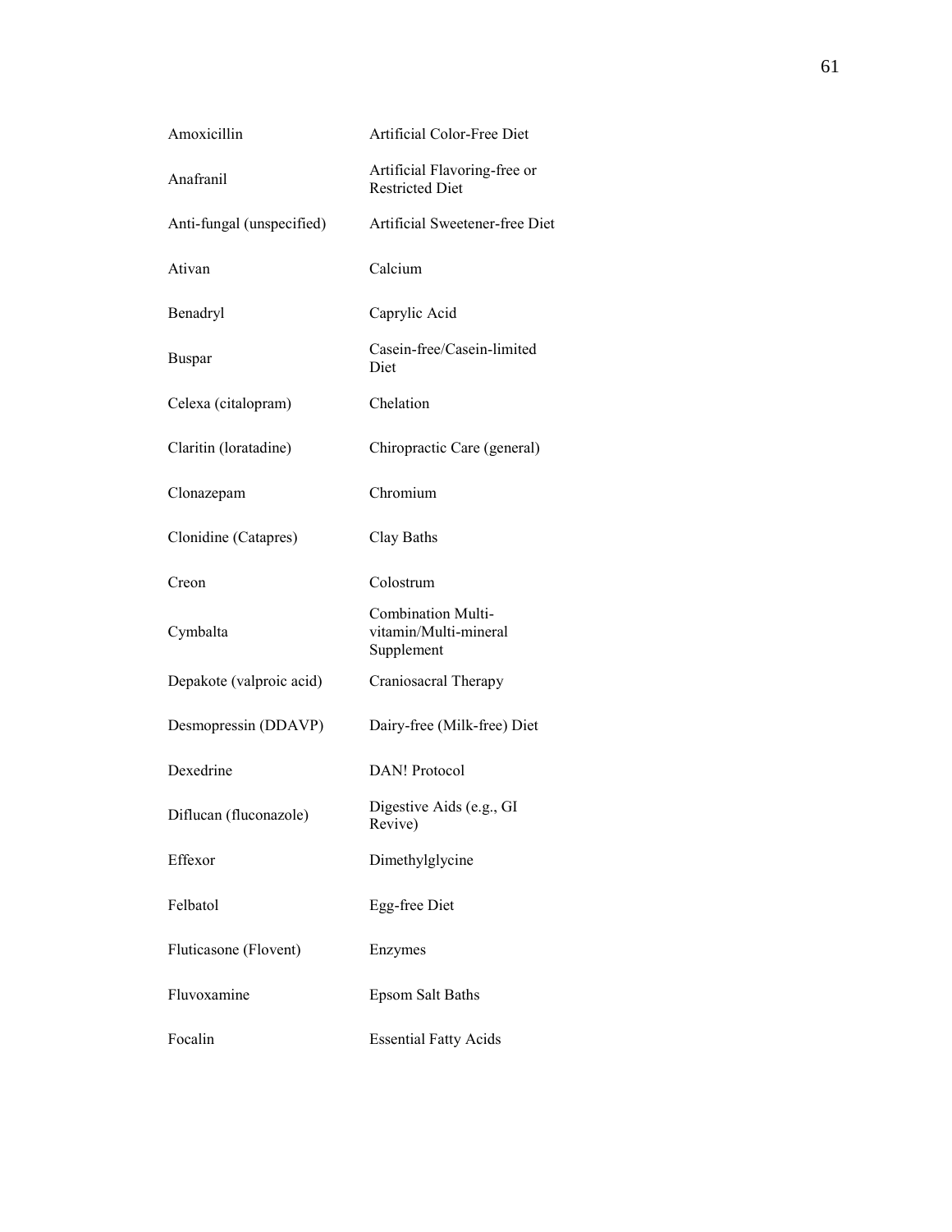| | |
|---|---|
| Amoxicillin | Artificial Color-Free Diet |
| Anafranil | Artificial Flavoring-free or Restricted Diet |
| Anti-fungal (unspecified) | Artificial Sweetener-free Diet |
| Ativan | Calcium |
| Benadryl | Caprylic Acid |
| Buspar | Casein-free/Casein-limited Diet |
| Celexa (citalopram) | Chelation |
| Claritin (loratadine) | Chiropractic Care (general) |
| Clonazepam | Chromium |
| Clonidine (Catapres) | Clay Baths |
| Creon | Colostrum |
| Cymbalta | Combination Multi-vitamin/Multi-mineral Supplement |
| Depakote (valproic acid) | Craniosacral Therapy |
| Desmopressin (DDAVP) | Dairy-free (Milk-free) Diet |
| Dexedrine | DAN! Protocol |
| Diflucan (fluconazole) | Digestive Aids (e.g., GI Revive) |
| Effexor | Dimethylglycine |
| Felbatol | Egg-free Diet |
| Fluticasone (Flovent) | Enzymes |
| Fluvoxamine | Epsom Salt Baths |
| Focalin | Essential Fatty Acids |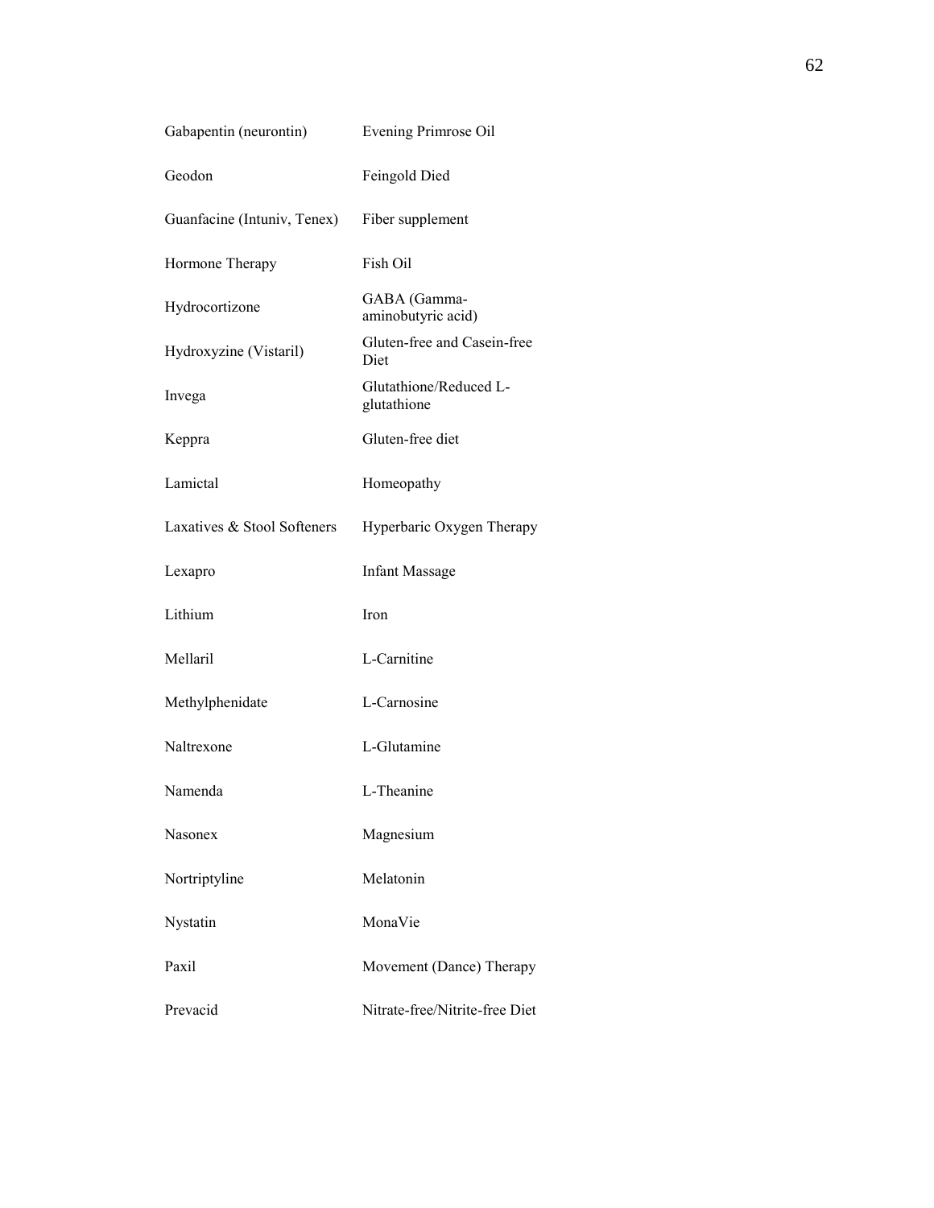| | |
|---|---|
| Gabapentin (neurontin) | Evening Primrose Oil |
| Geodon | Feingold Died |
| Guanfacine (Intuniv, Tenex) | Fiber supplement |
| Hormone Therapy | Fish Oil |
| Hydrocortizone | GABA (Gamma-aminobutyric acid) |
| Hydroxyzine (Vistaril) | Gluten-free and Casein-free Diet |
| Invega | Glutathione/Reduced L-glutathione |
| Keppra | Gluten-free diet |
| Lamictal | Homeopathy |
| Laxatives & Stool Softeners | Hyperbaric Oxygen Therapy |
| Lexapro | Infant Massage |
| Lithium | Iron |
| Mellaril | L-Carnitine |
| Methylphenidate | L-Carnosine |
| Naltrexone | L-Glutamine |
| Namenda | L-Theanine |
| Nasonex | Magnesium |
| Nortriptyline | Melatonin |
| Nystatin | MonaVie |
| Paxil | Movement (Dance) Therapy |
| Prevacid | Nitrate-free/Nitrite-free Diet |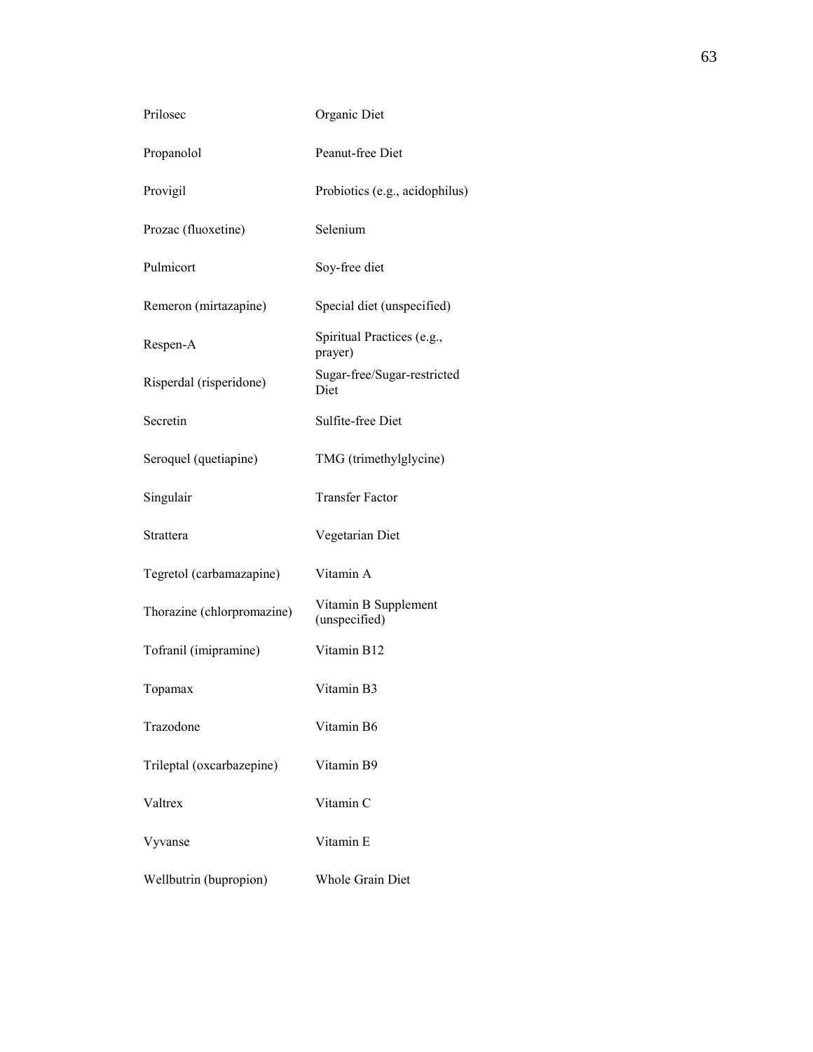| | |
|---|---|
| Prilosec | Organic Diet |
| Propanolol | Peanut-free Diet |
| Provigil | Probiotics (e.g., acidophilus) |
| Prozac (fluoxetine) | Selenium |
| Pulmicort | Soy-free diet |
| Remeron (mirtazapine) | Special diet (unspecified) |
| Respen-A | Spiritual Practices (e.g., prayer) |
| Risperdal (risperidone) | Sugar-free/Sugar-restricted Diet |
| Secretin | Sulfite-free Diet |
| Seroquel (quetiapine) | TMG (trimethylglycine) |
| Singulair | Transfer Factor |
| Strattera | Vegetarian Diet |
| Tegretol (carbamazapine) | Vitamin A |
| Thorazine (chlorpromazine) | Vitamin B Supplement (unspecified) |
| Tofranil (imipramine) | Vitamin B12 |
| Topamax | Vitamin B3 |
| Trazodone | Vitamin B6 |
| Trileptal (oxcarbazepine) | Vitamin B9 |
| Valtrex | Vitamin C |
| Vyvanse | Vitamin E |
| Wellbutrin (bupropion) | Whole Grain Diet |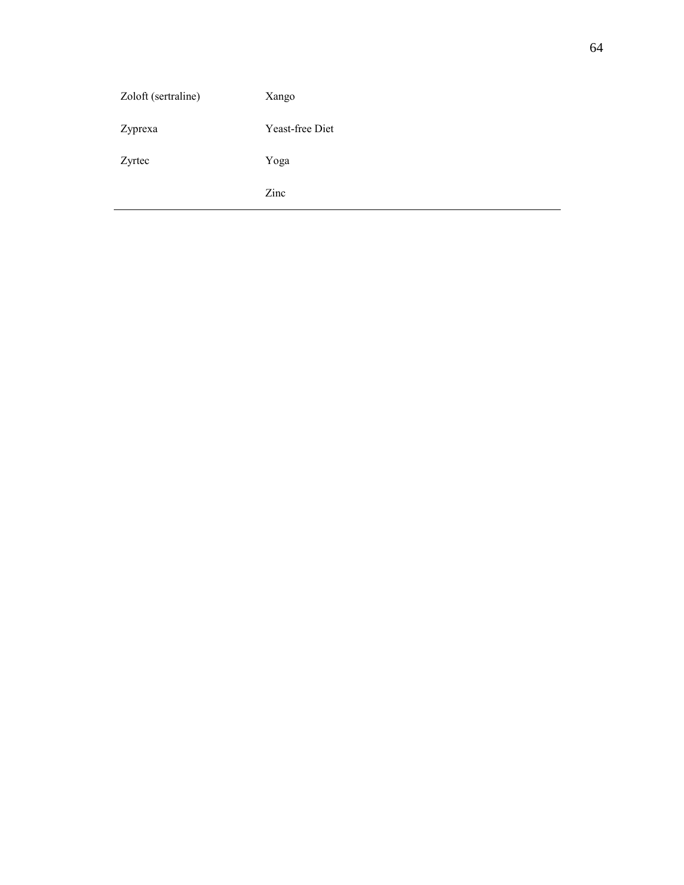| | |
|---|---|
| Zoloft (sertraline) | Xango |
| Zyprexa | Yeast-free Diet |
| Zyrtec | Yoga |
| | Zinc |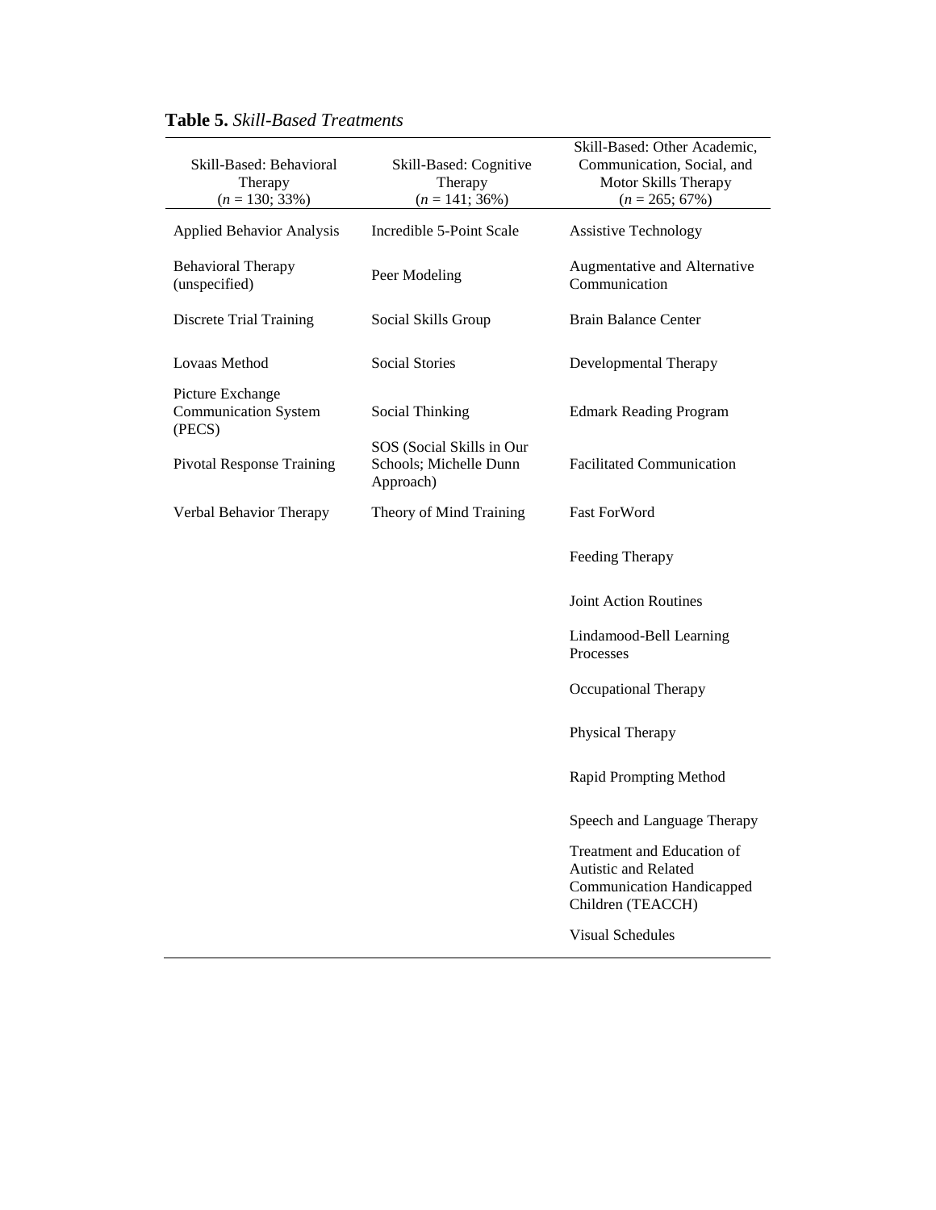**Table 5.** *Skill-Based Treatments*

| Skill-Based: Behavioral Therapy ($n$ = 130; 33%) | Skill-Based: Cognitive Therapy ($n$ = 141; 36%) | Skill-Based: Other Academic, Communication, Social, and Motor Skills Therapy ($n$ = 265; 67%) |
|---|---|---|
| Applied Behavior Analysis | Incredible 5-Point Scale | Assistive Technology |
| Behavioral Therapy (unspecified) | Peer Modeling | Augmentative and Alternative Communication |
| Discrete Trial Training | Social Skills Group | Brain Balance Center |
| Lovaas Method | Social Stories | Developmental Therapy |
| Picture Exchange Communication System (PECS) | Social Thinking | Edmark Reading Program |
| Pivotal Response Training | SOS (Social Skills in Our Schools; Michelle Dunn Approach) | Facilitated Communication |
| Verbal Behavior Therapy | Theory of Mind Training | Fast ForWord |
| | | Feeding Therapy |
| | | Joint Action Routines |
| | | Lindamood-Bell Learning Processes |
| | | Occupational Therapy |
| | | Physical Therapy |
| | | Rapid Prompting Method |
| | | Speech and Language Therapy |
| | | Treatment and Education of Autistic and Related Communication Handicapped Children (TEACCH) |
| | | Visual Schedules |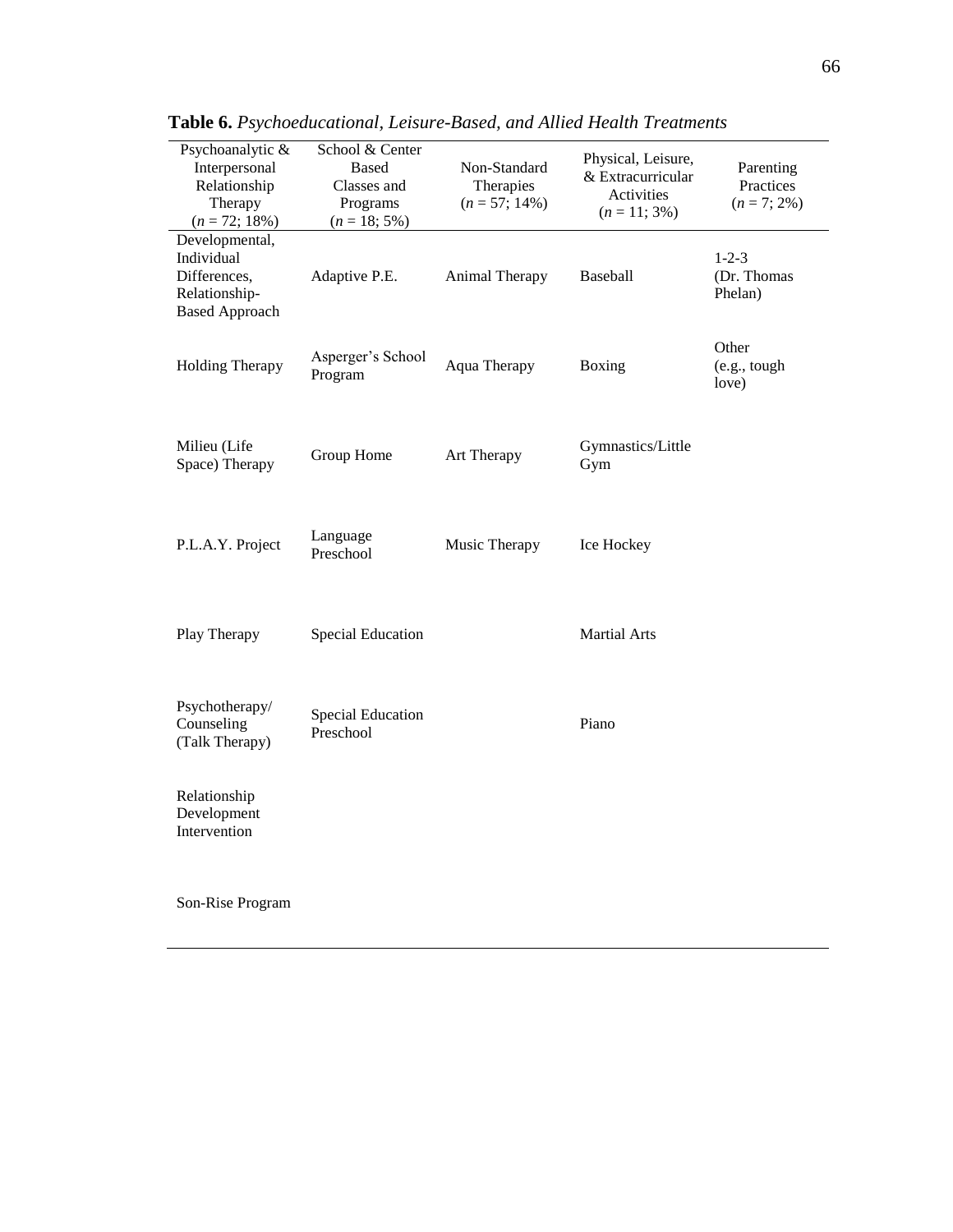**Table 6.** *Psychoeducational, Leisure-Based, and Allied Health Treatments*

| Psychoanalytic & Interpersonal Relationship Therapy ($n$ = 72; 18%) | School & Center Based Classes and Programs ($n$ = 18; 5%) | Non-Standard Therapies ($n$ = 57; 14%) | Physical, Leisure, & Extracurricular Activities ($n$ = 11; 3%) | Parenting Practices ($n$ = 7; 2%) |
|---|---|---|---|---|
| Developmental, Individual Differences, Relationship-Based Approach | Adaptive P.E. | Animal Therapy | Baseball | 1-2-3 (Dr. Thomas Phelan) |
| Holding Therapy | Asperger's School Program | Aqua Therapy | Boxing | Other (e.g., tough love) |
| Milieu (Life Space) Therapy | Group Home | Art Therapy | Gymnastics/Little Gym | |
| P.L.A.Y. Project | Language Preschool | Music Therapy | Ice Hockey | |
| Play Therapy | Special Education | | Martial Arts | |
| Psychotherapy/ Counseling (Talk Therapy) | Special Education Preschool | | Piano | |
| Relationship Development Intervention | | | | |
| Son-Rise Program | | | | |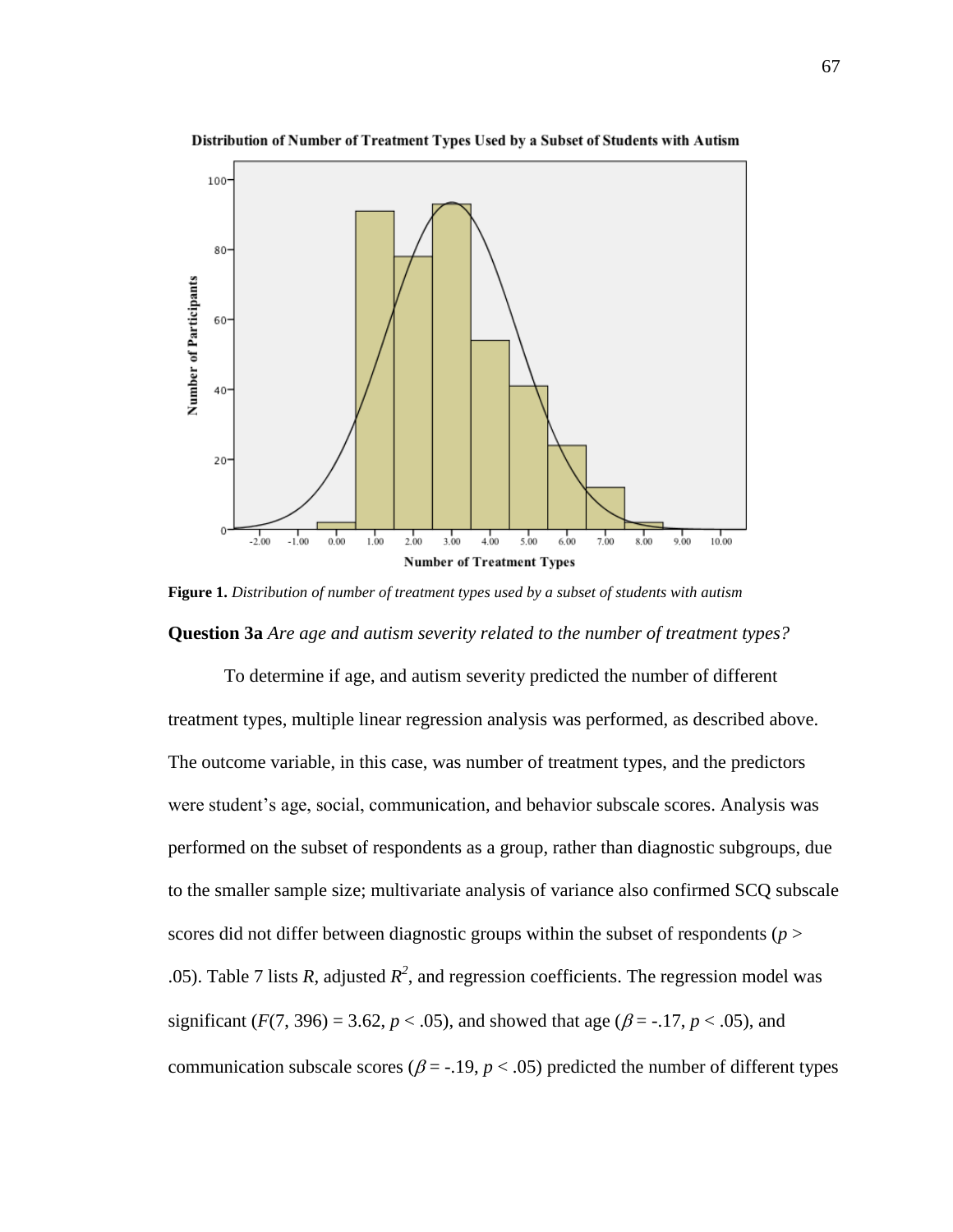**Figure 1.** *Distribution of number of treatment types used by a subset of students with autism*

**Question 3a** *Are age and autism severity related to the number of treatment types?*

To determine if age, and autism severity predicted the number of different treatment types, multiple linear regression analysis was performed, as described above. The outcome variable, in this case, was number of treatment types, and the predictors were student's age, social, communication, and behavior subscale scores. Analysis was performed on the subset of respondents as a group, rather than diagnostic subgroups, due to the smaller sample size; multivariate analysis of variance also confirmed SCQ subscale scores did not differ between diagnostic groups within the subset of respondents ($p >$ .05). Table 7 lists $R$, adjusted $R^2$, and regression coefficients. The regression model was significant ($F(7, 396) = 3.62$, $p < .05$), and showed that age ($\beta = -.17$, $p < .05$), and communication subscale scores ($\beta = -.19$, $p < .05$) predicted the number of different types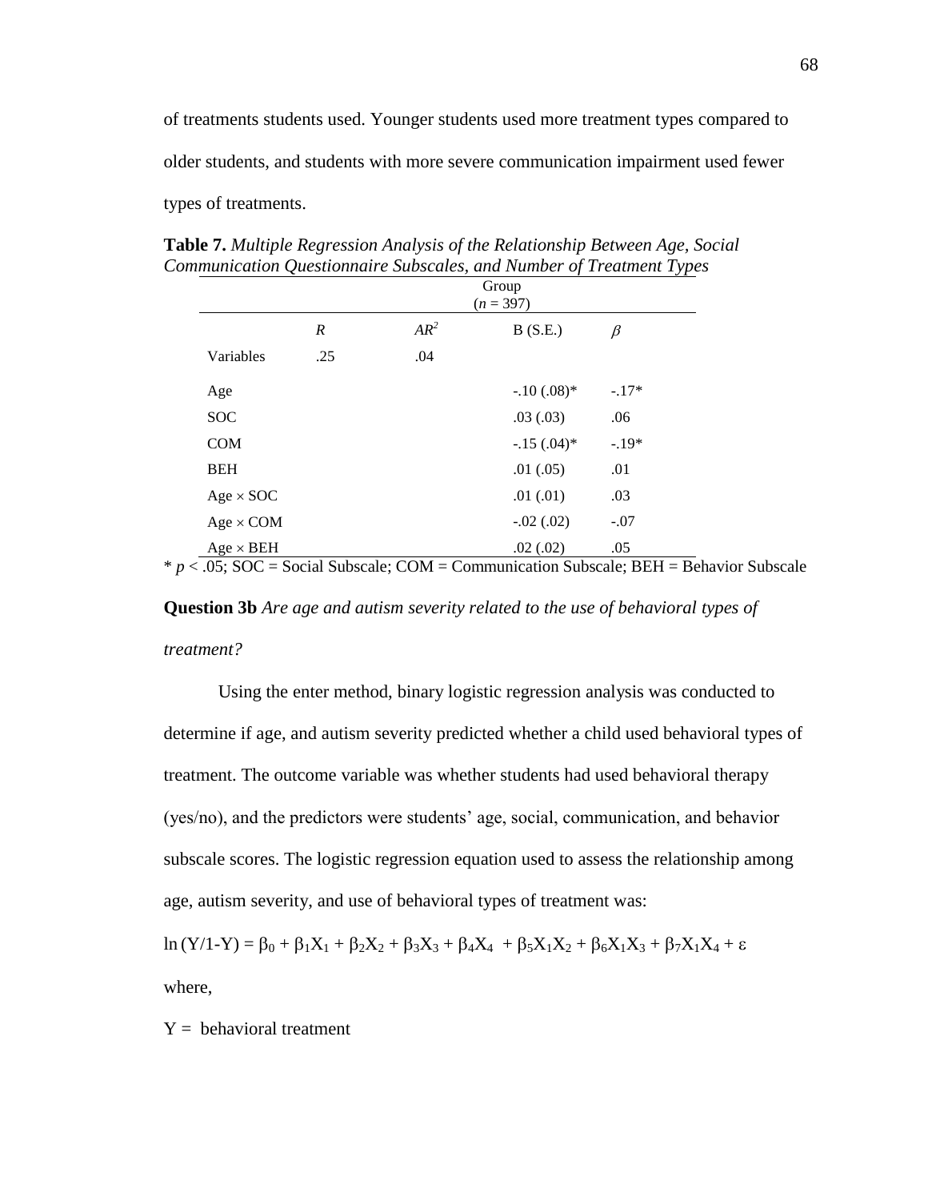of treatments students used. Younger students used more treatment types compared to older students, and students with more severe communication impairment used fewer types of treatments.

**Table 7.** *Multiple Regression Analysis of the Relationship Between Age, Social Communication Questionnaire Subscales, and Number of Treatment Types*

| | Group ($n$ = 397) | | | |
|---|---|---|---|---|
| | $R$ | $\Delta R^2$ | B (S.E.) | $\beta$ |
| Variables | .25 | .04 | | |
| Age | | | -.10 (.08)* | -.17* |
| SOC | | | .03 (.03) | .06 |
| COM | | | -.15 (.04)* | -.19* |
| BEH | | | .01 (.05) | .01 |
| Age × SOC | | | .01 (.01) | .03 |
| Age × COM | | | -.02 (.02) | -.07 |
| Age × BEH | | | .02 (.02) | .05 |

* $p < .05$; SOC = Social Subscale; COM = Communication Subscale; BEH = Behavior Subscale

**Question 3b** *Are age and autism severity related to the use of behavioral types of treatment?*

Using the enter method, binary logistic regression analysis was conducted to determine if age, and autism severity predicted whether a child used behavioral types of treatment. The outcome variable was whether students had used behavioral therapy (yes/no), and the predictors were students' age, social, communication, and behavior subscale scores. The logistic regression equation used to assess the relationship among age, autism severity, and use of behavioral types of treatment was:

$$\ln(Y/1\text{-}Y) = \beta_0 + \beta_1X_1 + \beta_2X_2 + \beta_3X_3 + \beta_4X_4 + \beta_5X_1X_2 + \beta_6X_1X_3 + \beta_7X_1X_4 + \varepsilon$$

where,

$Y$ = behavioral treatment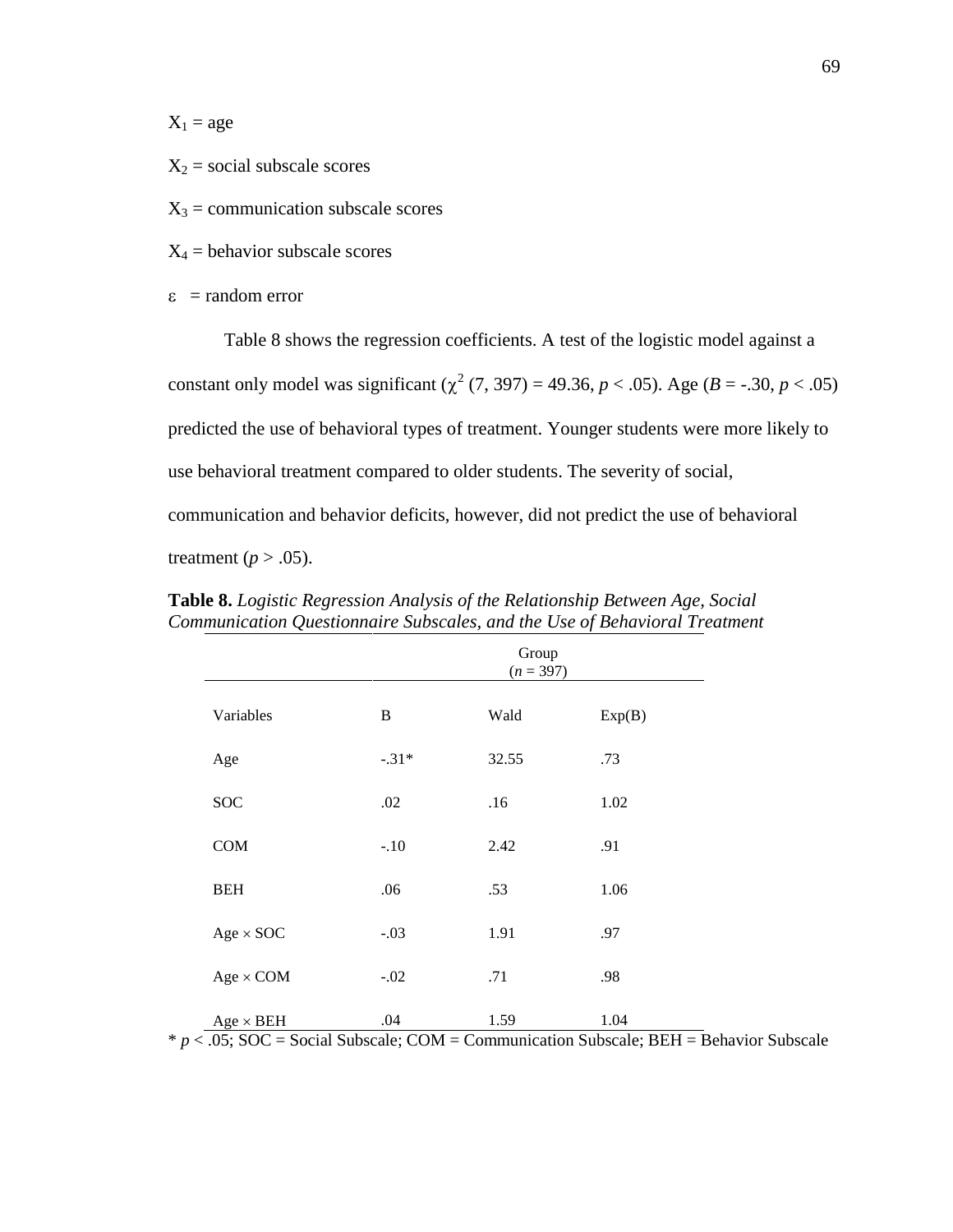$X_1$ = age

$X_2$ = social subscale scores

$X_3$ = communication subscale scores

$X_4$ = behavior subscale scores

$\varepsilon$ = random error

Table 8 shows the regression coefficients. A test of the logistic model against a constant only model was significant ($\chi^2$ (7, 397) = 49.36, $p < .05$). Age ($B = -.30$, $p < .05$) predicted the use of behavioral types of treatment. Younger students were more likely to use behavioral treatment compared to older students. The severity of social, communication and behavior deficits, however, did not predict the use of behavioral treatment ($p > .05$).

**Table 8.** *Logistic Regression Analysis of the Relationship Between Age, Social Communication Questionnaire Subscales, and the Use of Behavioral Treatment*

| | Group ($n$ = 397) | | |
|---|---|---|---|
| Variables | B | Wald | Exp(B) |
| Age | -.31* | 32.55 | .73 |
| SOC | .02 | .16 | 1.02 |
| COM | -.10 | 2.42 | .91 |
| BEH | .06 | .53 | 1.06 |
| Age × SOC | -.03 | 1.91 | .97 |
| Age × COM | -.02 | .71 | .98 |
| Age × BEH | .04 | 1.59 | 1.04 |

* $p < .05$; SOC = Social Subscale; COM = Communication Subscale; BEH = Behavior Subscale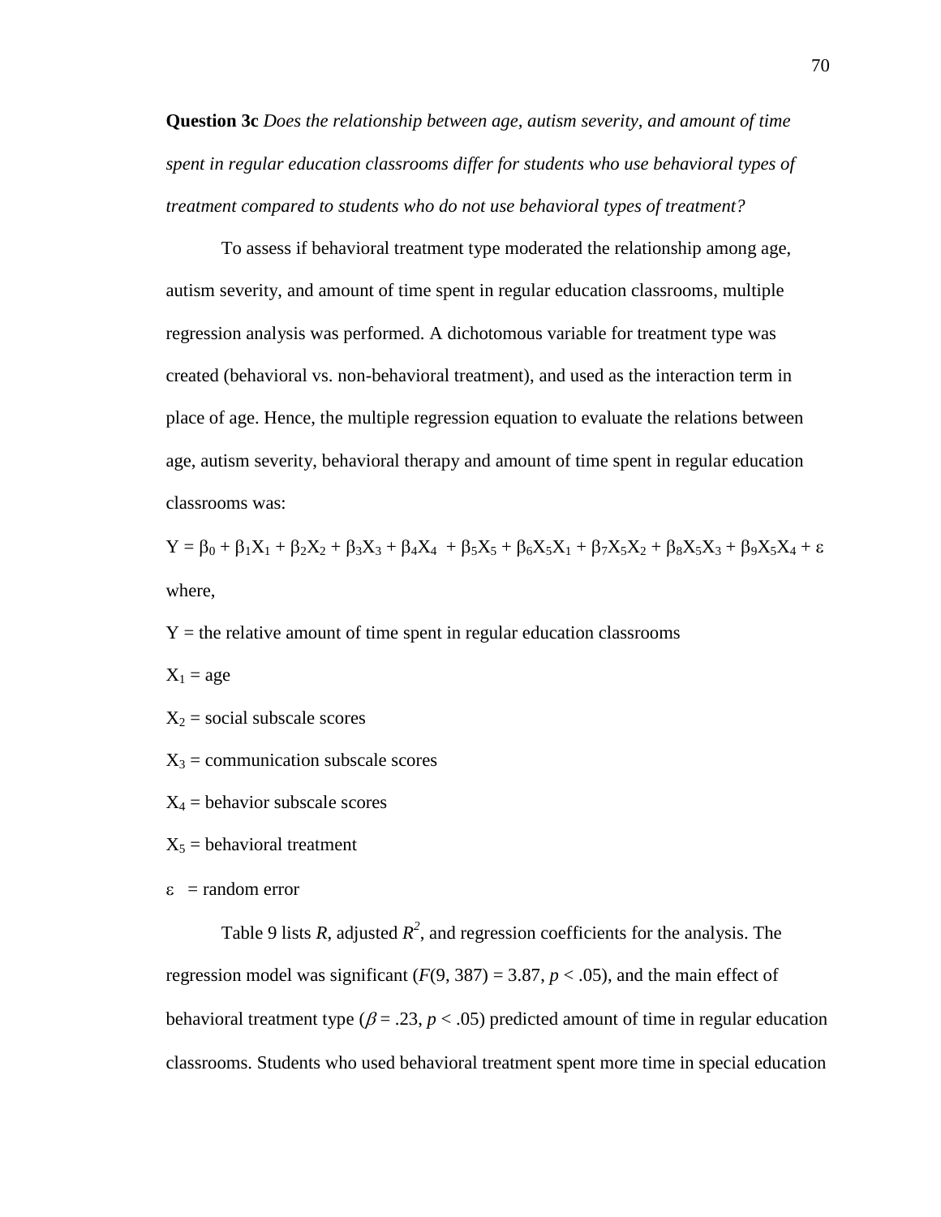**Question 3c** *Does the relationship between age, autism severity, and amount of time spent in regular education classrooms differ for students who use behavioral types of treatment compared to students who do not use behavioral types of treatment?*

To assess if behavioral treatment type moderated the relationship among age, autism severity, and amount of time spent in regular education classrooms, multiple regression analysis was performed. A dichotomous variable for treatment type was created (behavioral vs. non-behavioral treatment), and used as the interaction term in place of age. Hence, the multiple regression equation to evaluate the relations between age, autism severity, behavioral therapy and amount of time spent in regular education classrooms was:

$$Y = \beta_0 + \beta_1 X_1 + \beta_2 X_2 + \beta_3 X_3 + \beta_4 X_4 + \beta_5 X_5 + \beta_6 X_5 X_1 + \beta_7 X_5 X_2 + \beta_8 X_5 X_3 + \beta_9 X_5 X_4 + \varepsilon$$

where,

$Y$ = the relative amount of time spent in regular education classrooms

$X_1$ = age

$X_2$ = social subscale scores

$X_3$ = communication subscale scores

$X_4$ = behavior subscale scores

$X_5$ = behavioral treatment

$\varepsilon$ = random error

Table 9 lists $R$, adjusted $R^2$, and regression coefficients for the analysis. The regression model was significant ($F(9, 387) = 3.87$, $p < .05$), and the main effect of behavioral treatment type ($\beta = .23$, $p < .05$) predicted amount of time in regular education classrooms. Students who used behavioral treatment spent more time in special education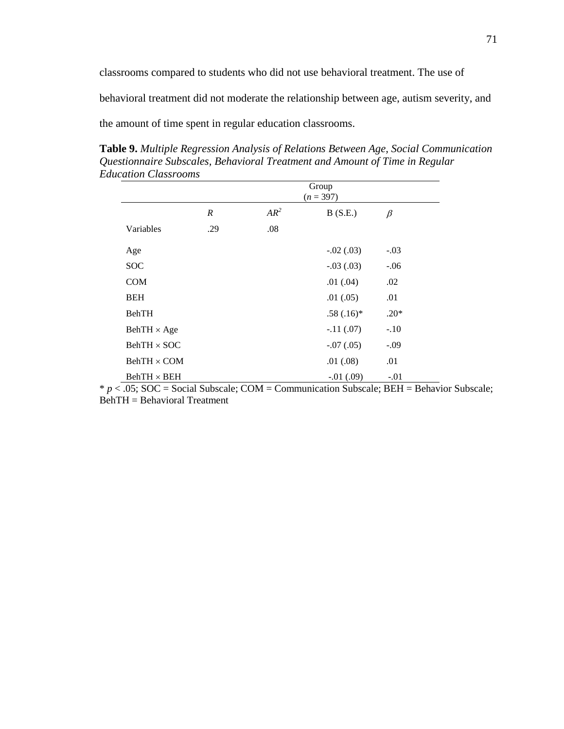classrooms compared to students who did not use behavioral treatment. The use of behavioral treatment did not moderate the relationship between age, autism severity, and the amount of time spent in regular education classrooms.

**Table 9.** *Multiple Regression Analysis of Relations Between Age, Social Communication Questionnaire Subscales, Behavioral Treatment and Amount of Time in Regular Education Classrooms*

| | Group ($n$ = 397) | | | |
|---|---|---|---|---|
| | $R$ | $\Delta R^2$ | B (S.E.) | $\beta$ |
| Variables | .29 | .08 | | |
| Age | | | -.02 (.03) | -.03 |
| SOC | | | -.03 (.03) | -.06 |
| COM | | | .01 (.04) | .02 |
| BEH | | | .01 (.05) | .01 |
| BehTH | | | .58 (.16)* | .20* |
| BehTH × Age | | | -.11 (.07) | -.10 |
| BehTH × SOC | | | -.07 (.05) | -.09 |
| BehTH × COM | | | .01 (.08) | .01 |
| BehTH × BEH | | | -.01 (.09) | -.01 |

* $p < .05$; SOC = Social Subscale; COM = Communication Subscale; BEH = Behavior Subscale; BehTH = Behavioral Treatment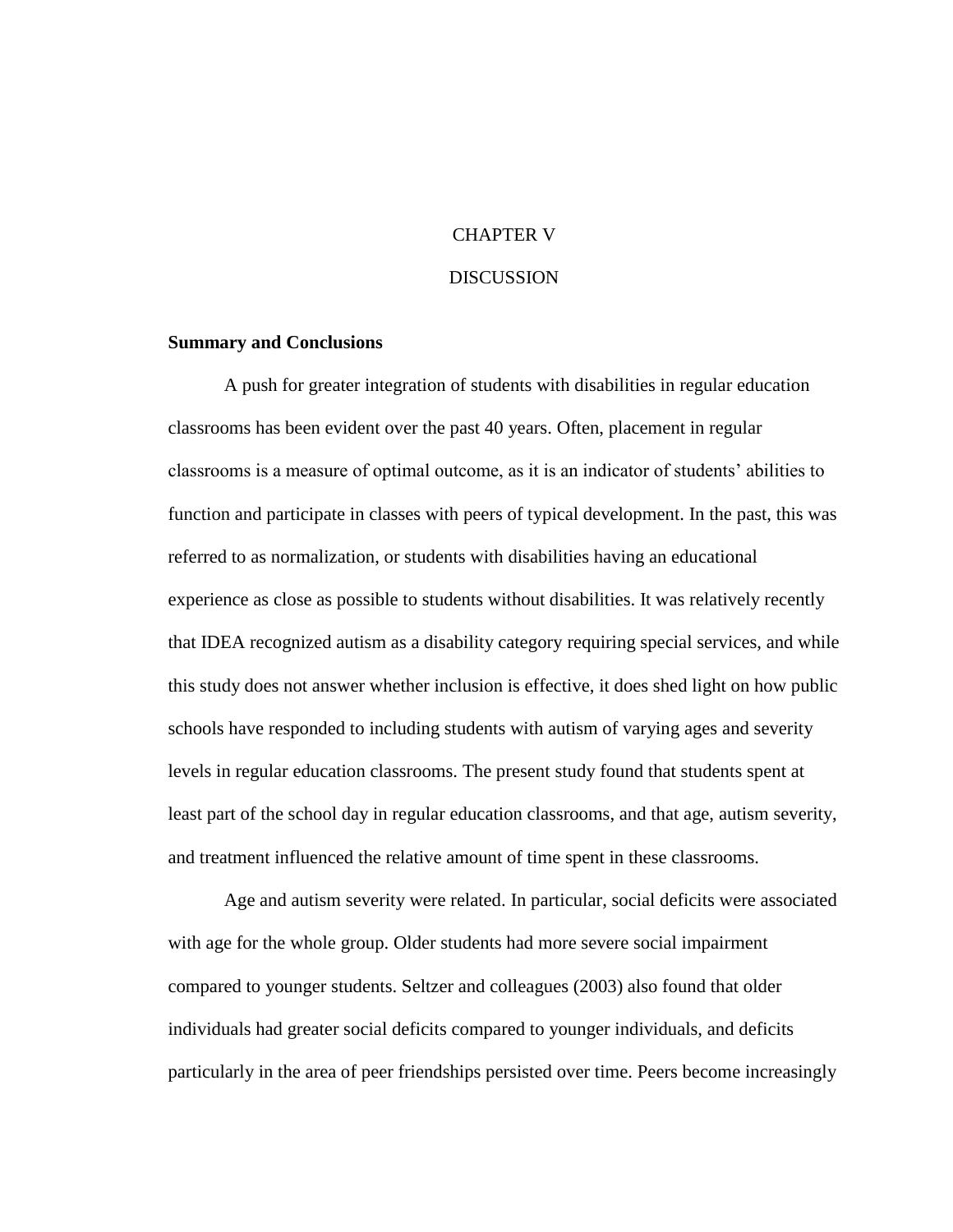# CHAPTER V

# DISCUSSION

## Summary and Conclusions

A push for greater integration of students with disabilities in regular education classrooms has been evident over the past 40 years. Often, placement in regular classrooms is a measure of optimal outcome, as it is an indicator of students' abilities to function and participate in classes with peers of typical development. In the past, this was referred to as normalization, or students with disabilities having an educational experience as close as possible to students without disabilities. It was relatively recently that IDEA recognized autism as a disability category requiring special services, and while this study does not answer whether inclusion is effective, it does shed light on how public schools have responded to including students with autism of varying ages and severity levels in regular education classrooms. The present study found that students spent at least part of the school day in regular education classrooms, and that age, autism severity, and treatment influenced the relative amount of time spent in these classrooms.

Age and autism severity were related. In particular, social deficits were associated with age for the whole group. Older students had more severe social impairment compared to younger students. Seltzer and colleagues (2003) also found that older individuals had greater social deficits compared to younger individuals, and deficits particularly in the area of peer friendships persisted over time. Peers become increasingly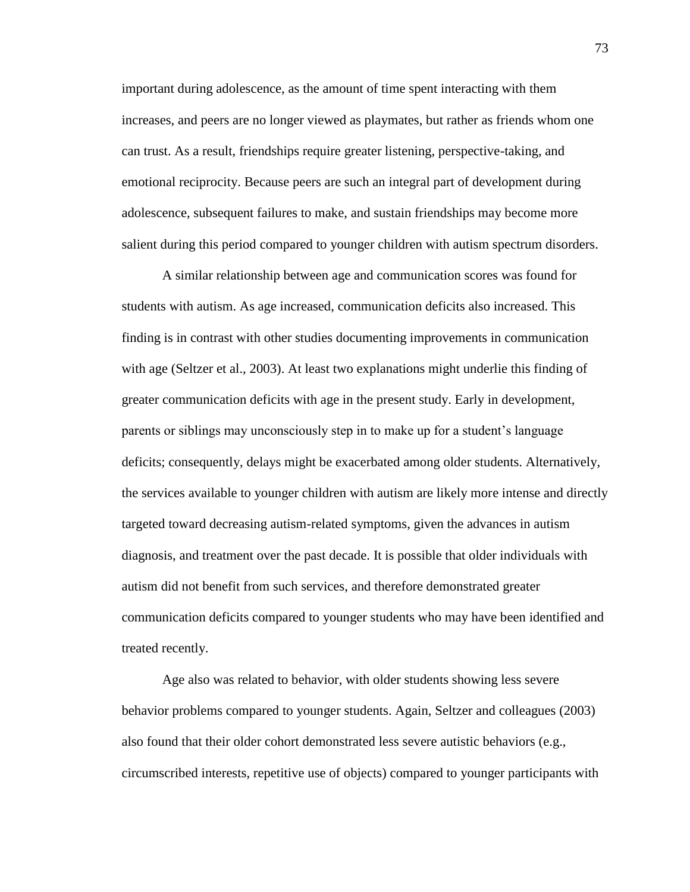important during adolescence, as the amount of time spent interacting with them increases, and peers are no longer viewed as playmates, but rather as friends whom one can trust. As a result, friendships require greater listening, perspective-taking, and emotional reciprocity. Because peers are such an integral part of development during adolescence, subsequent failures to make, and sustain friendships may become more salient during this period compared to younger children with autism spectrum disorders.

A similar relationship between age and communication scores was found for students with autism. As age increased, communication deficits also increased. This finding is in contrast with other studies documenting improvements in communication with age (Seltzer et al., 2003). At least two explanations might underlie this finding of greater communication deficits with age in the present study. Early in development, parents or siblings may unconsciously step in to make up for a student's language deficits; consequently, delays might be exacerbated among older students. Alternatively, the services available to younger children with autism are likely more intense and directly targeted toward decreasing autism-related symptoms, given the advances in autism diagnosis, and treatment over the past decade. It is possible that older individuals with autism did not benefit from such services, and therefore demonstrated greater communication deficits compared to younger students who may have been identified and treated recently.

Age also was related to behavior, with older students showing less severe behavior problems compared to younger students. Again, Seltzer and colleagues (2003) also found that their older cohort demonstrated less severe autistic behaviors (e.g., circumscribed interests, repetitive use of objects) compared to younger participants with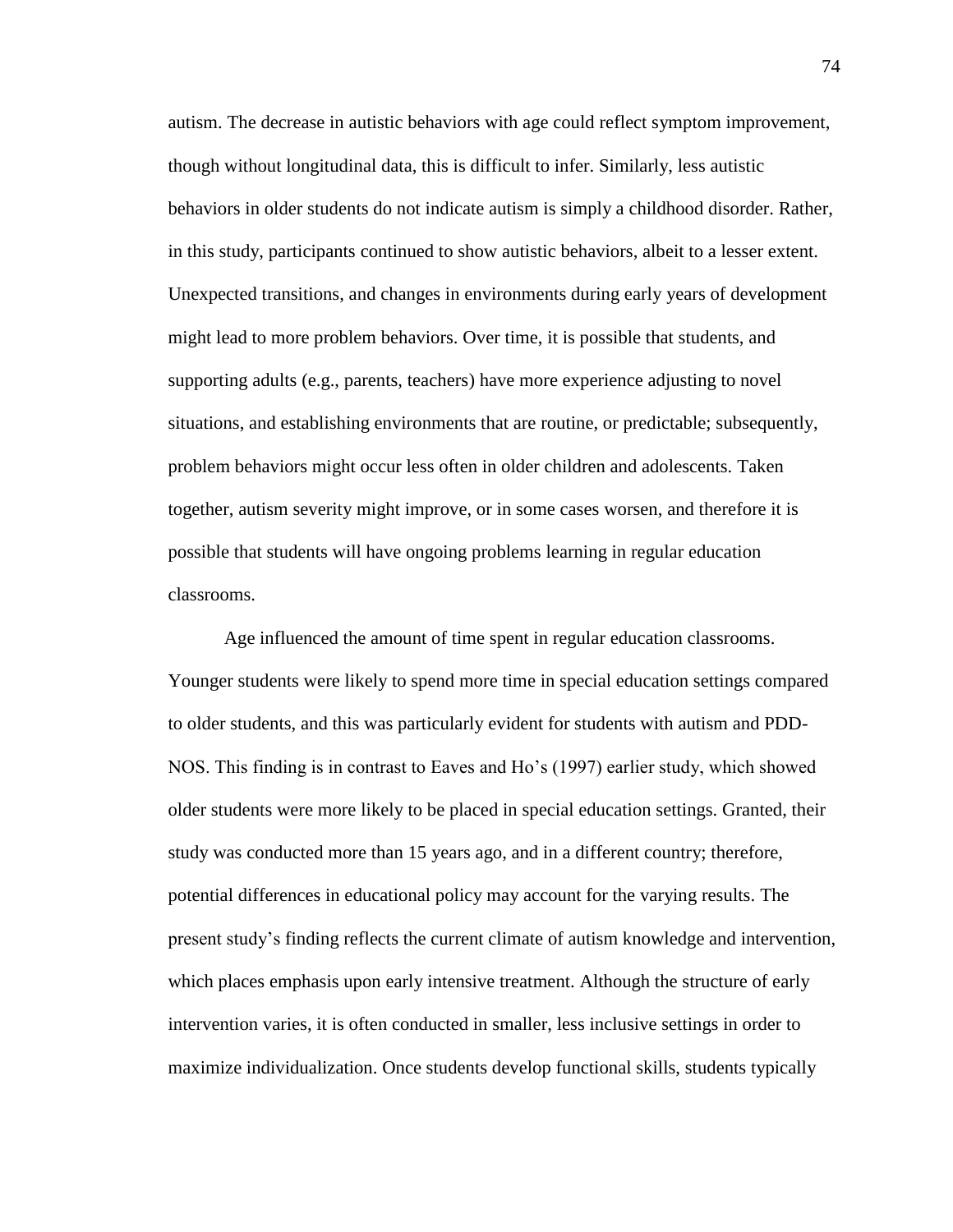autism. The decrease in autistic behaviors with age could reflect symptom improvement, though without longitudinal data, this is difficult to infer. Similarly, less autistic behaviors in older students do not indicate autism is simply a childhood disorder. Rather, in this study, participants continued to show autistic behaviors, albeit to a lesser extent. Unexpected transitions, and changes in environments during early years of development might lead to more problem behaviors. Over time, it is possible that students, and supporting adults (e.g., parents, teachers) have more experience adjusting to novel situations, and establishing environments that are routine, or predictable; subsequently, problem behaviors might occur less often in older children and adolescents. Taken together, autism severity might improve, or in some cases worsen, and therefore it is possible that students will have ongoing problems learning in regular education classrooms.

Age influenced the amount of time spent in regular education classrooms. Younger students were likely to spend more time in special education settings compared to older students, and this was particularly evident for students with autism and PDD-NOS. This finding is in contrast to Eaves and Ho's (1997) earlier study, which showed older students were more likely to be placed in special education settings. Granted, their study was conducted more than 15 years ago, and in a different country; therefore, potential differences in educational policy may account for the varying results. The present study's finding reflects the current climate of autism knowledge and intervention, which places emphasis upon early intensive treatment. Although the structure of early intervention varies, it is often conducted in smaller, less inclusive settings in order to maximize individualization. Once students develop functional skills, students typically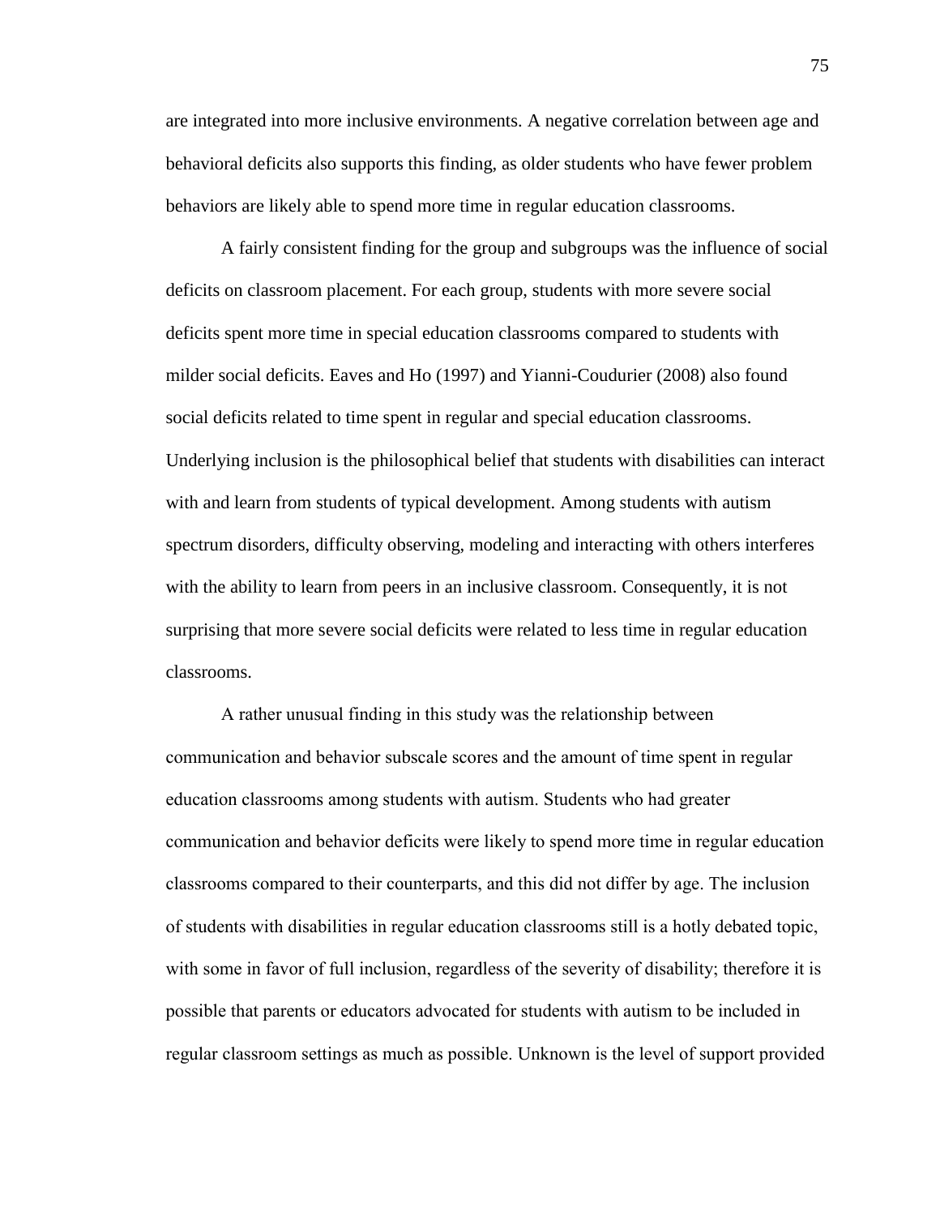are integrated into more inclusive environments. A negative correlation between age and behavioral deficits also supports this finding, as older students who have fewer problem behaviors are likely able to spend more time in regular education classrooms.

A fairly consistent finding for the group and subgroups was the influence of social deficits on classroom placement. For each group, students with more severe social deficits spent more time in special education classrooms compared to students with milder social deficits. Eaves and Ho (1997) and Yianni-Coudurier (2008) also found social deficits related to time spent in regular and special education classrooms. Underlying inclusion is the philosophical belief that students with disabilities can interact with and learn from students of typical development. Among students with autism spectrum disorders, difficulty observing, modeling and interacting with others interferes with the ability to learn from peers in an inclusive classroom. Consequently, it is not surprising that more severe social deficits were related to less time in regular education classrooms.

A rather unusual finding in this study was the relationship between communication and behavior subscale scores and the amount of time spent in regular education classrooms among students with autism. Students who had greater communication and behavior deficits were likely to spend more time in regular education classrooms compared to their counterparts, and this did not differ by age. The inclusion of students with disabilities in regular education classrooms still is a hotly debated topic, with some in favor of full inclusion, regardless of the severity of disability; therefore it is possible that parents or educators advocated for students with autism to be included in regular classroom settings as much as possible. Unknown is the level of support provided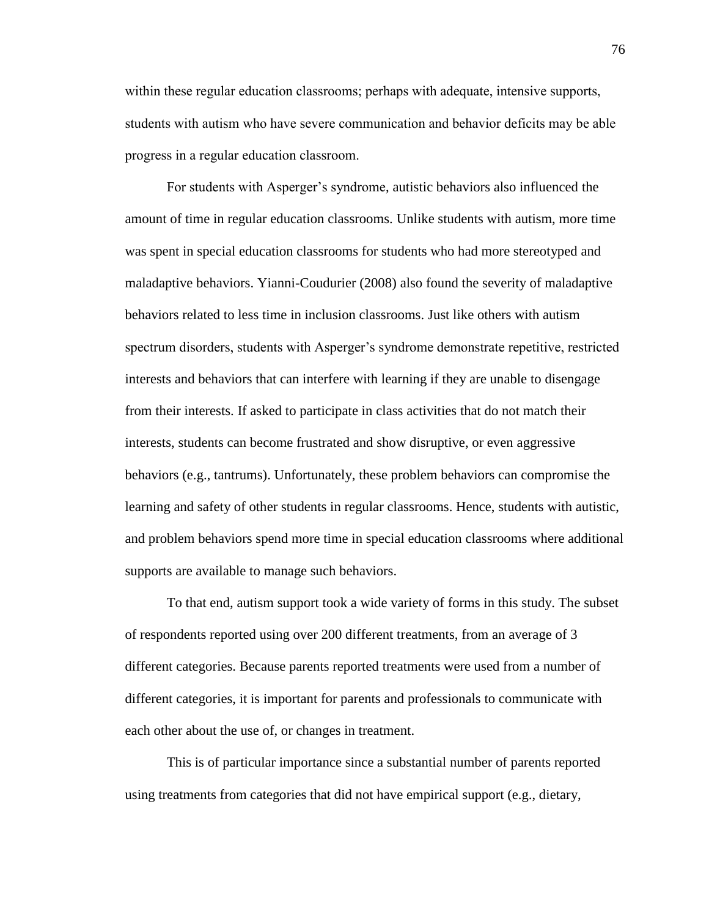within these regular education classrooms; perhaps with adequate, intensive supports, students with autism who have severe communication and behavior deficits may be able progress in a regular education classroom.

For students with Asperger's syndrome, autistic behaviors also influenced the amount of time in regular education classrooms. Unlike students with autism, more time was spent in special education classrooms for students who had more stereotyped and maladaptive behaviors. Yianni-Coudurier (2008) also found the severity of maladaptive behaviors related to less time in inclusion classrooms. Just like others with autism spectrum disorders, students with Asperger's syndrome demonstrate repetitive, restricted interests and behaviors that can interfere with learning if they are unable to disengage from their interests. If asked to participate in class activities that do not match their interests, students can become frustrated and show disruptive, or even aggressive behaviors (e.g., tantrums). Unfortunately, these problem behaviors can compromise the learning and safety of other students in regular classrooms. Hence, students with autistic, and problem behaviors spend more time in special education classrooms where additional supports are available to manage such behaviors.

To that end, autism support took a wide variety of forms in this study. The subset of respondents reported using over 200 different treatments, from an average of 3 different categories. Because parents reported treatments were used from a number of different categories, it is important for parents and professionals to communicate with each other about the use of, or changes in treatment.

This is of particular importance since a substantial number of parents reported using treatments from categories that did not have empirical support (e.g., dietary,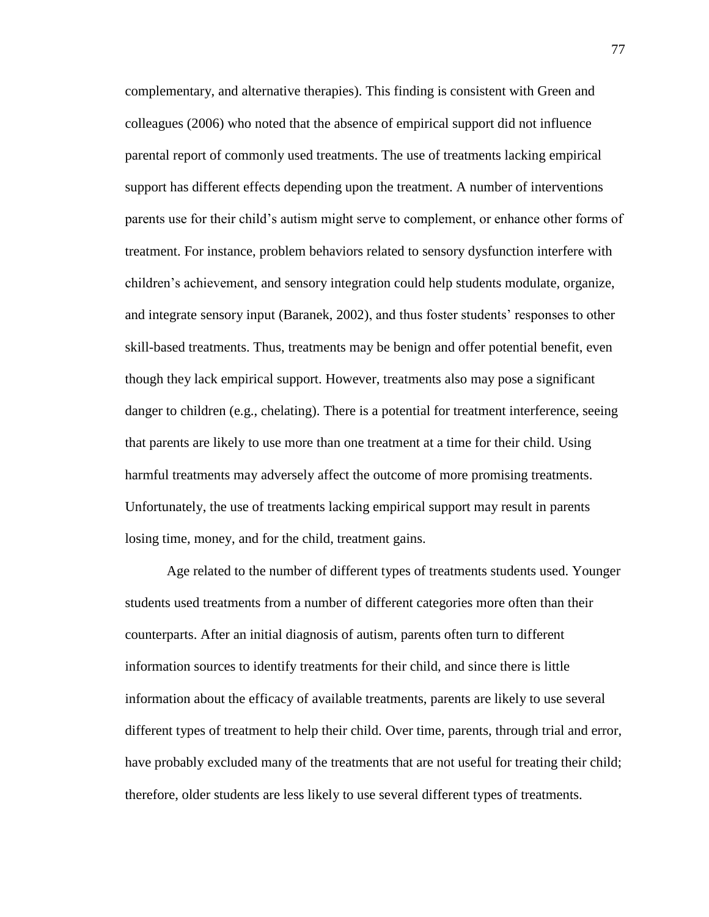complementary, and alternative therapies). This finding is consistent with Green and colleagues (2006) who noted that the absence of empirical support did not influence parental report of commonly used treatments. The use of treatments lacking empirical support has different effects depending upon the treatment. A number of interventions parents use for their child's autism might serve to complement, or enhance other forms of treatment. For instance, problem behaviors related to sensory dysfunction interfere with children's achievement, and sensory integration could help students modulate, organize, and integrate sensory input (Baranek, 2002), and thus foster students' responses to other skill-based treatments. Thus, treatments may be benign and offer potential benefit, even though they lack empirical support. However, treatments also may pose a significant danger to children (e.g., chelating). There is a potential for treatment interference, seeing that parents are likely to use more than one treatment at a time for their child. Using harmful treatments may adversely affect the outcome of more promising treatments. Unfortunately, the use of treatments lacking empirical support may result in parents losing time, money, and for the child, treatment gains.

Age related to the number of different types of treatments students used. Younger students used treatments from a number of different categories more often than their counterparts. After an initial diagnosis of autism, parents often turn to different information sources to identify treatments for their child, and since there is little information about the efficacy of available treatments, parents are likely to use several different types of treatment to help their child. Over time, parents, through trial and error, have probably excluded many of the treatments that are not useful for treating their child; therefore, older students are less likely to use several different types of treatments.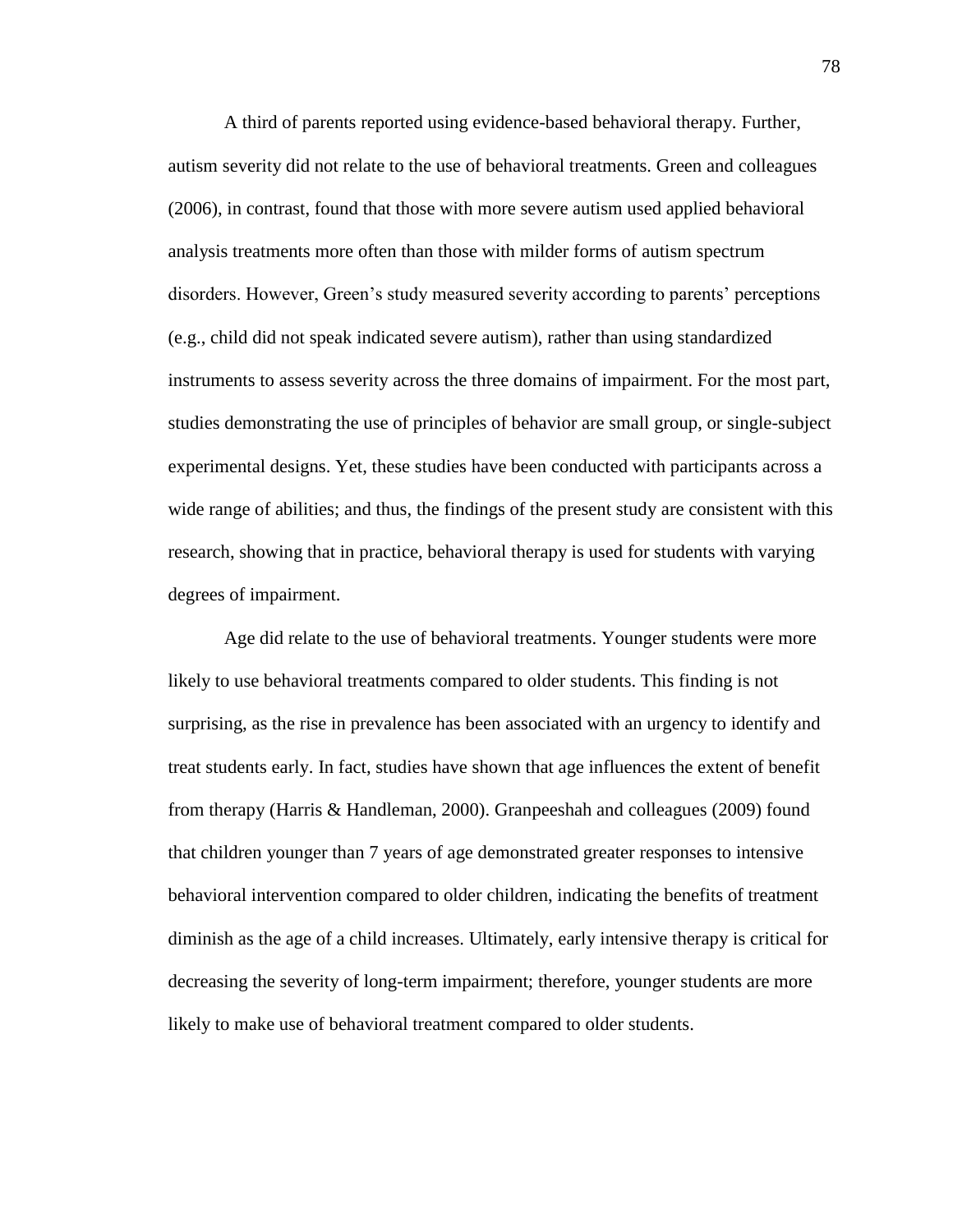A third of parents reported using evidence-based behavioral therapy. Further, autism severity did not relate to the use of behavioral treatments. Green and colleagues (2006), in contrast, found that those with more severe autism used applied behavioral analysis treatments more often than those with milder forms of autism spectrum disorders. However, Green's study measured severity according to parents' perceptions (e.g., child did not speak indicated severe autism), rather than using standardized instruments to assess severity across the three domains of impairment. For the most part, studies demonstrating the use of principles of behavior are small group, or single-subject experimental designs. Yet, these studies have been conducted with participants across a wide range of abilities; and thus, the findings of the present study are consistent with this research, showing that in practice, behavioral therapy is used for students with varying degrees of impairment.

Age did relate to the use of behavioral treatments. Younger students were more likely to use behavioral treatments compared to older students. This finding is not surprising, as the rise in prevalence has been associated with an urgency to identify and treat students early. In fact, studies have shown that age influences the extent of benefit from therapy (Harris & Handleman, 2000). Granpeeshah and colleagues (2009) found that children younger than 7 years of age demonstrated greater responses to intensive behavioral intervention compared to older children, indicating the benefits of treatment diminish as the age of a child increases. Ultimately, early intensive therapy is critical for decreasing the severity of long-term impairment; therefore, younger students are more likely to make use of behavioral treatment compared to older students.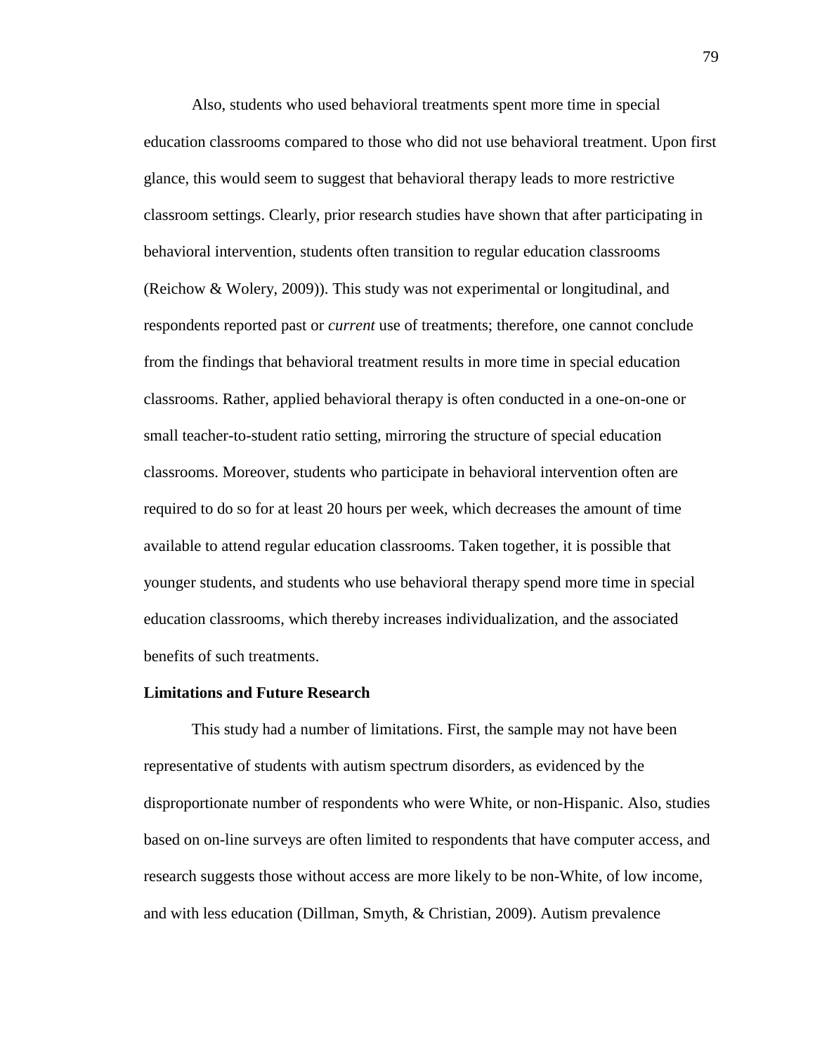Also, students who used behavioral treatments spent more time in special education classrooms compared to those who did not use behavioral treatment. Upon first glance, this would seem to suggest that behavioral therapy leads to more restrictive classroom settings. Clearly, prior research studies have shown that after participating in behavioral intervention, students often transition to regular education classrooms (Reichow & Wolery, 2009)). This study was not experimental or longitudinal, and respondents reported past or *current* use of treatments; therefore, one cannot conclude from the findings that behavioral treatment results in more time in special education classrooms. Rather, applied behavioral therapy is often conducted in a one-on-one or small teacher-to-student ratio setting, mirroring the structure of special education classrooms. Moreover, students who participate in behavioral intervention often are required to do so for at least 20 hours per week, which decreases the amount of time available to attend regular education classrooms. Taken together, it is possible that younger students, and students who use behavioral therapy spend more time in special education classrooms, which thereby increases individualization, and the associated benefits of such treatments.

**Limitations and Future Research**

This study had a number of limitations. First, the sample may not have been representative of students with autism spectrum disorders, as evidenced by the disproportionate number of respondents who were White, or non-Hispanic. Also, studies based on on-line surveys are often limited to respondents that have computer access, and research suggests those without access are more likely to be non-White, of low income, and with less education (Dillman, Smyth, & Christian, 2009). Autism prevalence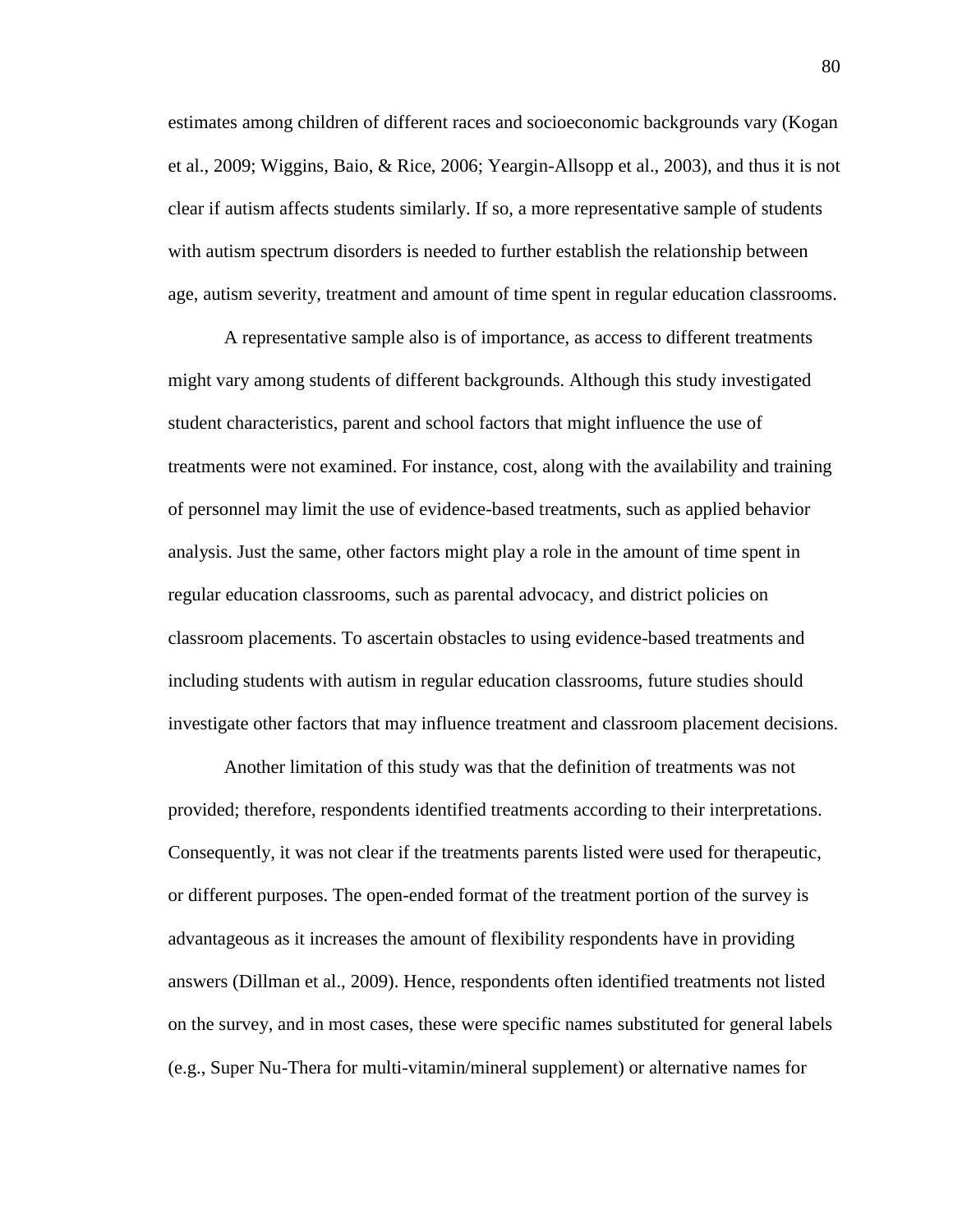estimates among children of different races and socioeconomic backgrounds vary (Kogan et al., 2009; Wiggins, Baio, & Rice, 2006; Yeargin-Allsopp et al., 2003), and thus it is not clear if autism affects students similarly. If so, a more representative sample of students with autism spectrum disorders is needed to further establish the relationship between age, autism severity, treatment and amount of time spent in regular education classrooms.

A representative sample also is of importance, as access to different treatments might vary among students of different backgrounds. Although this study investigated student characteristics, parent and school factors that might influence the use of treatments were not examined. For instance, cost, along with the availability and training of personnel may limit the use of evidence-based treatments, such as applied behavior analysis. Just the same, other factors might play a role in the amount of time spent in regular education classrooms, such as parental advocacy, and district policies on classroom placements. To ascertain obstacles to using evidence-based treatments and including students with autism in regular education classrooms, future studies should investigate other factors that may influence treatment and classroom placement decisions.

Another limitation of this study was that the definition of treatments was not provided; therefore, respondents identified treatments according to their interpretations. Consequently, it was not clear if the treatments parents listed were used for therapeutic, or different purposes. The open-ended format of the treatment portion of the survey is advantageous as it increases the amount of flexibility respondents have in providing answers (Dillman et al., 2009). Hence, respondents often identified treatments not listed on the survey, and in most cases, these were specific names substituted for general labels (e.g., Super Nu-Thera for multi-vitamin/mineral supplement) or alternative names for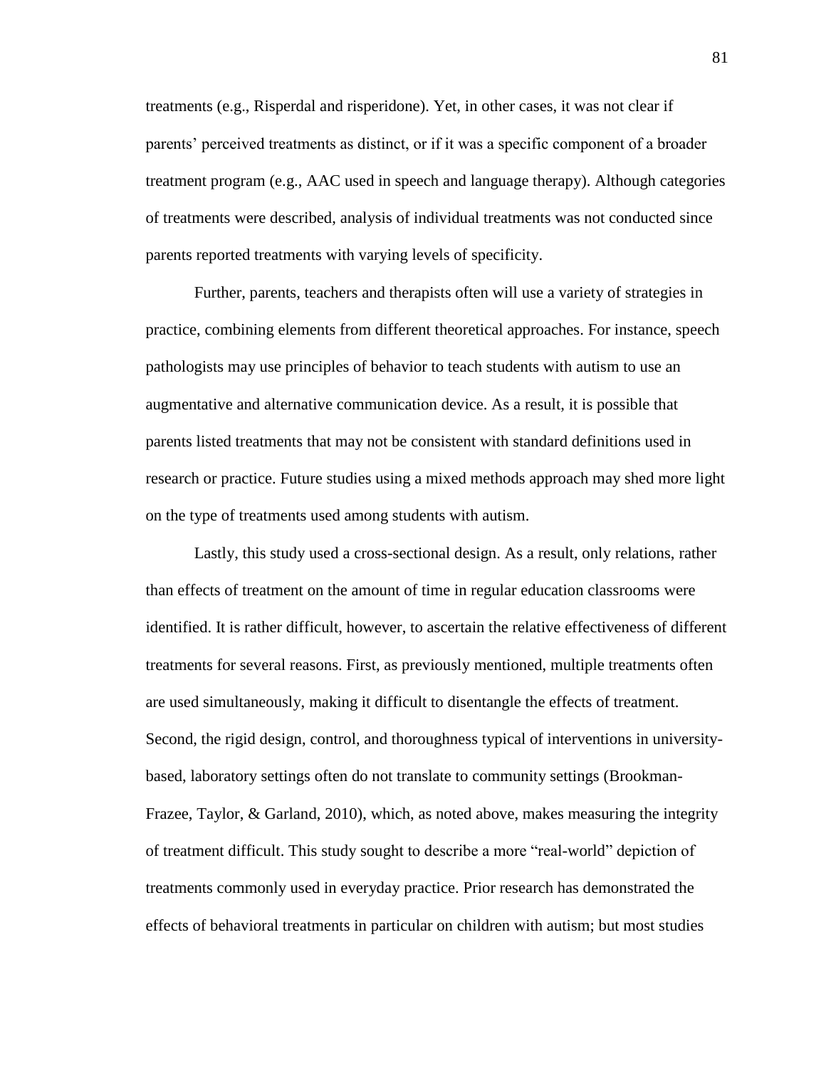treatments (e.g., Risperdal and risperidone). Yet, in other cases, it was not clear if parents' perceived treatments as distinct, or if it was a specific component of a broader treatment program (e.g., AAC used in speech and language therapy). Although categories of treatments were described, analysis of individual treatments was not conducted since parents reported treatments with varying levels of specificity.

Further, parents, teachers and therapists often will use a variety of strategies in practice, combining elements from different theoretical approaches. For instance, speech pathologists may use principles of behavior to teach students with autism to use an augmentative and alternative communication device. As a result, it is possible that parents listed treatments that may not be consistent with standard definitions used in research or practice. Future studies using a mixed methods approach may shed more light on the type of treatments used among students with autism.

Lastly, this study used a cross-sectional design. As a result, only relations, rather than effects of treatment on the amount of time in regular education classrooms were identified. It is rather difficult, however, to ascertain the relative effectiveness of different treatments for several reasons. First, as previously mentioned, multiple treatments often are used simultaneously, making it difficult to disentangle the effects of treatment. Second, the rigid design, control, and thoroughness typical of interventions in university-based, laboratory settings often do not translate to community settings (Brookman-Frazee, Taylor, & Garland, 2010), which, as noted above, makes measuring the integrity of treatment difficult. This study sought to describe a more "real-world" depiction of treatments commonly used in everyday practice. Prior research has demonstrated the effects of behavioral treatments in particular on children with autism; but most studies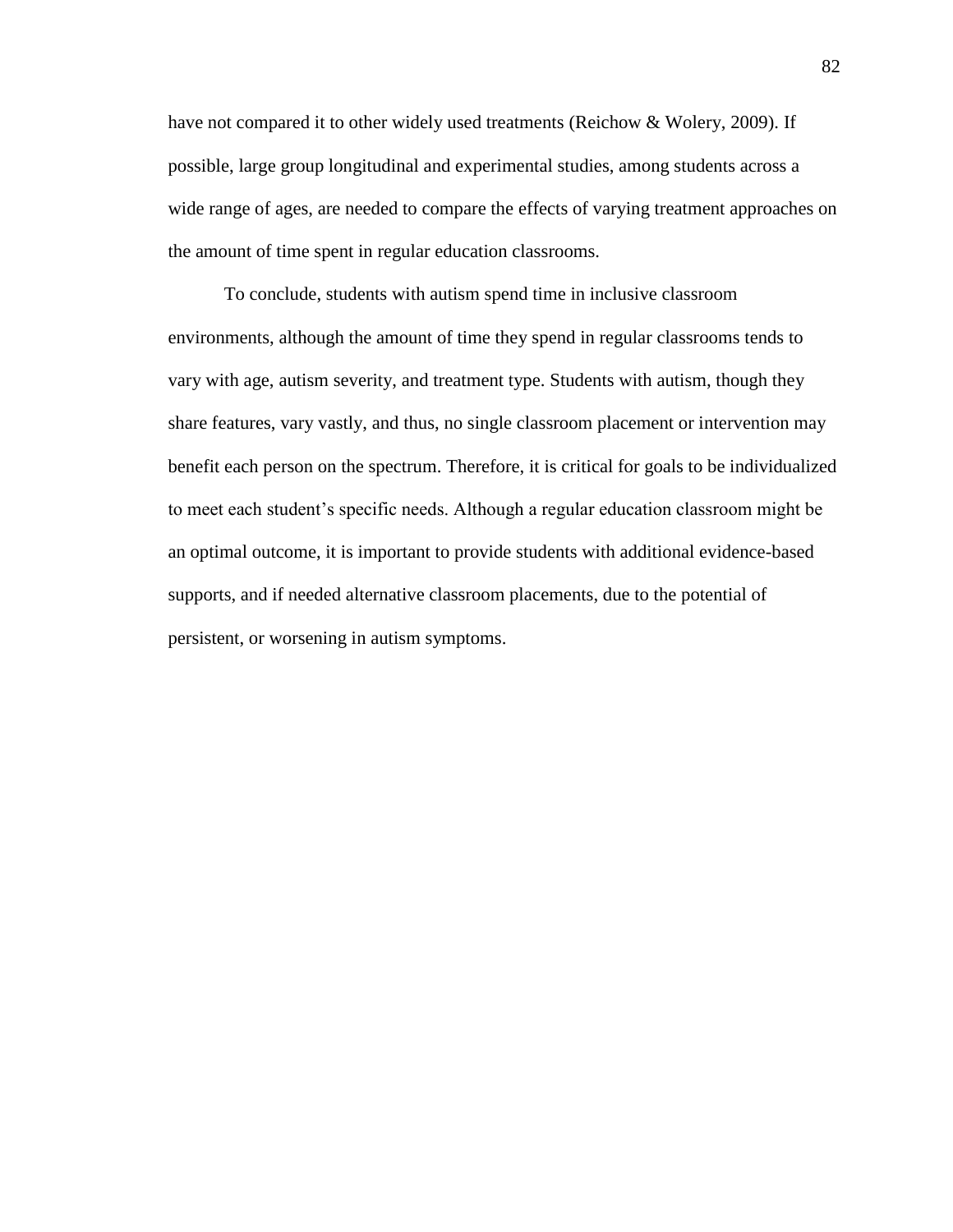have not compared it to other widely used treatments (Reichow & Wolery, 2009). If possible, large group longitudinal and experimental studies, among students across a wide range of ages, are needed to compare the effects of varying treatment approaches on the amount of time spent in regular education classrooms.

To conclude, students with autism spend time in inclusive classroom environments, although the amount of time they spend in regular classrooms tends to vary with age, autism severity, and treatment type. Students with autism, though they share features, vary vastly, and thus, no single classroom placement or intervention may benefit each person on the spectrum. Therefore, it is critical for goals to be individualized to meet each student's specific needs. Although a regular education classroom might be an optimal outcome, it is important to provide students with additional evidence-based supports, and if needed alternative classroom placements, due to the potential of persistent, or worsening in autism symptoms.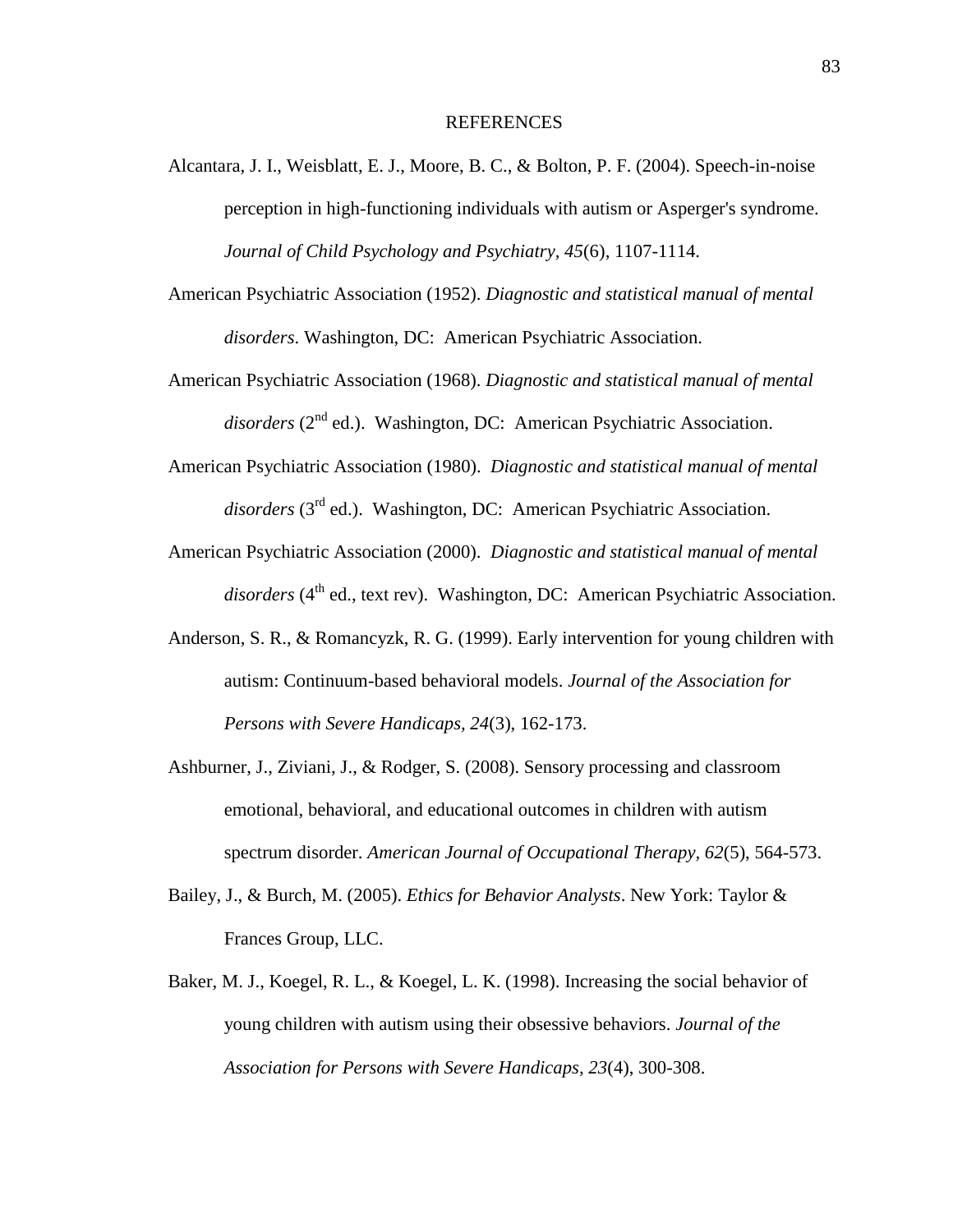# REFERENCES

Alcantara, J. I., Weisblatt, E. J., Moore, B. C., & Bolton, P. F. (2004). Speech-in-noise perception in high-functioning individuals with autism or Asperger's syndrome. *Journal of Child Psychology and Psychiatry, 45*(6), 1107-1114.

American Psychiatric Association (1952). *Diagnostic and statistical manual of mental disorders*. Washington, DC: American Psychiatric Association.

American Psychiatric Association (1968). *Diagnostic and statistical manual of mental disorders* (2nd ed.). Washington, DC: American Psychiatric Association.

American Psychiatric Association (1980). *Diagnostic and statistical manual of mental disorders* (3rd ed.). Washington, DC: American Psychiatric Association.

American Psychiatric Association (2000). *Diagnostic and statistical manual of mental disorders* (4th ed., text rev). Washington, DC: American Psychiatric Association.

Anderson, S. R., & Romancyzk, R. G. (1999). Early intervention for young children with autism: Continuum-based behavioral models. *Journal of the Association for Persons with Severe Handicaps, 24*(3), 162-173.

Ashburner, J., Ziviani, J., & Rodger, S. (2008). Sensory processing and classroom emotional, behavioral, and educational outcomes in children with autism spectrum disorder. *American Journal of Occupational Therapy*, *62*(5), 564-573.

Bailey, J., & Burch, M. (2005). *Ethics for Behavior Analysts*. New York: Taylor & Frances Group, LLC.

Baker, M. J., Koegel, R. L., & Koegel, L. K. (1998). Increasing the social behavior of young children with autism using their obsessive behaviors. *Journal of the Association for Persons with Severe Handicaps, 23*(4), 300-308.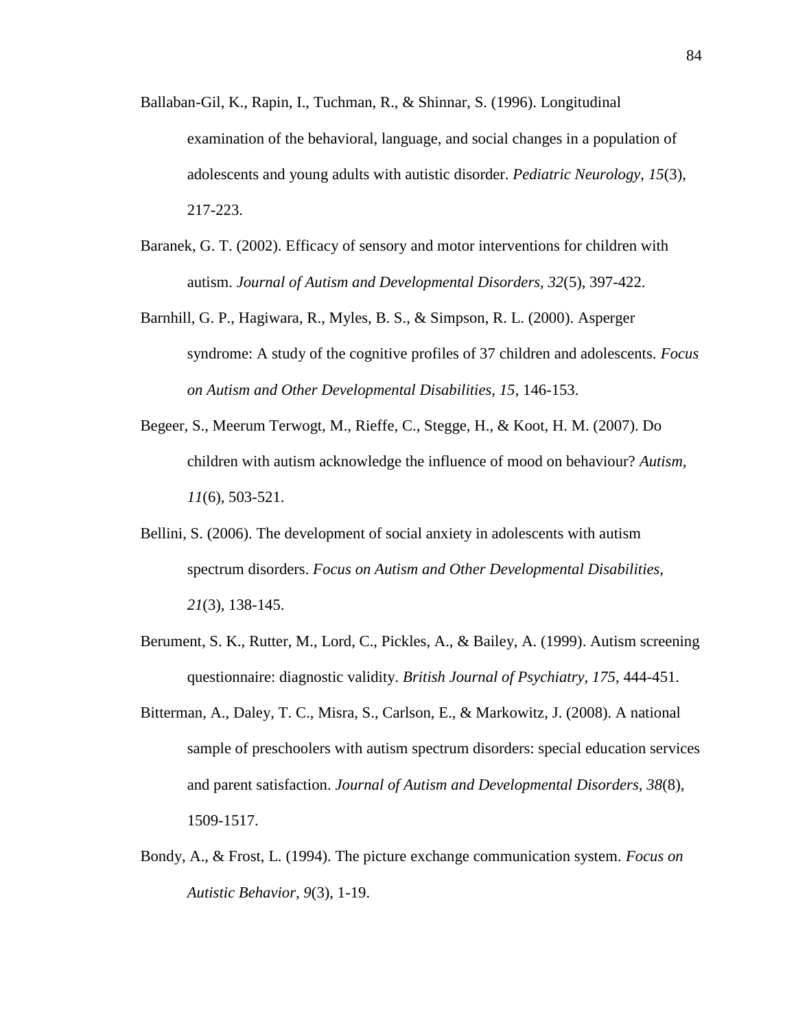Ballaban-Gil, K., Rapin, I., Tuchman, R., & Shinnar, S. (1996). Longitudinal examination of the behavioral, language, and social changes in a population of adolescents and young adults with autistic disorder. *Pediatric Neurology, 15*(3), 217-223.

Baranek, G. T. (2002). Efficacy of sensory and motor interventions for children with autism. *Journal of Autism and Developmental Disorders, 32*(5), 397-422.

Barnhill, G. P., Hagiwara, R., Myles, B. S., & Simpson, R. L. (2000). Asperger syndrome: A study of the cognitive profiles of 37 children and adolescents. *Focus on Autism and Other Developmental Disabilities, 15*, 146-153.

Begeer, S., Meerum Terwogt, M., Rieffe, C., Stegge, H., & Koot, H. M. (2007). Do children with autism acknowledge the influence of mood on behaviour? *Autism, 11*(6), 503-521.

Bellini, S. (2006). The development of social anxiety in adolescents with autism spectrum disorders. *Focus on Autism and Other Developmental Disabilities, 21*(3), 138-145.

Berument, S. K., Rutter, M., Lord, C., Pickles, A., & Bailey, A. (1999). Autism screening questionnaire: diagnostic validity. *British Journal of Psychiatry, 175*, 444-451.

Bitterman, A., Daley, T. C., Misra, S., Carlson, E., & Markowitz, J. (2008). A national sample of preschoolers with autism spectrum disorders: special education services and parent satisfaction. *Journal of Autism and Developmental Disorders, 38*(8), 1509-1517.

Bondy, A., & Frost, L. (1994). The picture exchange communication system. *Focus on Autistic Behavior, 9*(3), 1-19.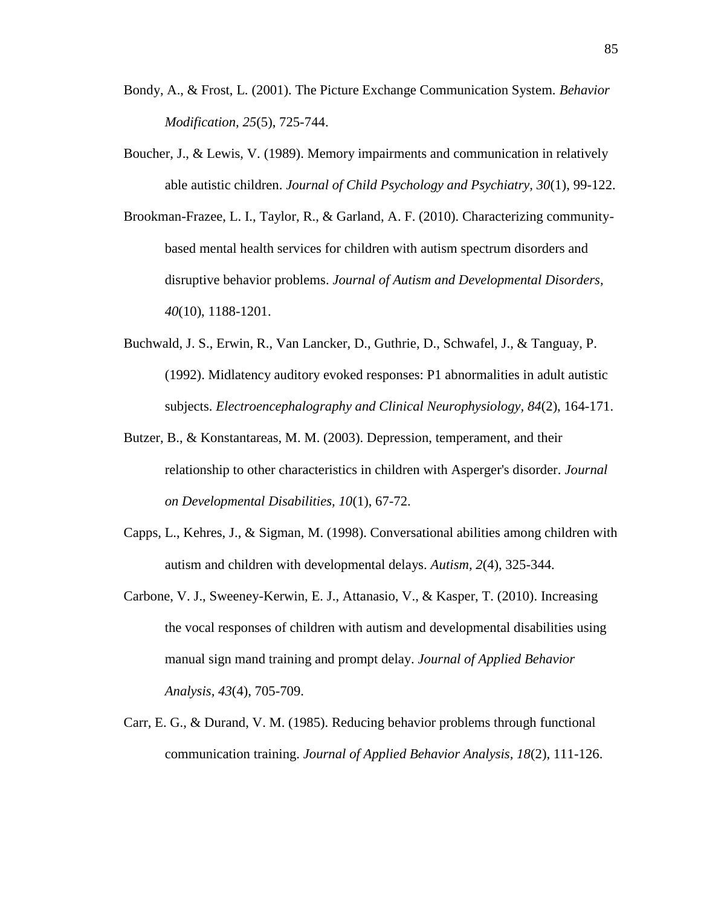Bondy, A., & Frost, L. (2001). The Picture Exchange Communication System. *Behavior Modification, 25*(5), 725-744.

Boucher, J., & Lewis, V. (1989). Memory impairments and communication in relatively able autistic children. *Journal of Child Psychology and Psychiatry, 30*(1), 99-122.

Brookman-Frazee, L. I., Taylor, R., & Garland, A. F. (2010). Characterizing community-based mental health services for children with autism spectrum disorders and disruptive behavior problems. *Journal of Autism and Developmental Disorders, 40*(10), 1188-1201.

Buchwald, J. S., Erwin, R., Van Lancker, D., Guthrie, D., Schwafel, J., & Tanguay, P. (1992). Midlatency auditory evoked responses: P1 abnormalities in adult autistic subjects. *Electroencephalography and Clinical Neurophysiology, 84*(2), 164-171.

Butzer, B., & Konstantareas, M. M. (2003). Depression, temperament, and their relationship to other characteristics in children with Asperger's disorder. *Journal on Developmental Disabilities, 10*(1), 67-72.

Capps, L., Kehres, J., & Sigman, M. (1998). Conversational abilities among children with autism and children with developmental delays. *Autism, 2*(4), 325-344.

Carbone, V. J., Sweeney-Kerwin, E. J., Attanasio, V., & Kasper, T. (2010). Increasing the vocal responses of children with autism and developmental disabilities using manual sign mand training and prompt delay. *Journal of Applied Behavior Analysis, 43*(4), 705-709.

Carr, E. G., & Durand, V. M. (1985). Reducing behavior problems through functional communication training. *Journal of Applied Behavior Analysis*, *18*(2), 111-126.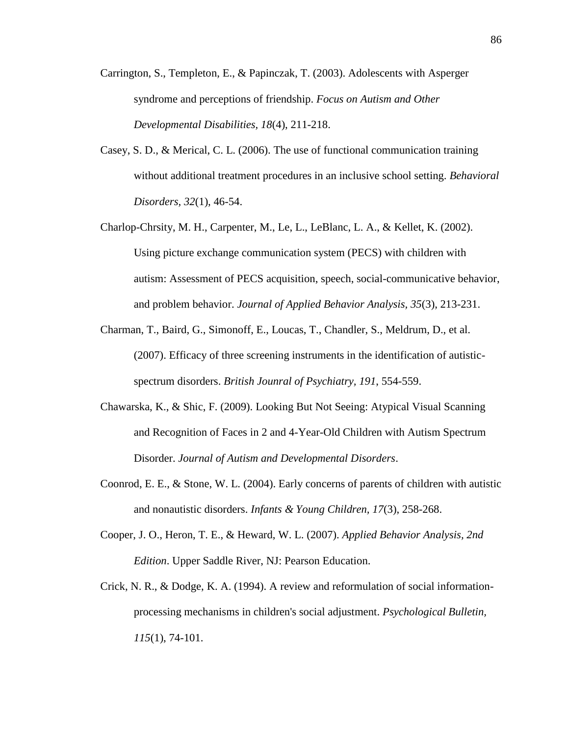Carrington, S., Templeton, E., & Papinczak, T. (2003). Adolescents with Asperger syndrome and perceptions of friendship. *Focus on Autism and Other Developmental Disabilities, 18*(4), 211-218.

Casey, S. D., & Merical, C. L. (2006). The use of functional communication training without additional treatment procedures in an inclusive school setting. *Behavioral Disorders, 32*(1), 46-54.

Charlop-Chrsity, M. H., Carpenter, M., Le, L., LeBlanc, L. A., & Kellet, K. (2002). Using picture exchange communication system (PECS) with children with autism: Assessment of PECS acquisition, speech, social-communicative behavior, and problem behavior. *Journal of Applied Behavior Analysis, 35*(3), 213-231.

Charman, T., Baird, G., Simonoff, E., Loucas, T., Chandler, S., Meldrum, D., et al. (2007). Efficacy of three screening instruments in the identification of autistic-spectrum disorders. *British Jounral of Psychiatry, 191*, 554-559.

Chawarska, K., & Shic, F. (2009). Looking But Not Seeing: Atypical Visual Scanning and Recognition of Faces in 2 and 4-Year-Old Children with Autism Spectrum Disorder. *Journal of Autism and Developmental Disorders*.

Coonrod, E. E., & Stone, W. L. (2004). Early concerns of parents of children with autistic and nonautistic disorders. *Infants & Young Children, 17*(3), 258-268.

Cooper, J. O., Heron, T. E., & Heward, W. L. (2007). *Applied Behavior Analysis, 2nd Edition*. Upper Saddle River, NJ: Pearson Education.

Crick, N. R., & Dodge, K. A. (1994). A review and reformulation of social information-processing mechanisms in children's social adjustment. *Psychological Bulletin, 115*(1), 74-101.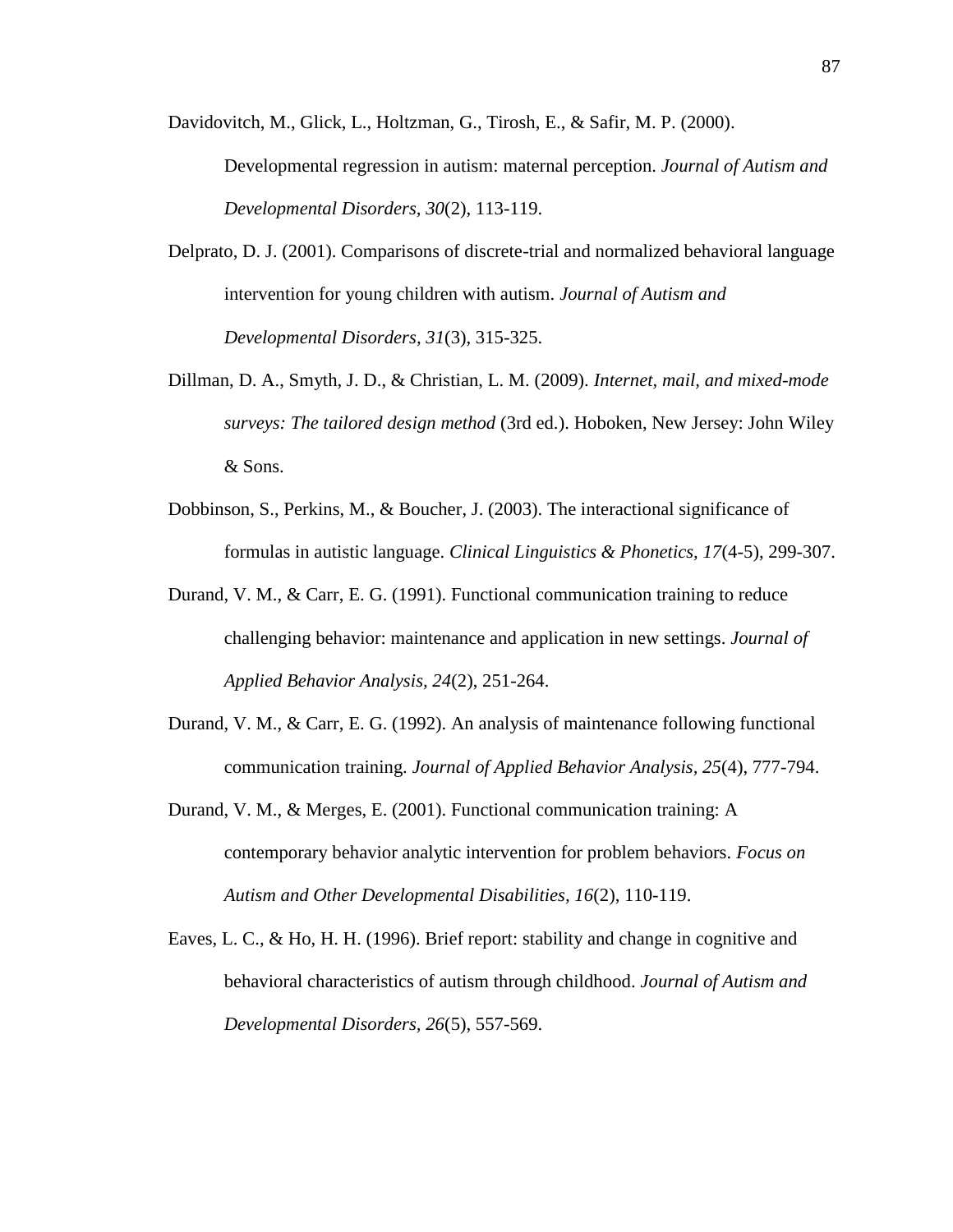Davidovitch, M., Glick, L., Holtzman, G., Tirosh, E., & Safir, M. P. (2000). Developmental regression in autism: maternal perception. *Journal of Autism and Developmental Disorders, 30*(2), 113-119.

Delprato, D. J. (2001). Comparisons of discrete-trial and normalized behavioral language intervention for young children with autism. *Journal of Autism and Developmental Disorders, 31*(3), 315-325.

Dillman, D. A., Smyth, J. D., & Christian, L. M. (2009). *Internet, mail, and mixed-mode surveys: The tailored design method* (3rd ed.). Hoboken, New Jersey: John Wiley & Sons.

Dobbinson, S., Perkins, M., & Boucher, J. (2003). The interactional significance of formulas in autistic language. *Clinical Linguistics & Phonetics, 17*(4-5), 299-307.

Durand, V. M., & Carr, E. G. (1991). Functional communication training to reduce challenging behavior: maintenance and application in new settings. *Journal of Applied Behavior Analysis, 24*(2), 251-264.

Durand, V. M., & Carr, E. G. (1992). An analysis of maintenance following functional communication training. *Journal of Applied Behavior Analysis, 25*(4), 777-794.

Durand, V. M., & Merges, E. (2001). Functional communication training: A contemporary behavior analytic intervention for problem behaviors. *Focus on Autism and Other Developmental Disabilities, 16*(2), 110-119.

Eaves, L. C., & Ho, H. H. (1996). Brief report: stability and change in cognitive and behavioral characteristics of autism through childhood. *Journal of Autism and Developmental Disorders, 26*(5), 557-569.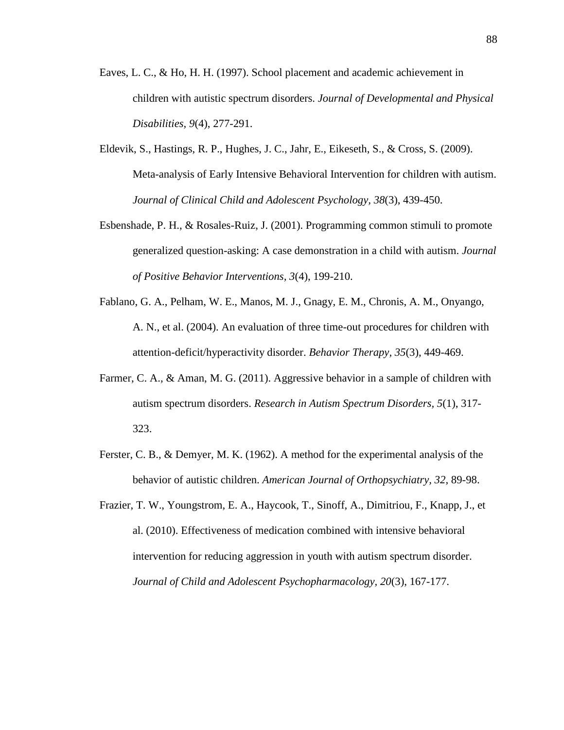Eaves, L. C., & Ho, H. H. (1997). School placement and academic achievement in children with autistic spectrum disorders. *Journal of Developmental and Physical Disabilities, 9*(4), 277-291.

Eldevik, S., Hastings, R. P., Hughes, J. C., Jahr, E., Eikeseth, S., & Cross, S. (2009). Meta-analysis of Early Intensive Behavioral Intervention for children with autism. *Journal of Clinical Child and Adolescent Psychology, 38*(3), 439-450.

Esbenshade, P. H., & Rosales-Ruiz, J. (2001). Programming common stimuli to promote generalized question-asking: A case demonstration in a child with autism. *Journal of Positive Behavior Interventions, 3*(4), 199-210.

Fablano, G. A., Pelham, W. E., Manos, M. J., Gnagy, E. M., Chronis, A. M., Onyango, A. N., et al. (2004). An evaluation of three time-out procedures for children with attention-deficit/hyperactivity disorder. *Behavior Therapy, 35*(3), 449-469.

Farmer, C. A., & Aman, M. G. (2011). Aggressive behavior in a sample of children with autism spectrum disorders. *Research in Autism Spectrum Disorders, 5*(1), 317-323.

Ferster, C. B., & Demyer, M. K. (1962). A method for the experimental analysis of the behavior of autistic children. *American Journal of Orthopsychiatry, 32*, 89-98.

Frazier, T. W., Youngstrom, E. A., Haycook, T., Sinoff, A., Dimitriou, F., Knapp, J., et al. (2010). Effectiveness of medication combined with intensive behavioral intervention for reducing aggression in youth with autism spectrum disorder. *Journal of Child and Adolescent Psychopharmacology, 20*(3), 167-177.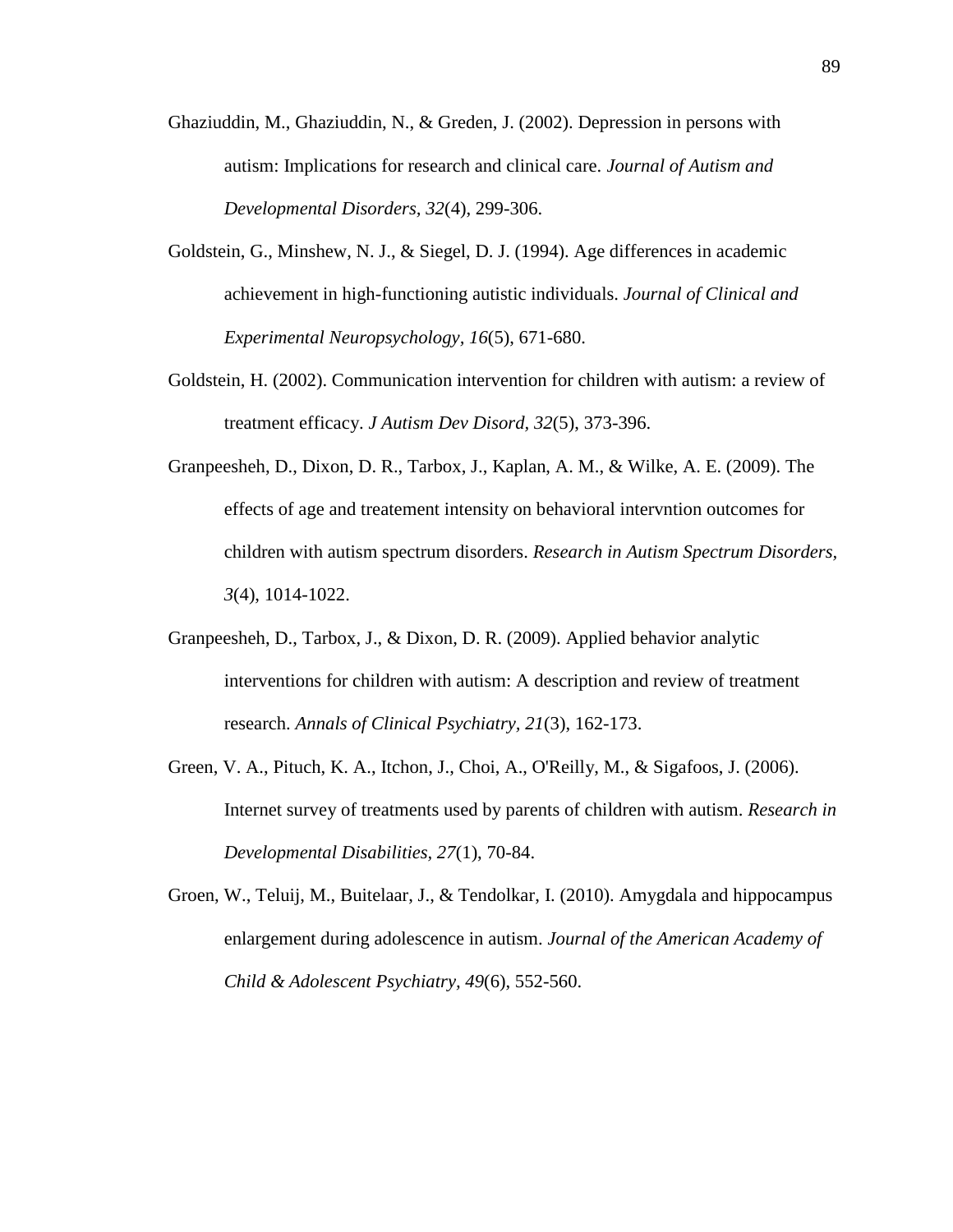Ghaziuddin, M., Ghaziuddin, N., & Greden, J. (2002). Depression in persons with autism: Implications for research and clinical care. *Journal of Autism and Developmental Disorders, 32*(4), 299-306.

Goldstein, G., Minshew, N. J., & Siegel, D. J. (1994). Age differences in academic achievement in high-functioning autistic individuals. *Journal of Clinical and Experimental Neuropsychology, 16*(5), 671-680.

Goldstein, H. (2002). Communication intervention for children with autism: a review of treatment efficacy. *J Autism Dev Disord, 32*(5), 373-396.

Granpeesheh, D., Dixon, D. R., Tarbox, J., Kaplan, A. M., & Wilke, A. E. (2009). The effects of age and treatement intensity on behavioral intervntion outcomes for children with autism spectrum disorders. *Research in Autism Spectrum Disorders, 3*(4), 1014-1022.

Granpeesheh, D., Tarbox, J., & Dixon, D. R. (2009). Applied behavior analytic interventions for children with autism: A description and review of treatment research. *Annals of Clinical Psychiatry, 21*(3), 162-173.

Green, V. A., Pituch, K. A., Itchon, J., Choi, A., O'Reilly, M., & Sigafoos, J. (2006). Internet survey of treatments used by parents of children with autism. *Research in Developmental Disabilities, 27*(1), 70-84.

Groen, W., Teluij, M., Buitelaar, J., & Tendolkar, I. (2010). Amygdala and hippocampus enlargement during adolescence in autism. *Journal of the American Academy of Child & Adolescent Psychiatry, 49*(6), 552-560.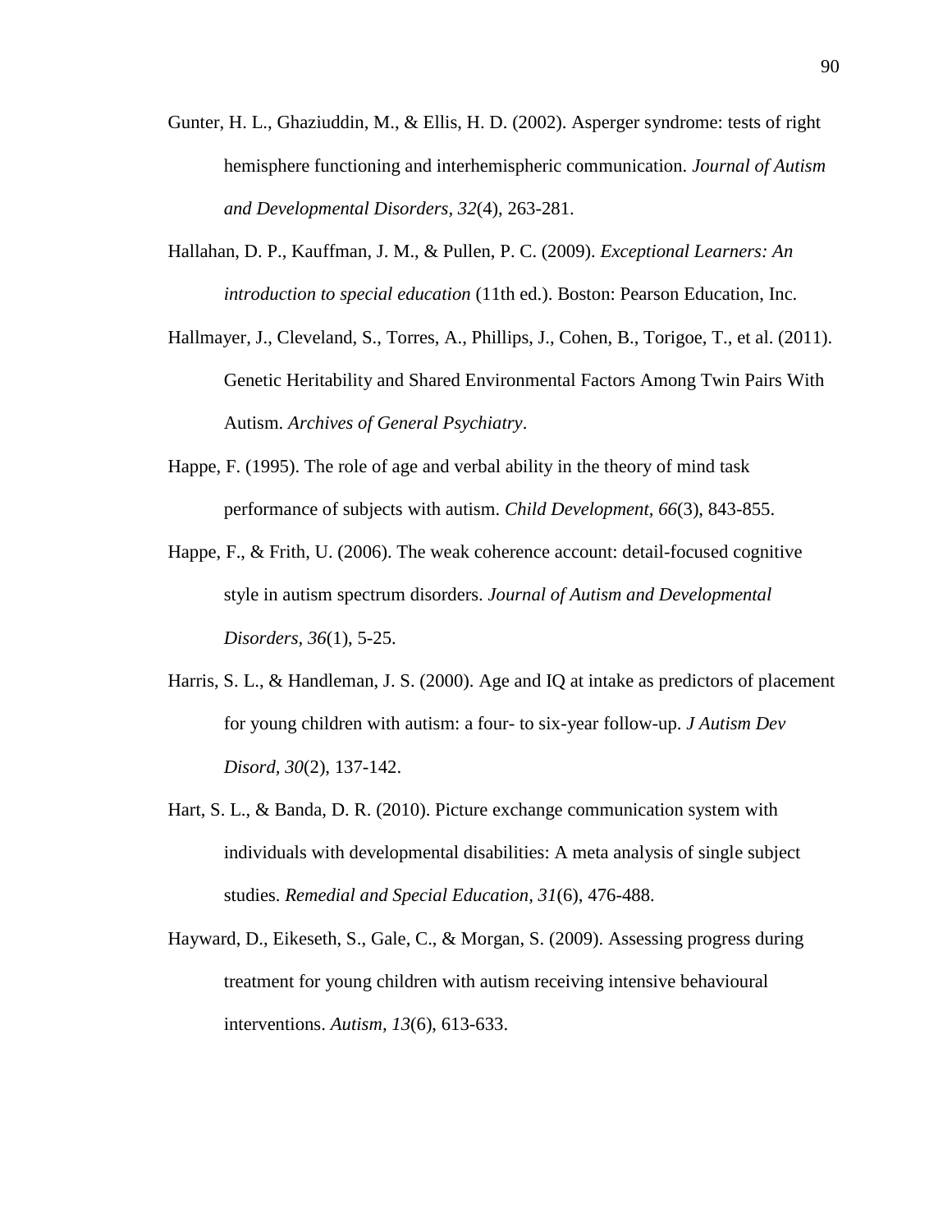Gunter, H. L., Ghaziuddin, M., & Ellis, H. D. (2002). Asperger syndrome: tests of right hemisphere functioning and interhemispheric communication. *Journal of Autism and Developmental Disorders, 32*(4), 263-281.

Hallahan, D. P., Kauffman, J. M., & Pullen, P. C. (2009). *Exceptional Learners: An introduction to special education* (11th ed.). Boston: Pearson Education, Inc.

Hallmayer, J., Cleveland, S., Torres, A., Phillips, J., Cohen, B., Torigoe, T., et al. (2011). Genetic Heritability and Shared Environmental Factors Among Twin Pairs With Autism. *Archives of General Psychiatry*.

Happe, F. (1995). The role of age and verbal ability in the theory of mind task performance of subjects with autism. *Child Development, 66*(3), 843-855.

Happe, F., & Frith, U. (2006). The weak coherence account: detail-focused cognitive style in autism spectrum disorders. *Journal of Autism and Developmental Disorders, 36*(1), 5-25.

Harris, S. L., & Handleman, J. S. (2000). Age and IQ at intake as predictors of placement for young children with autism: a four- to six-year follow-up. *J Autism Dev Disord, 30*(2), 137-142.

Hart, S. L., & Banda, D. R. (2010). Picture exchange communication system with individuals with developmental disabilities: A meta analysis of single subject studies. *Remedial and Special Education, 31*(6), 476-488.

Hayward, D., Eikeseth, S., Gale, C., & Morgan, S. (2009). Assessing progress during treatment for young children with autism receiving intensive behavioural interventions. *Autism, 13*(6), 613-633.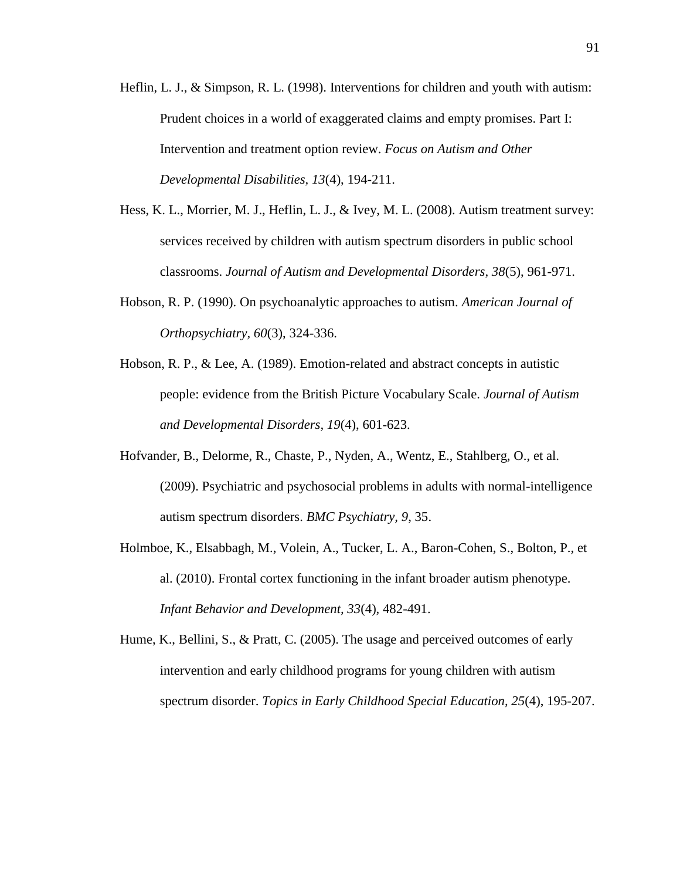Heflin, L. J., & Simpson, R. L. (1998). Interventions for children and youth with autism: Prudent choices in a world of exaggerated claims and empty promises. Part I: Intervention and treatment option review. *Focus on Autism and Other Developmental Disabilities, 13*(4), 194-211.

Hess, K. L., Morrier, M. J., Heflin, L. J., & Ivey, M. L. (2008). Autism treatment survey: services received by children with autism spectrum disorders in public school classrooms. *Journal of Autism and Developmental Disorders, 38*(5), 961-971.

Hobson, R. P. (1990). On psychoanalytic approaches to autism. *American Journal of Orthopsychiatry, 60*(3), 324-336.

Hobson, R. P., & Lee, A. (1989). Emotion-related and abstract concepts in autistic people: evidence from the British Picture Vocabulary Scale. *Journal of Autism and Developmental Disorders, 19*(4), 601-623.

Hofvander, B., Delorme, R., Chaste, P., Nyden, A., Wentz, E., Stahlberg, O., et al. (2009). Psychiatric and psychosocial problems in adults with normal-intelligence autism spectrum disorders. *BMC Psychiatry, 9*, 35.

Holmboe, K., Elsabbagh, M., Volein, A., Tucker, L. A., Baron-Cohen, S., Bolton, P., et al. (2010). Frontal cortex functioning in the infant broader autism phenotype. *Infant Behavior and Development, 33*(4), 482-491.

Hume, K., Bellini, S., & Pratt, C. (2005). The usage and perceived outcomes of early intervention and early childhood programs for young children with autism spectrum disorder. *Topics in Early Childhood Special Education, 25*(4), 195-207.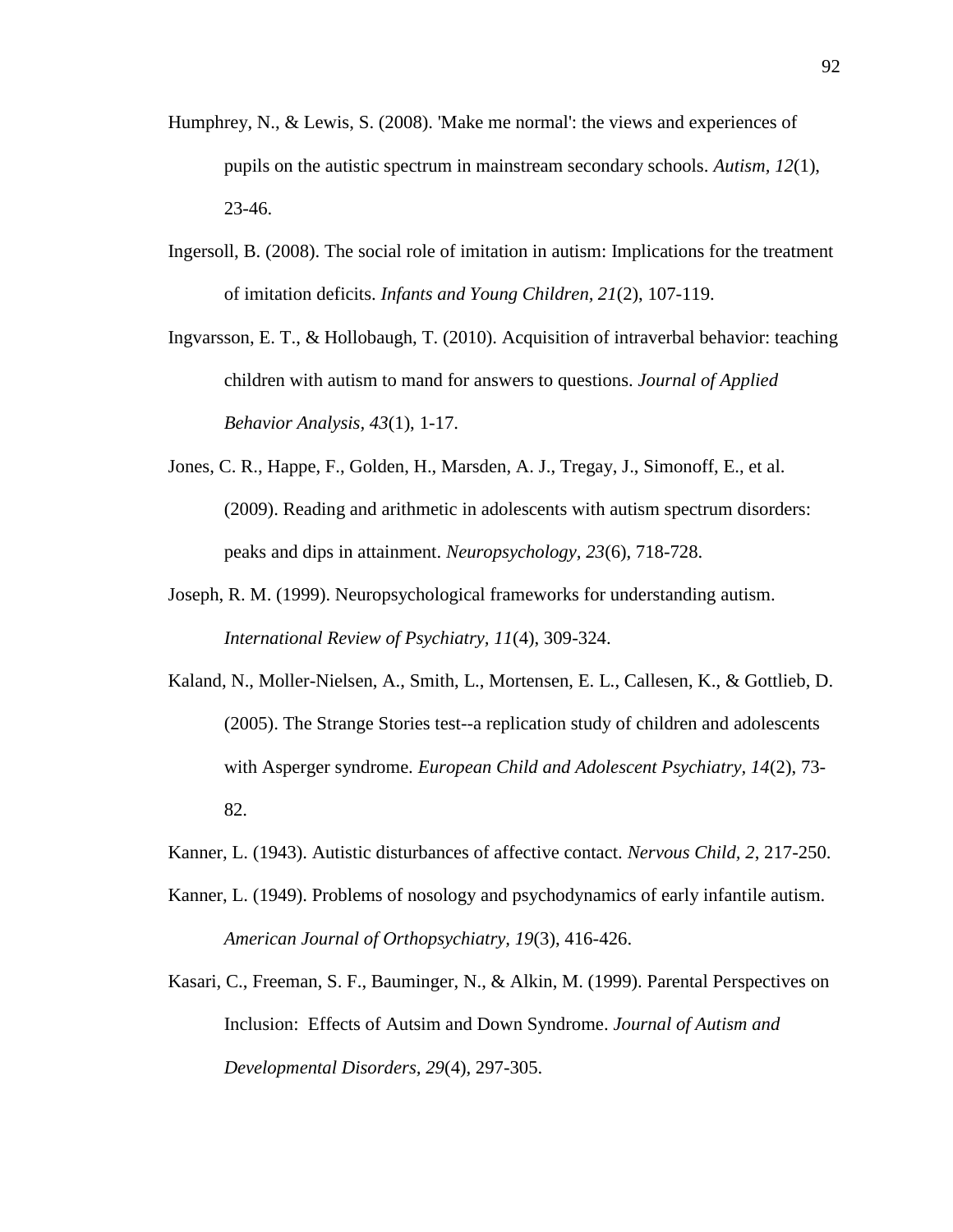Humphrey, N., & Lewis, S. (2008). 'Make me normal': the views and experiences of pupils on the autistic spectrum in mainstream secondary schools. *Autism, 12*(1), 23-46.

Ingersoll, B. (2008). The social role of imitation in autism: Implications for the treatment of imitation deficits. *Infants and Young Children, 21*(2), 107-119.

Ingvarsson, E. T., & Hollobaugh, T. (2010). Acquisition of intraverbal behavior: teaching children with autism to mand for answers to questions. *Journal of Applied Behavior Analysis, 43*(1), 1-17.

Jones, C. R., Happe, F., Golden, H., Marsden, A. J., Tregay, J., Simonoff, E., et al. (2009). Reading and arithmetic in adolescents with autism spectrum disorders: peaks and dips in attainment. *Neuropsychology, 23*(6), 718-728.

Joseph, R. M. (1999). Neuropsychological frameworks for understanding autism. *International Review of Psychiatry, 11*(4), 309-324.

Kaland, N., Moller-Nielsen, A., Smith, L., Mortensen, E. L., Callesen, K., & Gottlieb, D. (2005). The Strange Stories test--a replication study of children and adolescents with Asperger syndrome. *European Child and Adolescent Psychiatry, 14*(2), 73-82.

Kanner, L. (1943). Autistic disturbances of affective contact. *Nervous Child, 2*, 217-250.

Kanner, L. (1949). Problems of nosology and psychodynamics of early infantile autism. *American Journal of Orthopsychiatry, 19*(3), 416-426.

Kasari, C., Freeman, S. F., Bauminger, N., & Alkin, M. (1999). Parental Perspectives on Inclusion: Effects of Autsim and Down Syndrome. *Journal of Autism and Developmental Disorders, 29*(4), 297-305.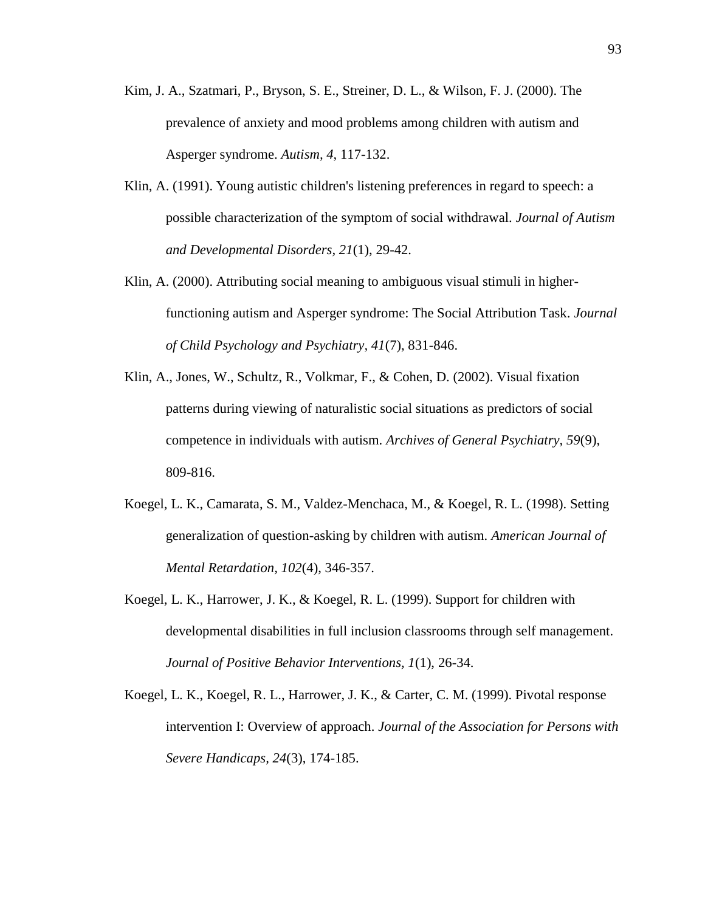Kim, J. A., Szatmari, P., Bryson, S. E., Streiner, D. L., & Wilson, F. J. (2000). The prevalence of anxiety and mood problems among children with autism and Asperger syndrome. *Autism, 4*, 117-132.

Klin, A. (1991). Young autistic children's listening preferences in regard to speech: a possible characterization of the symptom of social withdrawal. *Journal of Autism and Developmental Disorders, 21*(1), 29-42.

Klin, A. (2000). Attributing social meaning to ambiguous visual stimuli in higher-functioning autism and Asperger syndrome: The Social Attribution Task. *Journal of Child Psychology and Psychiatry, 41*(7), 831-846.

Klin, A., Jones, W., Schultz, R., Volkmar, F., & Cohen, D. (2002). Visual fixation patterns during viewing of naturalistic social situations as predictors of social competence in individuals with autism. *Archives of General Psychiatry, 59*(9), 809-816.

Koegel, L. K., Camarata, S. M., Valdez-Menchaca, M., & Koegel, R. L. (1998). Setting generalization of question-asking by children with autism. *American Journal of Mental Retardation, 102*(4), 346-357.

Koegel, L. K., Harrower, J. K., & Koegel, R. L. (1999). Support for children with developmental disabilities in full inclusion classrooms through self management. *Journal of Positive Behavior Interventions, 1*(1), 26-34.

Koegel, L. K., Koegel, R. L., Harrower, J. K., & Carter, C. M. (1999). Pivotal response intervention I: Overview of approach. *Journal of the Association for Persons with Severe Handicaps, 24*(3), 174-185.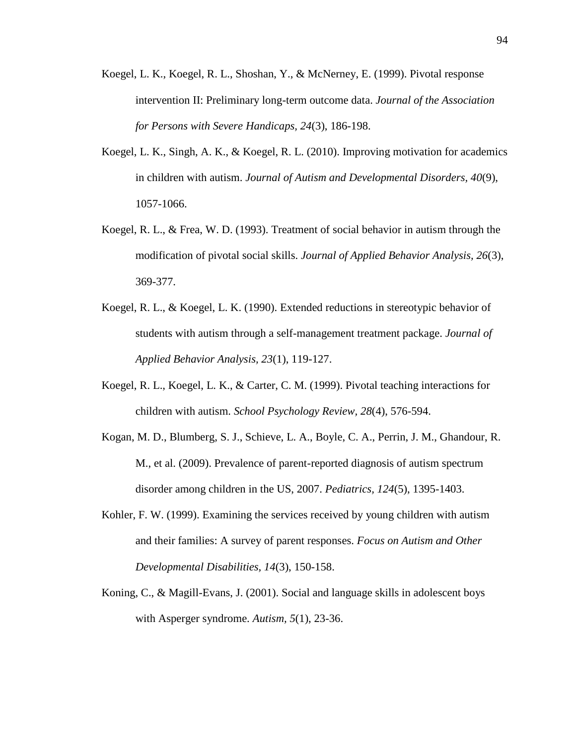Koegel, L. K., Koegel, R. L., Shoshan, Y., & McNerney, E. (1999). Pivotal response intervention II: Preliminary long-term outcome data. *Journal of the Association for Persons with Severe Handicaps, 24*(3), 186-198.

Koegel, L. K., Singh, A. K., & Koegel, R. L. (2010). Improving motivation for academics in children with autism. *Journal of Autism and Developmental Disorders, 40*(9), 1057-1066.

Koegel, R. L., & Frea, W. D. (1993). Treatment of social behavior in autism through the modification of pivotal social skills. *Journal of Applied Behavior Analysis, 26*(3), 369-377.

Koegel, R. L., & Koegel, L. K. (1990). Extended reductions in stereotypic behavior of students with autism through a self-management treatment package. *Journal of Applied Behavior Analysis, 23*(1), 119-127.

Koegel, R. L., Koegel, L. K., & Carter, C. M. (1999). Pivotal teaching interactions for children with autism. *School Psychology Review, 28*(4), 576-594.

Kogan, M. D., Blumberg, S. J., Schieve, L. A., Boyle, C. A., Perrin, J. M., Ghandour, R. M., et al. (2009). Prevalence of parent-reported diagnosis of autism spectrum disorder among children in the US, 2007. *Pediatrics, 124*(5), 1395-1403.

Kohler, F. W. (1999). Examining the services received by young children with autism and their families: A survey of parent responses. *Focus on Autism and Other Developmental Disabilities, 14*(3), 150-158.

Koning, C., & Magill-Evans, J. (2001). Social and language skills in adolescent boys with Asperger syndrome. *Autism, 5*(1), 23-36.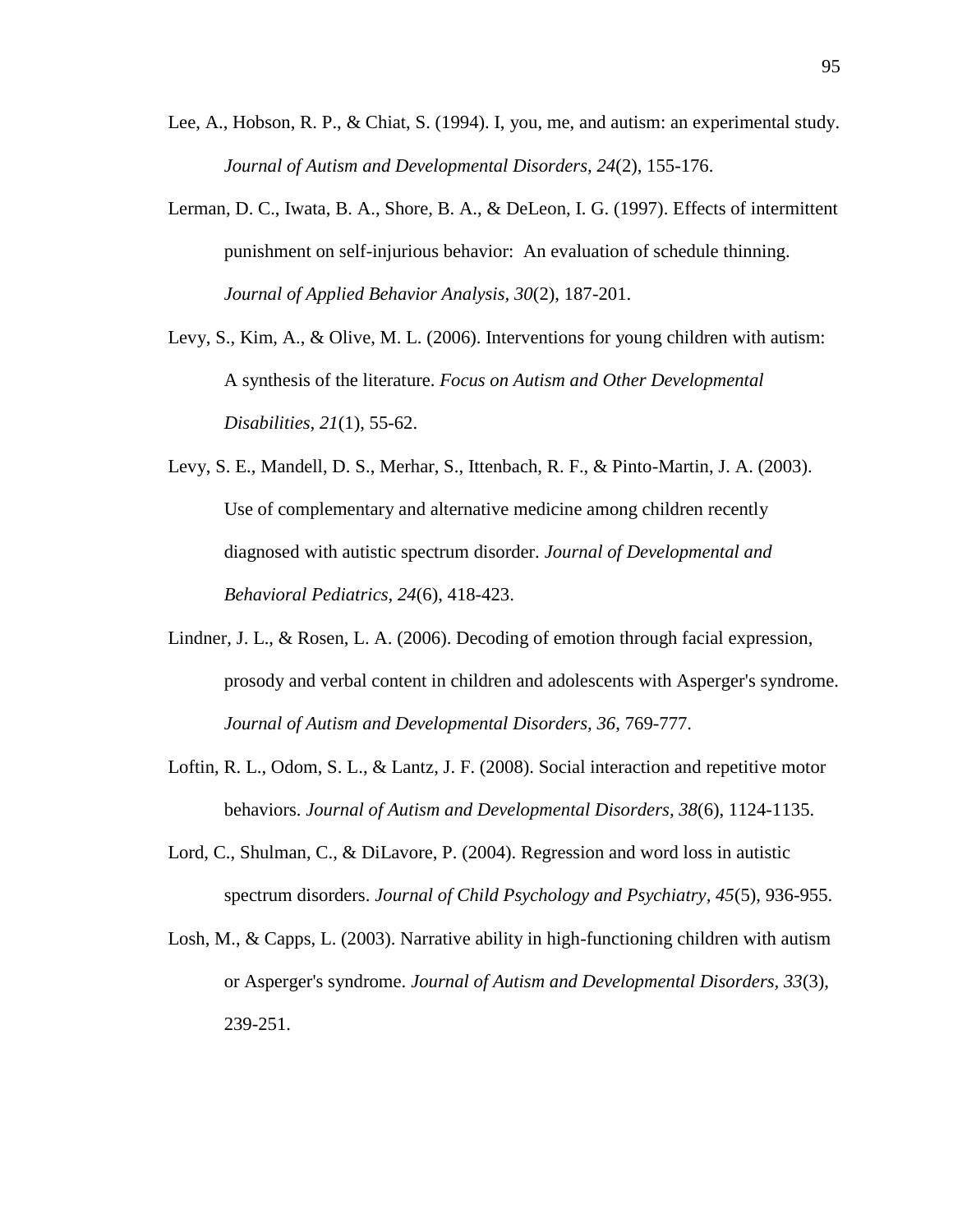Lee, A., Hobson, R. P., & Chiat, S. (1994). I, you, me, and autism: an experimental study. *Journal of Autism and Developmental Disorders*, *24*(2), 155-176.

Lerman, D. C., Iwata, B. A., Shore, B. A., & DeLeon, I. G. (1997). Effects of intermittent punishment on self-injurious behavior: An evaluation of schedule thinning. *Journal of Applied Behavior Analysis, 30*(2), 187-201.

Levy, S., Kim, A., & Olive, M. L. (2006). Interventions for young children with autism: A synthesis of the literature. *Focus on Autism and Other Developmental Disabilities, 21*(1), 55-62.

Levy, S. E., Mandell, D. S., Merhar, S., Ittenbach, R. F., & Pinto-Martin, J. A. (2003). Use of complementary and alternative medicine among children recently diagnosed with autistic spectrum disorder. *Journal of Developmental and Behavioral Pediatrics*, *24*(6), 418-423.

Lindner, J. L., & Rosen, L. A. (2006). Decoding of emotion through facial expression, prosody and verbal content in children and adolescents with Asperger's syndrome. *Journal of Autism and Developmental Disorders, 36*, 769-777.

Loftin, R. L., Odom, S. L., & Lantz, J. F. (2008). Social interaction and repetitive motor behaviors. *Journal of Autism and Developmental Disorders, 38*(6), 1124-1135.

Lord, C., Shulman, C., & DiLavore, P. (2004). Regression and word loss in autistic spectrum disorders. *Journal of Child Psychology and Psychiatry*, *45*(5), 936-955.

Losh, M., & Capps, L. (2003). Narrative ability in high-functioning children with autism or Asperger's syndrome. *Journal of Autism and Developmental Disorders*, *33*(3), 239-251.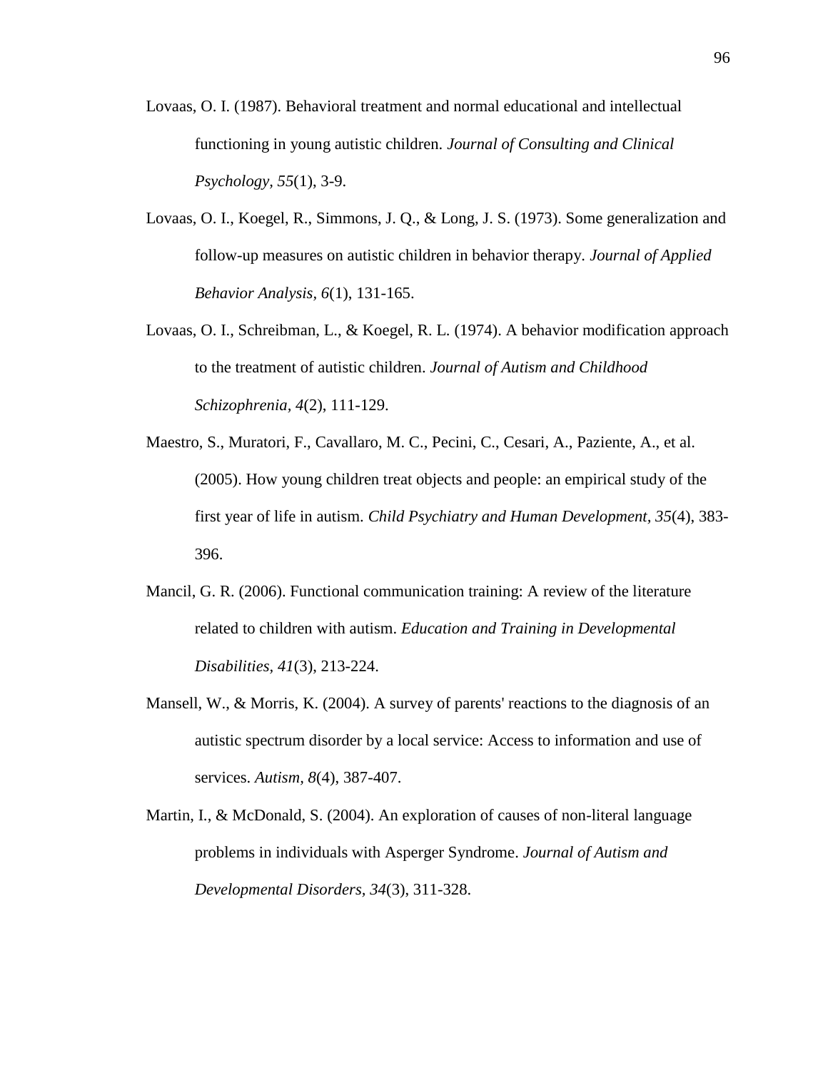Lovaas, O. I. (1987). Behavioral treatment and normal educational and intellectual functioning in young autistic children. *Journal of Consulting and Clinical Psychology, 55*(1), 3-9.

Lovaas, O. I., Koegel, R., Simmons, J. Q., & Long, J. S. (1973). Some generalization and follow-up measures on autistic children in behavior therapy. *Journal of Applied Behavior Analysis, 6*(1), 131-165.

Lovaas, O. I., Schreibman, L., & Koegel, R. L. (1974). A behavior modification approach to the treatment of autistic children. *Journal of Autism and Childhood Schizophrenia, 4*(2), 111-129.

Maestro, S., Muratori, F., Cavallaro, M. C., Pecini, C., Cesari, A., Paziente, A., et al. (2005). How young children treat objects and people: an empirical study of the first year of life in autism. *Child Psychiatry and Human Development, 35*(4), 383-396.

Mancil, G. R. (2006). Functional communication training: A review of the literature related to children with autism. *Education and Training in Developmental Disabilities, 41*(3), 213-224.

Mansell, W., & Morris, K. (2004). A survey of parents' reactions to the diagnosis of an autistic spectrum disorder by a local service: Access to information and use of services. *Autism, 8*(4), 387-407.

Martin, I., & McDonald, S. (2004). An exploration of causes of non-literal language problems in individuals with Asperger Syndrome. *Journal of Autism and Developmental Disorders, 34*(3), 311-328.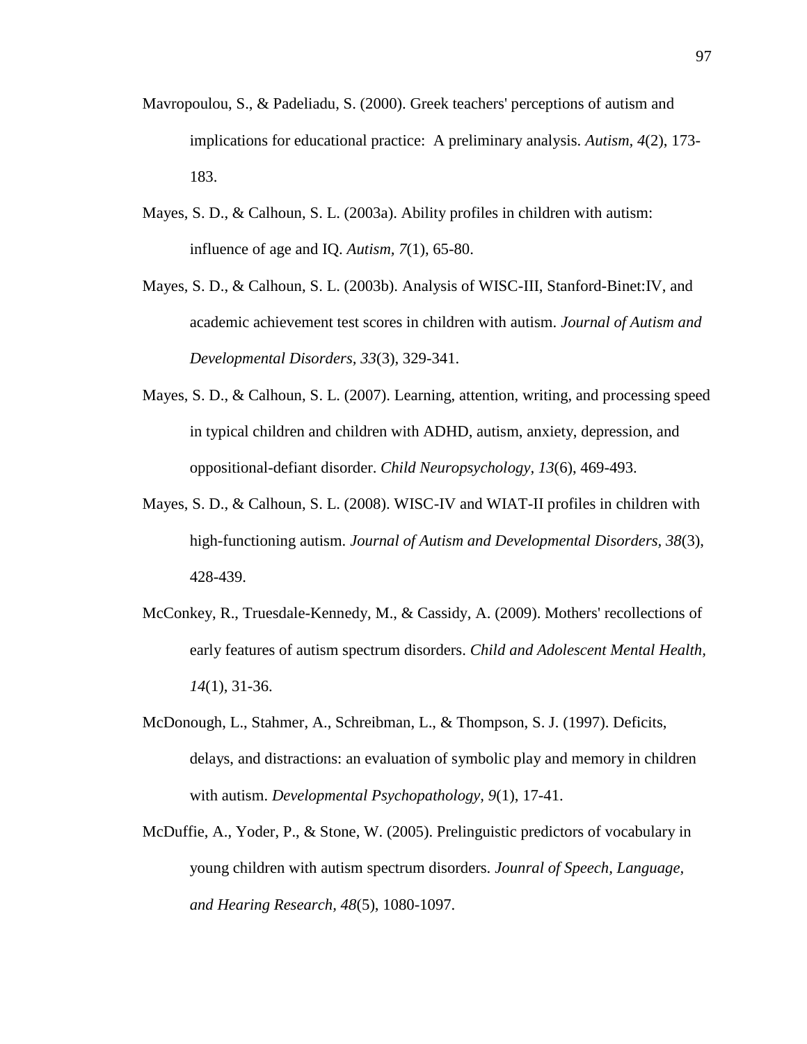Mavropoulou, S., & Padeliadu, S. (2000). Greek teachers' perceptions of autism and implications for educational practice: A preliminary analysis. *Autism, 4*(2), 173-183.

Mayes, S. D., & Calhoun, S. L. (2003a). Ability profiles in children with autism: influence of age and IQ. *Autism, 7*(1), 65-80.

Mayes, S. D., & Calhoun, S. L. (2003b). Analysis of WISC-III, Stanford-Binet:IV, and academic achievement test scores in children with autism. *Journal of Autism and Developmental Disorders, 33*(3), 329-341.

Mayes, S. D., & Calhoun, S. L. (2007). Learning, attention, writing, and processing speed in typical children and children with ADHD, autism, anxiety, depression, and oppositional-defiant disorder. *Child Neuropsychology, 13*(6), 469-493.

Mayes, S. D., & Calhoun, S. L. (2008). WISC-IV and WIAT-II profiles in children with high-functioning autism. *Journal of Autism and Developmental Disorders, 38*(3), 428-439.

McConkey, R., Truesdale-Kennedy, M., & Cassidy, A. (2009). Mothers' recollections of early features of autism spectrum disorders. *Child and Adolescent Mental Health, 14*(1), 31-36.

McDonough, L., Stahmer, A., Schreibman, L., & Thompson, S. J. (1997). Deficits, delays, and distractions: an evaluation of symbolic play and memory in children with autism. *Developmental Psychopathology, 9*(1), 17-41.

McDuffie, A., Yoder, P., & Stone, W. (2005). Prelinguistic predictors of vocabulary in young children with autism spectrum disorders. *Jounral of Speech, Language, and Hearing Research, 48*(5), 1080-1097.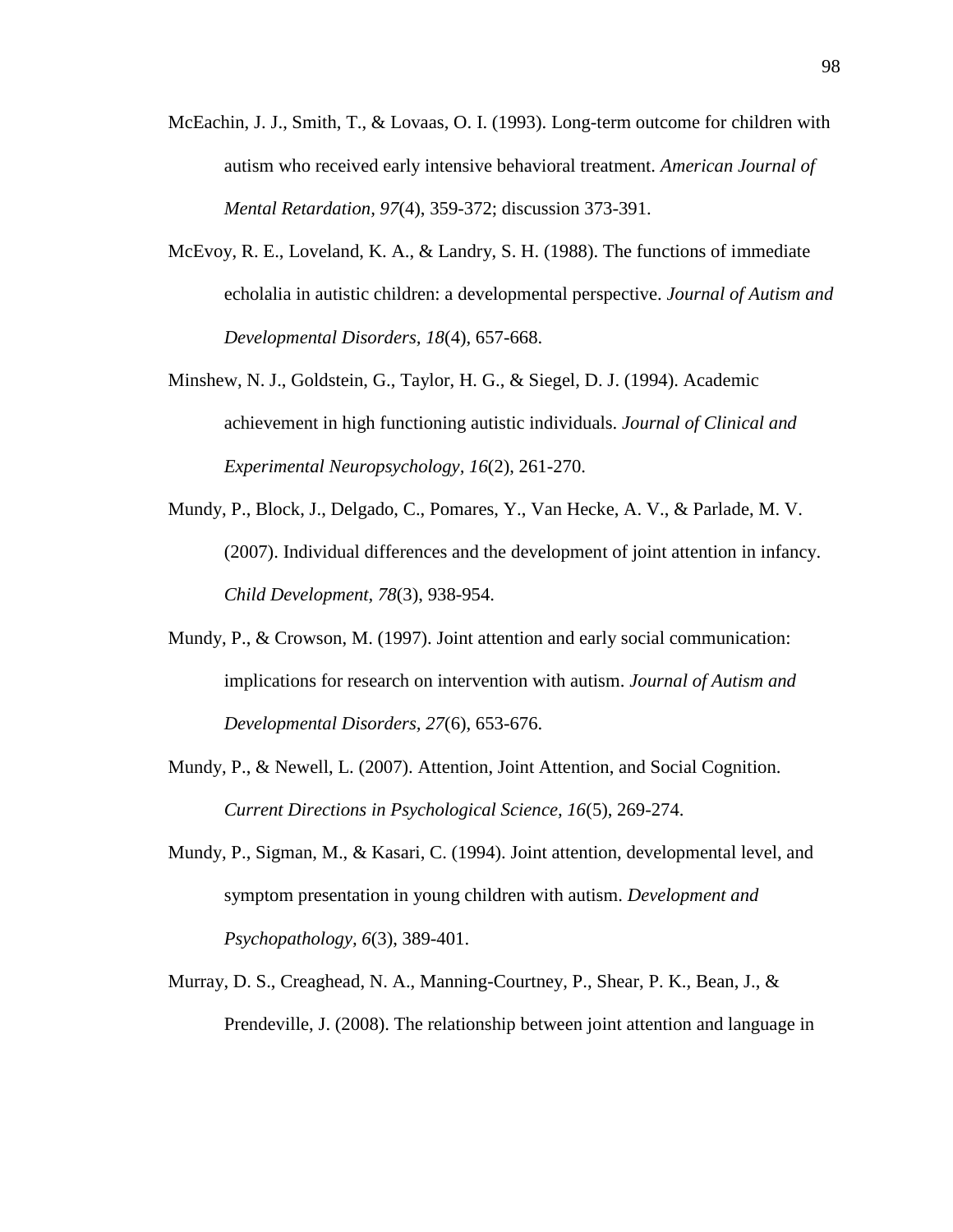McEachin, J. J., Smith, T., & Lovaas, O. I. (1993). Long-term outcome for children with autism who received early intensive behavioral treatment. *American Journal of Mental Retardation, 97*(4), 359-372; discussion 373-391.

McEvoy, R. E., Loveland, K. A., & Landry, S. H. (1988). The functions of immediate echolalia in autistic children: a developmental perspective. *Journal of Autism and Developmental Disorders, 18*(4), 657-668.

Minshew, N. J., Goldstein, G., Taylor, H. G., & Siegel, D. J. (1994). Academic achievement in high functioning autistic individuals. *Journal of Clinical and Experimental Neuropsychology, 16*(2), 261-270.

Mundy, P., Block, J., Delgado, C., Pomares, Y., Van Hecke, A. V., & Parlade, M. V. (2007). Individual differences and the development of joint attention in infancy. *Child Development, 78*(3), 938-954.

Mundy, P., & Crowson, M. (1997). Joint attention and early social communication: implications for research on intervention with autism. *Journal of Autism and Developmental Disorders, 27*(6), 653-676.

Mundy, P., & Newell, L. (2007). Attention, Joint Attention, and Social Cognition. *Current Directions in Psychological Science, 16*(5), 269-274.

Mundy, P., Sigman, M., & Kasari, C. (1994). Joint attention, developmental level, and symptom presentation in young children with autism. *Development and Psychopathology, 6*(3), 389-401.

Murray, D. S., Creaghead, N. A., Manning-Courtney, P., Shear, P. K., Bean, J., & Prendeville, J. (2008). The relationship between joint attention and language in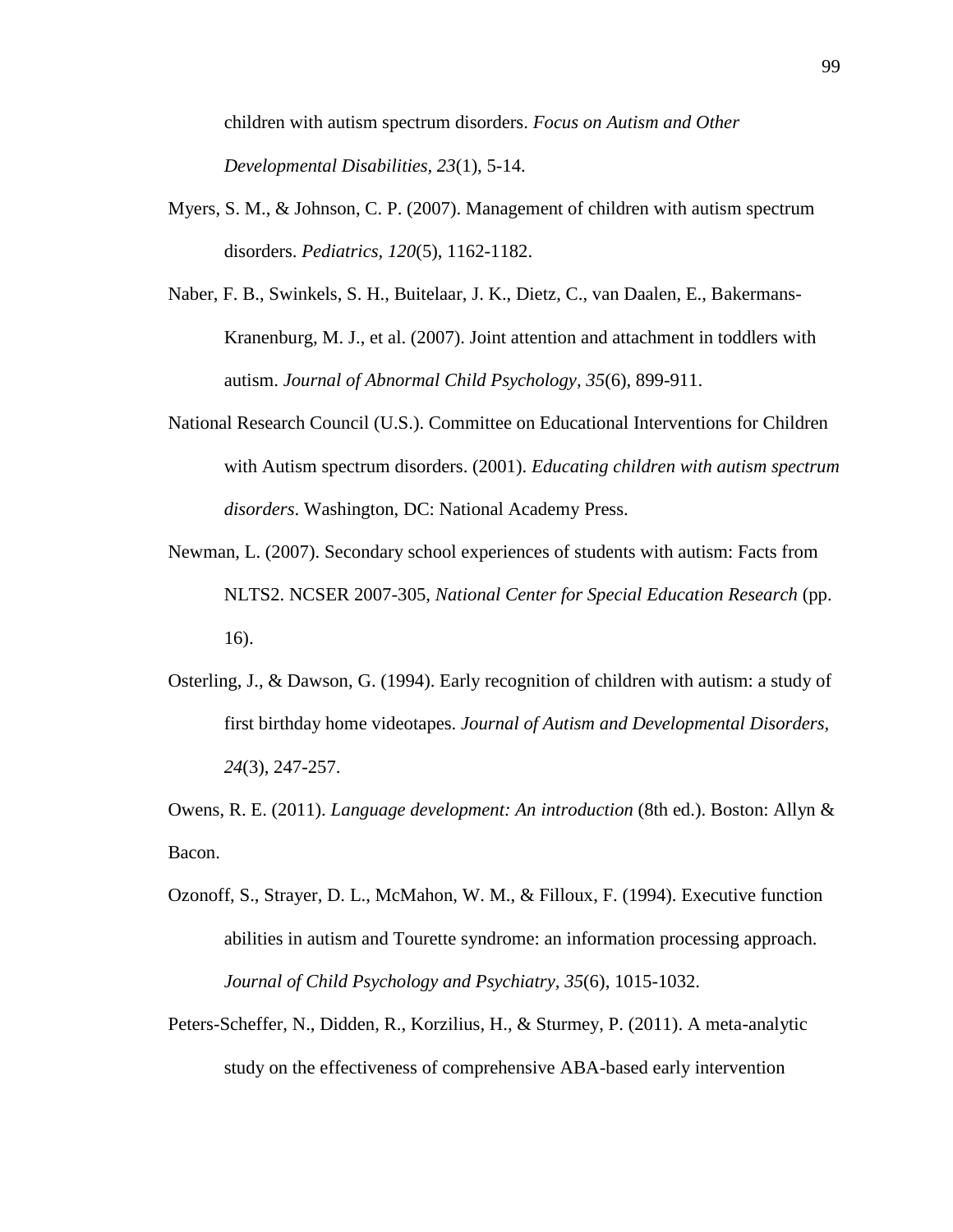children with autism spectrum disorders. *Focus on Autism and Other Developmental Disabilities, 23*(1), 5-14.

Myers, S. M., & Johnson, C. P. (2007). Management of children with autism spectrum disorders. *Pediatrics, 120*(5), 1162-1182.

Naber, F. B., Swinkels, S. H., Buitelaar, J. K., Dietz, C., van Daalen, E., Bakermans-Kranenburg, M. J., et al. (2007). Joint attention and attachment in toddlers with autism. *Journal of Abnormal Child Psychology, 35*(6), 899-911.

National Research Council (U.S.). Committee on Educational Interventions for Children with Autism spectrum disorders. (2001). *Educating children with autism spectrum disorders*. Washington, DC: National Academy Press.

Newman, L. (2007). Secondary school experiences of students with autism: Facts from NLTS2. NCSER 2007-305, *National Center for Special Education Research* (pp. 16).

Osterling, J., & Dawson, G. (1994). Early recognition of children with autism: a study of first birthday home videotapes. *Journal of Autism and Developmental Disorders, 24*(3), 247-257.

Owens, R. E. (2011). *Language development: An introduction* (8th ed.). Boston: Allyn & Bacon.

Ozonoff, S., Strayer, D. L., McMahon, W. M., & Filloux, F. (1994). Executive function abilities in autism and Tourette syndrome: an information processing approach. *Journal of Child Psychology and Psychiatry, 35*(6), 1015-1032.

Peters-Scheffer, N., Didden, R., Korzilius, H., & Sturmey, P. (2011). A meta-analytic study on the effectiveness of comprehensive ABA-based early intervention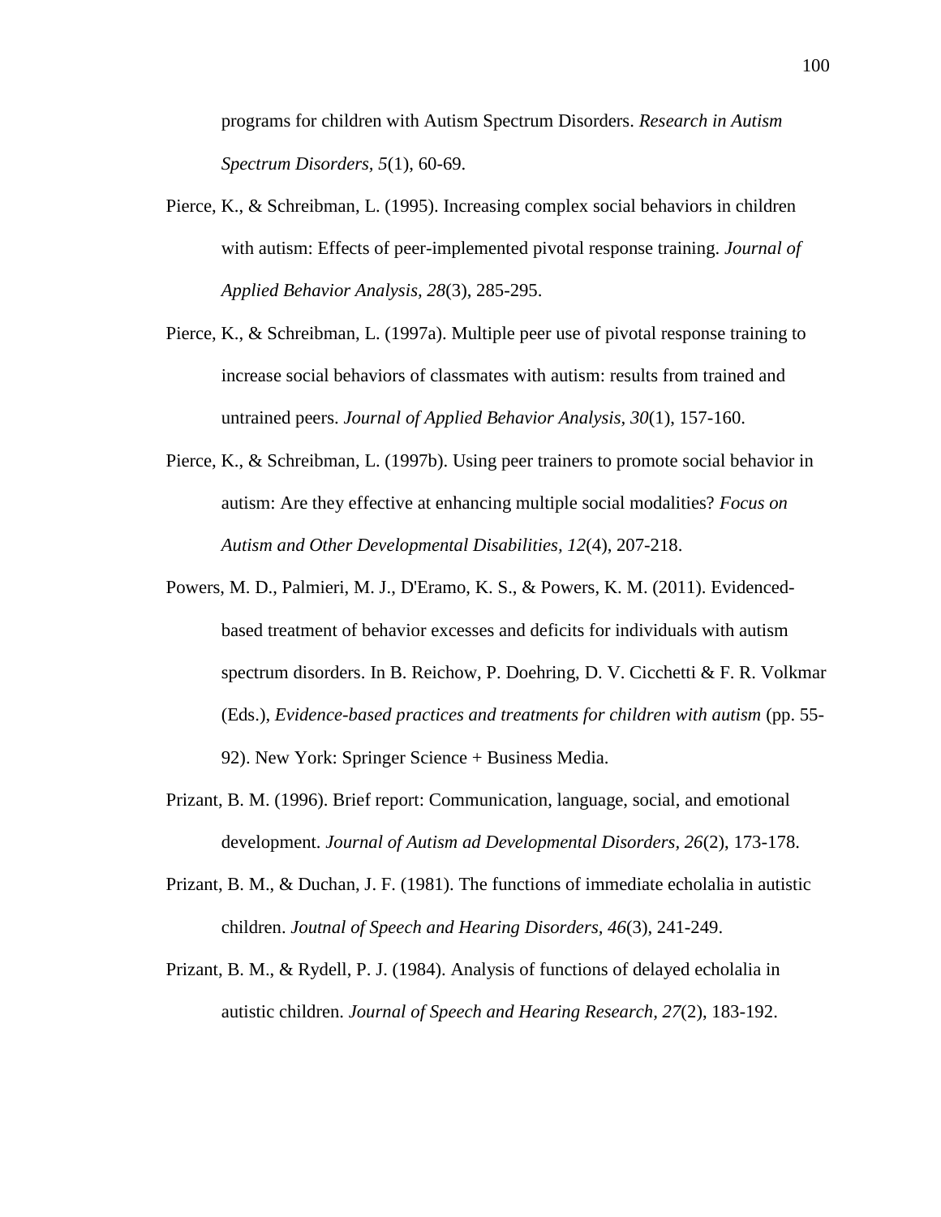programs for children with Autism Spectrum Disorders. *Research in Autism Spectrum Disorders, 5*(1), 60-69.

Pierce, K., & Schreibman, L. (1995). Increasing complex social behaviors in children with autism: Effects of peer-implemented pivotal response training. *Journal of Applied Behavior Analysis, 28*(3), 285-295.

Pierce, K., & Schreibman, L. (1997a). Multiple peer use of pivotal response training to increase social behaviors of classmates with autism: results from trained and untrained peers. *Journal of Applied Behavior Analysis, 30*(1), 157-160.

Pierce, K., & Schreibman, L. (1997b). Using peer trainers to promote social behavior in autism: Are they effective at enhancing multiple social modalities? *Focus on Autism and Other Developmental Disabilities, 12*(4), 207-218.

Powers, M. D., Palmieri, M. J., D'Eramo, K. S., & Powers, K. M. (2011). Evidenced-based treatment of behavior excesses and deficits for individuals with autism spectrum disorders. In B. Reichow, P. Doehring, D. V. Cicchetti & F. R. Volkmar (Eds.), *Evidence-based practices and treatments for children with autism* (pp. 55-92). New York: Springer Science + Business Media.

Prizant, B. M. (1996). Brief report: Communication, language, social, and emotional development. *Journal of Autism ad Developmental Disorders, 26*(2), 173-178.

Prizant, B. M., & Duchan, J. F. (1981). The functions of immediate echolalia in autistic children. *Joutnal of Speech and Hearing Disorders, 46*(3), 241-249.

Prizant, B. M., & Rydell, P. J. (1984). Analysis of functions of delayed echolalia in autistic children. *Journal of Speech and Hearing Research, 27*(2), 183-192.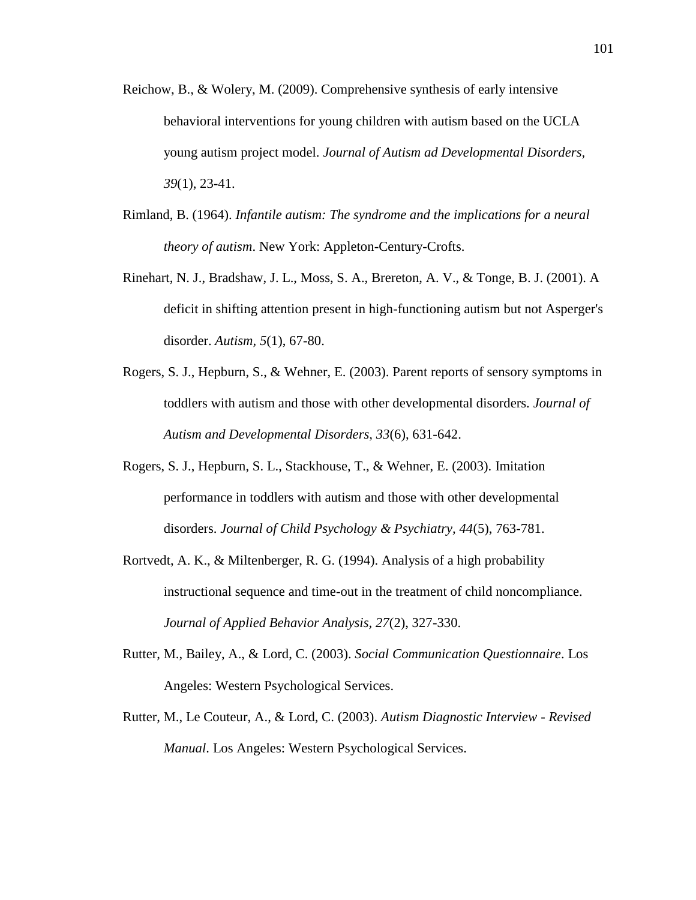Reichow, B., & Wolery, M. (2009). Comprehensive synthesis of early intensive behavioral interventions for young children with autism based on the UCLA young autism project model. *Journal of Autism ad Developmental Disorders, 39*(1), 23-41.

Rimland, B. (1964). *Infantile autism: The syndrome and the implications for a neural theory of autism*. New York: Appleton-Century-Crofts.

Rinehart, N. J., Bradshaw, J. L., Moss, S. A., Brereton, A. V., & Tonge, B. J. (2001). A deficit in shifting attention present in high-functioning autism but not Asperger's disorder. *Autism, 5*(1), 67-80.

Rogers, S. J., Hepburn, S., & Wehner, E. (2003). Parent reports of sensory symptoms in toddlers with autism and those with other developmental disorders. *Journal of Autism and Developmental Disorders, 33*(6), 631-642.

Rogers, S. J., Hepburn, S. L., Stackhouse, T., & Wehner, E. (2003). Imitation performance in toddlers with autism and those with other developmental disorders. *Journal of Child Psychology & Psychiatry, 44*(5), 763-781.

Rortvedt, A. K., & Miltenberger, R. G. (1994). Analysis of a high probability instructional sequence and time-out in the treatment of child noncompliance. *Journal of Applied Behavior Analysis, 27*(2), 327-330.

Rutter, M., Bailey, A., & Lord, C. (2003). *Social Communication Questionnaire*. Los Angeles: Western Psychological Services.

Rutter, M., Le Couteur, A., & Lord, C. (2003). *Autism Diagnostic Interview - Revised Manual*. Los Angeles: Western Psychological Services.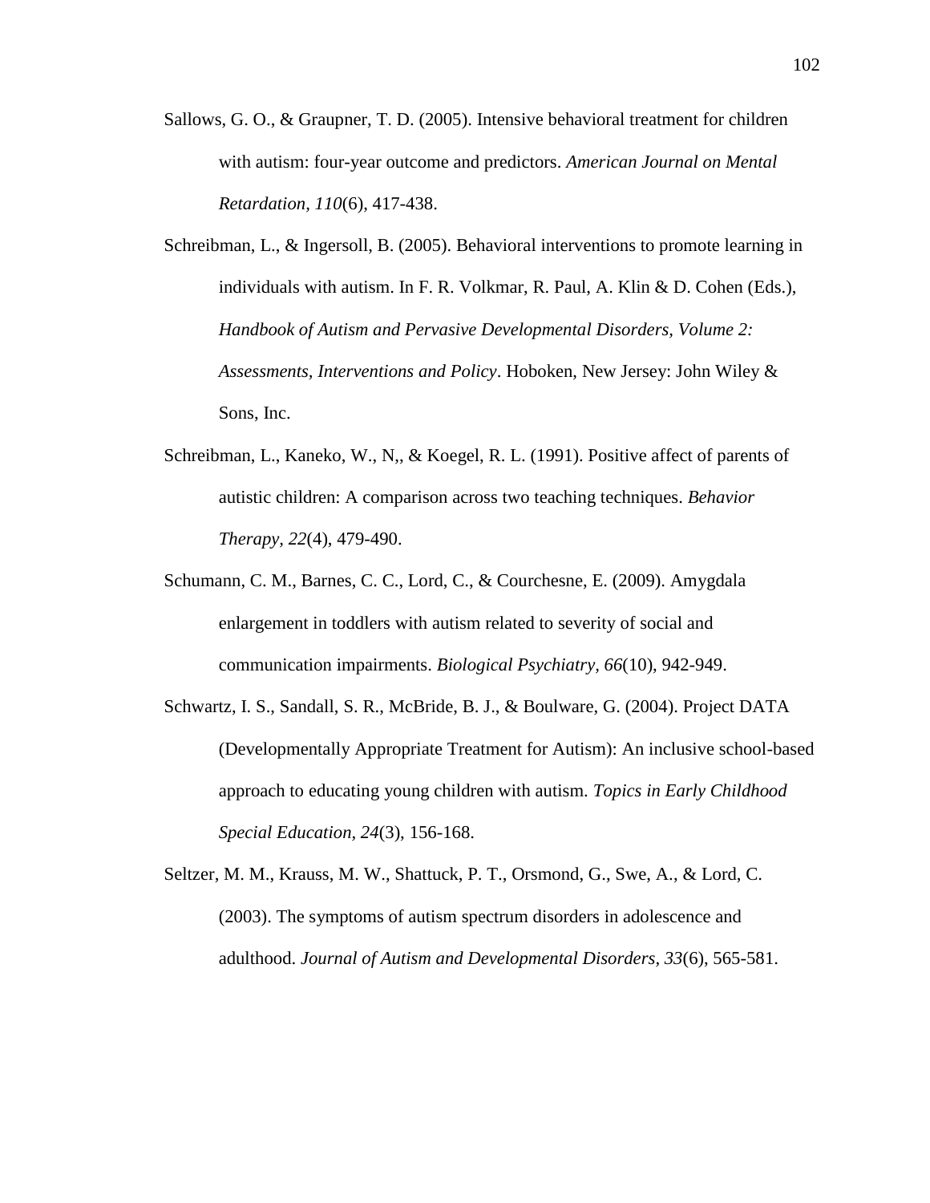Sallows, G. O., & Graupner, T. D. (2005). Intensive behavioral treatment for children with autism: four-year outcome and predictors. *American Journal on Mental Retardation, 110*(6), 417-438.

Schreibman, L., & Ingersoll, B. (2005). Behavioral interventions to promote learning in individuals with autism. In F. R. Volkmar, R. Paul, A. Klin & D. Cohen (Eds.), *Handbook of Autism and Pervasive Developmental Disorders, Volume 2: Assessments, Interventions and Policy*. Hoboken, New Jersey: John Wiley & Sons, Inc.

Schreibman, L., Kaneko, W., N,, & Koegel, R. L. (1991). Positive affect of parents of autistic children: A comparison across two teaching techniques. *Behavior Therapy, 22*(4), 479-490.

Schumann, C. M., Barnes, C. C., Lord, C., & Courchesne, E. (2009). Amygdala enlargement in toddlers with autism related to severity of social and communication impairments. *Biological Psychiatry, 66*(10), 942-949.

Schwartz, I. S., Sandall, S. R., McBride, B. J., & Boulware, G. (2004). Project DATA (Developmentally Appropriate Treatment for Autism): An inclusive school-based approach to educating young children with autism. *Topics in Early Childhood Special Education, 24*(3), 156-168.

Seltzer, M. M., Krauss, M. W., Shattuck, P. T., Orsmond, G., Swe, A., & Lord, C. (2003). The symptoms of autism spectrum disorders in adolescence and adulthood. *Journal of Autism and Developmental Disorders, 33*(6), 565-581.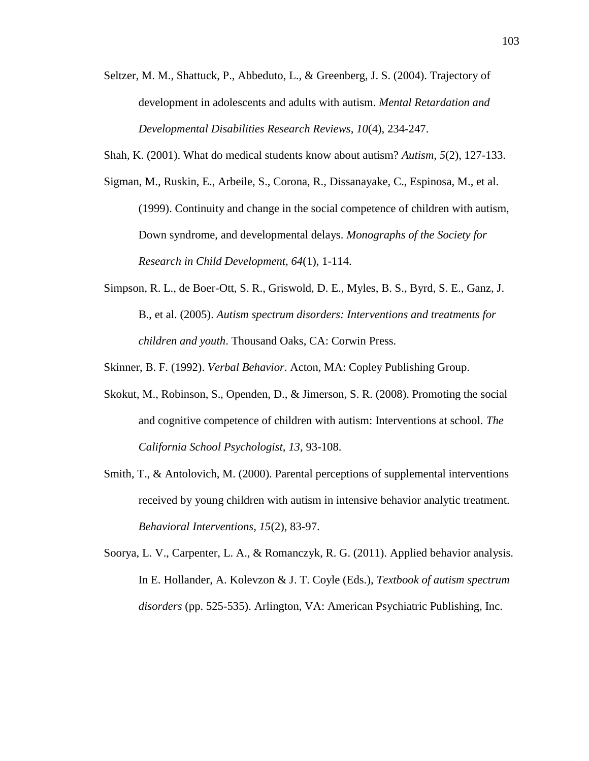Seltzer, M. M., Shattuck, P., Abbeduto, L., & Greenberg, J. S. (2004). Trajectory of development in adolescents and adults with autism. *Mental Retardation and Developmental Disabilities Research Reviews, 10*(4), 234-247.

Shah, K. (2001). What do medical students know about autism? *Autism, 5*(2), 127-133.

Sigman, M., Ruskin, E., Arbeile, S., Corona, R., Dissanayake, C., Espinosa, M., et al. (1999). Continuity and change in the social competence of children with autism, Down syndrome, and developmental delays. *Monographs of the Society for Research in Child Development, 64*(1), 1-114.

Simpson, R. L., de Boer-Ott, S. R., Griswold, D. E., Myles, B. S., Byrd, S. E., Ganz, J. B., et al. (2005). *Autism spectrum disorders: Interventions and treatments for children and youth*. Thousand Oaks, CA: Corwin Press.

Skinner, B. F. (1992). *Verbal Behavior*. Acton, MA: Copley Publishing Group.

Skokut, M., Robinson, S., Openden, D., & Jimerson, S. R. (2008). Promoting the social and cognitive competence of children with autism: Interventions at school. *The California School Psychologist, 13*, 93-108.

Smith, T., & Antolovich, M. (2000). Parental perceptions of supplemental interventions received by young children with autism in intensive behavior analytic treatment. *Behavioral Interventions, 15*(2), 83-97.

Soorya, L. V., Carpenter, L. A., & Romanczyk, R. G. (2011). Applied behavior analysis. In E. Hollander, A. Kolevzon & J. T. Coyle (Eds.), *Textbook of autism spectrum disorders* (pp. 525-535). Arlington, VA: American Psychiatric Publishing, Inc.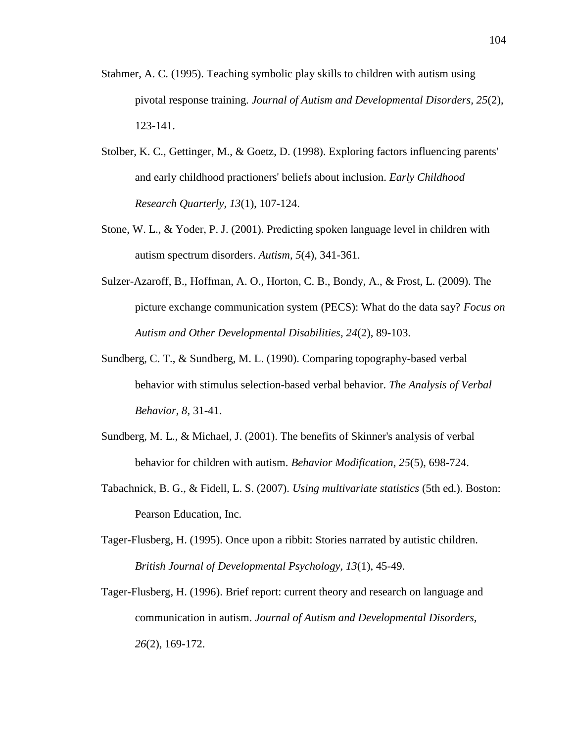Stahmer, A. C. (1995). Teaching symbolic play skills to children with autism using pivotal response training. *Journal of Autism and Developmental Disorders, 25*(2), 123-141.

Stolber, K. C., Gettinger, M., & Goetz, D. (1998). Exploring factors influencing parents' and early childhood practioners' beliefs about inclusion. *Early Childhood Research Quarterly, 13*(1), 107-124.

Stone, W. L., & Yoder, P. J. (2001). Predicting spoken language level in children with autism spectrum disorders. *Autism, 5*(4), 341-361.

Sulzer-Azaroff, B., Hoffman, A. O., Horton, C. B., Bondy, A., & Frost, L. (2009). The picture exchange communication system (PECS): What do the data say? *Focus on Autism and Other Developmental Disabilities, 24*(2), 89-103.

Sundberg, C. T., & Sundberg, M. L. (1990). Comparing topography-based verbal behavior with stimulus selection-based verbal behavior. *The Analysis of Verbal Behavior, 8*, 31-41.

Sundberg, M. L., & Michael, J. (2001). The benefits of Skinner's analysis of verbal behavior for children with autism. *Behavior Modification, 25*(5), 698-724.

Tabachnick, B. G., & Fidell, L. S. (2007). *Using multivariate statistics* (5th ed.). Boston: Pearson Education, Inc.

Tager-Flusberg, H. (1995). Once upon a ribbit: Stories narrated by autistic children. *British Journal of Developmental Psychology, 13*(1), 45-49.

Tager-Flusberg, H. (1996). Brief report: current theory and research on language and communication in autism. *Journal of Autism and Developmental Disorders, 26*(2), 169-172.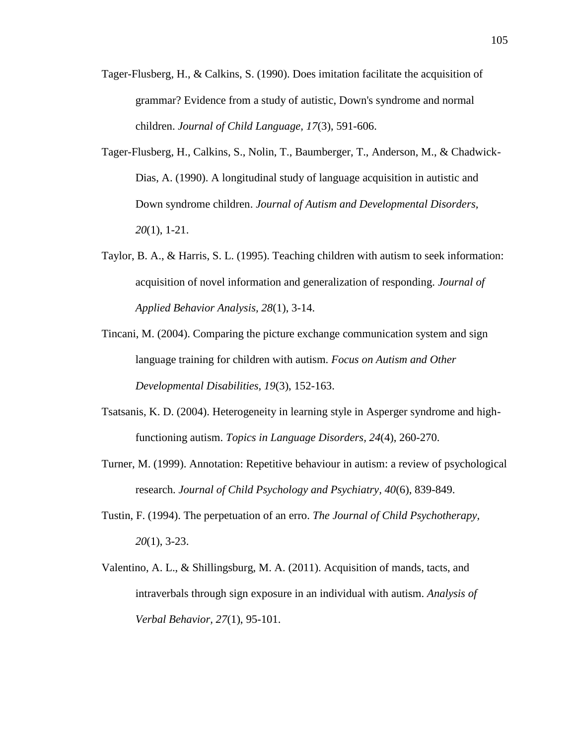Tager-Flusberg, H., & Calkins, S. (1990). Does imitation facilitate the acquisition of grammar? Evidence from a study of autistic, Down's syndrome and normal children. *Journal of Child Language, 17*(3), 591-606.

Tager-Flusberg, H., Calkins, S., Nolin, T., Baumberger, T., Anderson, M., & Chadwick-Dias, A. (1990). A longitudinal study of language acquisition in autistic and Down syndrome children. *Journal of Autism and Developmental Disorders, 20*(1), 1-21.

Taylor, B. A., & Harris, S. L. (1995). Teaching children with autism to seek information: acquisition of novel information and generalization of responding. *Journal of Applied Behavior Analysis, 28*(1), 3-14.

Tincani, M. (2004). Comparing the picture exchange communication system and sign language training for children with autism. *Focus on Autism and Other Developmental Disabilities, 19*(3), 152-163.

Tsatsanis, K. D. (2004). Heterogeneity in learning style in Asperger syndrome and high-functioning autism. *Topics in Language Disorders, 24*(4), 260-270.

Turner, M. (1999). Annotation: Repetitive behaviour in autism: a review of psychological research. *Journal of Child Psychology and Psychiatry, 40*(6), 839-849.

Tustin, F. (1994). The perpetuation of an erro. *The Journal of Child Psychotherapy, 20*(1), 3-23.

Valentino, A. L., & Shillingsburg, M. A. (2011). Acquisition of mands, tacts, and intraverbals through sign exposure in an individual with autism. *Analysis of Verbal Behavior, 27*(1), 95-101.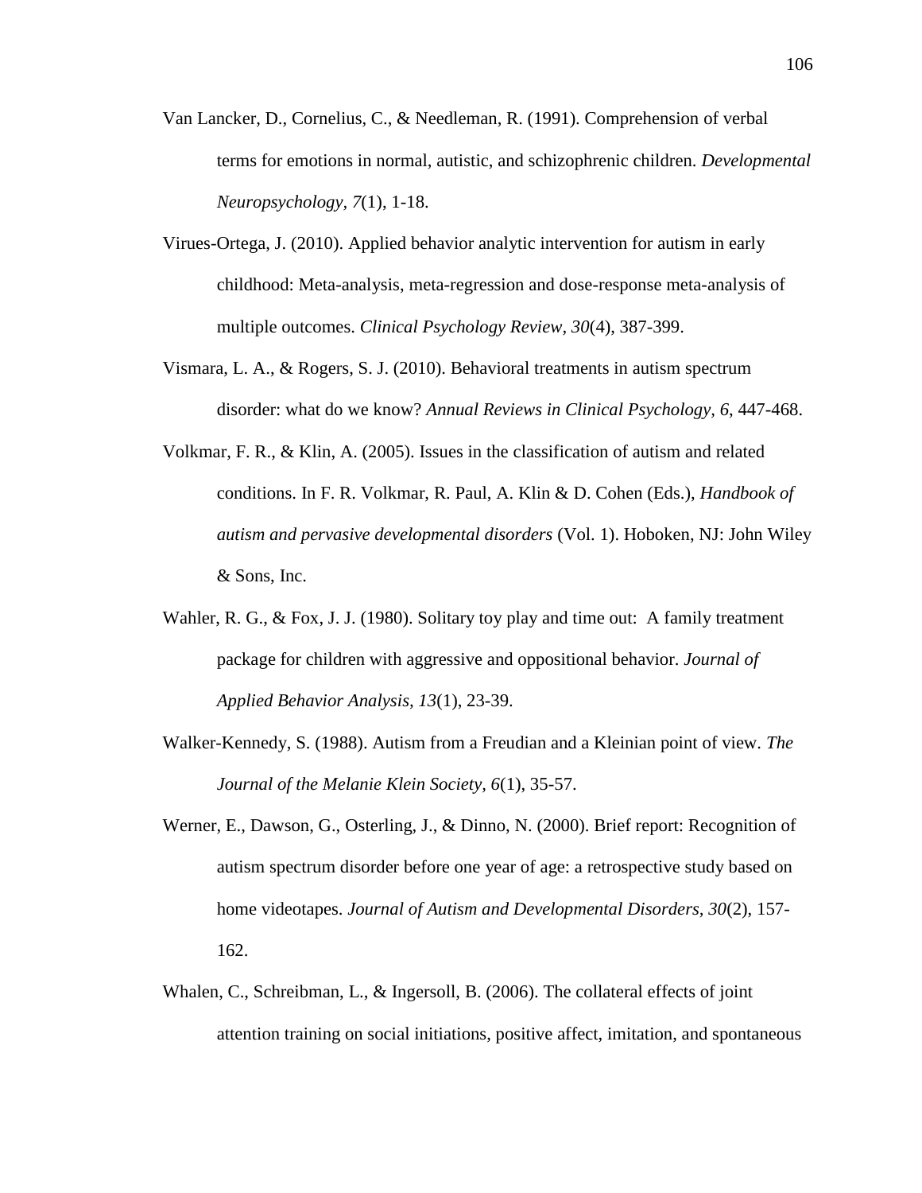Van Lancker, D., Cornelius, C., & Needleman, R. (1991). Comprehension of verbal terms for emotions in normal, autistic, and schizophrenic children. *Developmental Neuropsychology, 7*(1), 1-18.

Virues-Ortega, J. (2010). Applied behavior analytic intervention for autism in early childhood: Meta-analysis, meta-regression and dose-response meta-analysis of multiple outcomes. *Clinical Psychology Review, 30*(4), 387-399.

Vismara, L. A., & Rogers, S. J. (2010). Behavioral treatments in autism spectrum disorder: what do we know? *Annual Reviews in Clinical Psychology, 6*, 447-468.

Volkmar, F. R., & Klin, A. (2005). Issues in the classification of autism and related conditions. In F. R. Volkmar, R. Paul, A. Klin & D. Cohen (Eds.), *Handbook of autism and pervasive developmental disorders* (Vol. 1). Hoboken, NJ: John Wiley & Sons, Inc.

Wahler, R. G., & Fox, J. J. (1980). Solitary toy play and time out: A family treatment package for children with aggressive and oppositional behavior. *Journal of Applied Behavior Analysis, 13*(1), 23-39.

Walker-Kennedy, S. (1988). Autism from a Freudian and a Kleinian point of view. *The Journal of the Melanie Klein Society, 6*(1), 35-57.

Werner, E., Dawson, G., Osterling, J., & Dinno, N. (2000). Brief report: Recognition of autism spectrum disorder before one year of age: a retrospective study based on home videotapes. *Journal of Autism and Developmental Disorders, 30*(2), 157-162.

Whalen, C., Schreibman, L., & Ingersoll, B. (2006). The collateral effects of joint attention training on social initiations, positive affect, imitation, and spontaneous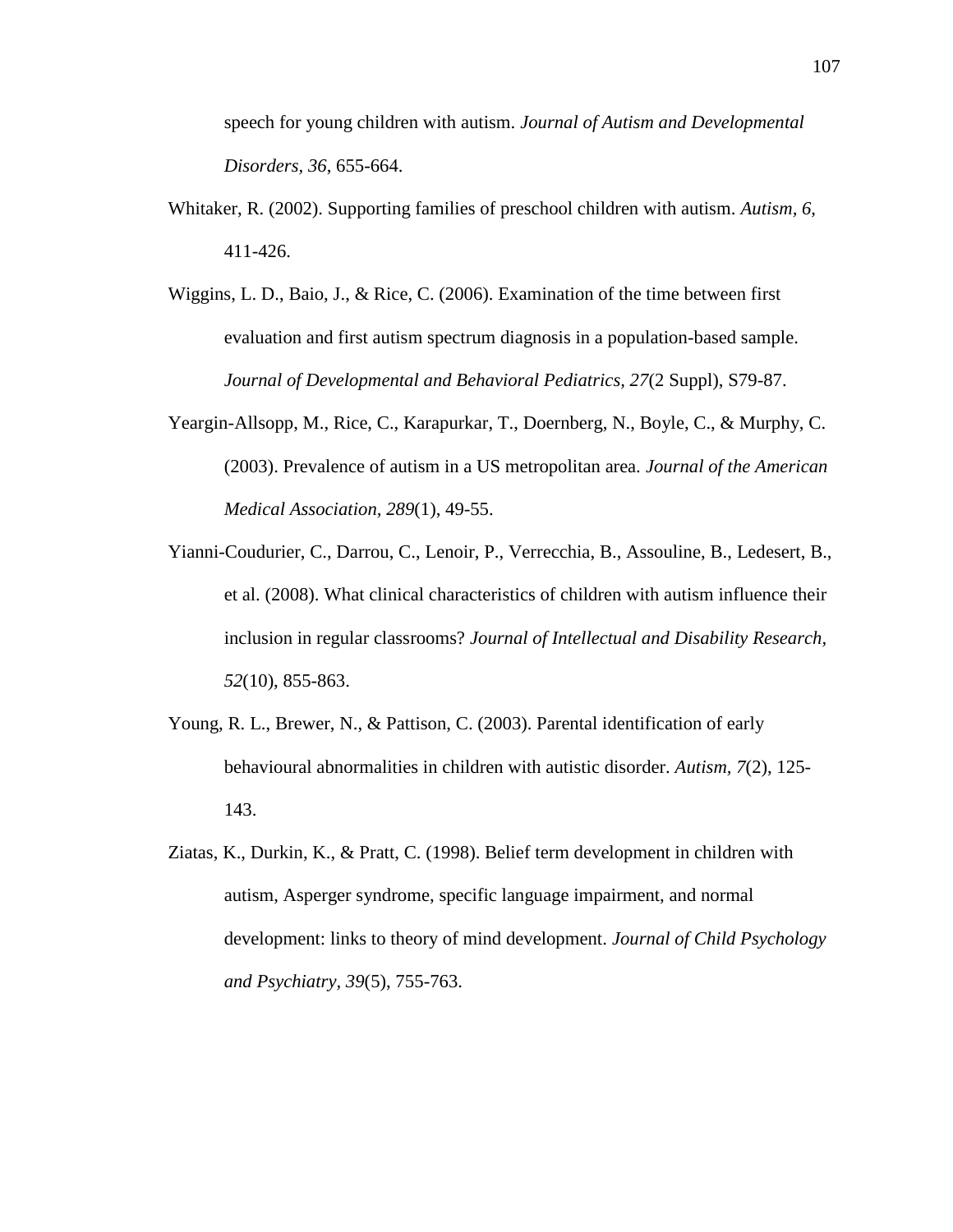speech for young children with autism. *Journal of Autism and Developmental Disorders*, *36*, 655-664.

Whitaker, R. (2002). Supporting families of preschool children with autism. *Autism*, *6*, 411-426.

Wiggins, L. D., Baio, J., & Rice, C. (2006). Examination of the time between first evaluation and first autism spectrum diagnosis in a population-based sample. *Journal of Developmental and Behavioral Pediatrics*, *27*(2 Suppl), S79-87.

Yeargin-Allsopp, M., Rice, C., Karapurkar, T., Doernberg, N., Boyle, C., & Murphy, C. (2003). Prevalence of autism in a US metropolitan area. *Journal of the American Medical Association, 289*(1), 49-55.

Yianni-Coudurier, C., Darrou, C., Lenoir, P., Verrecchia, B., Assouline, B., Ledesert, B., et al. (2008). What clinical characteristics of children with autism influence their inclusion in regular classrooms? *Journal of Intellectual and Disability Research, 52*(10), 855-863.

Young, R. L., Brewer, N., & Pattison, C. (2003). Parental identification of early behavioural abnormalities in children with autistic disorder. *Autism, 7*(2), 125-143.

Ziatas, K., Durkin, K., & Pratt, C. (1998). Belief term development in children with autism, Asperger syndrome, specific language impairment, and normal development: links to theory of mind development. *Journal of Child Psychology and Psychiatry*, *39*(5), 755-763.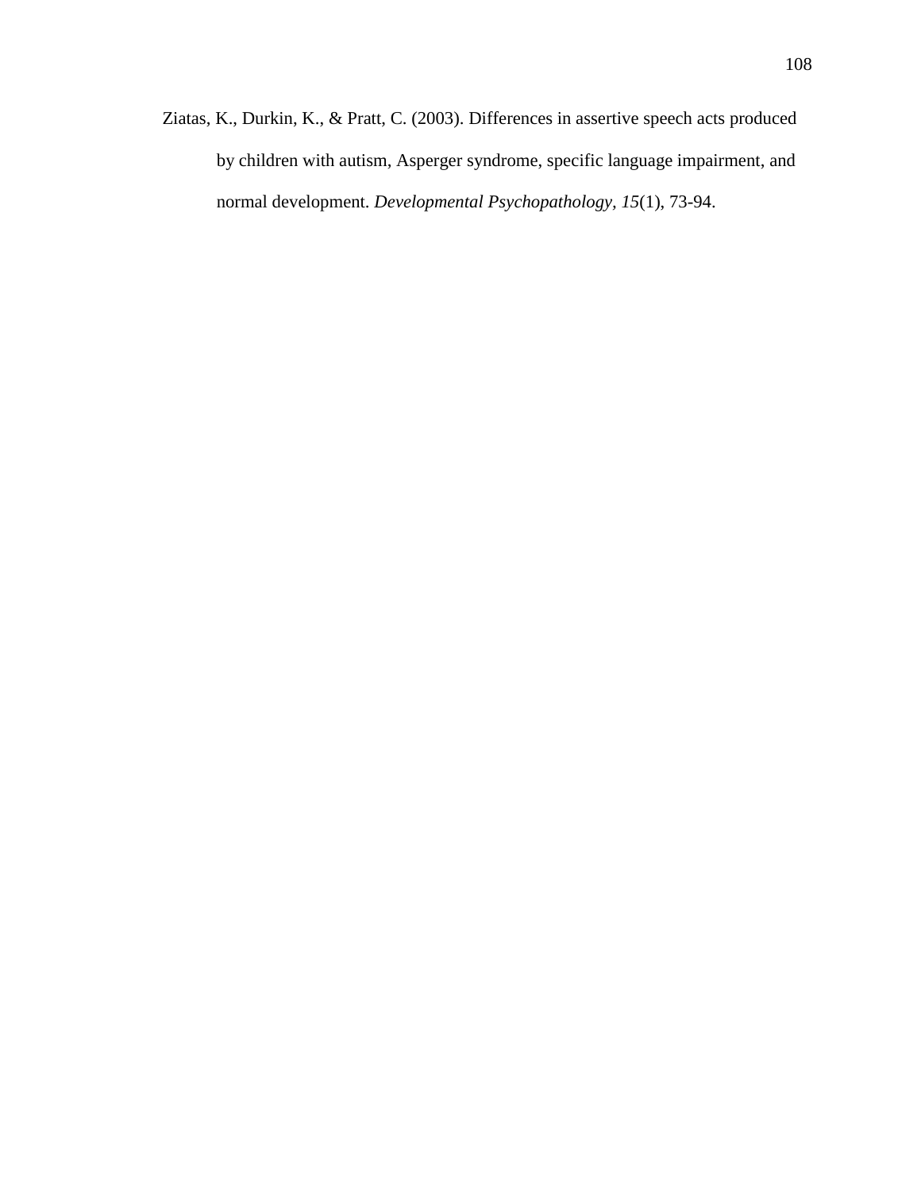Ziatas, K., Durkin, K., & Pratt, C. (2003). Differences in assertive speech acts produced by children with autism, Asperger syndrome, specific language impairment, and normal development. *Developmental Psychopathology, 15*(1), 73-94.